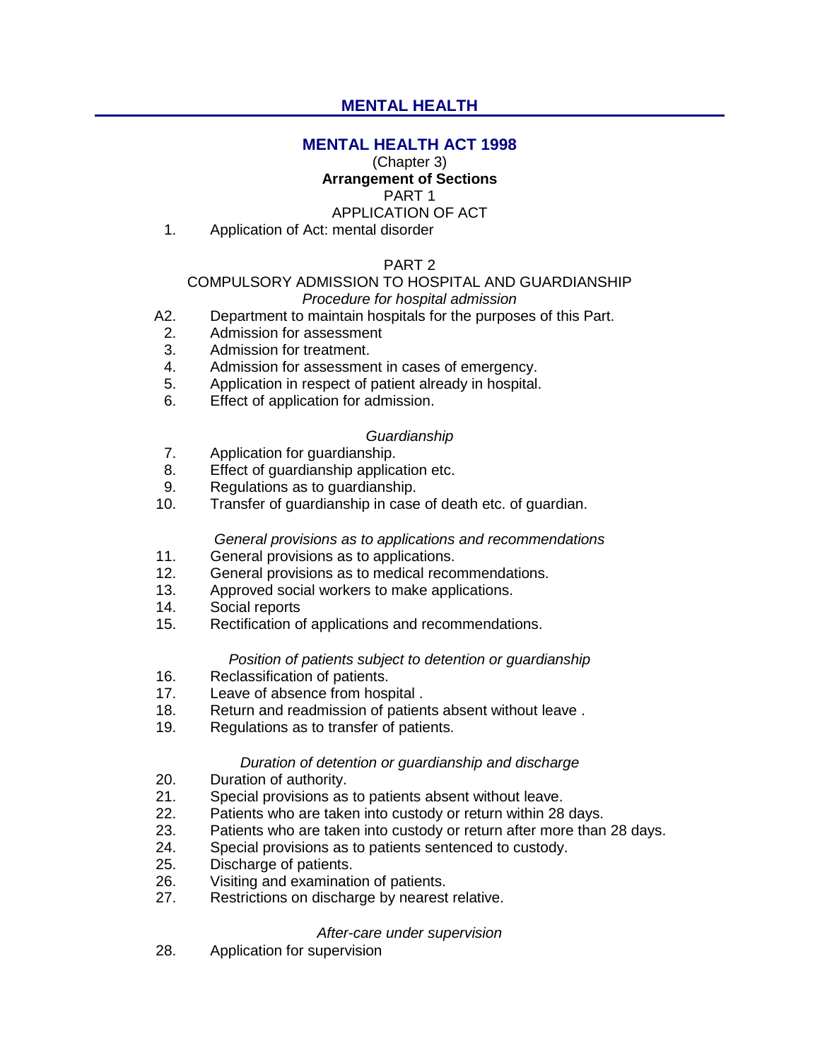# MENTAL HEALTH

## MENTAL HEALTH ACT 1998

(Chapter 3)

**Arrangement of Sections**

PART 1

APPLICATION OF ACT

1. Application of Act: mental disorder

PART 2

COMPULSORY ADMISSION TO HOSPITAL AND GUARDIANSHIP

*Procedure for hospital admission*

A2. Department to maintain hospitals for the purposes of this Part.
2. Admission for assessment
3. Admission for treatment.
4. Admission for assessment in cases of emergency.
5. Application in respect of patient already in hospital.
6. Effect of application for admission.

*Guardianship*

7. Application for guardianship.
8. Effect of guardianship application etc.
9. Regulations as to guardianship.
10. Transfer of guardianship in case of death etc. of guardian.

*General provisions as to applications and recommendations*

11. General provisions as to applications.
12. General provisions as to medical recommendations.
13. Approved social workers to make applications.
14. Social reports
15. Rectification of applications and recommendations.

*Position of patients subject to detention or guardianship*

16. Reclassification of patients.
17. Leave of absence from hospital .
18. Return and readmission of patients absent without leave .
19. Regulations as to transfer of patients.

*Duration of detention or guardianship and discharge*

20. Duration of authority.
21. Special provisions as to patients absent without leave.
22. Patients who are taken into custody or return within 28 days.
23. Patients who are taken into custody or return after more than 28 days.
24. Special provisions as to patients sentenced to custody.
25. Discharge of patients.
26. Visiting and examination of patients.
27. Restrictions on discharge by nearest relative.

*After-care under supervision*

28. Application for supervision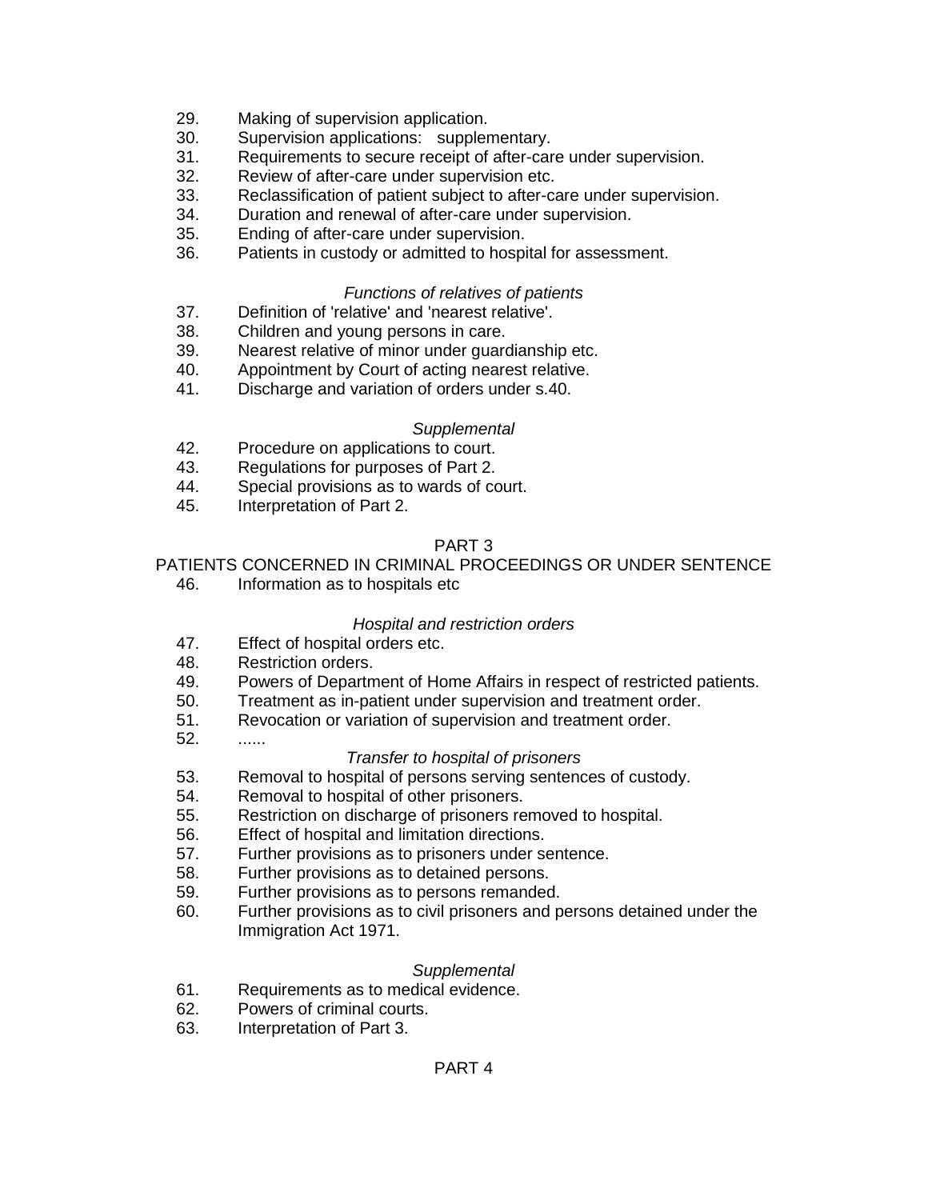29. Making of supervision application.
30. Supervision applications: supplementary.
31. Requirements to secure receipt of after-care under supervision.
32. Review of after-care under supervision etc.
33. Reclassification of patient subject to after-care under supervision.
34. Duration and renewal of after-care under supervision.
35. Ending of after-care under supervision.
36. Patients in custody or admitted to hospital for assessment.

*Functions of relatives of patients*

37. Definition of 'relative' and 'nearest relative'.
38. Children and young persons in care.
39. Nearest relative of minor under guardianship etc.
40. Appointment by Court of acting nearest relative.
41. Discharge and variation of orders under s.40.

*Supplemental*

42. Procedure on applications to court.
43. Regulations for purposes of Part 2.
44. Special provisions as to wards of court.
45. Interpretation of Part 2.

PART 3

PATIENTS CONCERNED IN CRIMINAL PROCEEDINGS OR UNDER SENTENCE

46. Information as to hospitals etc

*Hospital and restriction orders*

47. Effect of hospital orders etc.
48. Restriction orders.
49. Powers of Department of Home Affairs in respect of restricted patients.
50. Treatment as in-patient under supervision and treatment order.
51. Revocation or variation of supervision and treatment order.
52. ......

*Transfer to hospital of prisoners*

53. Removal to hospital of persons serving sentences of custody.
54. Removal to hospital of other prisoners.
55. Restriction on discharge of prisoners removed to hospital.
56. Effect of hospital and limitation directions.
57. Further provisions as to prisoners under sentence.
58. Further provisions as to detained persons.
59. Further provisions as to persons remanded.
60. Further provisions as to civil prisoners and persons detained under the Immigration Act 1971.

*Supplemental*

61. Requirements as to medical evidence.
62. Powers of criminal courts.
63. Interpretation of Part 3.

PART 4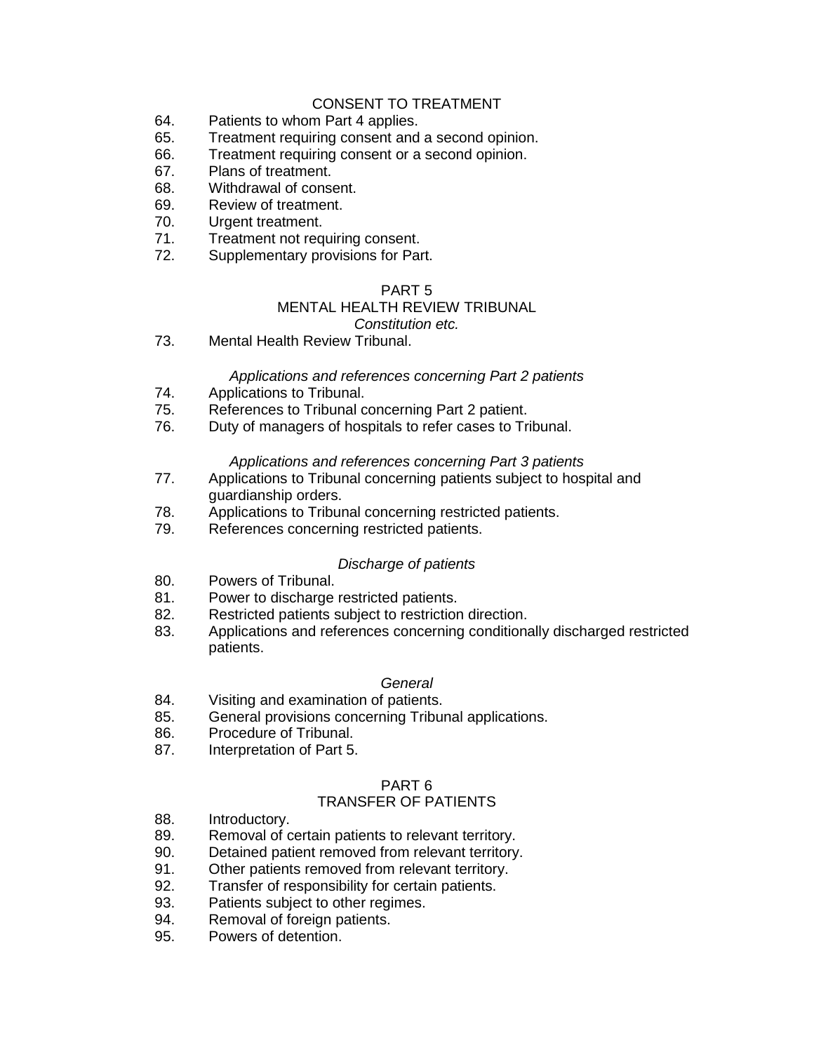## CONSENT TO TREATMENT

64. Patients to whom Part 4 applies.
65. Treatment requiring consent and a second opinion.
66. Treatment requiring consent or a second opinion.
67. Plans of treatment.
68. Withdrawal of consent.
69. Review of treatment.
70. Urgent treatment.
71. Treatment not requiring consent.
72. Supplementary provisions for Part.

## PART 5
## MENTAL HEALTH REVIEW TRIBUNAL

*Constitution etc.*

73. Mental Health Review Tribunal.

*Applications and references concerning Part 2 patients*

74. Applications to Tribunal.
75. References to Tribunal concerning Part 2 patient.
76. Duty of managers of hospitals to refer cases to Tribunal.

*Applications and references concerning Part 3 patients*

77. Applications to Tribunal concerning patients subject to hospital and guardianship orders.
78. Applications to Tribunal concerning restricted patients.
79. References concerning restricted patients.

*Discharge of patients*

80. Powers of Tribunal.
81. Power to discharge restricted patients.
82. Restricted patients subject to restriction direction.
83. Applications and references concerning conditionally discharged restricted patients.

*General*

84. Visiting and examination of patients.
85. General provisions concerning Tribunal applications.
86. Procedure of Tribunal.
87. Interpretation of Part 5.

## PART 6
## TRANSFER OF PATIENTS

88. Introductory.
89. Removal of certain patients to relevant territory.
90. Detained patient removed from relevant territory.
91. Other patients removed from relevant territory.
92. Transfer of responsibility for certain patients.
93. Patients subject to other regimes.
94. Removal of foreign patients.
95. Powers of detention.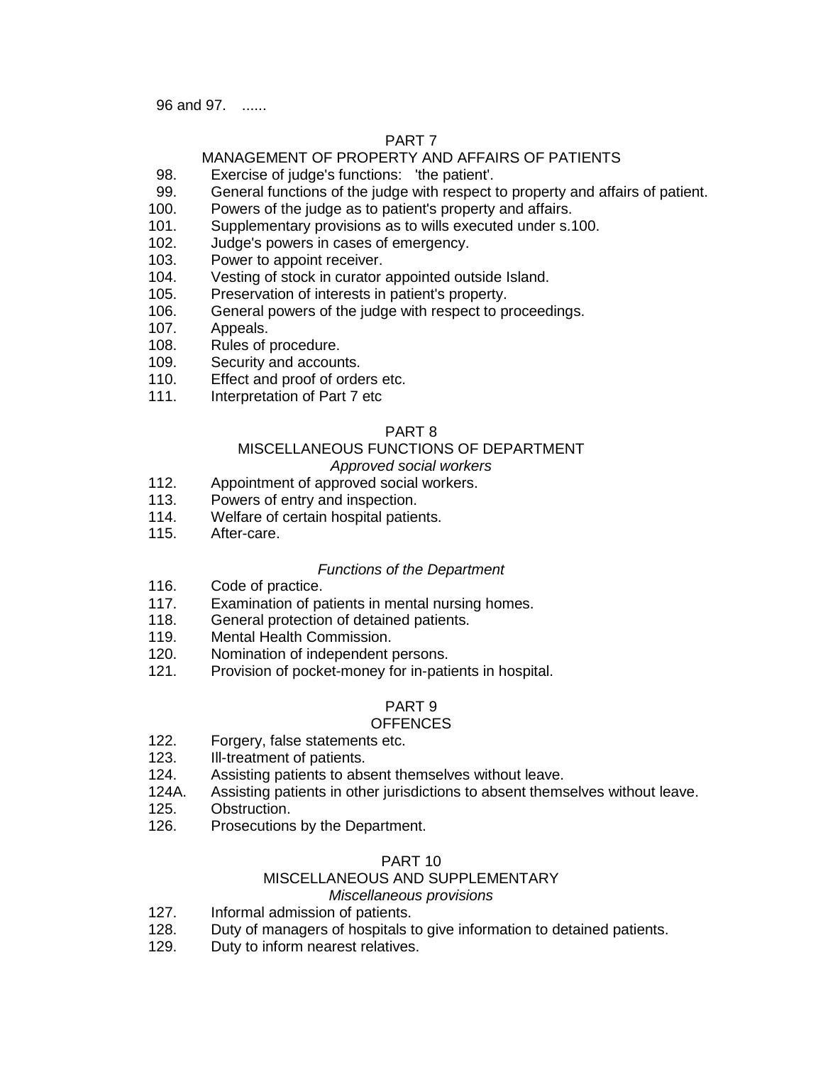96 and 97. ......

## PART 7
## MANAGEMENT OF PROPERTY AND AFFAIRS OF PATIENTS

98. Exercise of judge's functions: 'the patient'.
99. General functions of the judge with respect to property and affairs of patient.
100. Powers of the judge as to patient's property and affairs.
101. Supplementary provisions as to wills executed under s.100.
102. Judge's powers in cases of emergency.
103. Power to appoint receiver.
104. Vesting of stock in curator appointed outside Island.
105. Preservation of interests in patient's property.
106. General powers of the judge with respect to proceedings.
107. Appeals.
108. Rules of procedure.
109. Security and accounts.
110. Effect and proof of orders etc.
111. Interpretation of Part 7 etc

## PART 8
## MISCELLANEOUS FUNCTIONS OF DEPARTMENT

*Approved social workers*

112. Appointment of approved social workers.
113. Powers of entry and inspection.
114. Welfare of certain hospital patients.
115. After-care.

*Functions of the Department*

116. Code of practice.
117. Examination of patients in mental nursing homes.
118. General protection of detained patients.
119. Mental Health Commission.
120. Nomination of independent persons.
121. Provision of pocket-money for in-patients in hospital.

## PART 9
## OFFENCES

122. Forgery, false statements etc.
123. Ill-treatment of patients.
124. Assisting patients to absent themselves without leave.
124A. Assisting patients in other jurisdictions to absent themselves without leave.
125. Obstruction.
126. Prosecutions by the Department.

## PART 10
## MISCELLANEOUS AND SUPPLEMENTARY

*Miscellaneous provisions*

127. Informal admission of patients.
128. Duty of managers of hospitals to give information to detained patients.
129. Duty to inform nearest relatives.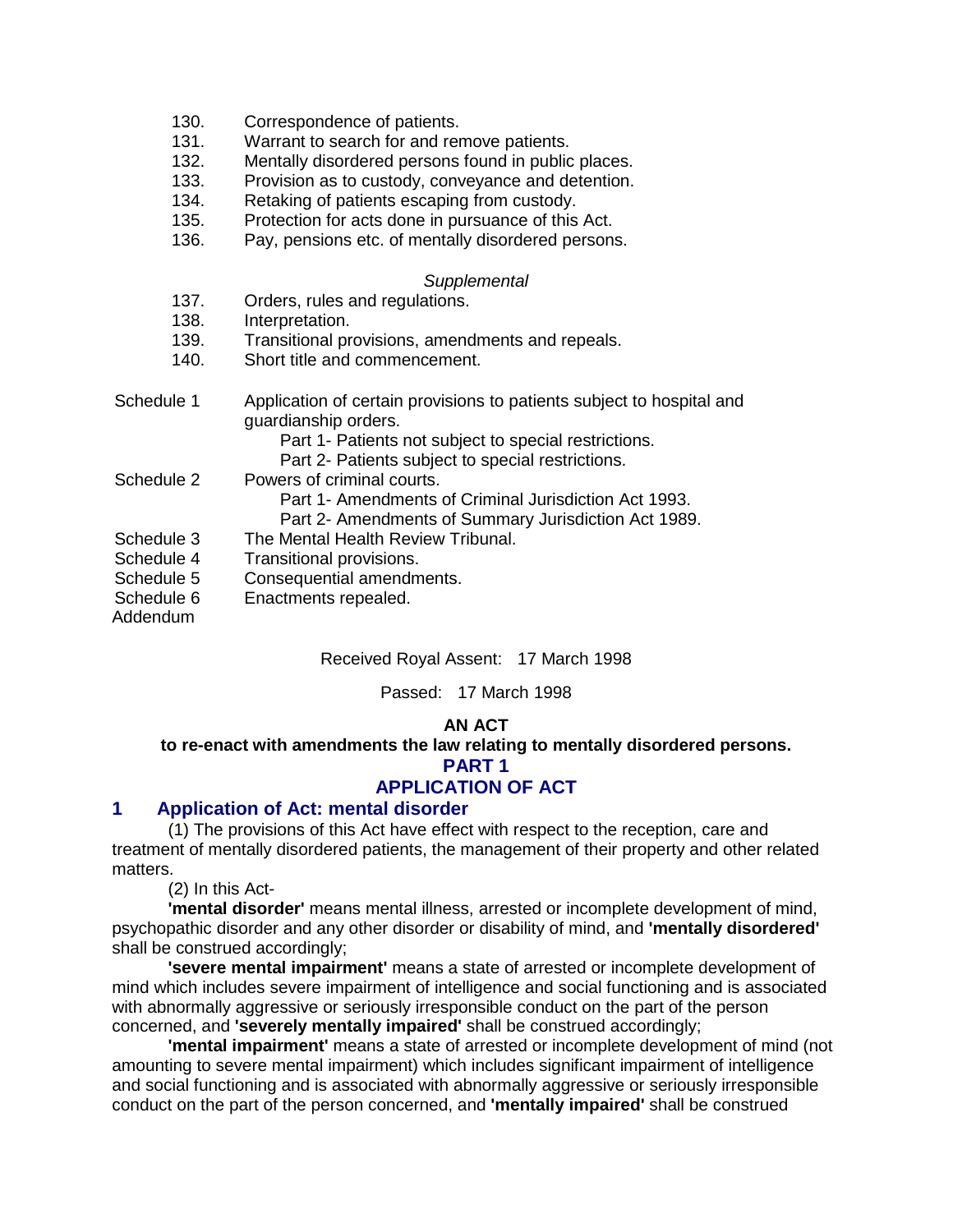130. Correspondence of patients.
131. Warrant to search for and remove patients.
132. Mentally disordered persons found in public places.
133. Provision as to custody, conveyance and detention.
134. Retaking of patients escaping from custody.
135. Protection for acts done in pursuance of this Act.
136. Pay, pensions etc. of mentally disordered persons.

*Supplemental*

137. Orders, rules and regulations.
138. Interpretation.
139. Transitional provisions, amendments and repeals.
140. Short title and commencement.

Schedule 1 Application of certain provisions to patients subject to hospital and guardianship orders.
Part 1- Patients not subject to special restrictions.
Part 2- Patients subject to special restrictions.

Schedule 2 Powers of criminal courts.
Part 1- Amendments of Criminal Jurisdiction Act 1993.
Part 2- Amendments of Summary Jurisdiction Act 1989.

Schedule 3 The Mental Health Review Tribunal.

Schedule 4 Transitional provisions.

Schedule 5 Consequential amendments.

Schedule 6 Enactments repealed.

Addendum

Received Royal Assent: 17 March 1998

Passed: 17 March 1998

**AN ACT**

**to re-enact with amendments the law relating to mentally disordered persons.**

## PART 1

## APPLICATION OF ACT

### 1 Application of Act: mental disorder

(1) The provisions of this Act have effect with respect to the reception, care and treatment of mentally disordered patients, the management of their property and other related matters.

(2) In this Act-

**'mental disorder'** means mental illness, arrested or incomplete development of mind, psychopathic disorder and any other disorder or disability of mind, and **'mentally disordered'** shall be construed accordingly;

**'severe mental impairment'** means a state of arrested or incomplete development of mind which includes severe impairment of intelligence and social functioning and is associated with abnormally aggressive or seriously irresponsible conduct on the part of the person concerned, and **'severely mentally impaired'** shall be construed accordingly;

**'mental impairment'** means a state of arrested or incomplete development of mind (not amounting to severe mental impairment) which includes significant impairment of intelligence and social functioning and is associated with abnormally aggressive or seriously irresponsible conduct on the part of the person concerned, and **'mentally impaired'** shall be construed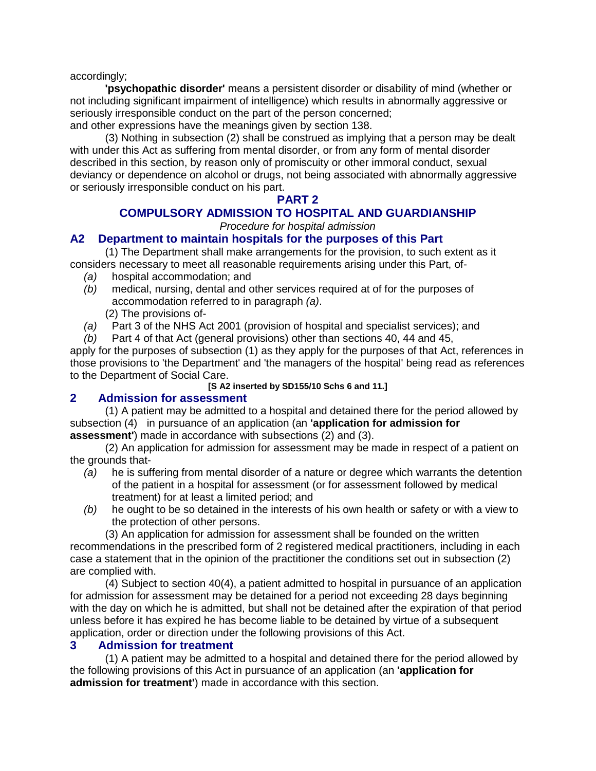accordingly;

**'psychopathic disorder'** means a persistent disorder or disability of mind (whether or not including significant impairment of intelligence) which results in abnormally aggressive or seriously irresponsible conduct on the part of the person concerned;

and other expressions have the meanings given by section 138.

(3) Nothing in subsection (2) shall be construed as implying that a person may be dealt with under this Act as suffering from mental disorder, or from any form of mental disorder described in this section, by reason only of promiscuity or other immoral conduct, sexual deviancy or dependence on alcohol or drugs, not being associated with abnormally aggressive or seriously irresponsible conduct on his part.

## PART 2

## COMPULSORY ADMISSION TO HOSPITAL AND GUARDIANSHIP

*Procedure for hospital admission*

### A2 Department to maintain hospitals for the purposes of this Part

(1) The Department shall make arrangements for the provision, to such extent as it considers necessary to meet all reasonable requirements arising under this Part, of-

- *(a)* hospital accommodation; and
- *(b)* medical, nursing, dental and other services required at of for the purposes of accommodation referred to in paragraph *(a)*.

(2) The provisions of-

- *(a)* Part 3 of the NHS Act 2001 (provision of hospital and specialist services); and
- *(b)* Part 4 of that Act (general provisions) other than sections 40, 44 and 45,

apply for the purposes of subsection (1) as they apply for the purposes of that Act, references in those provisions to 'the Department' and 'the managers of the hospital' being read as references to the Department of Social Care.

**[S A2 inserted by SD155/10 Schs 6 and 11.]**

### 2 Admission for assessment

(1) A patient may be admitted to a hospital and detained there for the period allowed by subsection (4) in pursuance of an application (an **'application for admission for assessment'**) made in accordance with subsections (2) and (3).

(2) An application for admission for assessment may be made in respect of a patient on the grounds that-

- *(a)* he is suffering from mental disorder of a nature or degree which warrants the detention of the patient in a hospital for assessment (or for assessment followed by medical treatment) for at least a limited period; and
- *(b)* he ought to be so detained in the interests of his own health or safety or with a view to the protection of other persons.

(3) An application for admission for assessment shall be founded on the written recommendations in the prescribed form of 2 registered medical practitioners, including in each case a statement that in the opinion of the practitioner the conditions set out in subsection (2) are complied with.

(4) Subject to section 40(4), a patient admitted to hospital in pursuance of an application for admission for assessment may be detained for a period not exceeding 28 days beginning with the day on which he is admitted, but shall not be detained after the expiration of that period unless before it has expired he has become liable to be detained by virtue of a subsequent application, order or direction under the following provisions of this Act.

### 3 Admission for treatment

(1) A patient may be admitted to a hospital and detained there for the period allowed by the following provisions of this Act in pursuance of an application (an **'application for admission for treatment'**) made in accordance with this section.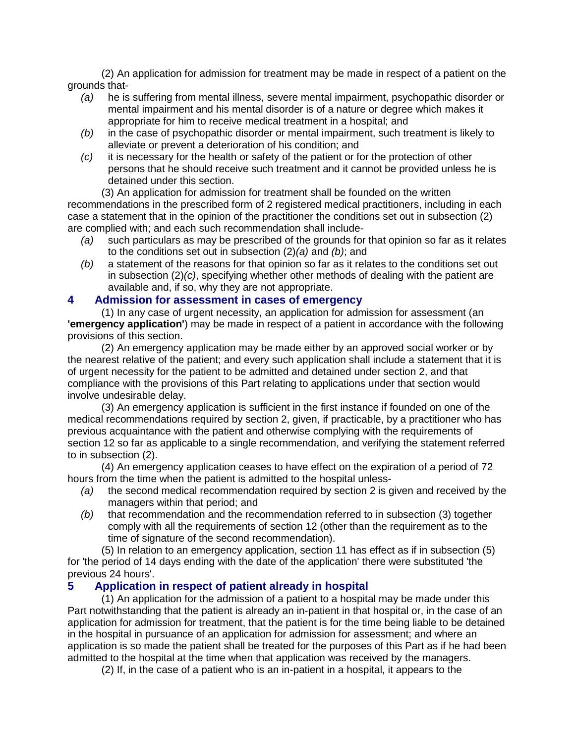(2) An application for admission for treatment may be made in respect of a patient on the grounds that-

- *(a)* he is suffering from mental illness, severe mental impairment, psychopathic disorder or mental impairment and his mental disorder is of a nature or degree which makes it appropriate for him to receive medical treatment in a hospital; and
- *(b)* in the case of psychopathic disorder or mental impairment, such treatment is likely to alleviate or prevent a deterioration of his condition; and
- *(c)* it is necessary for the health or safety of the patient or for the protection of other persons that he should receive such treatment and it cannot be provided unless he is detained under this section.

(3) An application for admission for treatment shall be founded on the written recommendations in the prescribed form of 2 registered medical practitioners, including in each case a statement that in the opinion of the practitioner the conditions set out in subsection (2) are complied with; and each such recommendation shall include-

- *(a)* such particulars as may be prescribed of the grounds for that opinion so far as it relates to the conditions set out in subsection (2)*(a)* and *(b)*; and
- *(b)* a statement of the reasons for that opinion so far as it relates to the conditions set out in subsection (2)*(c)*, specifying whether other methods of dealing with the patient are available and, if so, why they are not appropriate.

### 4 Admission for assessment in cases of emergency

(1) In any case of urgent necessity, an application for admission for assessment (an **'emergency application'**) may be made in respect of a patient in accordance with the following provisions of this section.

(2) An emergency application may be made either by an approved social worker or by the nearest relative of the patient; and every such application shall include a statement that it is of urgent necessity for the patient to be admitted and detained under section 2, and that compliance with the provisions of this Part relating to applications under that section would involve undesirable delay.

(3) An emergency application is sufficient in the first instance if founded on one of the medical recommendations required by section 2, given, if practicable, by a practitioner who has previous acquaintance with the patient and otherwise complying with the requirements of section 12 so far as applicable to a single recommendation, and verifying the statement referred to in subsection (2).

(4) An emergency application ceases to have effect on the expiration of a period of 72 hours from the time when the patient is admitted to the hospital unless-

- *(a)* the second medical recommendation required by section 2 is given and received by the managers within that period; and
- *(b)* that recommendation and the recommendation referred to in subsection (3) together comply with all the requirements of section 12 (other than the requirement as to the time of signature of the second recommendation).

(5) In relation to an emergency application, section 11 has effect as if in subsection (5) for 'the period of 14 days ending with the date of the application' there were substituted 'the previous 24 hours'.

### 5 Application in respect of patient already in hospital

(1) An application for the admission of a patient to a hospital may be made under this Part notwithstanding that the patient is already an in-patient in that hospital or, in the case of an application for admission for treatment, that the patient is for the time being liable to be detained in the hospital in pursuance of an application for admission for assessment; and where an application is so made the patient shall be treated for the purposes of this Part as if he had been admitted to the hospital at the time when that application was received by the managers.

(2) If, in the case of a patient who is an in-patient in a hospital, it appears to the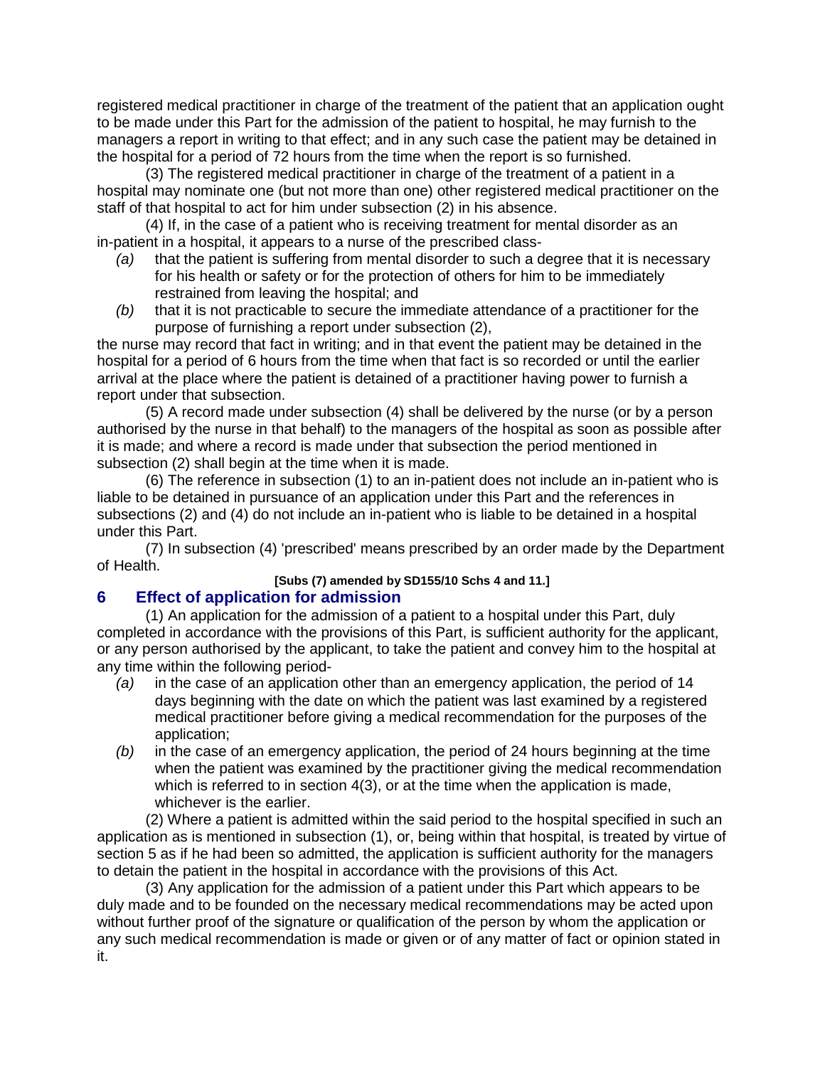registered medical practitioner in charge of the treatment of the patient that an application ought to be made under this Part for the admission of the patient to hospital, he may furnish to the managers a report in writing to that effect; and in any such case the patient may be detained in the hospital for a period of 72 hours from the time when the report is so furnished.

(3) The registered medical practitioner in charge of the treatment of a patient in a hospital may nominate one (but not more than one) other registered medical practitioner on the staff of that hospital to act for him under subsection (2) in his absence.

(4) If, in the case of a patient who is receiving treatment for mental disorder as an in-patient in a hospital, it appears to a nurse of the prescribed class-

*(a)* that the patient is suffering from mental disorder to such a degree that it is necessary for his health or safety or for the protection of others for him to be immediately restrained from leaving the hospital; and

*(b)* that it is not practicable to secure the immediate attendance of a practitioner for the purpose of furnishing a report under subsection (2),

the nurse may record that fact in writing; and in that event the patient may be detained in the hospital for a period of 6 hours from the time when that fact is so recorded or until the earlier arrival at the place where the patient is detained of a practitioner having power to furnish a report under that subsection.

(5) A record made under subsection (4) shall be delivered by the nurse (or by a person authorised by the nurse in that behalf) to the managers of the hospital as soon as possible after it is made; and where a record is made under that subsection the period mentioned in subsection (2) shall begin at the time when it is made.

(6) The reference in subsection (1) to an in-patient does not include an in-patient who is liable to be detained in pursuance of an application under this Part and the references in subsections (2) and (4) do not include an in-patient who is liable to be detained in a hospital under this Part.

(7) In subsection (4) 'prescribed' means prescribed by an order made by the Department of Health.

**[Subs (7) amended by SD155/10 Schs 4 and 11.]**

## 6 Effect of application for admission

(1) An application for the admission of a patient to a hospital under this Part, duly completed in accordance with the provisions of this Part, is sufficient authority for the applicant, or any person authorised by the applicant, to take the patient and convey him to the hospital at any time within the following period-

*(a)* in the case of an application other than an emergency application, the period of 14 days beginning with the date on which the patient was last examined by a registered medical practitioner before giving a medical recommendation for the purposes of the application;

*(b)* in the case of an emergency application, the period of 24 hours beginning at the time when the patient was examined by the practitioner giving the medical recommendation which is referred to in section 4(3), or at the time when the application is made, whichever is the earlier.

(2) Where a patient is admitted within the said period to the hospital specified in such an application as is mentioned in subsection (1), or, being within that hospital, is treated by virtue of section 5 as if he had been so admitted, the application is sufficient authority for the managers to detain the patient in the hospital in accordance with the provisions of this Act.

(3) Any application for the admission of a patient under this Part which appears to be duly made and to be founded on the necessary medical recommendations may be acted upon without further proof of the signature or qualification of the person by whom the application or any such medical recommendation is made or given or of any matter of fact or opinion stated in it.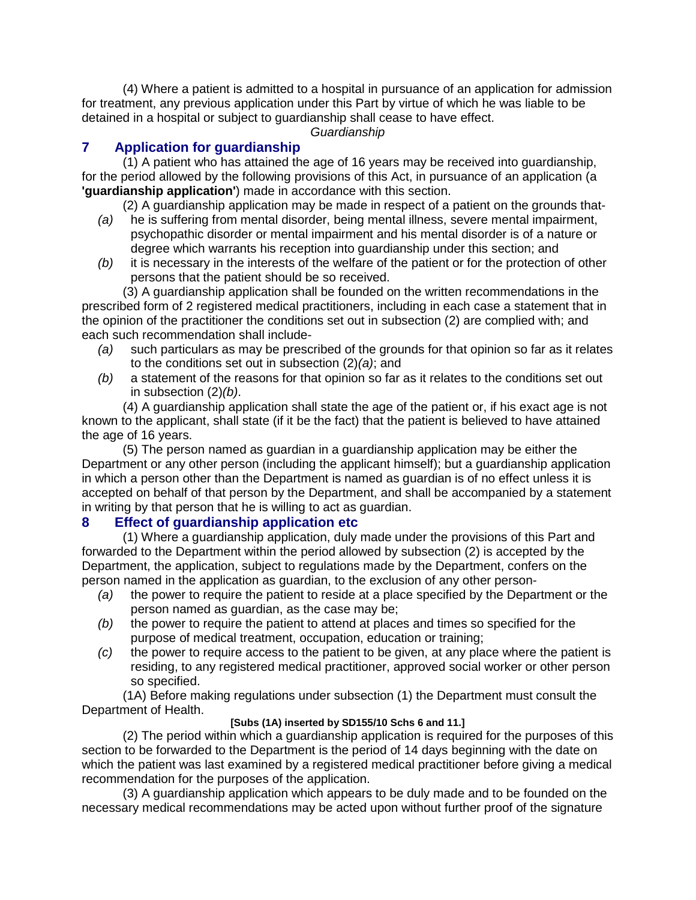(4) Where a patient is admitted to a hospital in pursuance of an application for admission for treatment, any previous application under this Part by virtue of which he was liable to be detained in a hospital or subject to guardianship shall cease to have effect.

*Guardianship*

## 7 Application for guardianship

(1) A patient who has attained the age of 16 years may be received into guardianship, for the period allowed by the following provisions of this Act, in pursuance of an application (a **'guardianship application'**) made in accordance with this section.

(2) A guardianship application may be made in respect of a patient on the grounds that-

*(a)* he is suffering from mental disorder, being mental illness, severe mental impairment, psychopathic disorder or mental impairment and his mental disorder is of a nature or degree which warrants his reception into guardianship under this section; and

*(b)* it is necessary in the interests of the welfare of the patient or for the protection of other persons that the patient should be so received.

(3) A guardianship application shall be founded on the written recommendations in the prescribed form of 2 registered medical practitioners, including in each case a statement that in the opinion of the practitioner the conditions set out in subsection (2) are complied with; and each such recommendation shall include-

*(a)* such particulars as may be prescribed of the grounds for that opinion so far as it relates to the conditions set out in subsection (2)*(a)*; and

*(b)* a statement of the reasons for that opinion so far as it relates to the conditions set out in subsection (2)*(b)*.

(4) A guardianship application shall state the age of the patient or, if his exact age is not known to the applicant, shall state (if it be the fact) that the patient is believed to have attained the age of 16 years.

(5) The person named as guardian in a guardianship application may be either the Department or any other person (including the applicant himself); but a guardianship application in which a person other than the Department is named as guardian is of no effect unless it is accepted on behalf of that person by the Department, and shall be accompanied by a statement in writing by that person that he is willing to act as guardian.

## 8 Effect of guardianship application etc

(1) Where a guardianship application, duly made under the provisions of this Part and forwarded to the Department within the period allowed by subsection (2) is accepted by the Department, the application, subject to regulations made by the Department, confers on the person named in the application as guardian, to the exclusion of any other person-

*(a)* the power to require the patient to reside at a place specified by the Department or the person named as guardian, as the case may be;

*(b)* the power to require the patient to attend at places and times so specified for the purpose of medical treatment, occupation, education or training;

*(c)* the power to require access to the patient to be given, at any place where the patient is residing, to any registered medical practitioner, approved social worker or other person so specified.

(1A) Before making regulations under subsection (1) the Department must consult the Department of Health.

**[Subs (1A) inserted by SD155/10 Schs 6 and 11.]**

(2) The period within which a guardianship application is required for the purposes of this section to be forwarded to the Department is the period of 14 days beginning with the date on which the patient was last examined by a registered medical practitioner before giving a medical recommendation for the purposes of the application.

(3) A guardianship application which appears to be duly made and to be founded on the necessary medical recommendations may be acted upon without further proof of the signature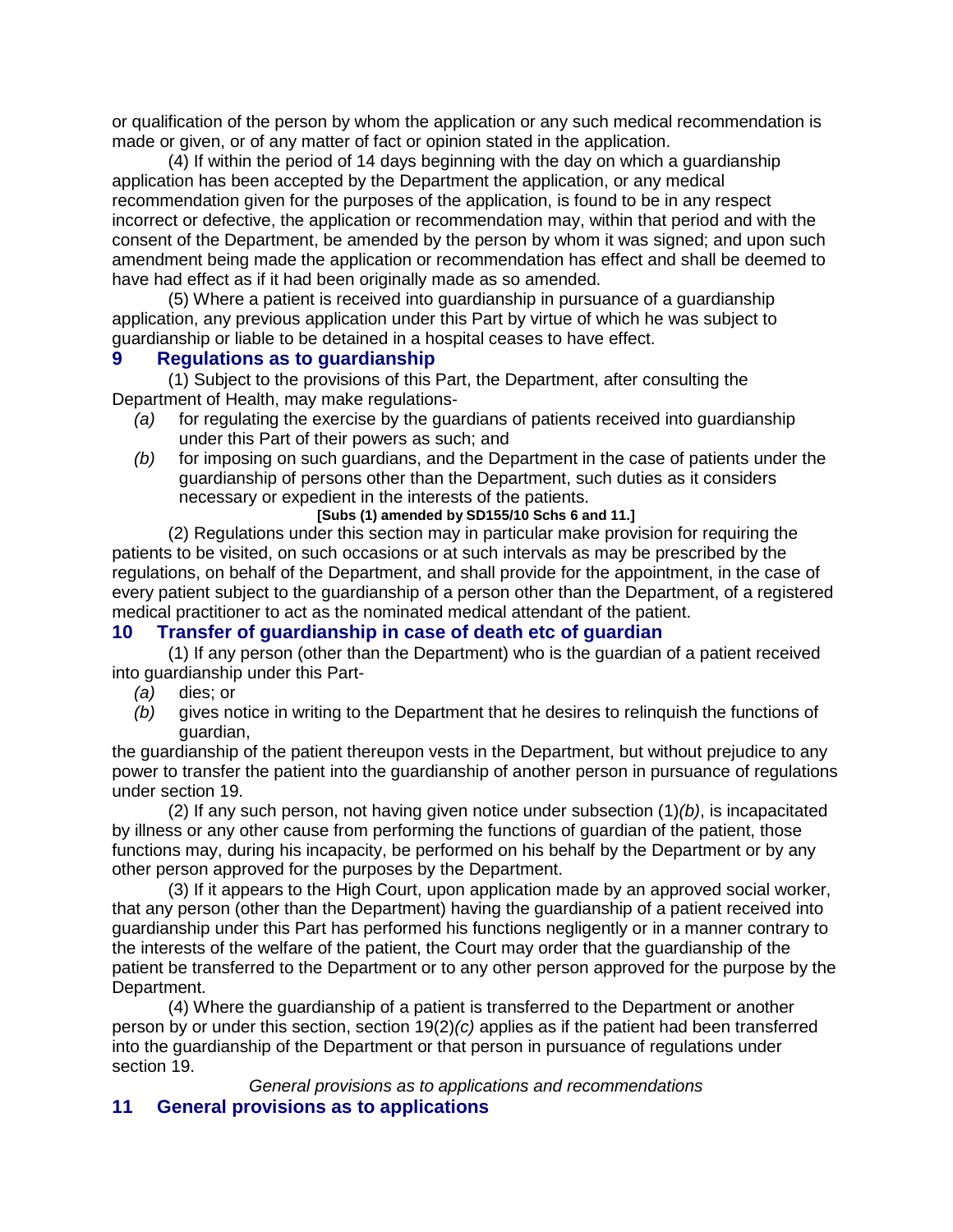or qualification of the person by whom the application or any such medical recommendation is made or given, or of any matter of fact or opinion stated in the application.

(4) If within the period of 14 days beginning with the day on which a guardianship application has been accepted by the Department the application, or any medical recommendation given for the purposes of the application, is found to be in any respect incorrect or defective, the application or recommendation may, within that period and with the consent of the Department, be amended by the person by whom it was signed; and upon such amendment being made the application or recommendation has effect and shall be deemed to have had effect as if it had been originally made as so amended.

(5) Where a patient is received into guardianship in pursuance of a guardianship application, any previous application under this Part by virtue of which he was subject to guardianship or liable to be detained in a hospital ceases to have effect.

## 9 Regulations as to guardianship

(1) Subject to the provisions of this Part, the Department, after consulting the Department of Health, may make regulations-

*(a)* for regulating the exercise by the guardians of patients received into guardianship under this Part of their powers as such; and

*(b)* for imposing on such guardians, and the Department in the case of patients under the guardianship of persons other than the Department, such duties as it considers necessary or expedient in the interests of the patients.

**[Subs (1) amended by SD155/10 Schs 6 and 11.]**

(2) Regulations under this section may in particular make provision for requiring the patients to be visited, on such occasions or at such intervals as may be prescribed by the regulations, on behalf of the Department, and shall provide for the appointment, in the case of every patient subject to the guardianship of a person other than the Department, of a registered medical practitioner to act as the nominated medical attendant of the patient.

## 10 Transfer of guardianship in case of death etc of guardian

(1) If any person (other than the Department) who is the guardian of a patient received into guardianship under this Part-

*(a)* dies; or

*(b)* gives notice in writing to the Department that he desires to relinquish the functions of guardian,

the guardianship of the patient thereupon vests in the Department, but without prejudice to any power to transfer the patient into the guardianship of another person in pursuance of regulations under section 19.

(2) If any such person, not having given notice under subsection (1)*(b)*, is incapacitated by illness or any other cause from performing the functions of guardian of the patient, those functions may, during his incapacity, be performed on his behalf by the Department or by any other person approved for the purposes by the Department.

(3) If it appears to the High Court, upon application made by an approved social worker, that any person (other than the Department) having the guardianship of a patient received into guardianship under this Part has performed his functions negligently or in a manner contrary to the interests of the welfare of the patient, the Court may order that the guardianship of the patient be transferred to the Department or to any other person approved for the purpose by the Department.

(4) Where the guardianship of a patient is transferred to the Department or another person by or under this section, section 19(2)*(c)* applies as if the patient had been transferred into the guardianship of the Department or that person in pursuance of regulations under section 19.

*General provisions as to applications and recommendations*

## 11 General provisions as to applications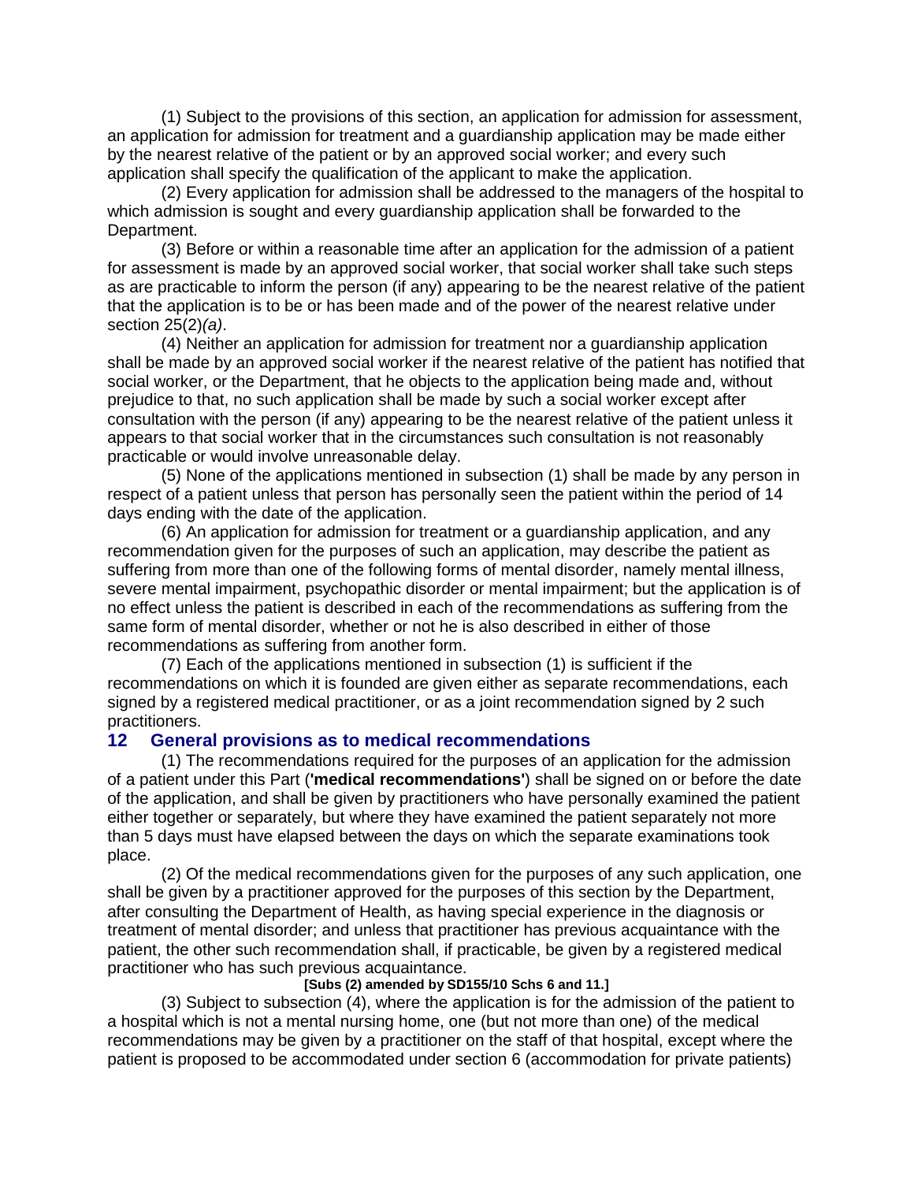(1) Subject to the provisions of this section, an application for admission for assessment, an application for admission for treatment and a guardianship application may be made either by the nearest relative of the patient or by an approved social worker; and every such application shall specify the qualification of the applicant to make the application.

(2) Every application for admission shall be addressed to the managers of the hospital to which admission is sought and every guardianship application shall be forwarded to the Department.

(3) Before or within a reasonable time after an application for the admission of a patient for assessment is made by an approved social worker, that social worker shall take such steps as are practicable to inform the person (if any) appearing to be the nearest relative of the patient that the application is to be or has been made and of the power of the nearest relative under section 25(2)*(a)*.

(4) Neither an application for admission for treatment nor a guardianship application shall be made by an approved social worker if the nearest relative of the patient has notified that social worker, or the Department, that he objects to the application being made and, without prejudice to that, no such application shall be made by such a social worker except after consultation with the person (if any) appearing to be the nearest relative of the patient unless it appears to that social worker that in the circumstances such consultation is not reasonably practicable or would involve unreasonable delay.

(5) None of the applications mentioned in subsection (1) shall be made by any person in respect of a patient unless that person has personally seen the patient within the period of 14 days ending with the date of the application.

(6) An application for admission for treatment or a guardianship application, and any recommendation given for the purposes of such an application, may describe the patient as suffering from more than one of the following forms of mental disorder, namely mental illness, severe mental impairment, psychopathic disorder or mental impairment; but the application is of no effect unless the patient is described in each of the recommendations as suffering from the same form of mental disorder, whether or not he is also described in either of those recommendations as suffering from another form.

(7) Each of the applications mentioned in subsection (1) is sufficient if the recommendations on which it is founded are given either as separate recommendations, each signed by a registered medical practitioner, or as a joint recommendation signed by 2 such practitioners.

## 12 General provisions as to medical recommendations

(1) The recommendations required for the purposes of an application for the admission of a patient under this Part (**'medical recommendations'**) shall be signed on or before the date of the application, and shall be given by practitioners who have personally examined the patient either together or separately, but where they have examined the patient separately not more than 5 days must have elapsed between the days on which the separate examinations took place.

(2) Of the medical recommendations given for the purposes of any such application, one shall be given by a practitioner approved for the purposes of this section by the Department, after consulting the Department of Health, as having special experience in the diagnosis or treatment of mental disorder; and unless that practitioner has previous acquaintance with the patient, the other such recommendation shall, if practicable, be given by a registered medical practitioner who has such previous acquaintance.

**[Subs (2) amended by SD155/10 Schs 6 and 11.]**

(3) Subject to subsection (4), where the application is for the admission of the patient to a hospital which is not a mental nursing home, one (but not more than one) of the medical recommendations may be given by a practitioner on the staff of that hospital, except where the patient is proposed to be accommodated under section 6 (accommodation for private patients)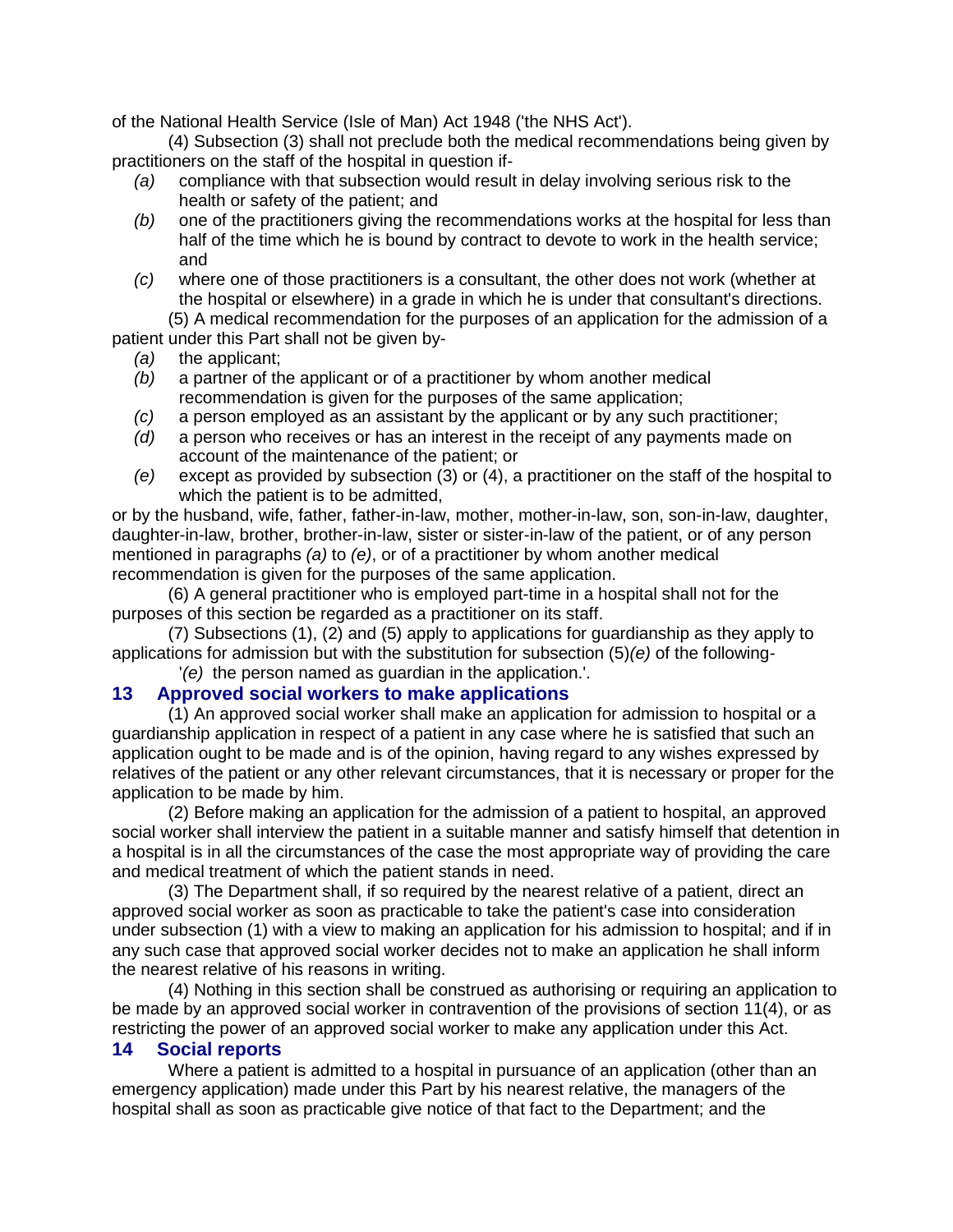of the National Health Service (Isle of Man) Act 1948 ('the NHS Act').

(4) Subsection (3) shall not preclude both the medical recommendations being given by practitioners on the staff of the hospital in question if-

*(a)* compliance with that subsection would result in delay involving serious risk to the health or safety of the patient; and

*(b)* one of the practitioners giving the recommendations works at the hospital for less than half of the time which he is bound by contract to devote to work in the health service; and

*(c)* where one of those practitioners is a consultant, the other does not work (whether at the hospital or elsewhere) in a grade in which he is under that consultant's directions.

(5) A medical recommendation for the purposes of an application for the admission of a patient under this Part shall not be given by-

*(a)* the applicant;

*(b)* a partner of the applicant or of a practitioner by whom another medical recommendation is given for the purposes of the same application;

*(c)* a person employed as an assistant by the applicant or by any such practitioner;

*(d)* a person who receives or has an interest in the receipt of any payments made on account of the maintenance of the patient; or

*(e)* except as provided by subsection (3) or (4), a practitioner on the staff of the hospital to which the patient is to be admitted,

or by the husband, wife, father, father-in-law, mother, mother-in-law, son, son-in-law, daughter, daughter-in-law, brother, brother-in-law, sister or sister-in-law of the patient, or of any person mentioned in paragraphs *(a)* to *(e)*, or of a practitioner by whom another medical recommendation is given for the purposes of the same application.

(6) A general practitioner who is employed part-time in a hospital shall not for the purposes of this section be regarded as a practitioner on its staff.

(7) Subsections (1), (2) and (5) apply to applications for guardianship as they apply to applications for admission but with the substitution for subsection (5)*(e)* of the following-

'*(e)* the person named as guardian in the application.'.

## 13 Approved social workers to make applications

(1) An approved social worker shall make an application for admission to hospital or a guardianship application in respect of a patient in any case where he is satisfied that such an application ought to be made and is of the opinion, having regard to any wishes expressed by relatives of the patient or any other relevant circumstances, that it is necessary or proper for the application to be made by him.

(2) Before making an application for the admission of a patient to hospital, an approved social worker shall interview the patient in a suitable manner and satisfy himself that detention in a hospital is in all the circumstances of the case the most appropriate way of providing the care and medical treatment of which the patient stands in need.

(3) The Department shall, if so required by the nearest relative of a patient, direct an approved social worker as soon as practicable to take the patient's case into consideration under subsection (1) with a view to making an application for his admission to hospital; and if in any such case that approved social worker decides not to make an application he shall inform the nearest relative of his reasons in writing.

(4) Nothing in this section shall be construed as authorising or requiring an application to be made by an approved social worker in contravention of the provisions of section 11(4), or as restricting the power of an approved social worker to make any application under this Act.

## 14 Social reports

Where a patient is admitted to a hospital in pursuance of an application (other than an emergency application) made under this Part by his nearest relative, the managers of the hospital shall as soon as practicable give notice of that fact to the Department; and the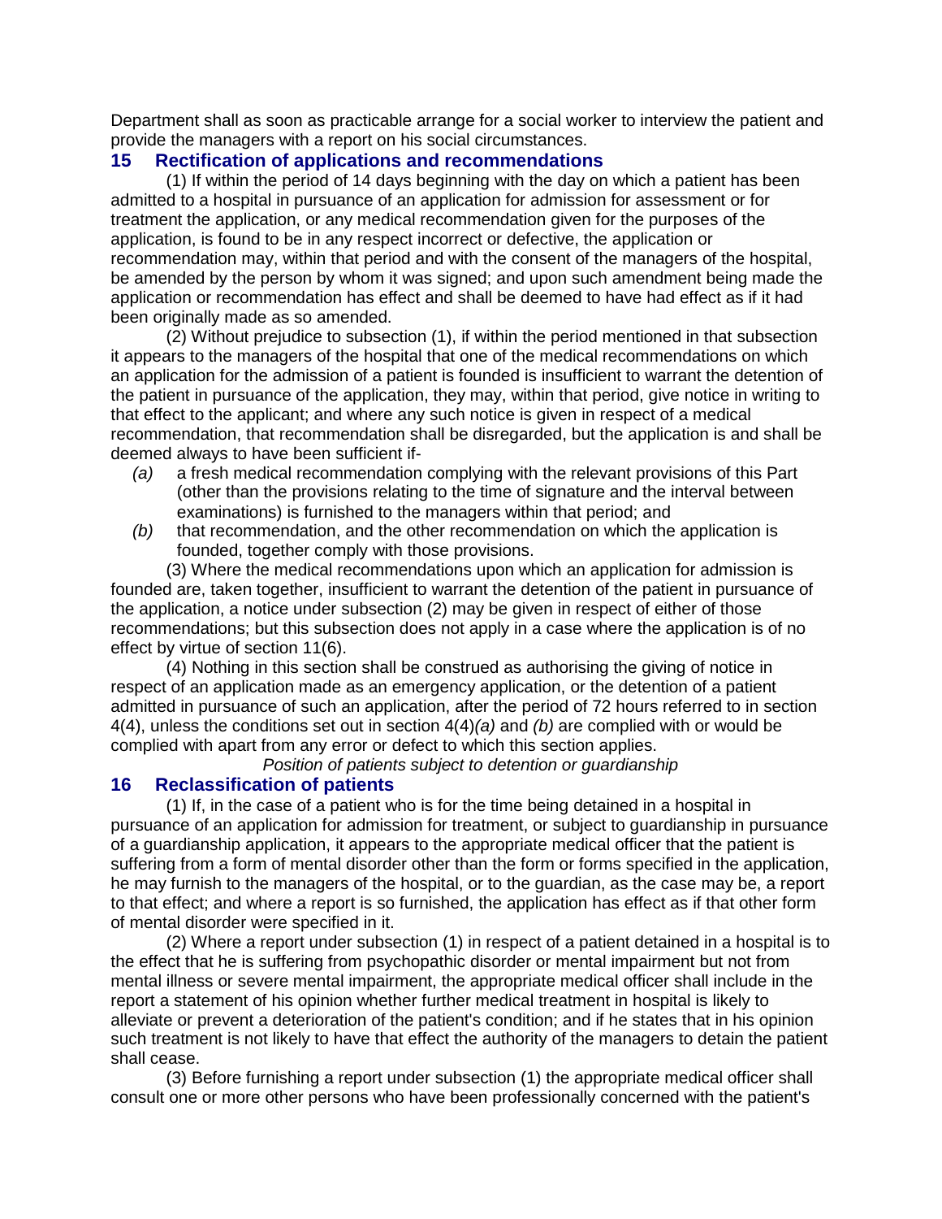Department shall as soon as practicable arrange for a social worker to interview the patient and provide the managers with a report on his social circumstances.

## 15 Rectification of applications and recommendations

(1) If within the period of 14 days beginning with the day on which a patient has been admitted to a hospital in pursuance of an application for admission for assessment or for treatment the application, or any medical recommendation given for the purposes of the application, is found to be in any respect incorrect or defective, the application or recommendation may, within that period and with the consent of the managers of the hospital, be amended by the person by whom it was signed; and upon such amendment being made the application or recommendation has effect and shall be deemed to have had effect as if it had been originally made as so amended.

(2) Without prejudice to subsection (1), if within the period mentioned in that subsection it appears to the managers of the hospital that one of the medical recommendations on which an application for the admission of a patient is founded is insufficient to warrant the detention of the patient in pursuance of the application, they may, within that period, give notice in writing to that effect to the applicant; and where any such notice is given in respect of a medical recommendation, that recommendation shall be disregarded, but the application is and shall be deemed always to have been sufficient if-

- *(a)* a fresh medical recommendation complying with the relevant provisions of this Part (other than the provisions relating to the time of signature and the interval between examinations) is furnished to the managers within that period; and
- *(b)* that recommendation, and the other recommendation on which the application is founded, together comply with those provisions.

(3) Where the medical recommendations upon which an application for admission is founded are, taken together, insufficient to warrant the detention of the patient in pursuance of the application, a notice under subsection (2) may be given in respect of either of those recommendations; but this subsection does not apply in a case where the application is of no effect by virtue of section 11(6).

(4) Nothing in this section shall be construed as authorising the giving of notice in respect of an application made as an emergency application, or the detention of a patient admitted in pursuance of such an application, after the period of 72 hours referred to in section 4(4), unless the conditions set out in section 4(4)*(a)* and *(b)* are complied with or would be complied with apart from any error or defect to which this section applies.

*Position of patients subject to detention or guardianship*

## 16 Reclassification of patients

(1) If, in the case of a patient who is for the time being detained in a hospital in pursuance of an application for admission for treatment, or subject to guardianship in pursuance of a guardianship application, it appears to the appropriate medical officer that the patient is suffering from a form of mental disorder other than the form or forms specified in the application, he may furnish to the managers of the hospital, or to the guardian, as the case may be, a report to that effect; and where a report is so furnished, the application has effect as if that other form of mental disorder were specified in it.

(2) Where a report under subsection (1) in respect of a patient detained in a hospital is to the effect that he is suffering from psychopathic disorder or mental impairment but not from mental illness or severe mental impairment, the appropriate medical officer shall include in the report a statement of his opinion whether further medical treatment in hospital is likely to alleviate or prevent a deterioration of the patient's condition; and if he states that in his opinion such treatment is not likely to have that effect the authority of the managers to detain the patient shall cease.

(3) Before furnishing a report under subsection (1) the appropriate medical officer shall consult one or more other persons who have been professionally concerned with the patient's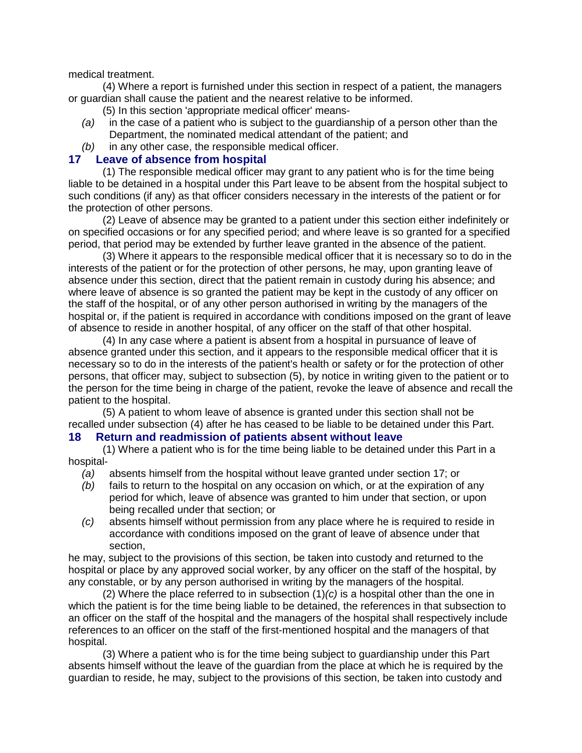medical treatment.

(4) Where a report is furnished under this section in respect of a patient, the managers or guardian shall cause the patient and the nearest relative to be informed.

(5) In this section 'appropriate medical officer' means-

*(a)* in the case of a patient who is subject to the guardianship of a person other than the Department, the nominated medical attendant of the patient; and

*(b)* in any other case, the responsible medical officer.

## 17 Leave of absence from hospital

(1) The responsible medical officer may grant to any patient who is for the time being liable to be detained in a hospital under this Part leave to be absent from the hospital subject to such conditions (if any) as that officer considers necessary in the interests of the patient or for the protection of other persons.

(2) Leave of absence may be granted to a patient under this section either indefinitely or on specified occasions or for any specified period; and where leave is so granted for a specified period, that period may be extended by further leave granted in the absence of the patient.

(3) Where it appears to the responsible medical officer that it is necessary so to do in the interests of the patient or for the protection of other persons, he may, upon granting leave of absence under this section, direct that the patient remain in custody during his absence; and where leave of absence is so granted the patient may be kept in the custody of any officer on the staff of the hospital, or of any other person authorised in writing by the managers of the hospital or, if the patient is required in accordance with conditions imposed on the grant of leave of absence to reside in another hospital, of any officer on the staff of that other hospital.

(4) In any case where a patient is absent from a hospital in pursuance of leave of absence granted under this section, and it appears to the responsible medical officer that it is necessary so to do in the interests of the patient's health or safety or for the protection of other persons, that officer may, subject to subsection (5), by notice in writing given to the patient or to the person for the time being in charge of the patient, revoke the leave of absence and recall the patient to the hospital.

(5) A patient to whom leave of absence is granted under this section shall not be recalled under subsection (4) after he has ceased to be liable to be detained under this Part.

## 18 Return and readmission of patients absent without leave

(1) Where a patient who is for the time being liable to be detained under this Part in a hospital-

*(a)* absents himself from the hospital without leave granted under section 17; or

*(b)* fails to return to the hospital on any occasion on which, or at the expiration of any period for which, leave of absence was granted to him under that section, or upon being recalled under that section; or

*(c)* absents himself without permission from any place where he is required to reside in accordance with conditions imposed on the grant of leave of absence under that section,

he may, subject to the provisions of this section, be taken into custody and returned to the hospital or place by any approved social worker, by any officer on the staff of the hospital, by any constable, or by any person authorised in writing by the managers of the hospital.

(2) Where the place referred to in subsection (1)*(c)* is a hospital other than the one in which the patient is for the time being liable to be detained, the references in that subsection to an officer on the staff of the hospital and the managers of the hospital shall respectively include references to an officer on the staff of the first-mentioned hospital and the managers of that hospital.

(3) Where a patient who is for the time being subject to guardianship under this Part absents himself without the leave of the guardian from the place at which he is required by the guardian to reside, he may, subject to the provisions of this section, be taken into custody and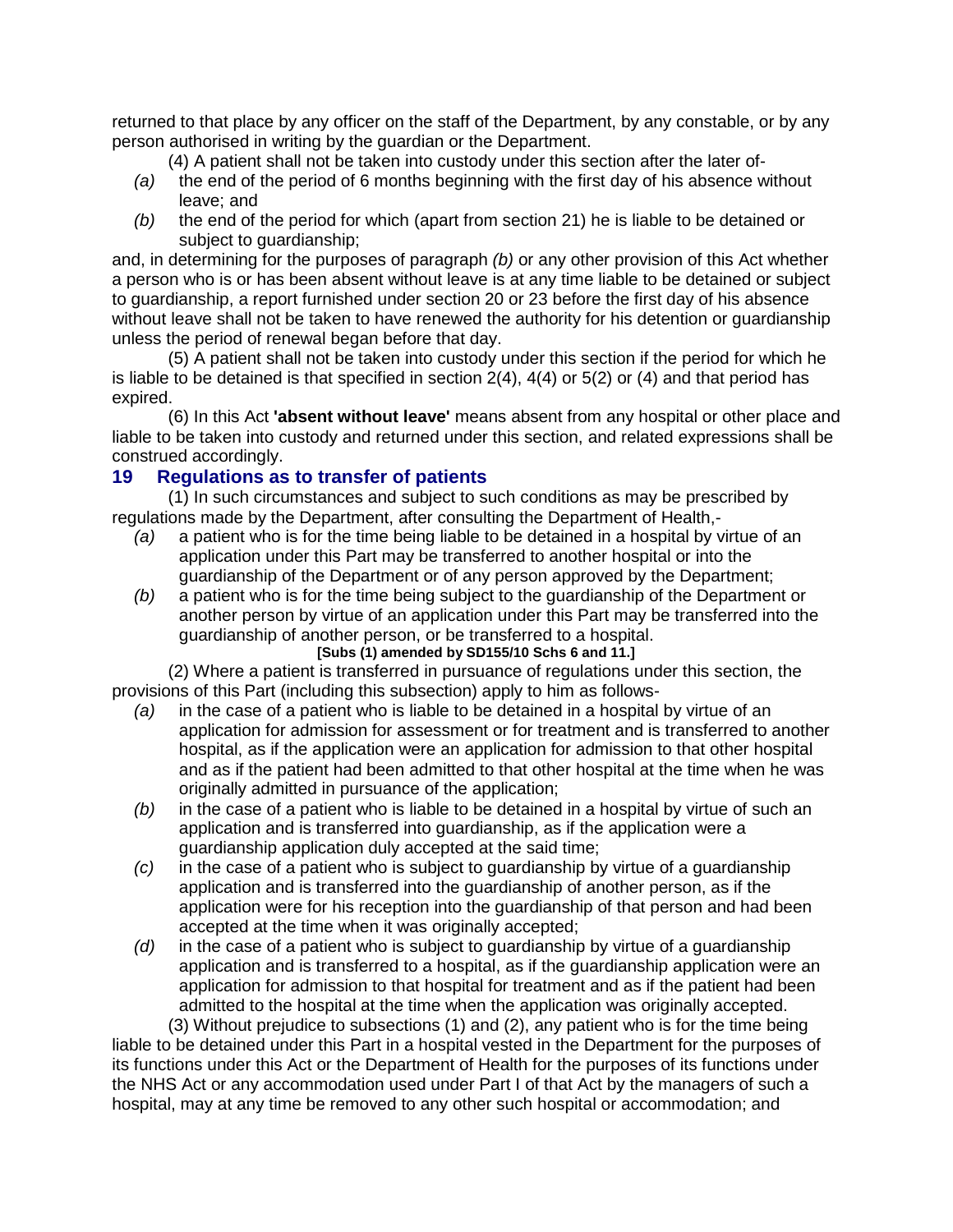returned to that place by any officer on the staff of the Department, by any constable, or by any person authorised in writing by the guardian or the Department.

(4) A patient shall not be taken into custody under this section after the later of-

*(a)* the end of the period of 6 months beginning with the first day of his absence without leave; and

*(b)* the end of the period for which (apart from section 21) he is liable to be detained or subject to guardianship;

and, in determining for the purposes of paragraph *(b)* or any other provision of this Act whether a person who is or has been absent without leave is at any time liable to be detained or subject to guardianship, a report furnished under section 20 or 23 before the first day of his absence without leave shall not be taken to have renewed the authority for his detention or guardianship unless the period of renewal began before that day.

(5) A patient shall not be taken into custody under this section if the period for which he is liable to be detained is that specified in section 2(4), 4(4) or 5(2) or (4) and that period has expired.

(6) In this Act **'absent without leave'** means absent from any hospital or other place and liable to be taken into custody and returned under this section, and related expressions shall be construed accordingly.

## 19 Regulations as to transfer of patients

(1) In such circumstances and subject to such conditions as may be prescribed by regulations made by the Department, after consulting the Department of Health,-

*(a)* a patient who is for the time being liable to be detained in a hospital by virtue of an application under this Part may be transferred to another hospital or into the guardianship of the Department or of any person approved by the Department;

*(b)* a patient who is for the time being subject to the guardianship of the Department or another person by virtue of an application under this Part may be transferred into the guardianship of another person, or be transferred to a hospital.

**[Subs (1) amended by SD155/10 Schs 6 and 11.]**

(2) Where a patient is transferred in pursuance of regulations under this section, the provisions of this Part (including this subsection) apply to him as follows-

*(a)* in the case of a patient who is liable to be detained in a hospital by virtue of an application for admission for assessment or for treatment and is transferred to another hospital, as if the application were an application for admission to that other hospital and as if the patient had been admitted to that other hospital at the time when he was originally admitted in pursuance of the application;

*(b)* in the case of a patient who is liable to be detained in a hospital by virtue of such an application and is transferred into guardianship, as if the application were a guardianship application duly accepted at the said time;

*(c)* in the case of a patient who is subject to guardianship by virtue of a guardianship application and is transferred into the guardianship of another person, as if the application were for his reception into the guardianship of that person and had been accepted at the time when it was originally accepted;

*(d)* in the case of a patient who is subject to guardianship by virtue of a guardianship application and is transferred to a hospital, as if the guardianship application were an application for admission to that hospital for treatment and as if the patient had been admitted to the hospital at the time when the application was originally accepted.

(3) Without prejudice to subsections (1) and (2), any patient who is for the time being liable to be detained under this Part in a hospital vested in the Department for the purposes of its functions under this Act or the Department of Health for the purposes of its functions under the NHS Act or any accommodation used under Part I of that Act by the managers of such a hospital, may at any time be removed to any other such hospital or accommodation; and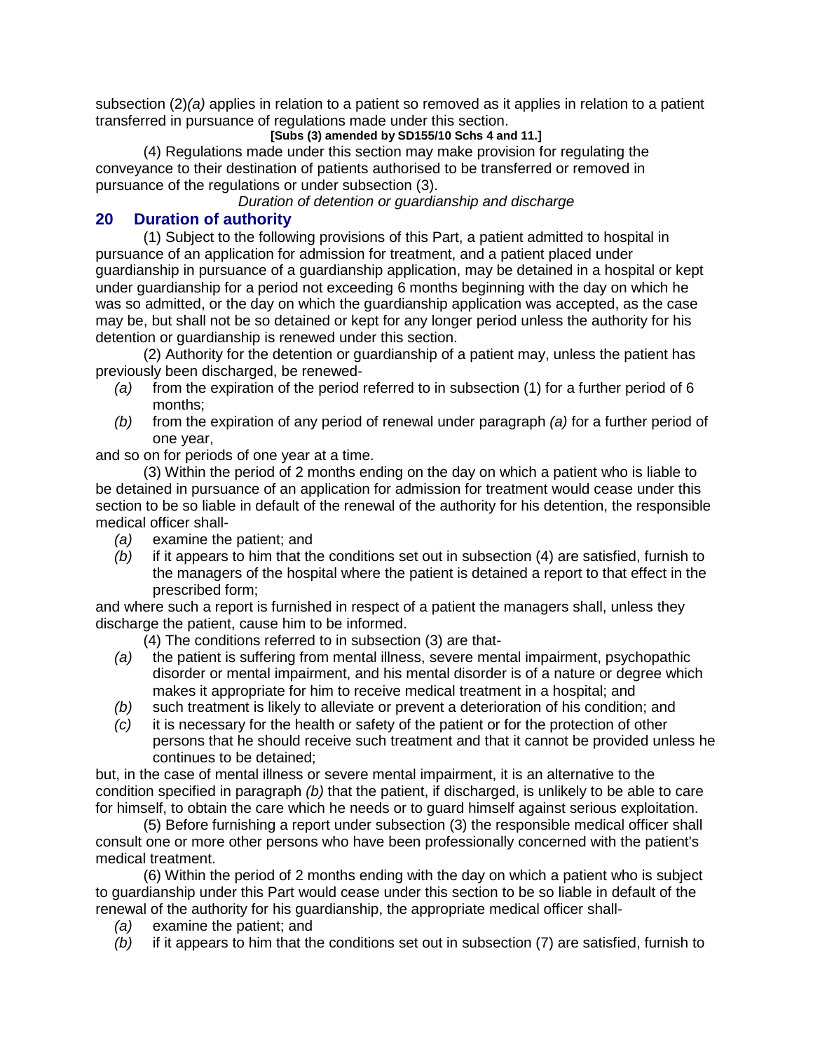subsection (2)*(a)* applies in relation to a patient so removed as it applies in relation to a patient transferred in pursuance of regulations made under this section.

**[Subs (3) amended by SD155/10 Schs 4 and 11.]**

(4) Regulations made under this section may make provision for regulating the conveyance to their destination of patients authorised to be transferred or removed in pursuance of the regulations or under subsection (3).

*Duration of detention or guardianship and discharge*

## 20 Duration of authority

(1) Subject to the following provisions of this Part, a patient admitted to hospital in pursuance of an application for admission for treatment, and a patient placed under guardianship in pursuance of a guardianship application, may be detained in a hospital or kept under guardianship for a period not exceeding 6 months beginning with the day on which he was so admitted, or the day on which the guardianship application was accepted, as the case may be, but shall not be so detained or kept for any longer period unless the authority for his detention or guardianship is renewed under this section.

(2) Authority for the detention or guardianship of a patient may, unless the patient has previously been discharged, be renewed-

- *(a)* from the expiration of the period referred to in subsection (1) for a further period of 6 months;
- *(b)* from the expiration of any period of renewal under paragraph *(a)* for a further period of one year,

and so on for periods of one year at a time.

(3) Within the period of 2 months ending on the day on which a patient who is liable to be detained in pursuance of an application for admission for treatment would cease under this section to be so liable in default of the renewal of the authority for his detention, the responsible medical officer shall-

- *(a)* examine the patient; and
- *(b)* if it appears to him that the conditions set out in subsection (4) are satisfied, furnish to the managers of the hospital where the patient is detained a report to that effect in the prescribed form;

and where such a report is furnished in respect of a patient the managers shall, unless they discharge the patient, cause him to be informed.

(4) The conditions referred to in subsection (3) are that-

- *(a)* the patient is suffering from mental illness, severe mental impairment, psychopathic disorder or mental impairment, and his mental disorder is of a nature or degree which makes it appropriate for him to receive medical treatment in a hospital; and
- *(b)* such treatment is likely to alleviate or prevent a deterioration of his condition; and
- *(c)* it is necessary for the health or safety of the patient or for the protection of other persons that he should receive such treatment and that it cannot be provided unless he continues to be detained;

but, in the case of mental illness or severe mental impairment, it is an alternative to the condition specified in paragraph *(b)* that the patient, if discharged, is unlikely to be able to care for himself, to obtain the care which he needs or to guard himself against serious exploitation.

(5) Before furnishing a report under subsection (3) the responsible medical officer shall consult one or more other persons who have been professionally concerned with the patient's medical treatment.

(6) Within the period of 2 months ending with the day on which a patient who is subject to guardianship under this Part would cease under this section to be so liable in default of the renewal of the authority for his guardianship, the appropriate medical officer shall-

- *(a)* examine the patient; and
- *(b)* if it appears to him that the conditions set out in subsection (7) are satisfied, furnish to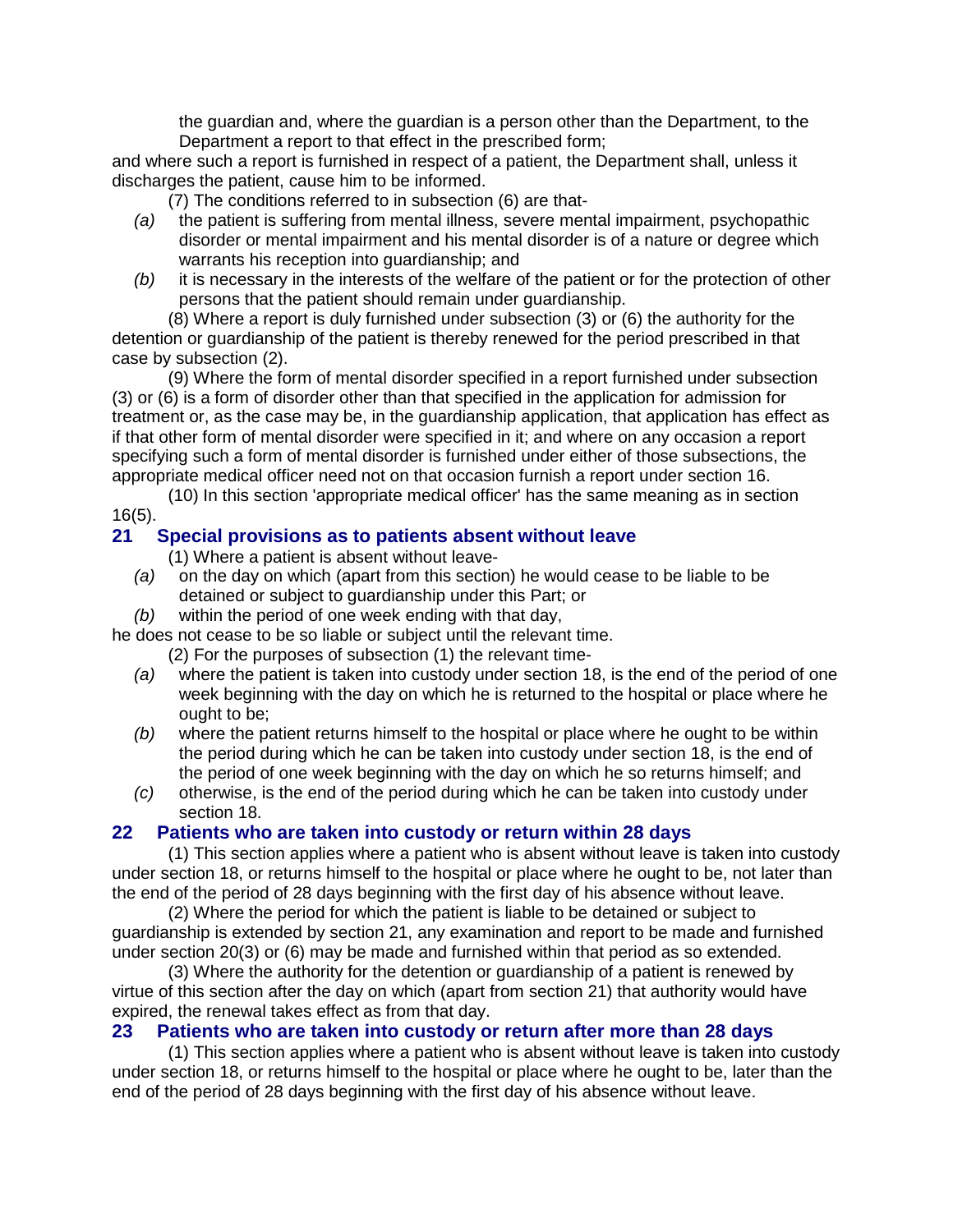the guardian and, where the guardian is a person other than the Department, to the Department a report to that effect in the prescribed form;

and where such a report is furnished in respect of a patient, the Department shall, unless it discharges the patient, cause him to be informed.

(7) The conditions referred to in subsection (6) are that-

*(a)* the patient is suffering from mental illness, severe mental impairment, psychopathic disorder or mental impairment and his mental disorder is of a nature or degree which warrants his reception into guardianship; and

*(b)* it is necessary in the interests of the welfare of the patient or for the protection of other persons that the patient should remain under guardianship.

(8) Where a report is duly furnished under subsection (3) or (6) the authority for the detention or guardianship of the patient is thereby renewed for the period prescribed in that case by subsection (2).

(9) Where the form of mental disorder specified in a report furnished under subsection (3) or (6) is a form of disorder other than that specified in the application for admission for treatment or, as the case may be, in the guardianship application, that application has effect as if that other form of mental disorder were specified in it; and where on any occasion a report specifying such a form of mental disorder is furnished under either of those subsections, the appropriate medical officer need not on that occasion furnish a report under section 16.

(10) In this section 'appropriate medical officer' has the same meaning as in section 16(5).

## 21 Special provisions as to patients absent without leave

(1) Where a patient is absent without leave-

*(a)* on the day on which (apart from this section) he would cease to be liable to be detained or subject to guardianship under this Part; or

*(b)* within the period of one week ending with that day,

he does not cease to be so liable or subject until the relevant time.

(2) For the purposes of subsection (1) the relevant time-

*(a)* where the patient is taken into custody under section 18, is the end of the period of one week beginning with the day on which he is returned to the hospital or place where he ought to be;

*(b)* where the patient returns himself to the hospital or place where he ought to be within the period during which he can be taken into custody under section 18, is the end of the period of one week beginning with the day on which he so returns himself; and

*(c)* otherwise, is the end of the period during which he can be taken into custody under section 18.

## 22 Patients who are taken into custody or return within 28 days

(1) This section applies where a patient who is absent without leave is taken into custody under section 18, or returns himself to the hospital or place where he ought to be, not later than the end of the period of 28 days beginning with the first day of his absence without leave.

(2) Where the period for which the patient is liable to be detained or subject to guardianship is extended by section 21, any examination and report to be made and furnished under section 20(3) or (6) may be made and furnished within that period as so extended.

(3) Where the authority for the detention or guardianship of a patient is renewed by virtue of this section after the day on which (apart from section 21) that authority would have expired, the renewal takes effect as from that day.

## 23 Patients who are taken into custody or return after more than 28 days

(1) This section applies where a patient who is absent without leave is taken into custody under section 18, or returns himself to the hospital or place where he ought to be, later than the end of the period of 28 days beginning with the first day of his absence without leave.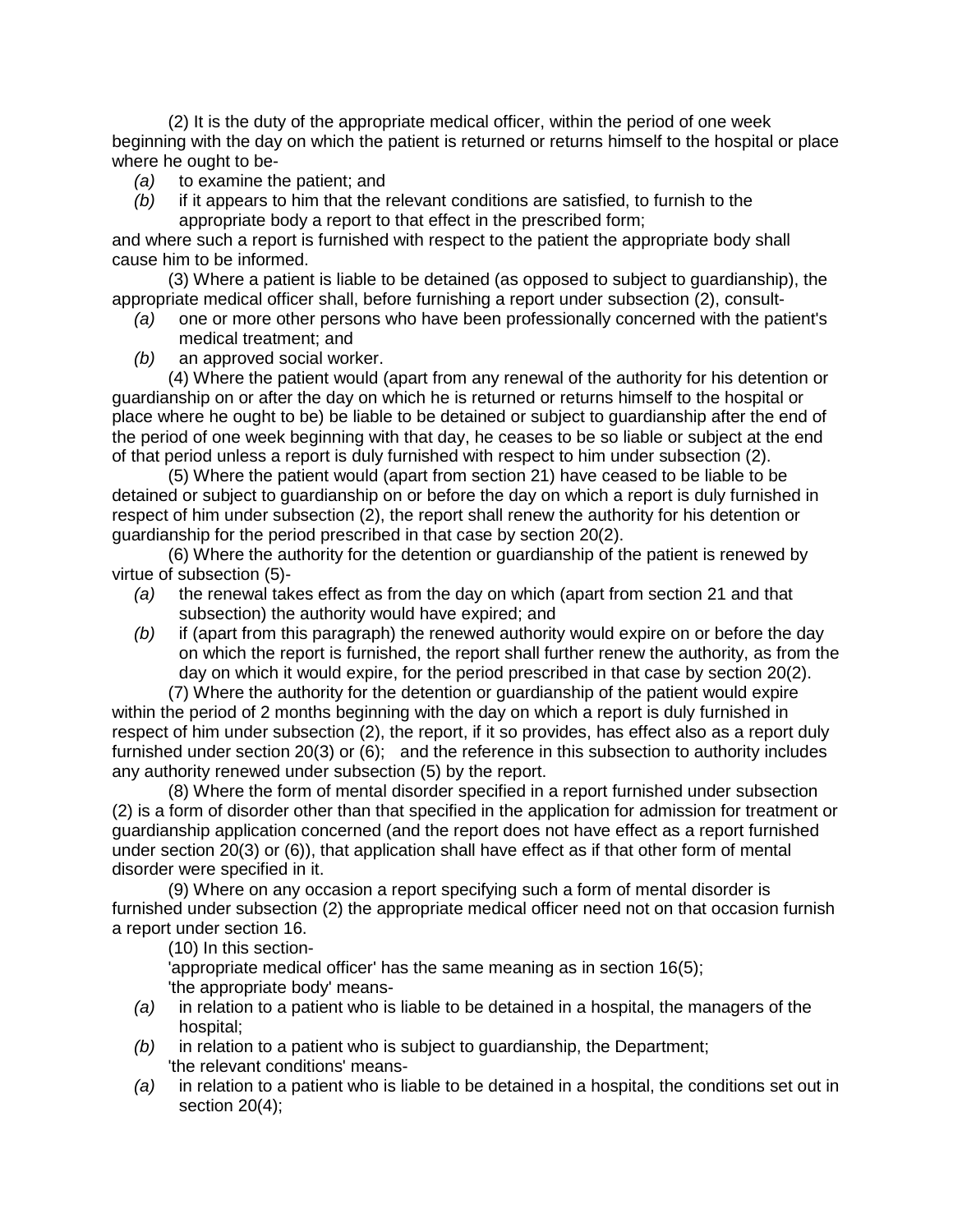(2) It is the duty of the appropriate medical officer, within the period of one week beginning with the day on which the patient is returned or returns himself to the hospital or place where he ought to be-

- *(a)* to examine the patient; and
- *(b)* if it appears to him that the relevant conditions are satisfied, to furnish to the appropriate body a report to that effect in the prescribed form;

and where such a report is furnished with respect to the patient the appropriate body shall cause him to be informed.

(3) Where a patient is liable to be detained (as opposed to subject to guardianship), the appropriate medical officer shall, before furnishing a report under subsection (2), consult-

- *(a)* one or more other persons who have been professionally concerned with the patient's medical treatment; and
- *(b)* an approved social worker.

(4) Where the patient would (apart from any renewal of the authority for his detention or guardianship on or after the day on which he is returned or returns himself to the hospital or place where he ought to be) be liable to be detained or subject to guardianship after the end of the period of one week beginning with that day, he ceases to be so liable or subject at the end of that period unless a report is duly furnished with respect to him under subsection (2).

(5) Where the patient would (apart from section 21) have ceased to be liable to be detained or subject to guardianship on or before the day on which a report is duly furnished in respect of him under subsection (2), the report shall renew the authority for his detention or guardianship for the period prescribed in that case by section 20(2).

(6) Where the authority for the detention or guardianship of the patient is renewed by virtue of subsection (5)-

- *(a)* the renewal takes effect as from the day on which (apart from section 21 and that subsection) the authority would have expired; and
- *(b)* if (apart from this paragraph) the renewed authority would expire on or before the day on which the report is furnished, the report shall further renew the authority, as from the day on which it would expire, for the period prescribed in that case by section 20(2).

(7) Where the authority for the detention or guardianship of the patient would expire within the period of 2 months beginning with the day on which a report is duly furnished in respect of him under subsection (2), the report, if it so provides, has effect also as a report duly furnished under section 20(3) or (6); and the reference in this subsection to authority includes any authority renewed under subsection (5) by the report.

(8) Where the form of mental disorder specified in a report furnished under subsection (2) is a form of disorder other than that specified in the application for admission for treatment or guardianship application concerned (and the report does not have effect as a report furnished under section 20(3) or (6)), that application shall have effect as if that other form of mental disorder were specified in it.

(9) Where on any occasion a report specifying such a form of mental disorder is furnished under subsection (2) the appropriate medical officer need not on that occasion furnish a report under section 16.

(10) In this section-

'appropriate medical officer' has the same meaning as in section 16(5);

'the appropriate body' means-

- *(a)* in relation to a patient who is liable to be detained in a hospital, the managers of the hospital;
- *(b)* in relation to a patient who is subject to guardianship, the Department;

'the relevant conditions' means-

- *(a)* in relation to a patient who is liable to be detained in a hospital, the conditions set out in section 20(4);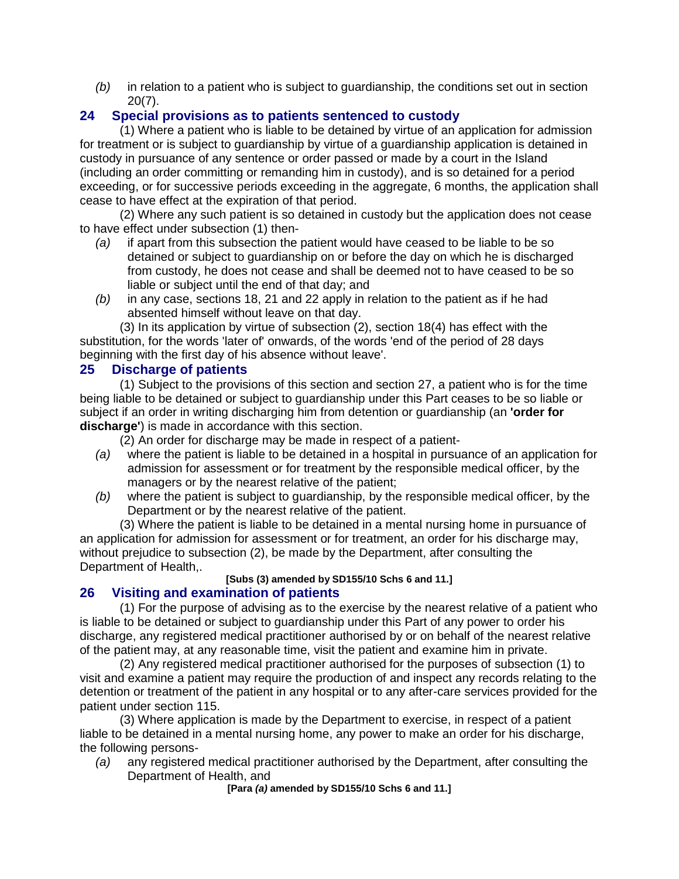*(b)* in relation to a patient who is subject to guardianship, the conditions set out in section 20(7).

## 24 Special provisions as to patients sentenced to custody

(1) Where a patient who is liable to be detained by virtue of an application for admission for treatment or is subject to guardianship by virtue of a guardianship application is detained in custody in pursuance of any sentence or order passed or made by a court in the Island (including an order committing or remanding him in custody), and is so detained for a period exceeding, or for successive periods exceeding in the aggregate, 6 months, the application shall cease to have effect at the expiration of that period.

(2) Where any such patient is so detained in custody but the application does not cease to have effect under subsection (1) then-

*(a)* if apart from this subsection the patient would have ceased to be liable to be so detained or subject to guardianship on or before the day on which he is discharged from custody, he does not cease and shall be deemed not to have ceased to be so liable or subject until the end of that day; and

*(b)* in any case, sections 18, 21 and 22 apply in relation to the patient as if he had absented himself without leave on that day.

(3) In its application by virtue of subsection (2), section 18(4) has effect with the substitution, for the words 'later of' onwards, of the words 'end of the period of 28 days beginning with the first day of his absence without leave'.

## 25 Discharge of patients

(1) Subject to the provisions of this section and section 27, a patient who is for the time being liable to be detained or subject to guardianship under this Part ceases to be so liable or subject if an order in writing discharging him from detention or guardianship (an **'order for discharge'**) is made in accordance with this section.

(2) An order for discharge may be made in respect of a patient-

*(a)* where the patient is liable to be detained in a hospital in pursuance of an application for admission for assessment or for treatment by the responsible medical officer, by the managers or by the nearest relative of the patient;

*(b)* where the patient is subject to guardianship, by the responsible medical officer, by the Department or by the nearest relative of the patient.

(3) Where the patient is liable to be detained in a mental nursing home in pursuance of an application for admission for assessment or for treatment, an order for his discharge may, without prejudice to subsection (2), be made by the Department, after consulting the Department of Health,.

**[Subs (3) amended by SD155/10 Schs 6 and 11.]**

## 26 Visiting and examination of patients

(1) For the purpose of advising as to the exercise by the nearest relative of a patient who is liable to be detained or subject to guardianship under this Part of any power to order his discharge, any registered medical practitioner authorised by or on behalf of the nearest relative of the patient may, at any reasonable time, visit the patient and examine him in private.

(2) Any registered medical practitioner authorised for the purposes of subsection (1) to visit and examine a patient may require the production of and inspect any records relating to the detention or treatment of the patient in any hospital or to any after-care services provided for the patient under section 115.

(3) Where application is made by the Department to exercise, in respect of a patient liable to be detained in a mental nursing home, any power to make an order for his discharge, the following persons-

*(a)* any registered medical practitioner authorised by the Department, after consulting the Department of Health, and

**[Para *(a)* amended by SD155/10 Schs 6 and 11.]**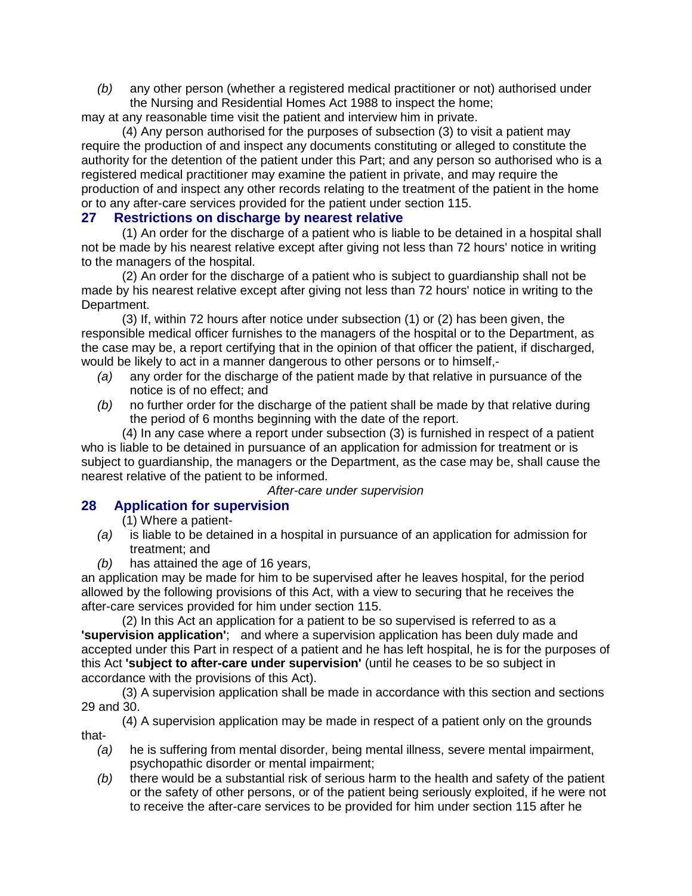*(b)* any other person (whether a registered medical practitioner or not) authorised under the Nursing and Residential Homes Act 1988 to inspect the home;

may at any reasonable time visit the patient and interview him in private.

(4) Any person authorised for the purposes of subsection (3) to visit a patient may require the production of and inspect any documents constituting or alleged to constitute the authority for the detention of the patient under this Part; and any person so authorised who is a registered medical practitioner may examine the patient in private, and may require the production of and inspect any other records relating to the treatment of the patient in the home or to any after-care services provided for the patient under section 115.

## 27 Restrictions on discharge by nearest relative

(1) An order for the discharge of a patient who is liable to be detained in a hospital shall not be made by his nearest relative except after giving not less than 72 hours' notice in writing to the managers of the hospital.

(2) An order for the discharge of a patient who is subject to guardianship shall not be made by his nearest relative except after giving not less than 72 hours' notice in writing to the Department.

(3) If, within 72 hours after notice under subsection (1) or (2) has been given, the responsible medical officer furnishes to the managers of the hospital or to the Department, as the case may be, a report certifying that in the opinion of that officer the patient, if discharged, would be likely to act in a manner dangerous to other persons or to himself,-

*(a)* any order for the discharge of the patient made by that relative in pursuance of the notice is of no effect; and

*(b)* no further order for the discharge of the patient shall be made by that relative during the period of 6 months beginning with the date of the report.

(4) In any case where a report under subsection (3) is furnished in respect of a patient who is liable to be detained in pursuance of an application for admission for treatment or is subject to guardianship, the managers or the Department, as the case may be, shall cause the nearest relative of the patient to be informed.

*After-care under supervision*

## 28 Application for supervision

(1) Where a patient-

*(a)* is liable to be detained in a hospital in pursuance of an application for admission for treatment; and

*(b)* has attained the age of 16 years,

an application may be made for him to be supervised after he leaves hospital, for the period allowed by the following provisions of this Act, with a view to securing that he receives the after-care services provided for him under section 115.

(2) In this Act an application for a patient to be so supervised is referred to as a **'supervision application'**; and where a supervision application has been duly made and accepted under this Part in respect of a patient and he has left hospital, he is for the purposes of this Act **'subject to after-care under supervision'** (until he ceases to be so subject in accordance with the provisions of this Act).

(3) A supervision application shall be made in accordance with this section and sections 29 and 30.

(4) A supervision application may be made in respect of a patient only on the grounds that-

*(a)* he is suffering from mental disorder, being mental illness, severe mental impairment, psychopathic disorder or mental impairment;

*(b)* there would be a substantial risk of serious harm to the health and safety of the patient or the safety of other persons, or of the patient being seriously exploited, if he were not to receive the after-care services to be provided for him under section 115 after he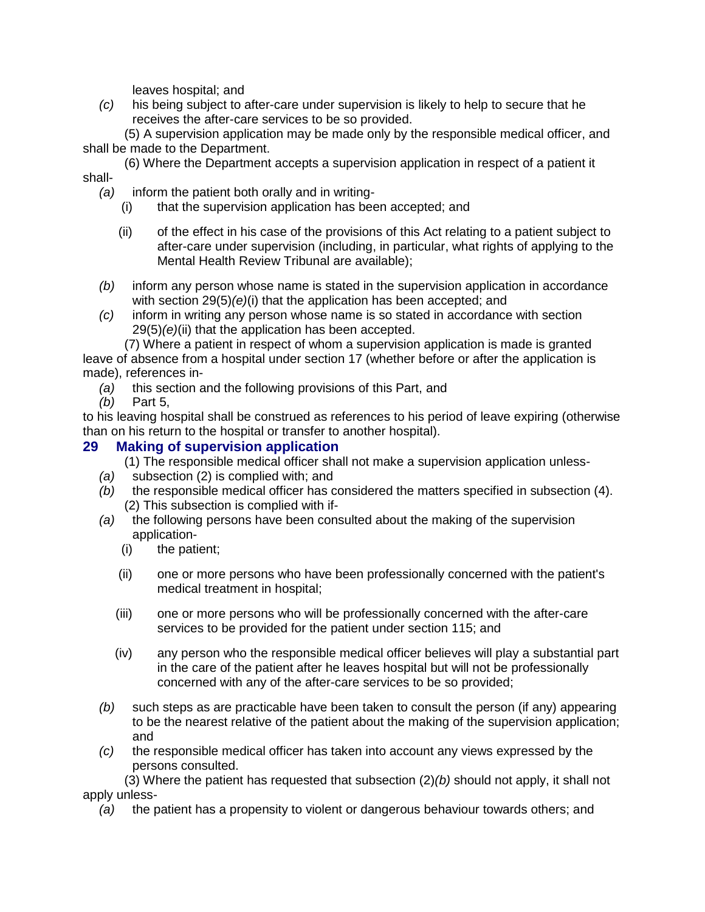leaves hospital; and

*(c)* his being subject to after-care under supervision is likely to help to secure that he receives the after-care services to be so provided.

(5) A supervision application may be made only by the responsible medical officer, and shall be made to the Department.

(6) Where the Department accepts a supervision application in respect of a patient it shall-

*(a)* inform the patient both orally and in writing-

(i) that the supervision application has been accepted; and

(ii) of the effect in his case of the provisions of this Act relating to a patient subject to after-care under supervision (including, in particular, what rights of applying to the Mental Health Review Tribunal are available);

*(b)* inform any person whose name is stated in the supervision application in accordance with section 29(5)*(e)*(i) that the application has been accepted; and

*(c)* inform in writing any person whose name is so stated in accordance with section 29(5)*(e)*(ii) that the application has been accepted.

(7) Where a patient in respect of whom a supervision application is made is granted leave of absence from a hospital under section 17 (whether before or after the application is made), references in-

*(a)* this section and the following provisions of this Part, and

*(b)* Part 5,

to his leaving hospital shall be construed as references to his period of leave expiring (otherwise than on his return to the hospital or transfer to another hospital).

## 29 Making of supervision application

(1) The responsible medical officer shall not make a supervision application unless-

*(a)* subsection (2) is complied with; and

*(b)* the responsible medical officer has considered the matters specified in subsection (4).

(2) This subsection is complied with if-

*(a)* the following persons have been consulted about the making of the supervision application-

(i) the patient;

(ii) one or more persons who have been professionally concerned with the patient's medical treatment in hospital;

(iii) one or more persons who will be professionally concerned with the after-care services to be provided for the patient under section 115; and

(iv) any person who the responsible medical officer believes will play a substantial part in the care of the patient after he leaves hospital but will not be professionally concerned with any of the after-care services to be so provided;

*(b)* such steps as are practicable have been taken to consult the person (if any) appearing to be the nearest relative of the patient about the making of the supervision application; and

*(c)* the responsible medical officer has taken into account any views expressed by the persons consulted.

(3) Where the patient has requested that subsection (2)*(b)* should not apply, it shall not apply unless-

*(a)* the patient has a propensity to violent or dangerous behaviour towards others; and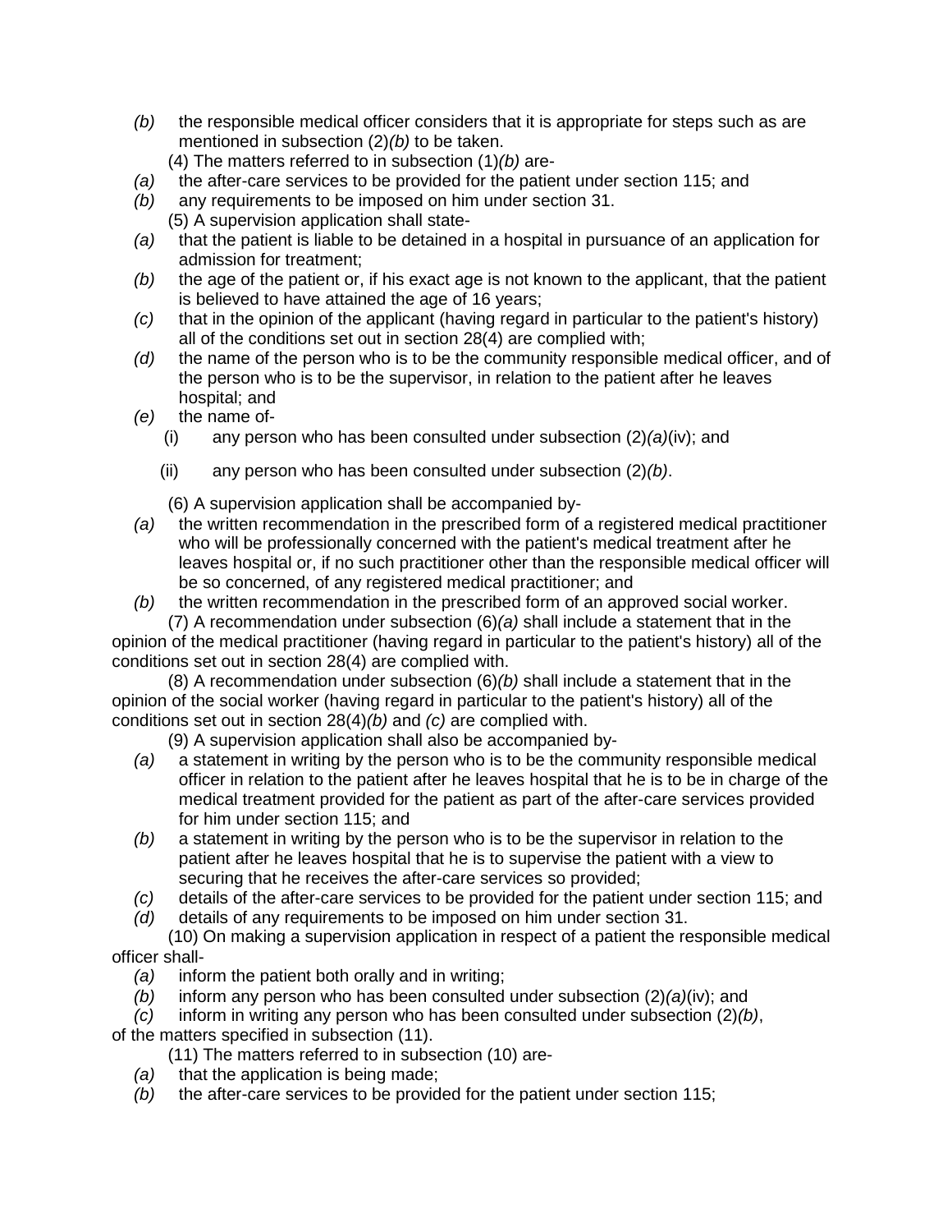*(b)* the responsible medical officer considers that it is appropriate for steps such as are mentioned in subsection (2)*(b)* to be taken.

(4) The matters referred to in subsection (1)*(b)* are-

*(a)* the after-care services to be provided for the patient under section 115; and

*(b)* any requirements to be imposed on him under section 31.

(5) A supervision application shall state-

*(a)* that the patient is liable to be detained in a hospital in pursuance of an application for admission for treatment;

*(b)* the age of the patient or, if his exact age is not known to the applicant, that the patient is believed to have attained the age of 16 years;

*(c)* that in the opinion of the applicant (having regard in particular to the patient's history) all of the conditions set out in section 28(4) are complied with;

*(d)* the name of the person who is to be the community responsible medical officer, and of the person who is to be the supervisor, in relation to the patient after he leaves hospital; and

*(e)* the name of-

(i) any person who has been consulted under subsection (2)*(a)*(iv); and

(ii) any person who has been consulted under subsection (2)*(b)*.

(6) A supervision application shall be accompanied by-

*(a)* the written recommendation in the prescribed form of a registered medical practitioner who will be professionally concerned with the patient's medical treatment after he leaves hospital or, if no such practitioner other than the responsible medical officer will be so concerned, of any registered medical practitioner; and

*(b)* the written recommendation in the prescribed form of an approved social worker.

(7) A recommendation under subsection (6)*(a)* shall include a statement that in the opinion of the medical practitioner (having regard in particular to the patient's history) all of the conditions set out in section 28(4) are complied with.

(8) A recommendation under subsection (6)*(b)* shall include a statement that in the opinion of the social worker (having regard in particular to the patient's history) all of the conditions set out in section 28(4)*(b)* and *(c)* are complied with.

(9) A supervision application shall also be accompanied by-

*(a)* a statement in writing by the person who is to be the community responsible medical officer in relation to the patient after he leaves hospital that he is to be in charge of the medical treatment provided for the patient as part of the after-care services provided for him under section 115; and

*(b)* a statement in writing by the person who is to be the supervisor in relation to the patient after he leaves hospital that he is to supervise the patient with a view to securing that he receives the after-care services so provided;

*(c)* details of the after-care services to be provided for the patient under section 115; and

*(d)* details of any requirements to be imposed on him under section 31.

(10) On making a supervision application in respect of a patient the responsible medical officer shall-

*(a)* inform the patient both orally and in writing;

*(b)* inform any person who has been consulted under subsection (2)*(a)*(iv); and

*(c)* inform in writing any person who has been consulted under subsection (2)*(b)*,

of the matters specified in subsection (11).

(11) The matters referred to in subsection (10) are-

*(a)* that the application is being made;

*(b)* the after-care services to be provided for the patient under section 115;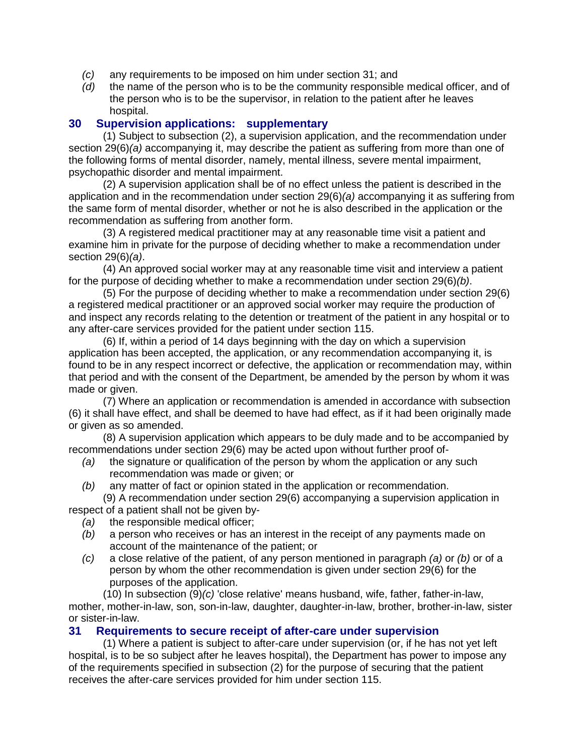- *(c)* any requirements to be imposed on him under section 31; and
- *(d)* the name of the person who is to be the community responsible medical officer, and of the person who is to be the supervisor, in relation to the patient after he leaves hospital.

## 30 Supervision applications: supplementary

(1) Subject to subsection (2), a supervision application, and the recommendation under section 29(6)*(a)* accompanying it, may describe the patient as suffering from more than one of the following forms of mental disorder, namely, mental illness, severe mental impairment, psychopathic disorder and mental impairment.

(2) A supervision application shall be of no effect unless the patient is described in the application and in the recommendation under section 29(6)*(a)* accompanying it as suffering from the same form of mental disorder, whether or not he is also described in the application or the recommendation as suffering from another form.

(3) A registered medical practitioner may at any reasonable time visit a patient and examine him in private for the purpose of deciding whether to make a recommendation under section 29(6)*(a)*.

(4) An approved social worker may at any reasonable time visit and interview a patient for the purpose of deciding whether to make a recommendation under section 29(6)*(b)*.

(5) For the purpose of deciding whether to make a recommendation under section 29(6) a registered medical practitioner or an approved social worker may require the production of and inspect any records relating to the detention or treatment of the patient in any hospital or to any after-care services provided for the patient under section 115.

(6) If, within a period of 14 days beginning with the day on which a supervision application has been accepted, the application, or any recommendation accompanying it, is found to be in any respect incorrect or defective, the application or recommendation may, within that period and with the consent of the Department, be amended by the person by whom it was made or given.

(7) Where an application or recommendation is amended in accordance with subsection (6) it shall have effect, and shall be deemed to have had effect, as if it had been originally made or given as so amended.

(8) A supervision application which appears to be duly made and to be accompanied by recommendations under section 29(6) may be acted upon without further proof of-

- *(a)* the signature or qualification of the person by whom the application or any such recommendation was made or given; or
- *(b)* any matter of fact or opinion stated in the application or recommendation.

(9) A recommendation under section 29(6) accompanying a supervision application in respect of a patient shall not be given by-

- *(a)* the responsible medical officer;
- *(b)* a person who receives or has an interest in the receipt of any payments made on account of the maintenance of the patient; or
- *(c)* a close relative of the patient, of any person mentioned in paragraph *(a)* or *(b)* or of a person by whom the other recommendation is given under section 29(6) for the purposes of the application.

(10) In subsection (9)*(c)* 'close relative' means husband, wife, father, father-in-law, mother, mother-in-law, son, son-in-law, daughter, daughter-in-law, brother, brother-in-law, sister or sister-in-law.

## 31 Requirements to secure receipt of after-care under supervision

(1) Where a patient is subject to after-care under supervision (or, if he has not yet left hospital, is to be so subject after he leaves hospital), the Department has power to impose any of the requirements specified in subsection (2) for the purpose of securing that the patient receives the after-care services provided for him under section 115.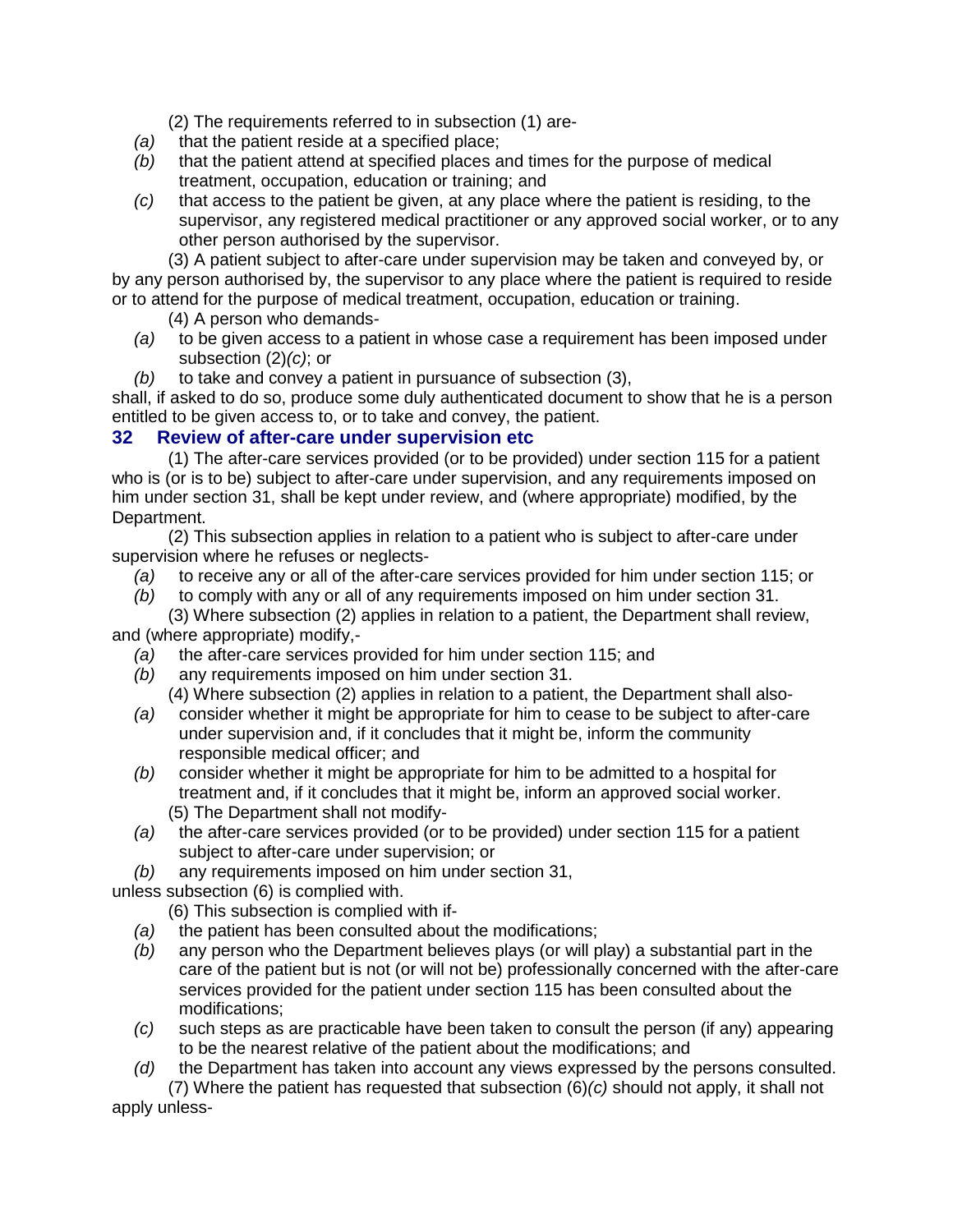(2) The requirements referred to in subsection (1) are-

*(a)* that the patient reside at a specified place;

*(b)* that the patient attend at specified places and times for the purpose of medical treatment, occupation, education or training; and

*(c)* that access to the patient be given, at any place where the patient is residing, to the supervisor, any registered medical practitioner or any approved social worker, or to any other person authorised by the supervisor.

(3) A patient subject to after-care under supervision may be taken and conveyed by, or by any person authorised by, the supervisor to any place where the patient is required to reside or to attend for the purpose of medical treatment, occupation, education or training.

(4) A person who demands-

*(a)* to be given access to a patient in whose case a requirement has been imposed under subsection (2)*(c)*; or

*(b)* to take and convey a patient in pursuance of subsection (3),

shall, if asked to do so, produce some duly authenticated document to show that he is a person entitled to be given access to, or to take and convey, the patient.

### 32 Review of after-care under supervision etc

(1) The after-care services provided (or to be provided) under section 115 for a patient who is (or is to be) subject to after-care under supervision, and any requirements imposed on him under section 31, shall be kept under review, and (where appropriate) modified, by the Department.

(2) This subsection applies in relation to a patient who is subject to after-care under supervision where he refuses or neglects-

*(a)* to receive any or all of the after-care services provided for him under section 115; or

*(b)* to comply with any or all of any requirements imposed on him under section 31.

(3) Where subsection (2) applies in relation to a patient, the Department shall review, and (where appropriate) modify,-

*(a)* the after-care services provided for him under section 115; and

*(b)* any requirements imposed on him under section 31.

(4) Where subsection (2) applies in relation to a patient, the Department shall also-

*(a)* consider whether it might be appropriate for him to cease to be subject to after-care under supervision and, if it concludes that it might be, inform the community responsible medical officer; and

*(b)* consider whether it might be appropriate for him to be admitted to a hospital for treatment and, if it concludes that it might be, inform an approved social worker.

(5) The Department shall not modify-

*(a)* the after-care services provided (or to be provided) under section 115 for a patient subject to after-care under supervision; or

*(b)* any requirements imposed on him under section 31,

unless subsection (6) is complied with.

(6) This subsection is complied with if-

*(a)* the patient has been consulted about the modifications;

*(b)* any person who the Department believes plays (or will play) a substantial part in the care of the patient but is not (or will not be) professionally concerned with the after-care services provided for the patient under section 115 has been consulted about the modifications;

*(c)* such steps as are practicable have been taken to consult the person (if any) appearing to be the nearest relative of the patient about the modifications; and

*(d)* the Department has taken into account any views expressed by the persons consulted.

(7) Where the patient has requested that subsection (6)*(c)* should not apply, it shall not apply unless-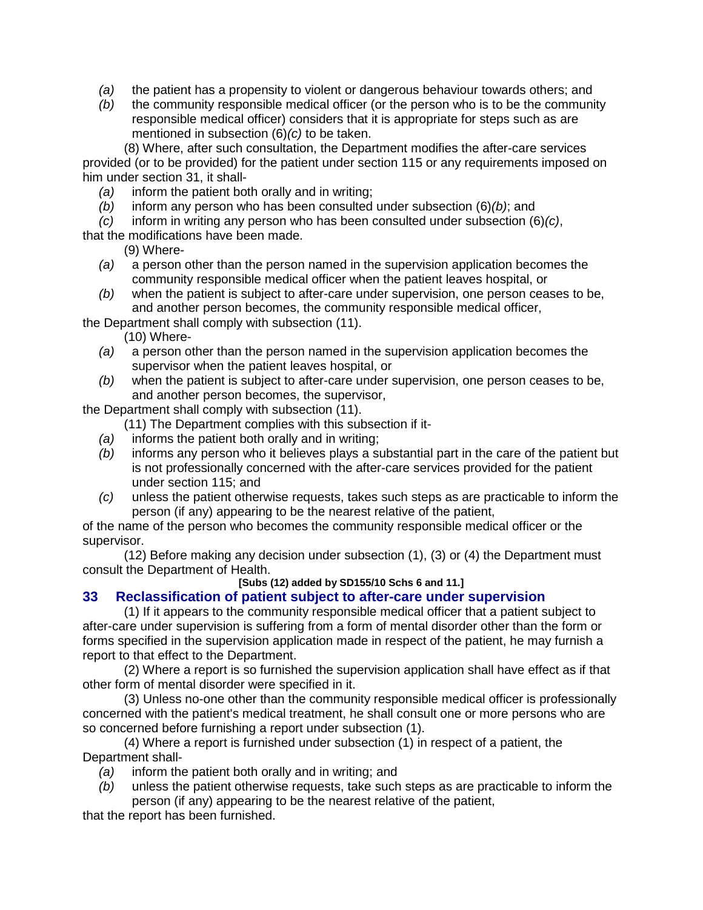- *(a)* the patient has a propensity to violent or dangerous behaviour towards others; and
- *(b)* the community responsible medical officer (or the person who is to be the community responsible medical officer) considers that it is appropriate for steps such as are mentioned in subsection (6)*(c)* to be taken.

(8) Where, after such consultation, the Department modifies the after-care services provided (or to be provided) for the patient under section 115 or any requirements imposed on him under section 31, it shall-

- *(a)* inform the patient both orally and in writing;
- *(b)* inform any person who has been consulted under subsection (6)*(b)*; and
- *(c)* inform in writing any person who has been consulted under subsection (6)*(c)*,

that the modifications have been made.

(9) Where-

- *(a)* a person other than the person named in the supervision application becomes the community responsible medical officer when the patient leaves hospital, or
- *(b)* when the patient is subject to after-care under supervision, one person ceases to be, and another person becomes, the community responsible medical officer,

the Department shall comply with subsection (11).

(10) Where-

- *(a)* a person other than the person named in the supervision application becomes the supervisor when the patient leaves hospital, or
- *(b)* when the patient is subject to after-care under supervision, one person ceases to be, and another person becomes, the supervisor,

the Department shall comply with subsection (11).

(11) The Department complies with this subsection if it-

- *(a)* informs the patient both orally and in writing;
- *(b)* informs any person who it believes plays a substantial part in the care of the patient but is not professionally concerned with the after-care services provided for the patient under section 115; and
- *(c)* unless the patient otherwise requests, takes such steps as are practicable to inform the person (if any) appearing to be the nearest relative of the patient,

of the name of the person who becomes the community responsible medical officer or the supervisor.

(12) Before making any decision under subsection (1), (3) or (4) the Department must consult the Department of Health.

**[Subs (12) added by SD155/10 Schs 6 and 11.]**

## 33 Reclassification of patient subject to after-care under supervision

(1) If it appears to the community responsible medical officer that a patient subject to after-care under supervision is suffering from a form of mental disorder other than the form or forms specified in the supervision application made in respect of the patient, he may furnish a report to that effect to the Department.

(2) Where a report is so furnished the supervision application shall have effect as if that other form of mental disorder were specified in it.

(3) Unless no-one other than the community responsible medical officer is professionally concerned with the patient's medical treatment, he shall consult one or more persons who are so concerned before furnishing a report under subsection (1).

(4) Where a report is furnished under subsection (1) in respect of a patient, the Department shall-

- *(a)* inform the patient both orally and in writing; and
- *(b)* unless the patient otherwise requests, take such steps as are practicable to inform the person (if any) appearing to be the nearest relative of the patient,

that the report has been furnished.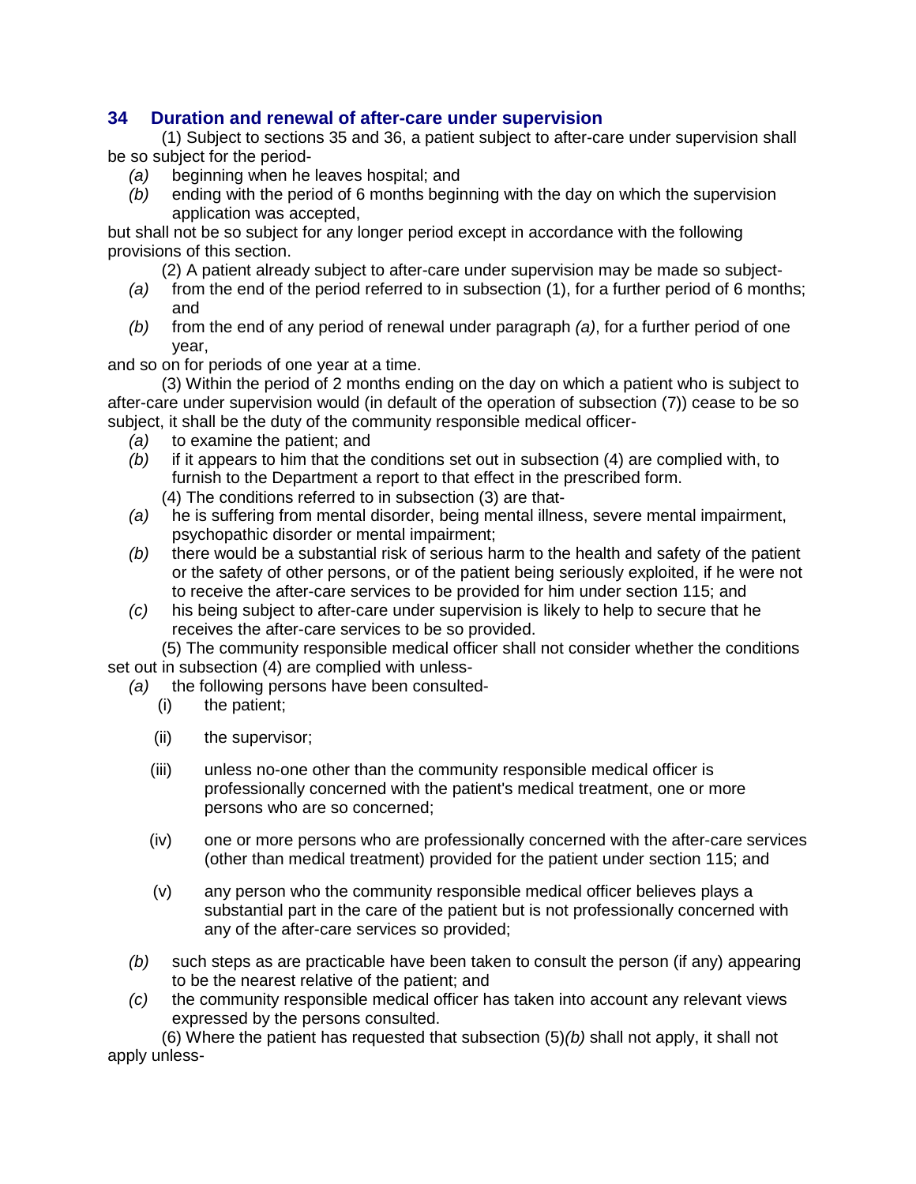## 34 Duration and renewal of after-care under supervision

(1) Subject to sections 35 and 36, a patient subject to after-care under supervision shall be so subject for the period-

*(a)* beginning when he leaves hospital; and

*(b)* ending with the period of 6 months beginning with the day on which the supervision application was accepted,

but shall not be so subject for any longer period except in accordance with the following provisions of this section.

(2) A patient already subject to after-care under supervision may be made so subject-

*(a)* from the end of the period referred to in subsection (1), for a further period of 6 months; and

*(b)* from the end of any period of renewal under paragraph *(a)*, for a further period of one year,

and so on for periods of one year at a time.

(3) Within the period of 2 months ending on the day on which a patient who is subject to after-care under supervision would (in default of the operation of subsection (7)) cease to be so subject, it shall be the duty of the community responsible medical officer-

*(a)* to examine the patient; and

*(b)* if it appears to him that the conditions set out in subsection (4) are complied with, to furnish to the Department a report to that effect in the prescribed form.

(4) The conditions referred to in subsection (3) are that-

*(a)* he is suffering from mental disorder, being mental illness, severe mental impairment, psychopathic disorder or mental impairment;

*(b)* there would be a substantial risk of serious harm to the health and safety of the patient or the safety of other persons, or of the patient being seriously exploited, if he were not to receive the after-care services to be provided for him under section 115; and

*(c)* his being subject to after-care under supervision is likely to help to secure that he receives the after-care services to be so provided.

(5) The community responsible medical officer shall not consider whether the conditions set out in subsection (4) are complied with unless-

*(a)* the following persons have been consulted-

(i) the patient;

(ii) the supervisor;

(iii) unless no-one other than the community responsible medical officer is professionally concerned with the patient's medical treatment, one or more persons who are so concerned;

(iv) one or more persons who are professionally concerned with the after-care services (other than medical treatment) provided for the patient under section 115; and

(v) any person who the community responsible medical officer believes plays a substantial part in the care of the patient but is not professionally concerned with any of the after-care services so provided;

*(b)* such steps as are practicable have been taken to consult the person (if any) appearing to be the nearest relative of the patient; and

*(c)* the community responsible medical officer has taken into account any relevant views expressed by the persons consulted.

(6) Where the patient has requested that subsection (5)*(b)* shall not apply, it shall not apply unless-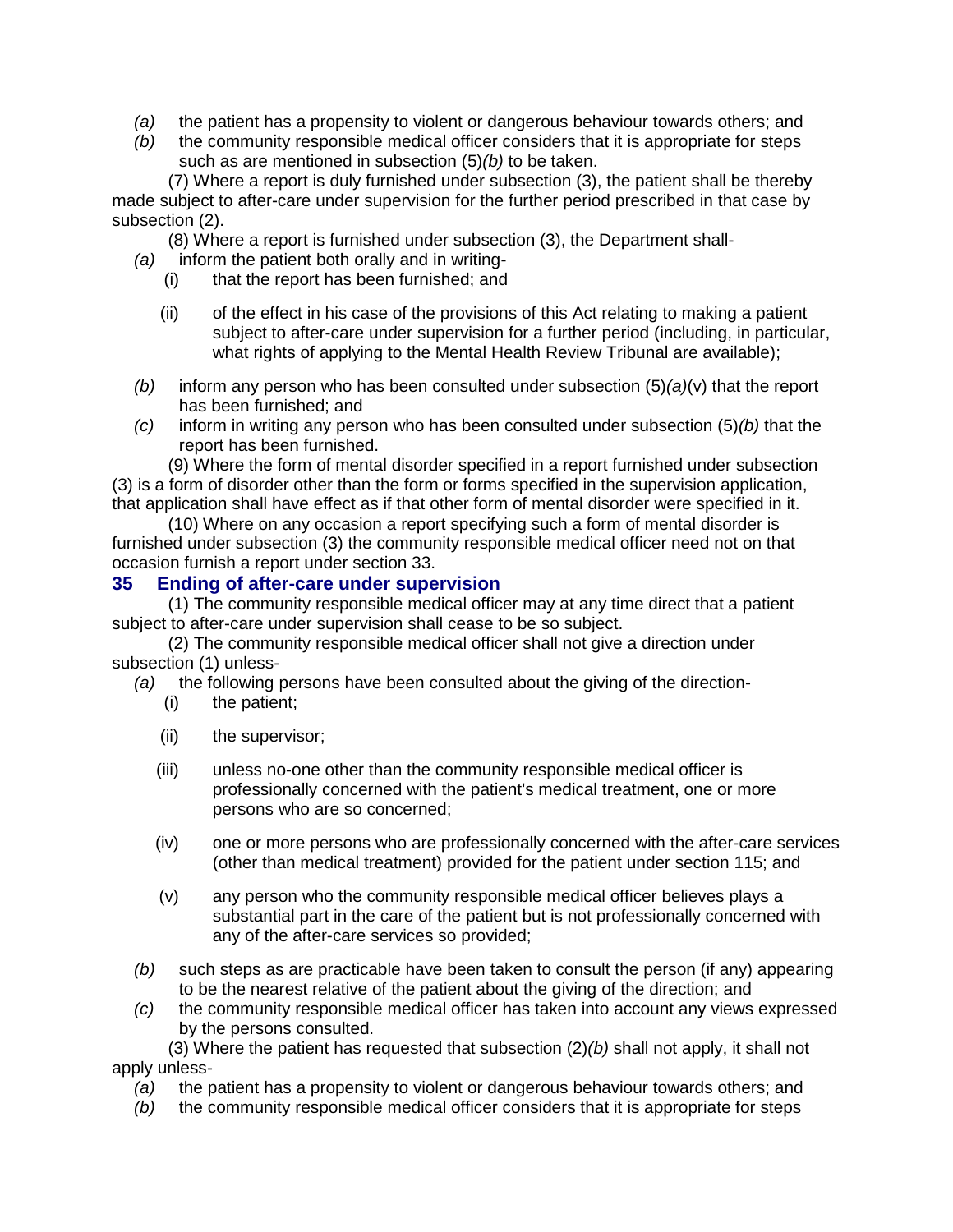*(a)* the patient has a propensity to violent or dangerous behaviour towards others; and

*(b)* the community responsible medical officer considers that it is appropriate for steps such as are mentioned in subsection (5)*(b)* to be taken.

(7) Where a report is duly furnished under subsection (3), the patient shall be thereby made subject to after-care under supervision for the further period prescribed in that case by subsection (2).

(8) Where a report is furnished under subsection (3), the Department shall-

*(a)* inform the patient both orally and in writing-

(i) that the report has been furnished; and

(ii) of the effect in his case of the provisions of this Act relating to making a patient subject to after-care under supervision for a further period (including, in particular, what rights of applying to the Mental Health Review Tribunal are available);

*(b)* inform any person who has been consulted under subsection (5)*(a)*(v) that the report has been furnished; and

*(c)* inform in writing any person who has been consulted under subsection (5)*(b)* that the report has been furnished.

(9) Where the form of mental disorder specified in a report furnished under subsection (3) is a form of disorder other than the form or forms specified in the supervision application, that application shall have effect as if that other form of mental disorder were specified in it.

(10) Where on any occasion a report specifying such a form of mental disorder is furnished under subsection (3) the community responsible medical officer need not on that occasion furnish a report under section 33.

## 35 Ending of after-care under supervision

(1) The community responsible medical officer may at any time direct that a patient subject to after-care under supervision shall cease to be so subject.

(2) The community responsible medical officer shall not give a direction under subsection (1) unless-

*(a)* the following persons have been consulted about the giving of the direction-

(i) the patient;

(ii) the supervisor;

(iii) unless no-one other than the community responsible medical officer is professionally concerned with the patient's medical treatment, one or more persons who are so concerned;

(iv) one or more persons who are professionally concerned with the after-care services (other than medical treatment) provided for the patient under section 115; and

(v) any person who the community responsible medical officer believes plays a substantial part in the care of the patient but is not professionally concerned with any of the after-care services so provided;

*(b)* such steps as are practicable have been taken to consult the person (if any) appearing to be the nearest relative of the patient about the giving of the direction; and

*(c)* the community responsible medical officer has taken into account any views expressed by the persons consulted.

(3) Where the patient has requested that subsection (2)*(b)* shall not apply, it shall not apply unless-

*(a)* the patient has a propensity to violent or dangerous behaviour towards others; and

*(b)* the community responsible medical officer considers that it is appropriate for steps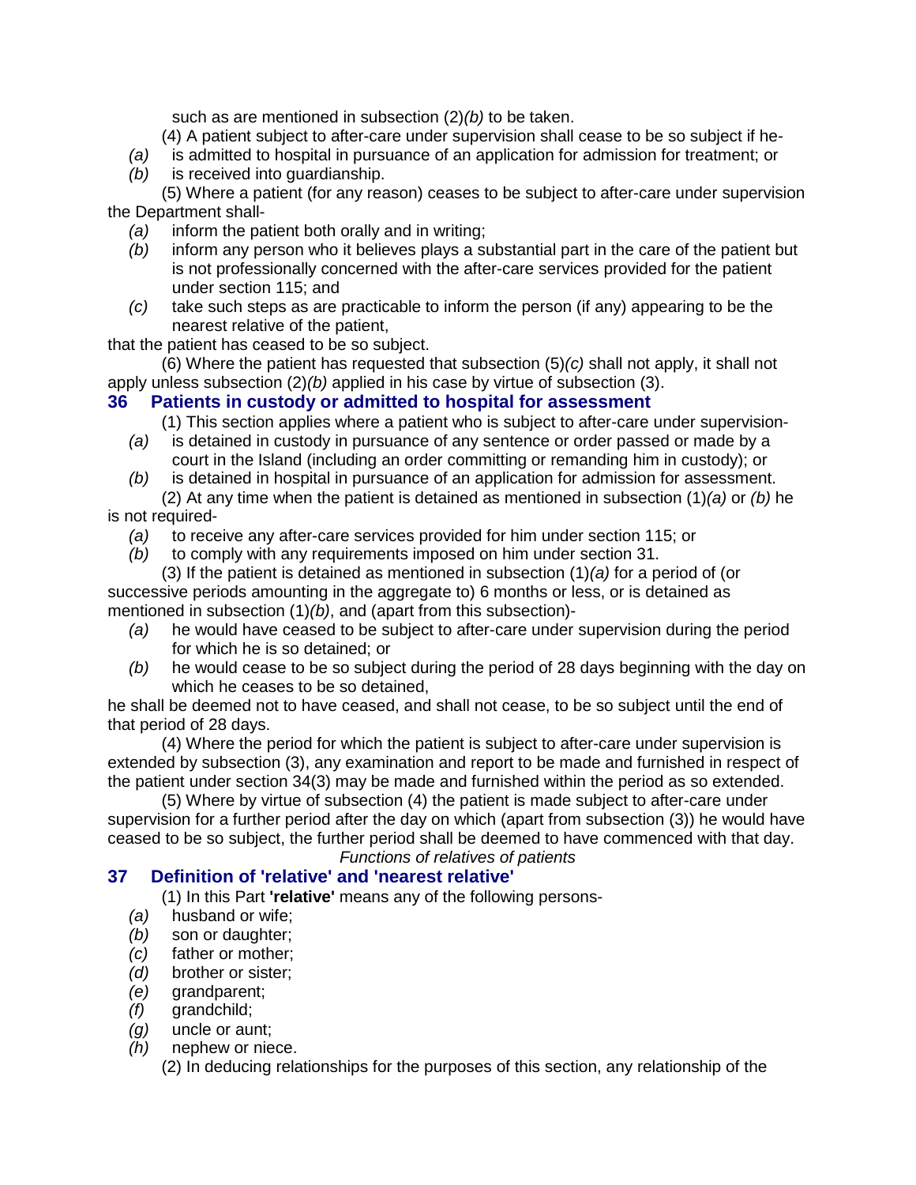such as are mentioned in subsection (2)*(b)* to be taken.

(4) A patient subject to after-care under supervision shall cease to be so subject if he-

*(a)* is admitted to hospital in pursuance of an application for admission for treatment; or

*(b)* is received into guardianship.

(5) Where a patient (for any reason) ceases to be subject to after-care under supervision the Department shall-

*(a)* inform the patient both orally and in writing;

*(b)* inform any person who it believes plays a substantial part in the care of the patient but is not professionally concerned with the after-care services provided for the patient under section 115; and

*(c)* take such steps as are practicable to inform the person (if any) appearing to be the nearest relative of the patient,

that the patient has ceased to be so subject.

(6) Where the patient has requested that subsection (5)*(c)* shall not apply, it shall not apply unless subsection (2)*(b)* applied in his case by virtue of subsection (3).

## 36 Patients in custody or admitted to hospital for assessment

(1) This section applies where a patient who is subject to after-care under supervision-

*(a)* is detained in custody in pursuance of any sentence or order passed or made by a court in the Island (including an order committing or remanding him in custody); or

*(b)* is detained in hospital in pursuance of an application for admission for assessment.

(2) At any time when the patient is detained as mentioned in subsection (1)*(a)* or *(b)* he is not required-

*(a)* to receive any after-care services provided for him under section 115; or

*(b)* to comply with any requirements imposed on him under section 31.

(3) If the patient is detained as mentioned in subsection (1)*(a)* for a period of (or successive periods amounting in the aggregate to) 6 months or less, or is detained as mentioned in subsection (1)*(b)*, and (apart from this subsection)-

*(a)* he would have ceased to be subject to after-care under supervision during the period for which he is so detained; or

*(b)* he would cease to be so subject during the period of 28 days beginning with the day on which he ceases to be so detained,

he shall be deemed not to have ceased, and shall not cease, to be so subject until the end of that period of 28 days.

(4) Where the period for which the patient is subject to after-care under supervision is extended by subsection (3), any examination and report to be made and furnished in respect of the patient under section 34(3) may be made and furnished within the period as so extended.

(5) Where by virtue of subsection (4) the patient is made subject to after-care under supervision for a further period after the day on which (apart from subsection (3)) he would have ceased to be so subject, the further period shall be deemed to have commenced with that day.

*Functions of relatives of patients*

## 37 Definition of 'relative' and 'nearest relative'

(1) In this Part **'relative'** means any of the following persons-

*(a)* husband or wife;

*(b)* son or daughter;

*(c)* father or mother;

*(d)* brother or sister;

*(e)* grandparent;

*(f)* grandchild;

*(g)* uncle or aunt;

*(h)* nephew or niece.

(2) In deducing relationships for the purposes of this section, any relationship of the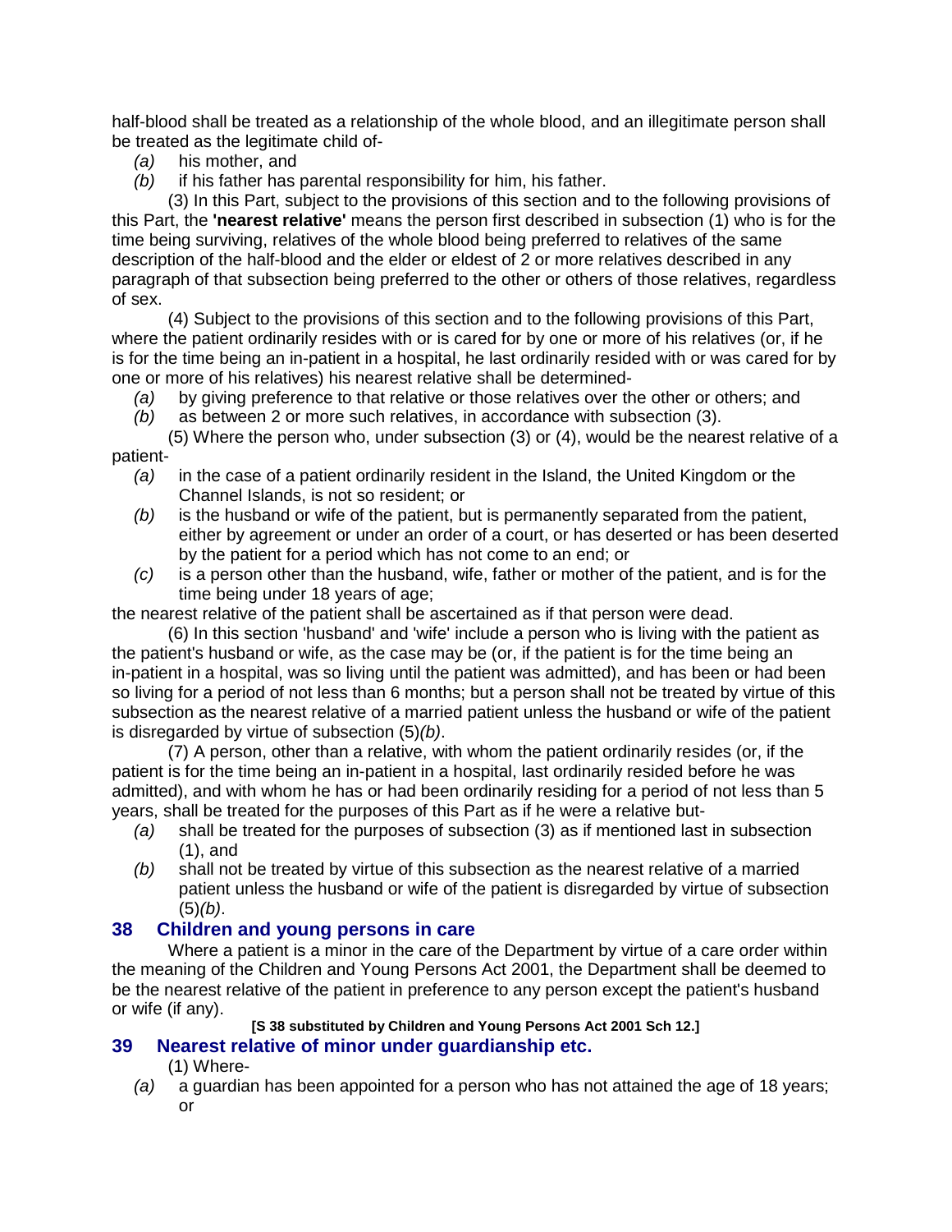half-blood shall be treated as a relationship of the whole blood, and an illegitimate person shall be treated as the legitimate child of-

*(a)* his mother, and

*(b)* if his father has parental responsibility for him, his father.

(3) In this Part, subject to the provisions of this section and to the following provisions of this Part, the **'nearest relative'** means the person first described in subsection (1) who is for the time being surviving, relatives of the whole blood being preferred to relatives of the same description of the half-blood and the elder or eldest of 2 or more relatives described in any paragraph of that subsection being preferred to the other or others of those relatives, regardless of sex.

(4) Subject to the provisions of this section and to the following provisions of this Part, where the patient ordinarily resides with or is cared for by one or more of his relatives (or, if he is for the time being an in-patient in a hospital, he last ordinarily resided with or was cared for by one or more of his relatives) his nearest relative shall be determined-

*(a)* by giving preference to that relative or those relatives over the other or others; and

*(b)* as between 2 or more such relatives, in accordance with subsection (3).

(5) Where the person who, under subsection (3) or (4), would be the nearest relative of a patient-

*(a)* in the case of a patient ordinarily resident in the Island, the United Kingdom or the Channel Islands, is not so resident; or

*(b)* is the husband or wife of the patient, but is permanently separated from the patient, either by agreement or under an order of a court, or has deserted or has been deserted by the patient for a period which has not come to an end; or

*(c)* is a person other than the husband, wife, father or mother of the patient, and is for the time being under 18 years of age;

the nearest relative of the patient shall be ascertained as if that person were dead.

(6) In this section 'husband' and 'wife' include a person who is living with the patient as the patient's husband or wife, as the case may be (or, if the patient is for the time being an in-patient in a hospital, was so living until the patient was admitted), and has been or had been so living for a period of not less than 6 months; but a person shall not be treated by virtue of this subsection as the nearest relative of a married patient unless the husband or wife of the patient is disregarded by virtue of subsection (5)*(b)*.

(7) A person, other than a relative, with whom the patient ordinarily resides (or, if the patient is for the time being an in-patient in a hospital, last ordinarily resided before he was admitted), and with whom he has or had been ordinarily residing for a period of not less than 5 years, shall be treated for the purposes of this Part as if he were a relative but-

*(a)* shall be treated for the purposes of subsection (3) as if mentioned last in subsection (1), and

*(b)* shall not be treated by virtue of this subsection as the nearest relative of a married patient unless the husband or wife of the patient is disregarded by virtue of subsection (5)*(b)*.

## 38 Children and young persons in care

Where a patient is a minor in the care of the Department by virtue of a care order within the meaning of the Children and Young Persons Act 2001, the Department shall be deemed to be the nearest relative of the patient in preference to any person except the patient's husband or wife (if any).

**[S 38 substituted by Children and Young Persons Act 2001 Sch 12.]**

## 39 Nearest relative of minor under guardianship etc.

(1) Where-

*(a)* a guardian has been appointed for a person who has not attained the age of 18 years; or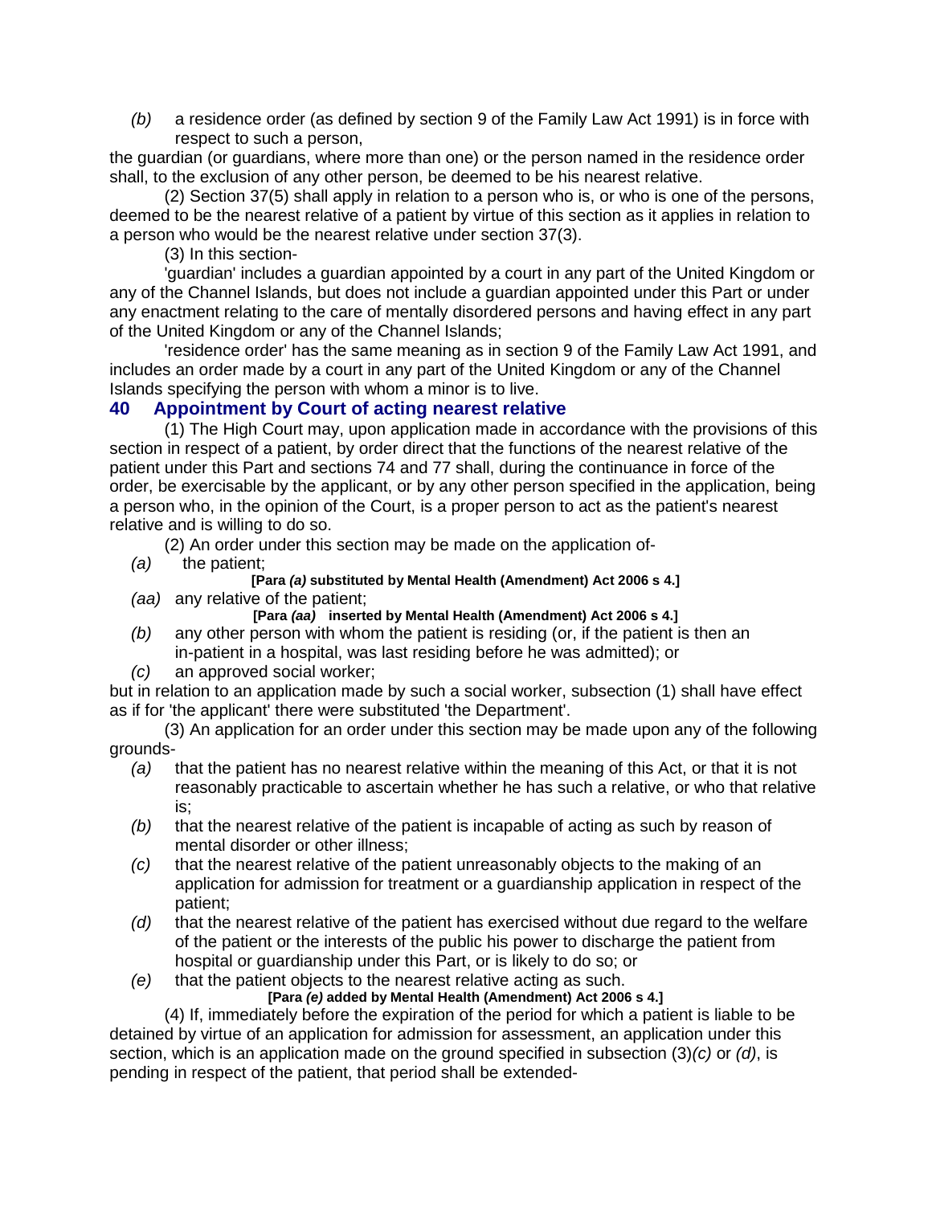*(b)* a residence order (as defined by section 9 of the Family Law Act 1991) is in force with respect to such a person,

the guardian (or guardians, where more than one) or the person named in the residence order shall, to the exclusion of any other person, be deemed to be his nearest relative.

(2) Section 37(5) shall apply in relation to a person who is, or who is one of the persons, deemed to be the nearest relative of a patient by virtue of this section as it applies in relation to a person who would be the nearest relative under section 37(3).

(3) In this section-

'guardian' includes a guardian appointed by a court in any part of the United Kingdom or any of the Channel Islands, but does not include a guardian appointed under this Part or under any enactment relating to the care of mentally disordered persons and having effect in any part of the United Kingdom or any of the Channel Islands;

'residence order' has the same meaning as in section 9 of the Family Law Act 1991, and includes an order made by a court in any part of the United Kingdom or any of the Channel Islands specifying the person with whom a minor is to live.

## 40 Appointment by Court of acting nearest relative

(1) The High Court may, upon application made in accordance with the provisions of this section in respect of a patient, by order direct that the functions of the nearest relative of the patient under this Part and sections 74 and 77 shall, during the continuance in force of the order, be exercisable by the applicant, or by any other person specified in the application, being a person who, in the opinion of the Court, is a proper person to act as the patient's nearest relative and is willing to do so.

(2) An order under this section may be made on the application of-

*(a)* the patient;

**[Para *(a)* substituted by Mental Health (Amendment) Act 2006 s 4.]**

*(aa)* any relative of the patient;

**[Para *(aa)* inserted by Mental Health (Amendment) Act 2006 s 4.]**

*(b)* any other person with whom the patient is residing (or, if the patient is then an in-patient in a hospital, was last residing before he was admitted); or

*(c)* an approved social worker;

but in relation to an application made by such a social worker, subsection (1) shall have effect as if for 'the applicant' there were substituted 'the Department'.

(3) An application for an order under this section may be made upon any of the following grounds-

*(a)* that the patient has no nearest relative within the meaning of this Act, or that it is not reasonably practicable to ascertain whether he has such a relative, or who that relative is;

*(b)* that the nearest relative of the patient is incapable of acting as such by reason of mental disorder or other illness;

*(c)* that the nearest relative of the patient unreasonably objects to the making of an application for admission for treatment or a guardianship application in respect of the patient;

*(d)* that the nearest relative of the patient has exercised without due regard to the welfare of the patient or the interests of the public his power to discharge the patient from hospital or guardianship under this Part, or is likely to do so; or

*(e)* that the patient objects to the nearest relative acting as such.

**[Para *(e)* added by Mental Health (Amendment) Act 2006 s 4.]**

(4) If, immediately before the expiration of the period for which a patient is liable to be detained by virtue of an application for admission for assessment, an application under this section, which is an application made on the ground specified in subsection (3)*(c)* or *(d)*, is pending in respect of the patient, that period shall be extended-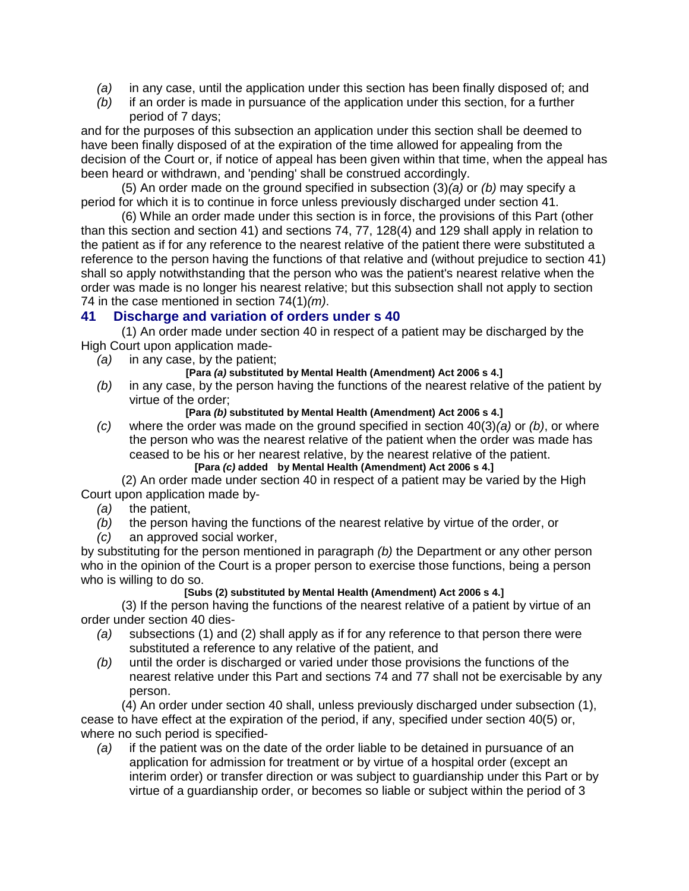*(a)* in any case, until the application under this section has been finally disposed of; and

*(b)* if an order is made in pursuance of the application under this section, for a further period of 7 days;

and for the purposes of this subsection an application under this section shall be deemed to have been finally disposed of at the expiration of the time allowed for appealing from the decision of the Court or, if notice of appeal has been given within that time, when the appeal has been heard or withdrawn, and 'pending' shall be construed accordingly.

(5) An order made on the ground specified in subsection (3)*(a)* or *(b)* may specify a period for which it is to continue in force unless previously discharged under section 41.

(6) While an order made under this section is in force, the provisions of this Part (other than this section and section 41) and sections 74, 77, 128(4) and 129 shall apply in relation to the patient as if for any reference to the nearest relative of the patient there were substituted a reference to the person having the functions of that relative and (without prejudice to section 41) shall so apply notwithstanding that the person who was the patient's nearest relative when the order was made is no longer his nearest relative; but this subsection shall not apply to section 74 in the case mentioned in section 74(1)*(m)*.

## 41 Discharge and variation of orders under s 40

(1) An order made under section 40 in respect of a patient may be discharged by the High Court upon application made-

*(a)* in any case, by the patient;

**[Para *(a)* substituted by Mental Health (Amendment) Act 2006 s 4.]**

*(b)* in any case, by the person having the functions of the nearest relative of the patient by virtue of the order;

**[Para *(b)* substituted by Mental Health (Amendment) Act 2006 s 4.]**

*(c)* where the order was made on the ground specified in section 40(3)*(a)* or *(b)*, or where the person who was the nearest relative of the patient when the order was made has ceased to be his or her nearest relative, by the nearest relative of the patient.

**[Para *(c)* added by Mental Health (Amendment) Act 2006 s 4.]**

(2) An order made under section 40 in respect of a patient may be varied by the High Court upon application made by-

*(a)* the patient,

*(b)* the person having the functions of the nearest relative by virtue of the order, or

*(c)* an approved social worker,

by substituting for the person mentioned in paragraph *(b)* the Department or any other person who in the opinion of the Court is a proper person to exercise those functions, being a person who is willing to do so.

**[Subs (2) substituted by Mental Health (Amendment) Act 2006 s 4.]**

(3) If the person having the functions of the nearest relative of a patient by virtue of an order under section 40 dies-

*(a)* subsections (1) and (2) shall apply as if for any reference to that person there were substituted a reference to any relative of the patient, and

*(b)* until the order is discharged or varied under those provisions the functions of the nearest relative under this Part and sections 74 and 77 shall not be exercisable by any person.

(4) An order under section 40 shall, unless previously discharged under subsection (1), cease to have effect at the expiration of the period, if any, specified under section 40(5) or, where no such period is specified-

*(a)* if the patient was on the date of the order liable to be detained in pursuance of an application for admission for treatment or by virtue of a hospital order (except an interim order) or transfer direction or was subject to guardianship under this Part or by virtue of a guardianship order, or becomes so liable or subject within the period of 3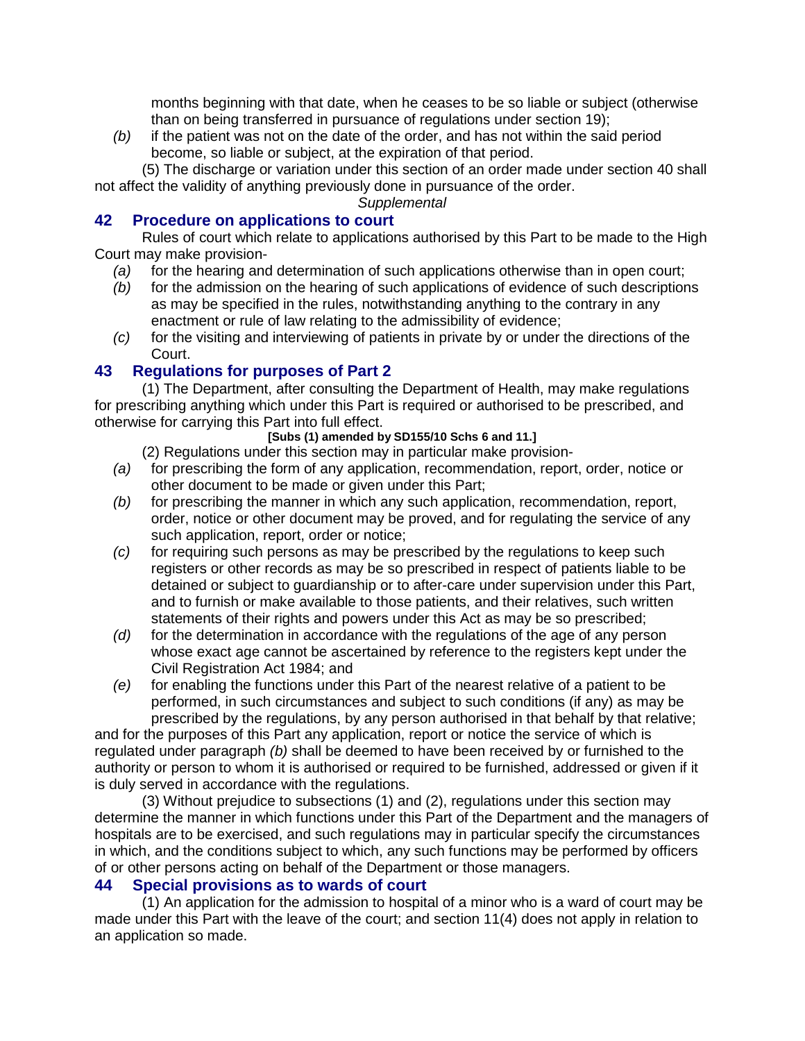months beginning with that date, when he ceases to be so liable or subject (otherwise than on being transferred in pursuance of regulations under section 19);

*(b)* if the patient was not on the date of the order, and has not within the said period become, so liable or subject, at the expiration of that period.

(5) The discharge or variation under this section of an order made under section 40 shall not affect the validity of anything previously done in pursuance of the order.

*Supplemental*

## 42 Procedure on applications to court

Rules of court which relate to applications authorised by this Part to be made to the High Court may make provision-

*(a)* for the hearing and determination of such applications otherwise than in open court;

*(b)* for the admission on the hearing of such applications of evidence of such descriptions as may be specified in the rules, notwithstanding anything to the contrary in any enactment or rule of law relating to the admissibility of evidence;

*(c)* for the visiting and interviewing of patients in private by or under the directions of the Court.

## 43 Regulations for purposes of Part 2

(1) The Department, after consulting the Department of Health, may make regulations for prescribing anything which under this Part is required or authorised to be prescribed, and otherwise for carrying this Part into full effect.

**[Subs (1) amended by SD155/10 Schs 6 and 11.]**

(2) Regulations under this section may in particular make provision-

*(a)* for prescribing the form of any application, recommendation, report, order, notice or other document to be made or given under this Part;

*(b)* for prescribing the manner in which any such application, recommendation, report, order, notice or other document may be proved, and for regulating the service of any such application, report, order or notice;

*(c)* for requiring such persons as may be prescribed by the regulations to keep such registers or other records as may be so prescribed in respect of patients liable to be detained or subject to guardianship or to after-care under supervision under this Part, and to furnish or make available to those patients, and their relatives, such written statements of their rights and powers under this Act as may be so prescribed;

*(d)* for the determination in accordance with the regulations of the age of any person whose exact age cannot be ascertained by reference to the registers kept under the Civil Registration Act 1984; and

*(e)* for enabling the functions under this Part of the nearest relative of a patient to be performed, in such circumstances and subject to such conditions (if any) as may be prescribed by the regulations, by any person authorised in that behalf by that relative;

and for the purposes of this Part any application, report or notice the service of which is regulated under paragraph *(b)* shall be deemed to have been received by or furnished to the authority or person to whom it is authorised or required to be furnished, addressed or given if it is duly served in accordance with the regulations.

(3) Without prejudice to subsections (1) and (2), regulations under this section may determine the manner in which functions under this Part of the Department and the managers of hospitals are to be exercised, and such regulations may in particular specify the circumstances in which, and the conditions subject to which, any such functions may be performed by officers of or other persons acting on behalf of the Department or those managers.

## 44 Special provisions as to wards of court

(1) An application for the admission to hospital of a minor who is a ward of court may be made under this Part with the leave of the court; and section 11(4) does not apply in relation to an application so made.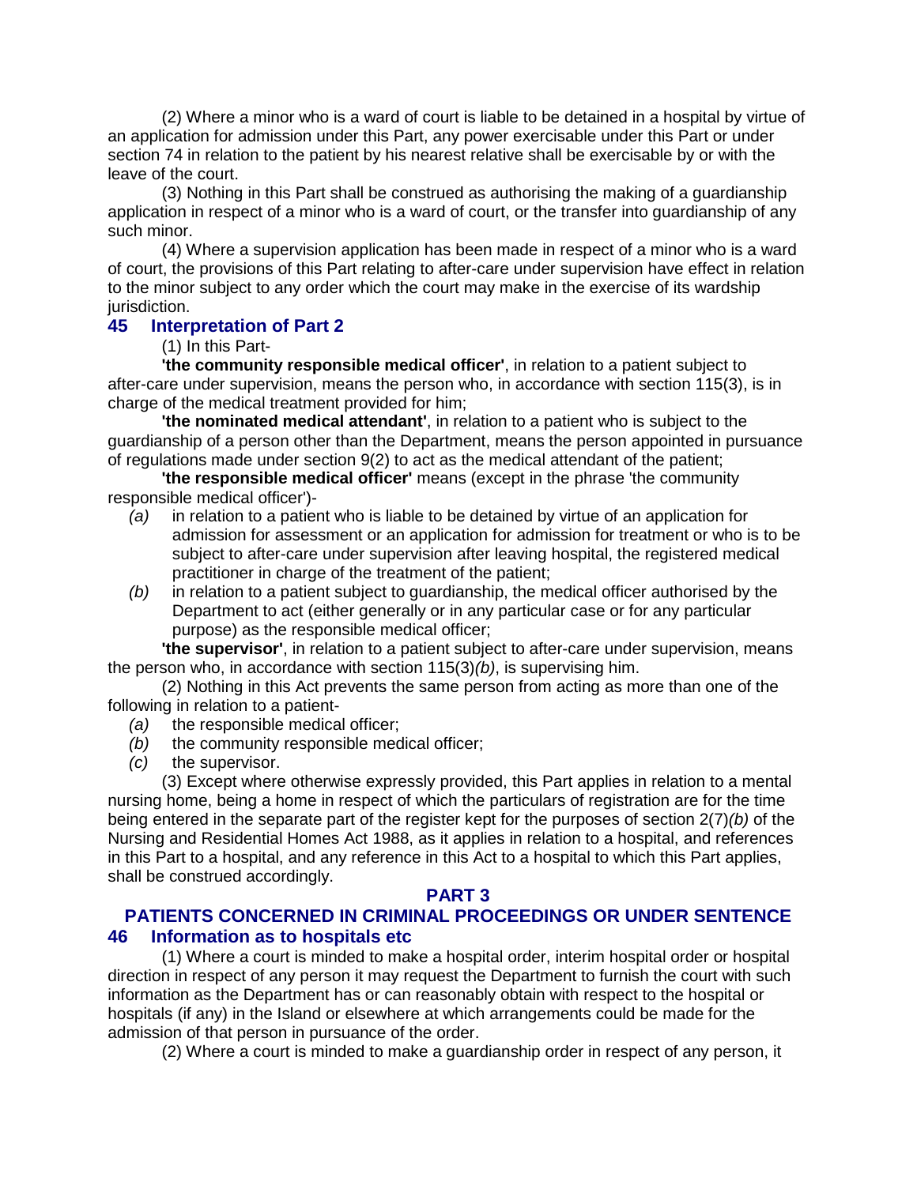(2) Where a minor who is a ward of court is liable to be detained in a hospital by virtue of an application for admission under this Part, any power exercisable under this Part or under section 74 in relation to the patient by his nearest relative shall be exercisable by or with the leave of the court.

(3) Nothing in this Part shall be construed as authorising the making of a guardianship application in respect of a minor who is a ward of court, or the transfer into guardianship of any such minor.

(4) Where a supervision application has been made in respect of a minor who is a ward of court, the provisions of this Part relating to after-care under supervision have effect in relation to the minor subject to any order which the court may make in the exercise of its wardship jurisdiction.

### 45 Interpretation of Part 2

(1) In this Part-

**'the community responsible medical officer'**, in relation to a patient subject to after-care under supervision, means the person who, in accordance with section 115(3), is in charge of the medical treatment provided for him;

**'the nominated medical attendant'**, in relation to a patient who is subject to the guardianship of a person other than the Department, means the person appointed in pursuance of regulations made under section 9(2) to act as the medical attendant of the patient;

**'the responsible medical officer'** means (except in the phrase 'the community responsible medical officer')-

- *(a)* in relation to a patient who is liable to be detained by virtue of an application for admission for assessment or an application for admission for treatment or who is to be subject to after-care under supervision after leaving hospital, the registered medical practitioner in charge of the treatment of the patient;
- *(b)* in relation to a patient subject to guardianship, the medical officer authorised by the Department to act (either generally or in any particular case or for any particular purpose) as the responsible medical officer;

**'the supervisor'**, in relation to a patient subject to after-care under supervision, means the person who, in accordance with section 115(3)*(b)*, is supervising him.

(2) Nothing in this Act prevents the same person from acting as more than one of the following in relation to a patient-

- *(a)* the responsible medical officer;
- *(b)* the community responsible medical officer;
- *(c)* the supervisor.

(3) Except where otherwise expressly provided, this Part applies in relation to a mental nursing home, being a home in respect of which the particulars of registration are for the time being entered in the separate part of the register kept for the purposes of section 2(7)*(b)* of the Nursing and Residential Homes Act 1988, as it applies in relation to a hospital, and references in this Part to a hospital, and any reference in this Act to a hospital to which this Part applies, shall be construed accordingly.

## PART 3

## PATIENTS CONCERNED IN CRIMINAL PROCEEDINGS OR UNDER SENTENCE

### 46 Information as to hospitals etc

(1) Where a court is minded to make a hospital order, interim hospital order or hospital direction in respect of any person it may request the Department to furnish the court with such information as the Department has or can reasonably obtain with respect to the hospital or hospitals (if any) in the Island or elsewhere at which arrangements could be made for the admission of that person in pursuance of the order.

(2) Where a court is minded to make a guardianship order in respect of any person, it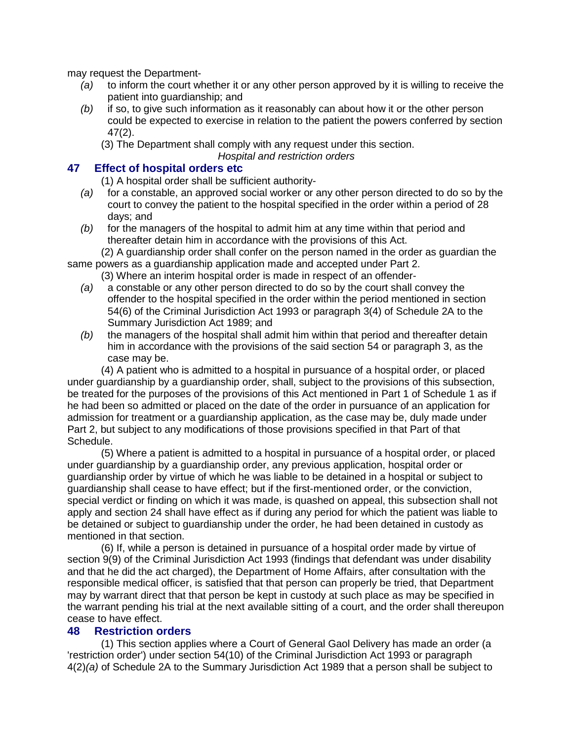may request the Department-

*(a)* to inform the court whether it or any other person approved by it is willing to receive the patient into guardianship; and

*(b)* if so, to give such information as it reasonably can about how it or the other person could be expected to exercise in relation to the patient the powers conferred by section 47(2).

(3) The Department shall comply with any request under this section.

*Hospital and restriction orders*

## 47 Effect of hospital orders etc

(1) A hospital order shall be sufficient authority-

*(a)* for a constable, an approved social worker or any other person directed to do so by the court to convey the patient to the hospital specified in the order within a period of 28 days; and

*(b)* for the managers of the hospital to admit him at any time within that period and thereafter detain him in accordance with the provisions of this Act.

(2) A guardianship order shall confer on the person named in the order as guardian the same powers as a guardianship application made and accepted under Part 2.

(3) Where an interim hospital order is made in respect of an offender-

*(a)* a constable or any other person directed to do so by the court shall convey the offender to the hospital specified in the order within the period mentioned in section 54(6) of the Criminal Jurisdiction Act 1993 or paragraph 3(4) of Schedule 2A to the Summary Jurisdiction Act 1989; and

*(b)* the managers of the hospital shall admit him within that period and thereafter detain him in accordance with the provisions of the said section 54 or paragraph 3, as the case may be.

(4) A patient who is admitted to a hospital in pursuance of a hospital order, or placed under guardianship by a guardianship order, shall, subject to the provisions of this subsection, be treated for the purposes of the provisions of this Act mentioned in Part 1 of Schedule 1 as if he had been so admitted or placed on the date of the order in pursuance of an application for admission for treatment or a guardianship application, as the case may be, duly made under Part 2, but subject to any modifications of those provisions specified in that Part of that Schedule.

(5) Where a patient is admitted to a hospital in pursuance of a hospital order, or placed under guardianship by a guardianship order, any previous application, hospital order or guardianship order by virtue of which he was liable to be detained in a hospital or subject to guardianship shall cease to have effect; but if the first-mentioned order, or the conviction, special verdict or finding on which it was made, is quashed on appeal, this subsection shall not apply and section 24 shall have effect as if during any period for which the patient was liable to be detained or subject to guardianship under the order, he had been detained in custody as mentioned in that section.

(6) If, while a person is detained in pursuance of a hospital order made by virtue of section 9(9) of the Criminal Jurisdiction Act 1993 (findings that defendant was under disability and that he did the act charged), the Department of Home Affairs, after consultation with the responsible medical officer, is satisfied that that person can properly be tried, that Department may by warrant direct that that person be kept in custody at such place as may be specified in the warrant pending his trial at the next available sitting of a court, and the order shall thereupon cease to have effect.

## 48 Restriction orders

(1) This section applies where a Court of General Gaol Delivery has made an order (a 'restriction order') under section 54(10) of the Criminal Jurisdiction Act 1993 or paragraph 4(2)*(a)* of Schedule 2A to the Summary Jurisdiction Act 1989 that a person shall be subject to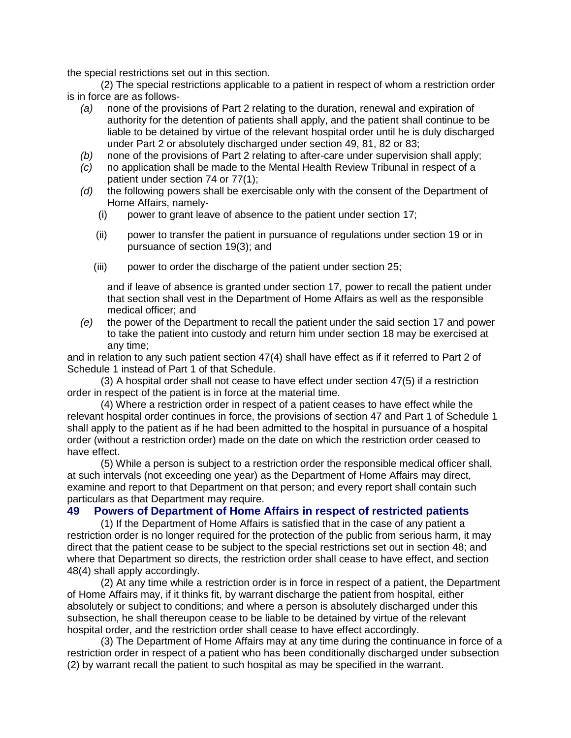the special restrictions set out in this section.

(2) The special restrictions applicable to a patient in respect of whom a restriction order is in force are as follows-

*(a)* none of the provisions of Part 2 relating to the duration, renewal and expiration of authority for the detention of patients shall apply, and the patient shall continue to be liable to be detained by virtue of the relevant hospital order until he is duly discharged under Part 2 or absolutely discharged under section 49, 81, 82 or 83;

*(b)* none of the provisions of Part 2 relating to after-care under supervision shall apply;

*(c)* no application shall be made to the Mental Health Review Tribunal in respect of a patient under section 74 or 77(1);

*(d)* the following powers shall be exercisable only with the consent of the Department of Home Affairs, namely-

(i) power to grant leave of absence to the patient under section 17;

(ii) power to transfer the patient in pursuance of regulations under section 19 or in pursuance of section 19(3); and

(iii) power to order the discharge of the patient under section 25;

and if leave of absence is granted under section 17, power to recall the patient under that section shall vest in the Department of Home Affairs as well as the responsible medical officer; and

*(e)* the power of the Department to recall the patient under the said section 17 and power to take the patient into custody and return him under section 18 may be exercised at any time;

and in relation to any such patient section 47(4) shall have effect as if it referred to Part 2 of Schedule 1 instead of Part 1 of that Schedule.

(3) A hospital order shall not cease to have effect under section 47(5) if a restriction order in respect of the patient is in force at the material time.

(4) Where a restriction order in respect of a patient ceases to have effect while the relevant hospital order continues in force, the provisions of section 47 and Part 1 of Schedule 1 shall apply to the patient as if he had been admitted to the hospital in pursuance of a hospital order (without a restriction order) made on the date on which the restriction order ceased to have effect.

(5) While a person is subject to a restriction order the responsible medical officer shall, at such intervals (not exceeding one year) as the Department of Home Affairs may direct, examine and report to that Department on that person; and every report shall contain such particulars as that Department may require.

## 49 Powers of Department of Home Affairs in respect of restricted patients

(1) If the Department of Home Affairs is satisfied that in the case of any patient a restriction order is no longer required for the protection of the public from serious harm, it may direct that the patient cease to be subject to the special restrictions set out in section 48; and where that Department so directs, the restriction order shall cease to have effect, and section 48(4) shall apply accordingly.

(2) At any time while a restriction order is in force in respect of a patient, the Department of Home Affairs may, if it thinks fit, by warrant discharge the patient from hospital, either absolutely or subject to conditions; and where a person is absolutely discharged under this subsection, he shall thereupon cease to be liable to be detained by virtue of the relevant hospital order, and the restriction order shall cease to have effect accordingly.

(3) The Department of Home Affairs may at any time during the continuance in force of a restriction order in respect of a patient who has been conditionally discharged under subsection (2) by warrant recall the patient to such hospital as may be specified in the warrant.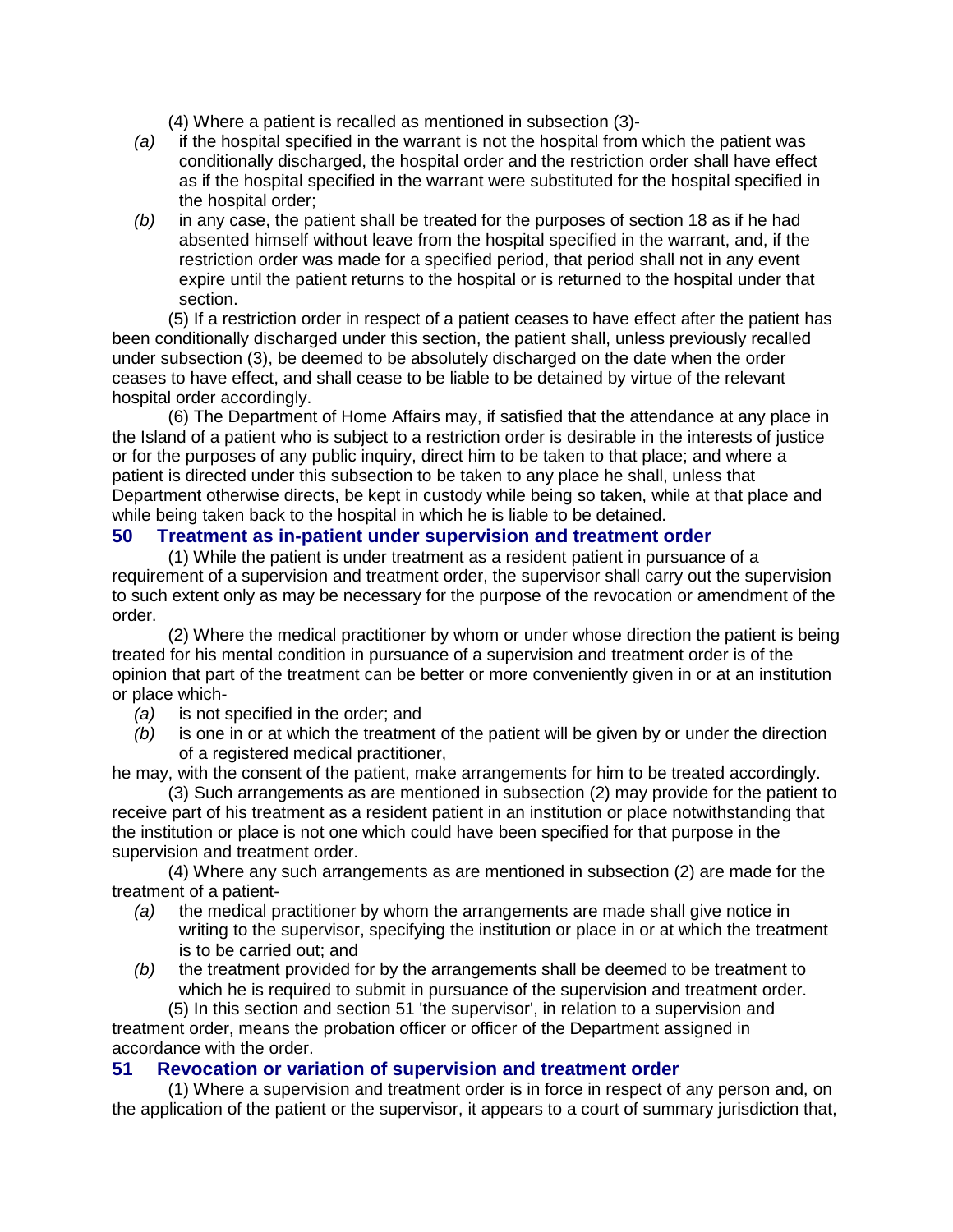(4) Where a patient is recalled as mentioned in subsection (3)-

*(a)* if the hospital specified in the warrant is not the hospital from which the patient was conditionally discharged, the hospital order and the restriction order shall have effect as if the hospital specified in the warrant were substituted for the hospital specified in the hospital order;

*(b)* in any case, the patient shall be treated for the purposes of section 18 as if he had absented himself without leave from the hospital specified in the warrant, and, if the restriction order was made for a specified period, that period shall not in any event expire until the patient returns to the hospital or is returned to the hospital under that section.

(5) If a restriction order in respect of a patient ceases to have effect after the patient has been conditionally discharged under this section, the patient shall, unless previously recalled under subsection (3), be deemed to be absolutely discharged on the date when the order ceases to have effect, and shall cease to be liable to be detained by virtue of the relevant hospital order accordingly.

(6) The Department of Home Affairs may, if satisfied that the attendance at any place in the Island of a patient who is subject to a restriction order is desirable in the interests of justice or for the purposes of any public inquiry, direct him to be taken to that place; and where a patient is directed under this subsection to be taken to any place he shall, unless that Department otherwise directs, be kept in custody while being so taken, while at that place and while being taken back to the hospital in which he is liable to be detained.

## 50 Treatment as in-patient under supervision and treatment order

(1) While the patient is under treatment as a resident patient in pursuance of a requirement of a supervision and treatment order, the supervisor shall carry out the supervision to such extent only as may be necessary for the purpose of the revocation or amendment of the order.

(2) Where the medical practitioner by whom or under whose direction the patient is being treated for his mental condition in pursuance of a supervision and treatment order is of the opinion that part of the treatment can be better or more conveniently given in or at an institution or place which-

*(a)* is not specified in the order; and

*(b)* is one in or at which the treatment of the patient will be given by or under the direction of a registered medical practitioner,

he may, with the consent of the patient, make arrangements for him to be treated accordingly.

(3) Such arrangements as are mentioned in subsection (2) may provide for the patient to receive part of his treatment as a resident patient in an institution or place notwithstanding that the institution or place is not one which could have been specified for that purpose in the supervision and treatment order.

(4) Where any such arrangements as are mentioned in subsection (2) are made for the treatment of a patient-

*(a)* the medical practitioner by whom the arrangements are made shall give notice in writing to the supervisor, specifying the institution or place in or at which the treatment is to be carried out; and

*(b)* the treatment provided for by the arrangements shall be deemed to be treatment to which he is required to submit in pursuance of the supervision and treatment order.

(5) In this section and section 51 'the supervisor', in relation to a supervision and treatment order, means the probation officer or officer of the Department assigned in accordance with the order.

## 51 Revocation or variation of supervision and treatment order

(1) Where a supervision and treatment order is in force in respect of any person and, on the application of the patient or the supervisor, it appears to a court of summary jurisdiction that,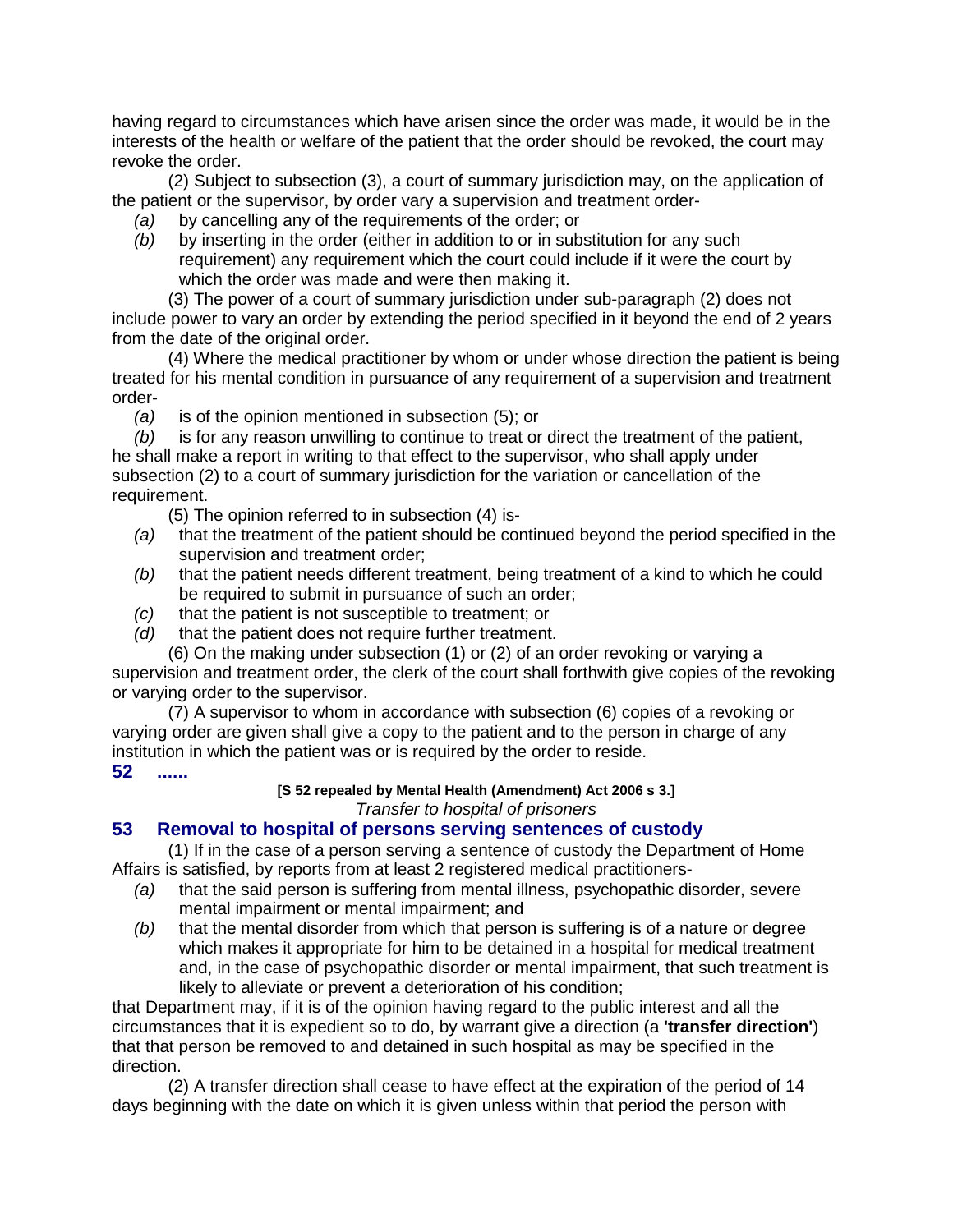having regard to circumstances which have arisen since the order was made, it would be in the interests of the health or welfare of the patient that the order should be revoked, the court may revoke the order.

(2) Subject to subsection (3), a court of summary jurisdiction may, on the application of the patient or the supervisor, by order vary a supervision and treatment order-

*(a)* by cancelling any of the requirements of the order; or

*(b)* by inserting in the order (either in addition to or in substitution for any such requirement) any requirement which the court could include if it were the court by which the order was made and were then making it.

(3) The power of a court of summary jurisdiction under sub-paragraph (2) does not include power to vary an order by extending the period specified in it beyond the end of 2 years from the date of the original order.

(4) Where the medical practitioner by whom or under whose direction the patient is being treated for his mental condition in pursuance of any requirement of a supervision and treatment order-

*(a)* is of the opinion mentioned in subsection (5); or

*(b)* is for any reason unwilling to continue to treat or direct the treatment of the patient,

he shall make a report in writing to that effect to the supervisor, who shall apply under subsection (2) to a court of summary jurisdiction for the variation or cancellation of the requirement.

(5) The opinion referred to in subsection (4) is-

*(a)* that the treatment of the patient should be continued beyond the period specified in the supervision and treatment order;

*(b)* that the patient needs different treatment, being treatment of a kind to which he could be required to submit in pursuance of such an order;

*(c)* that the patient is not susceptible to treatment; or

*(d)* that the patient does not require further treatment.

(6) On the making under subsection (1) or (2) of an order revoking or varying a supervision and treatment order, the clerk of the court shall forthwith give copies of the revoking or varying order to the supervisor.

(7) A supervisor to whom in accordance with subsection (6) copies of a revoking or varying order are given shall give a copy to the patient and to the person in charge of any institution in which the patient was or is required by the order to reside.

## 52 ......

**[S 52 repealed by Mental Health (Amendment) Act 2006 s 3.]**

*Transfer to hospital of prisoners*

## 53 Removal to hospital of persons serving sentences of custody

(1) If in the case of a person serving a sentence of custody the Department of Home Affairs is satisfied, by reports from at least 2 registered medical practitioners-

*(a)* that the said person is suffering from mental illness, psychopathic disorder, severe mental impairment or mental impairment; and

*(b)* that the mental disorder from which that person is suffering is of a nature or degree which makes it appropriate for him to be detained in a hospital for medical treatment and, in the case of psychopathic disorder or mental impairment, that such treatment is likely to alleviate or prevent a deterioration of his condition;

that Department may, if it is of the opinion having regard to the public interest and all the circumstances that it is expedient so to do, by warrant give a direction (a **'transfer direction'**) that that person be removed to and detained in such hospital as may be specified in the direction.

(2) A transfer direction shall cease to have effect at the expiration of the period of 14 days beginning with the date on which it is given unless within that period the person with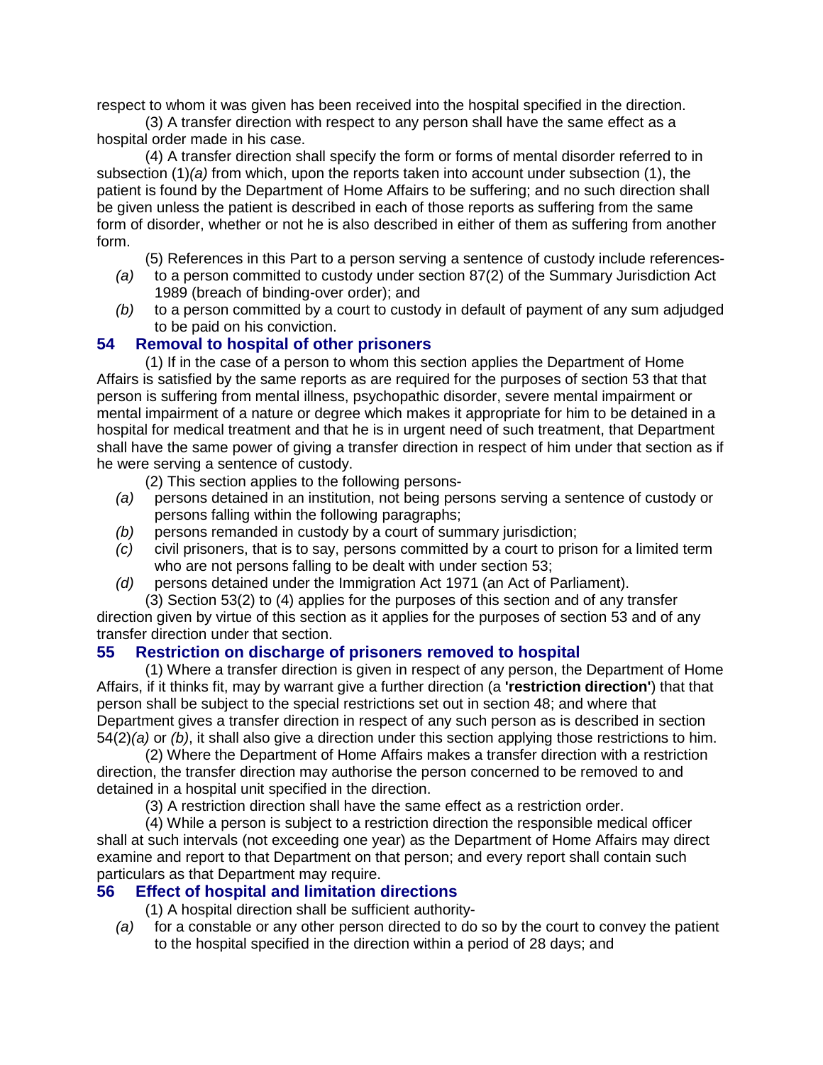respect to whom it was given has been received into the hospital specified in the direction.

(3) A transfer direction with respect to any person shall have the same effect as a hospital order made in his case.

(4) A transfer direction shall specify the form or forms of mental disorder referred to in subsection (1)*(a)* from which, upon the reports taken into account under subsection (1), the patient is found by the Department of Home Affairs to be suffering; and no such direction shall be given unless the patient is described in each of those reports as suffering from the same form of disorder, whether or not he is also described in either of them as suffering from another form.

(5) References in this Part to a person serving a sentence of custody include references-

*(a)* to a person committed to custody under section 87(2) of the Summary Jurisdiction Act 1989 (breach of binding-over order); and

*(b)* to a person committed by a court to custody in default of payment of any sum adjudged to be paid on his conviction.

## 54 Removal to hospital of other prisoners

(1) If in the case of a person to whom this section applies the Department of Home Affairs is satisfied by the same reports as are required for the purposes of section 53 that that person is suffering from mental illness, psychopathic disorder, severe mental impairment or mental impairment of a nature or degree which makes it appropriate for him to be detained in a hospital for medical treatment and that he is in urgent need of such treatment, that Department shall have the same power of giving a transfer direction in respect of him under that section as if he were serving a sentence of custody.

(2) This section applies to the following persons-

*(a)* persons detained in an institution, not being persons serving a sentence of custody or persons falling within the following paragraphs;

*(b)* persons remanded in custody by a court of summary jurisdiction;

*(c)* civil prisoners, that is to say, persons committed by a court to prison for a limited term who are not persons falling to be dealt with under section 53;

*(d)* persons detained under the Immigration Act 1971 (an Act of Parliament).

(3) Section 53(2) to (4) applies for the purposes of this section and of any transfer direction given by virtue of this section as it applies for the purposes of section 53 and of any transfer direction under that section.

## 55 Restriction on discharge of prisoners removed to hospital

(1) Where a transfer direction is given in respect of any person, the Department of Home Affairs, if it thinks fit, may by warrant give a further direction (a **'restriction direction'**) that that person shall be subject to the special restrictions set out in section 48; and where that Department gives a transfer direction in respect of any such person as is described in section 54(2)*(a)* or *(b)*, it shall also give a direction under this section applying those restrictions to him.

(2) Where the Department of Home Affairs makes a transfer direction with a restriction direction, the transfer direction may authorise the person concerned to be removed to and detained in a hospital unit specified in the direction.

(3) A restriction direction shall have the same effect as a restriction order.

(4) While a person is subject to a restriction direction the responsible medical officer shall at such intervals (not exceeding one year) as the Department of Home Affairs may direct examine and report to that Department on that person; and every report shall contain such particulars as that Department may require.

## 56 Effect of hospital and limitation directions

(1) A hospital direction shall be sufficient authority-

*(a)* for a constable or any other person directed to do so by the court to convey the patient to the hospital specified in the direction within a period of 28 days; and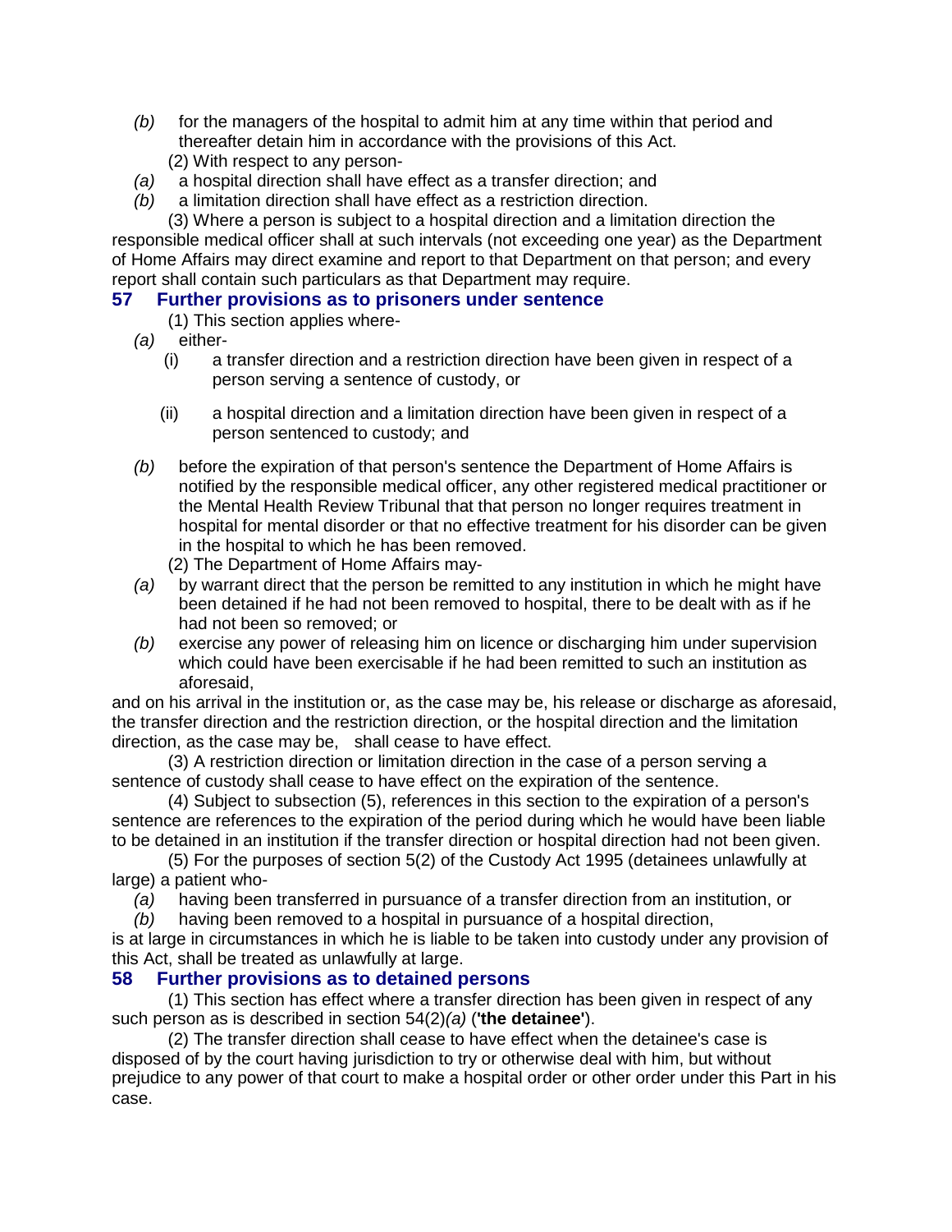*(b)* for the managers of the hospital to admit him at any time within that period and thereafter detain him in accordance with the provisions of this Act.

(2) With respect to any person-

*(a)* a hospital direction shall have effect as a transfer direction; and

*(b)* a limitation direction shall have effect as a restriction direction.

(3) Where a person is subject to a hospital direction and a limitation direction the responsible medical officer shall at such intervals (not exceeding one year) as the Department of Home Affairs may direct examine and report to that Department on that person; and every report shall contain such particulars as that Department may require.

## 57 Further provisions as to prisoners under sentence

(1) This section applies where-

*(a)* either-

(i) a transfer direction and a restriction direction have been given in respect of a person serving a sentence of custody, or

(ii) a hospital direction and a limitation direction have been given in respect of a person sentenced to custody; and

*(b)* before the expiration of that person's sentence the Department of Home Affairs is notified by the responsible medical officer, any other registered medical practitioner or the Mental Health Review Tribunal that that person no longer requires treatment in hospital for mental disorder or that no effective treatment for his disorder can be given in the hospital to which he has been removed.

(2) The Department of Home Affairs may-

*(a)* by warrant direct that the person be remitted to any institution in which he might have been detained if he had not been removed to hospital, there to be dealt with as if he had not been so removed; or

*(b)* exercise any power of releasing him on licence or discharging him under supervision which could have been exercisable if he had been remitted to such an institution as aforesaid,

and on his arrival in the institution or, as the case may be, his release or discharge as aforesaid, the transfer direction and the restriction direction, or the hospital direction and the limitation direction, as the case may be, shall cease to have effect.

(3) A restriction direction or limitation direction in the case of a person serving a sentence of custody shall cease to have effect on the expiration of the sentence.

(4) Subject to subsection (5), references in this section to the expiration of a person's sentence are references to the expiration of the period during which he would have been liable to be detained in an institution if the transfer direction or hospital direction had not been given.

(5) For the purposes of section 5(2) of the Custody Act 1995 (detainees unlawfully at large) a patient who-

*(a)* having been transferred in pursuance of a transfer direction from an institution, or

*(b)* having been removed to a hospital in pursuance of a hospital direction,

is at large in circumstances in which he is liable to be taken into custody under any provision of this Act, shall be treated as unlawfully at large.

## 58 Further provisions as to detained persons

(1) This section has effect where a transfer direction has been given in respect of any such person as is described in section 54(2)*(a)* (**'the detainee'**).

(2) The transfer direction shall cease to have effect when the detainee's case is disposed of by the court having jurisdiction to try or otherwise deal with him, but without prejudice to any power of that court to make a hospital order or other order under this Part in his case.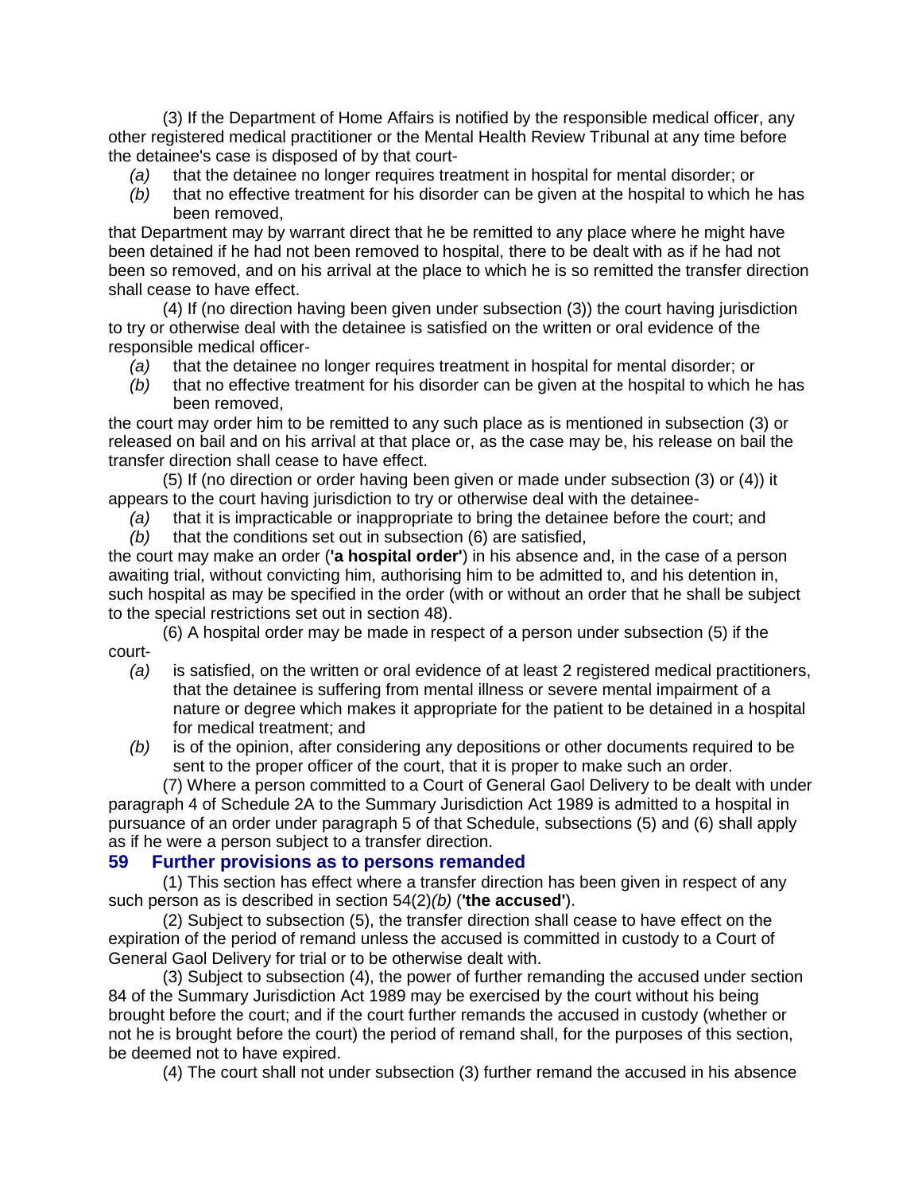(3) If the Department of Home Affairs is notified by the responsible medical officer, any other registered medical practitioner or the Mental Health Review Tribunal at any time before the detainee's case is disposed of by that court-

*(a)* that the detainee no longer requires treatment in hospital for mental disorder; or

*(b)* that no effective treatment for his disorder can be given at the hospital to which he has been removed,

that Department may by warrant direct that he be remitted to any place where he might have been detained if he had not been removed to hospital, there to be dealt with as if he had not been so removed, and on his arrival at the place to which he is so remitted the transfer direction shall cease to have effect.

(4) If (no direction having been given under subsection (3)) the court having jurisdiction to try or otherwise deal with the detainee is satisfied on the written or oral evidence of the responsible medical officer-

*(a)* that the detainee no longer requires treatment in hospital for mental disorder; or

*(b)* that no effective treatment for his disorder can be given at the hospital to which he has been removed,

the court may order him to be remitted to any such place as is mentioned in subsection (3) or released on bail and on his arrival at that place or, as the case may be, his release on bail the transfer direction shall cease to have effect.

(5) If (no direction or order having been given or made under subsection (3) or (4)) it appears to the court having jurisdiction to try or otherwise deal with the detainee-

*(a)* that it is impracticable or inappropriate to bring the detainee before the court; and

*(b)* that the conditions set out in subsection (6) are satisfied,

the court may make an order (**'a hospital order'**) in his absence and, in the case of a person awaiting trial, without convicting him, authorising him to be admitted to, and his detention in, such hospital as may be specified in the order (with or without an order that he shall be subject to the special restrictions set out in section 48).

(6) A hospital order may be made in respect of a person under subsection (5) if the court-

*(a)* is satisfied, on the written or oral evidence of at least 2 registered medical practitioners, that the detainee is suffering from mental illness or severe mental impairment of a nature or degree which makes it appropriate for the patient to be detained in a hospital for medical treatment; and

*(b)* is of the opinion, after considering any depositions or other documents required to be sent to the proper officer of the court, that it is proper to make such an order.

(7) Where a person committed to a Court of General Gaol Delivery to be dealt with under paragraph 4 of Schedule 2A to the Summary Jurisdiction Act 1989 is admitted to a hospital in pursuance of an order under paragraph 5 of that Schedule, subsections (5) and (6) shall apply as if he were a person subject to a transfer direction.

## 59 Further provisions as to persons remanded

(1) This section has effect where a transfer direction has been given in respect of any such person as is described in section 54(2)*(b)* (**'the accused'**).

(2) Subject to subsection (5), the transfer direction shall cease to have effect on the expiration of the period of remand unless the accused is committed in custody to a Court of General Gaol Delivery for trial or to be otherwise dealt with.

(3) Subject to subsection (4), the power of further remanding the accused under section 84 of the Summary Jurisdiction Act 1989 may be exercised by the court without his being brought before the court; and if the court further remands the accused in custody (whether or not he is brought before the court) the period of remand shall, for the purposes of this section, be deemed not to have expired.

(4) The court shall not under subsection (3) further remand the accused in his absence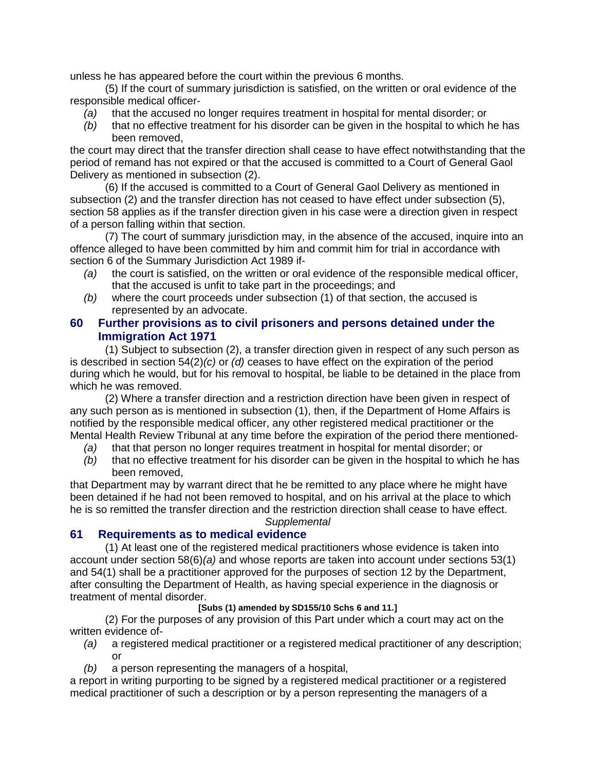unless he has appeared before the court within the previous 6 months.

(5) If the court of summary jurisdiction is satisfied, on the written or oral evidence of the responsible medical officer-

*(a)* that the accused no longer requires treatment in hospital for mental disorder; or

*(b)* that no effective treatment for his disorder can be given in the hospital to which he has been removed,

the court may direct that the transfer direction shall cease to have effect notwithstanding that the period of remand has not expired or that the accused is committed to a Court of General Gaol Delivery as mentioned in subsection (2).

(6) If the accused is committed to a Court of General Gaol Delivery as mentioned in subsection (2) and the transfer direction has not ceased to have effect under subsection (5), section 58 applies as if the transfer direction given in his case were a direction given in respect of a person falling within that section.

(7) The court of summary jurisdiction may, in the absence of the accused, inquire into an offence alleged to have been committed by him and commit him for trial in accordance with section 6 of the Summary Jurisdiction Act 1989 if-

*(a)* the court is satisfied, on the written or oral evidence of the responsible medical officer, that the accused is unfit to take part in the proceedings; and

*(b)* where the court proceeds under subsection (1) of that section, the accused is represented by an advocate.

## 60 Further provisions as to civil prisoners and persons detained under the Immigration Act 1971

(1) Subject to subsection (2), a transfer direction given in respect of any such person as is described in section 54(2)*(c)* or *(d)* ceases to have effect on the expiration of the period during which he would, but for his removal to hospital, be liable to be detained in the place from which he was removed.

(2) Where a transfer direction and a restriction direction have been given in respect of any such person as is mentioned in subsection (1), then, if the Department of Home Affairs is notified by the responsible medical officer, any other registered medical practitioner or the Mental Health Review Tribunal at any time before the expiration of the period there mentioned-

*(a)* that that person no longer requires treatment in hospital for mental disorder; or

*(b)* that no effective treatment for his disorder can be given in the hospital to which he has been removed,

that Department may by warrant direct that he be remitted to any place where he might have been detained if he had not been removed to hospital, and on his arrival at the place to which he is so remitted the transfer direction and the restriction direction shall cease to have effect.

*Supplemental*

## 61 Requirements as to medical evidence

(1) At least one of the registered medical practitioners whose evidence is taken into account under section 58(6)*(a)* and whose reports are taken into account under sections 53(1) and 54(1) shall be a practitioner approved for the purposes of section 12 by the Department, after consulting the Department of Health, as having special experience in the diagnosis or treatment of mental disorder.

**[Subs (1) amended by SD155/10 Schs 6 and 11.]**

(2) For the purposes of any provision of this Part under which a court may act on the written evidence of-

*(a)* a registered medical practitioner or a registered medical practitioner of any description; or

*(b)* a person representing the managers of a hospital,

a report in writing purporting to be signed by a registered medical practitioner or a registered medical practitioner of such a description or by a person representing the managers of a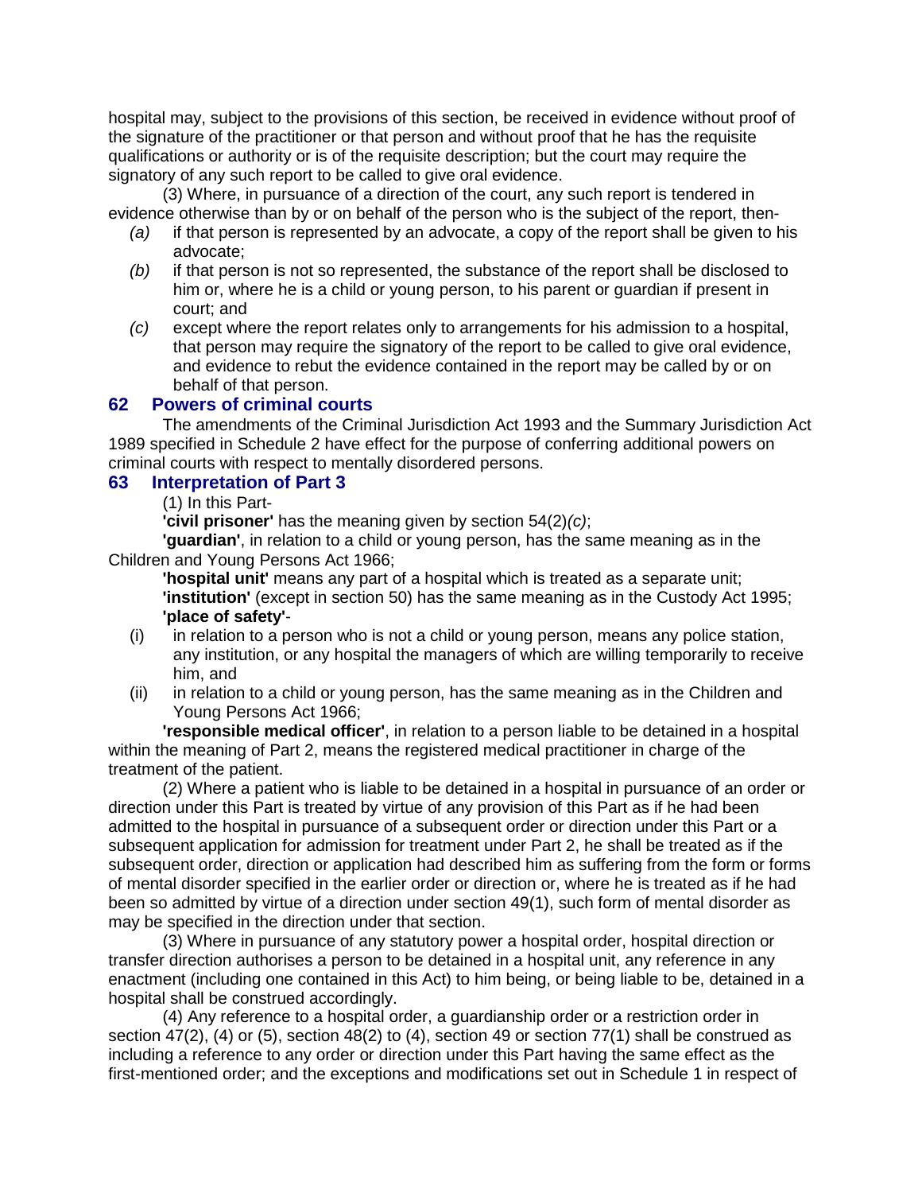hospital may, subject to the provisions of this section, be received in evidence without proof of the signature of the practitioner or that person and without proof that he has the requisite qualifications or authority or is of the requisite description; but the court may require the signatory of any such report to be called to give oral evidence.

(3) Where, in pursuance of a direction of the court, any such report is tendered in evidence otherwise than by or on behalf of the person who is the subject of the report, then-

*(a)* if that person is represented by an advocate, a copy of the report shall be given to his advocate;

*(b)* if that person is not so represented, the substance of the report shall be disclosed to him or, where he is a child or young person, to his parent or guardian if present in court; and

*(c)* except where the report relates only to arrangements for his admission to a hospital, that person may require the signatory of the report to be called to give oral evidence, and evidence to rebut the evidence contained in the report may be called by or on behalf of that person.

## 62 Powers of criminal courts

The amendments of the Criminal Jurisdiction Act 1993 and the Summary Jurisdiction Act 1989 specified in Schedule 2 have effect for the purpose of conferring additional powers on criminal courts with respect to mentally disordered persons.

## 63 Interpretation of Part 3

(1) In this Part-

**'civil prisoner'** has the meaning given by section 54(2)*(c)*;

**'guardian'**, in relation to a child or young person, has the same meaning as in the Children and Young Persons Act 1966;

**'hospital unit'** means any part of a hospital which is treated as a separate unit;

**'institution'** (except in section 50) has the same meaning as in the Custody Act 1995;

**'place of safety'**-

(i) in relation to a person who is not a child or young person, means any police station, any institution, or any hospital the managers of which are willing temporarily to receive him, and

(ii) in relation to a child or young person, has the same meaning as in the Children and Young Persons Act 1966;

**'responsible medical officer'**, in relation to a person liable to be detained in a hospital within the meaning of Part 2, means the registered medical practitioner in charge of the treatment of the patient.

(2) Where a patient who is liable to be detained in a hospital in pursuance of an order or direction under this Part is treated by virtue of any provision of this Part as if he had been admitted to the hospital in pursuance of a subsequent order or direction under this Part or a subsequent application for admission for treatment under Part 2, he shall be treated as if the subsequent order, direction or application had described him as suffering from the form or forms of mental disorder specified in the earlier order or direction or, where he is treated as if he had been so admitted by virtue of a direction under section 49(1), such form of mental disorder as may be specified in the direction under that section.

(3) Where in pursuance of any statutory power a hospital order, hospital direction or transfer direction authorises a person to be detained in a hospital unit, any reference in any enactment (including one contained in this Act) to him being, or being liable to be, detained in a hospital shall be construed accordingly.

(4) Any reference to a hospital order, a guardianship order or a restriction order in section 47(2), (4) or (5), section 48(2) to (4), section 49 or section 77(1) shall be construed as including a reference to any order or direction under this Part having the same effect as the first-mentioned order; and the exceptions and modifications set out in Schedule 1 in respect of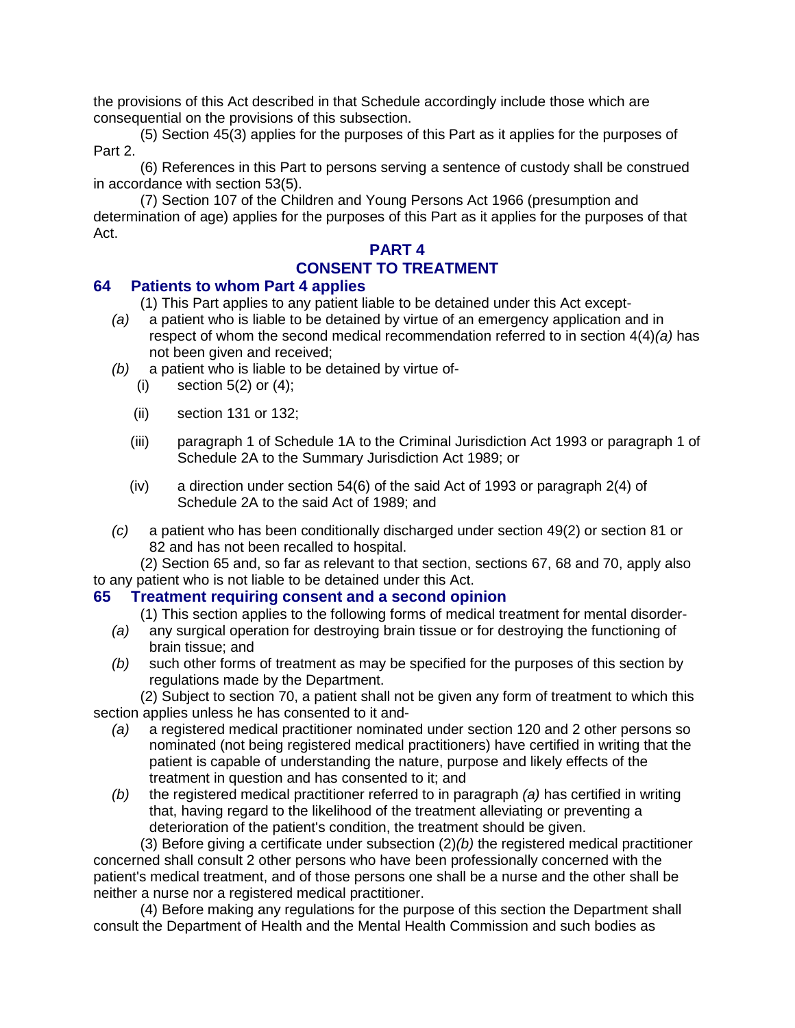the provisions of this Act described in that Schedule accordingly include those which are consequential on the provisions of this subsection.

(5) Section 45(3) applies for the purposes of this Part as it applies for the purposes of Part 2.

(6) References in this Part to persons serving a sentence of custody shall be construed in accordance with section 53(5).

(7) Section 107 of the Children and Young Persons Act 1966 (presumption and determination of age) applies for the purposes of this Part as it applies for the purposes of that Act.

## PART 4
## CONSENT TO TREATMENT

### 64 Patients to whom Part 4 applies

(1) This Part applies to any patient liable to be detained under this Act except-

*(a)* a patient who is liable to be detained by virtue of an emergency application and in respect of whom the second medical recommendation referred to in section 4(4)*(a)* has not been given and received;

*(b)* a patient who is liable to be detained by virtue of-

(i) section 5(2) or (4);

(ii) section 131 or 132;

(iii) paragraph 1 of Schedule 1A to the Criminal Jurisdiction Act 1993 or paragraph 1 of Schedule 2A to the Summary Jurisdiction Act 1989; or

(iv) a direction under section 54(6) of the said Act of 1993 or paragraph 2(4) of Schedule 2A to the said Act of 1989; and

*(c)* a patient who has been conditionally discharged under section 49(2) or section 81 or 82 and has not been recalled to hospital.

(2) Section 65 and, so far as relevant to that section, sections 67, 68 and 70, apply also to any patient who is not liable to be detained under this Act.

### 65 Treatment requiring consent and a second opinion

(1) This section applies to the following forms of medical treatment for mental disorder-

*(a)* any surgical operation for destroying brain tissue or for destroying the functioning of brain tissue; and

*(b)* such other forms of treatment as may be specified for the purposes of this section by regulations made by the Department.

(2) Subject to section 70, a patient shall not be given any form of treatment to which this section applies unless he has consented to it and-

*(a)* a registered medical practitioner nominated under section 120 and 2 other persons so nominated (not being registered medical practitioners) have certified in writing that the patient is capable of understanding the nature, purpose and likely effects of the treatment in question and has consented to it; and

*(b)* the registered medical practitioner referred to in paragraph *(a)* has certified in writing that, having regard to the likelihood of the treatment alleviating or preventing a deterioration of the patient's condition, the treatment should be given.

(3) Before giving a certificate under subsection (2)*(b)* the registered medical practitioner concerned shall consult 2 other persons who have been professionally concerned with the patient's medical treatment, and of those persons one shall be a nurse and the other shall be neither a nurse nor a registered medical practitioner.

(4) Before making any regulations for the purpose of this section the Department shall consult the Department of Health and the Mental Health Commission and such bodies as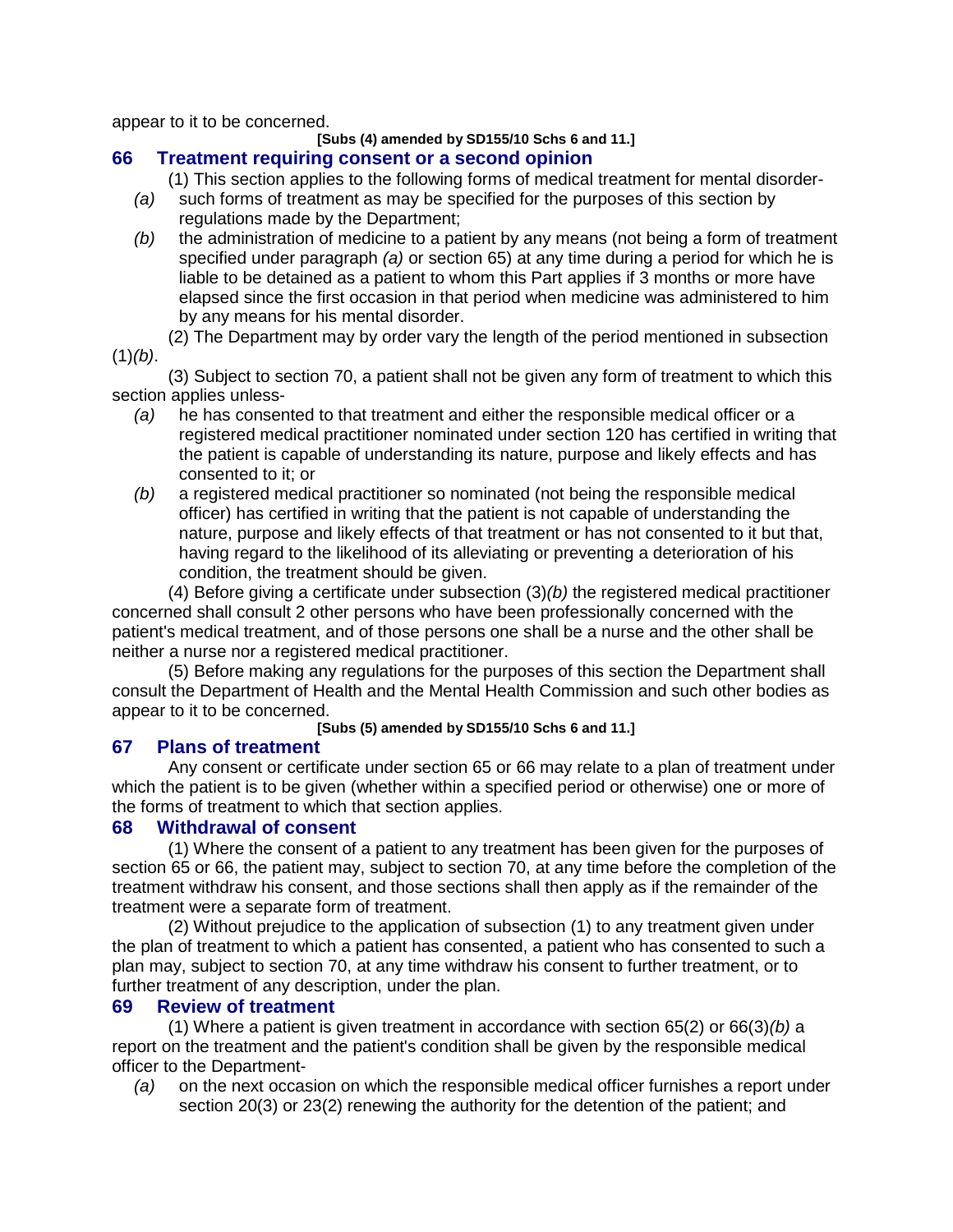appear to it to be concerned.

**[Subs (4) amended by SD155/10 Schs 6 and 11.]**

## 66 Treatment requiring consent or a second opinion

(1) This section applies to the following forms of medical treatment for mental disorder-

*(a)* such forms of treatment as may be specified for the purposes of this section by regulations made by the Department;

*(b)* the administration of medicine to a patient by any means (not being a form of treatment specified under paragraph *(a)* or section 65) at any time during a period for which he is liable to be detained as a patient to whom this Part applies if 3 months or more have elapsed since the first occasion in that period when medicine was administered to him by any means for his mental disorder.

(2) The Department may by order vary the length of the period mentioned in subsection (1)*(b)*.

(3) Subject to section 70, a patient shall not be given any form of treatment to which this section applies unless-

*(a)* he has consented to that treatment and either the responsible medical officer or a registered medical practitioner nominated under section 120 has certified in writing that the patient is capable of understanding its nature, purpose and likely effects and has consented to it; or

*(b)* a registered medical practitioner so nominated (not being the responsible medical officer) has certified in writing that the patient is not capable of understanding the nature, purpose and likely effects of that treatment or has not consented to it but that, having regard to the likelihood of its alleviating or preventing a deterioration of his condition, the treatment should be given.

(4) Before giving a certificate under subsection (3)*(b)* the registered medical practitioner concerned shall consult 2 other persons who have been professionally concerned with the patient's medical treatment, and of those persons one shall be a nurse and the other shall be neither a nurse nor a registered medical practitioner.

(5) Before making any regulations for the purposes of this section the Department shall consult the Department of Health and the Mental Health Commission and such other bodies as appear to it to be concerned.

**[Subs (5) amended by SD155/10 Schs 6 and 11.]**

## 67 Plans of treatment

Any consent or certificate under section 65 or 66 may relate to a plan of treatment under which the patient is to be given (whether within a specified period or otherwise) one or more of the forms of treatment to which that section applies.

## 68 Withdrawal of consent

(1) Where the consent of a patient to any treatment has been given for the purposes of section 65 or 66, the patient may, subject to section 70, at any time before the completion of the treatment withdraw his consent, and those sections shall then apply as if the remainder of the treatment were a separate form of treatment.

(2) Without prejudice to the application of subsection (1) to any treatment given under the plan of treatment to which a patient has consented, a patient who has consented to such a plan may, subject to section 70, at any time withdraw his consent to further treatment, or to further treatment of any description, under the plan.

## 69 Review of treatment

(1) Where a patient is given treatment in accordance with section 65(2) or 66(3)*(b)* a report on the treatment and the patient's condition shall be given by the responsible medical officer to the Department-

*(a)* on the next occasion on which the responsible medical officer furnishes a report under section 20(3) or 23(2) renewing the authority for the detention of the patient; and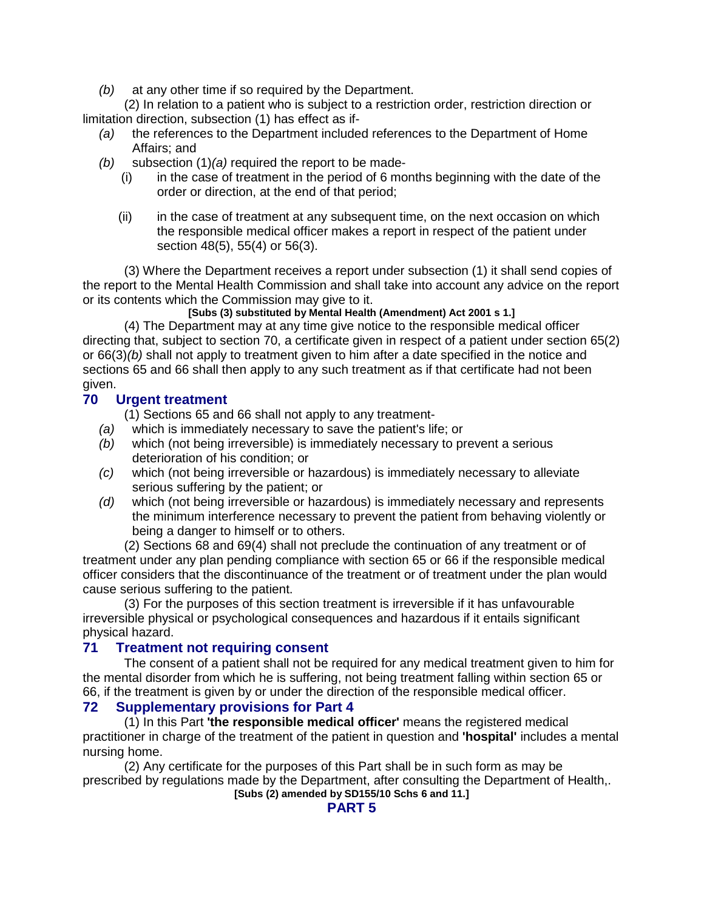*(b)* at any other time if so required by the Department.

(2) In relation to a patient who is subject to a restriction order, restriction direction or limitation direction, subsection (1) has effect as if-

*(a)* the references to the Department included references to the Department of Home Affairs; and

*(b)* subsection (1)*(a)* required the report to be made-

(i) in the case of treatment in the period of 6 months beginning with the date of the order or direction, at the end of that period;

(ii) in the case of treatment at any subsequent time, on the next occasion on which the responsible medical officer makes a report in respect of the patient under section 48(5), 55(4) or 56(3).

(3) Where the Department receives a report under subsection (1) it shall send copies of the report to the Mental Health Commission and shall take into account any advice on the report or its contents which the Commission may give to it.

**[Subs (3) substituted by Mental Health (Amendment) Act 2001 s 1.]**

(4) The Department may at any time give notice to the responsible medical officer directing that, subject to section 70, a certificate given in respect of a patient under section 65(2) or 66(3)*(b)* shall not apply to treatment given to him after a date specified in the notice and sections 65 and 66 shall then apply to any such treatment as if that certificate had not been given.

### 70 Urgent treatment

(1) Sections 65 and 66 shall not apply to any treatment-

*(a)* which is immediately necessary to save the patient's life; or

*(b)* which (not being irreversible) is immediately necessary to prevent a serious deterioration of his condition; or

*(c)* which (not being irreversible or hazardous) is immediately necessary to alleviate serious suffering by the patient; or

*(d)* which (not being irreversible or hazardous) is immediately necessary and represents the minimum interference necessary to prevent the patient from behaving violently or being a danger to himself or to others.

(2) Sections 68 and 69(4) shall not preclude the continuation of any treatment or of treatment under any plan pending compliance with section 65 or 66 if the responsible medical officer considers that the discontinuance of the treatment or of treatment under the plan would cause serious suffering to the patient.

(3) For the purposes of this section treatment is irreversible if it has unfavourable irreversible physical or psychological consequences and hazardous if it entails significant physical hazard.

### 71 Treatment not requiring consent

The consent of a patient shall not be required for any medical treatment given to him for the mental disorder from which he is suffering, not being treatment falling within section 65 or 66, if the treatment is given by or under the direction of the responsible medical officer.

### 72 Supplementary provisions for Part 4

(1) In this Part **'the responsible medical officer'** means the registered medical practitioner in charge of the treatment of the patient in question and **'hospital'** includes a mental nursing home.

(2) Any certificate for the purposes of this Part shall be in such form as may be prescribed by regulations made by the Department, after consulting the Department of Health,.

**[Subs (2) amended by SD155/10 Schs 6 and 11.]**

## PART 5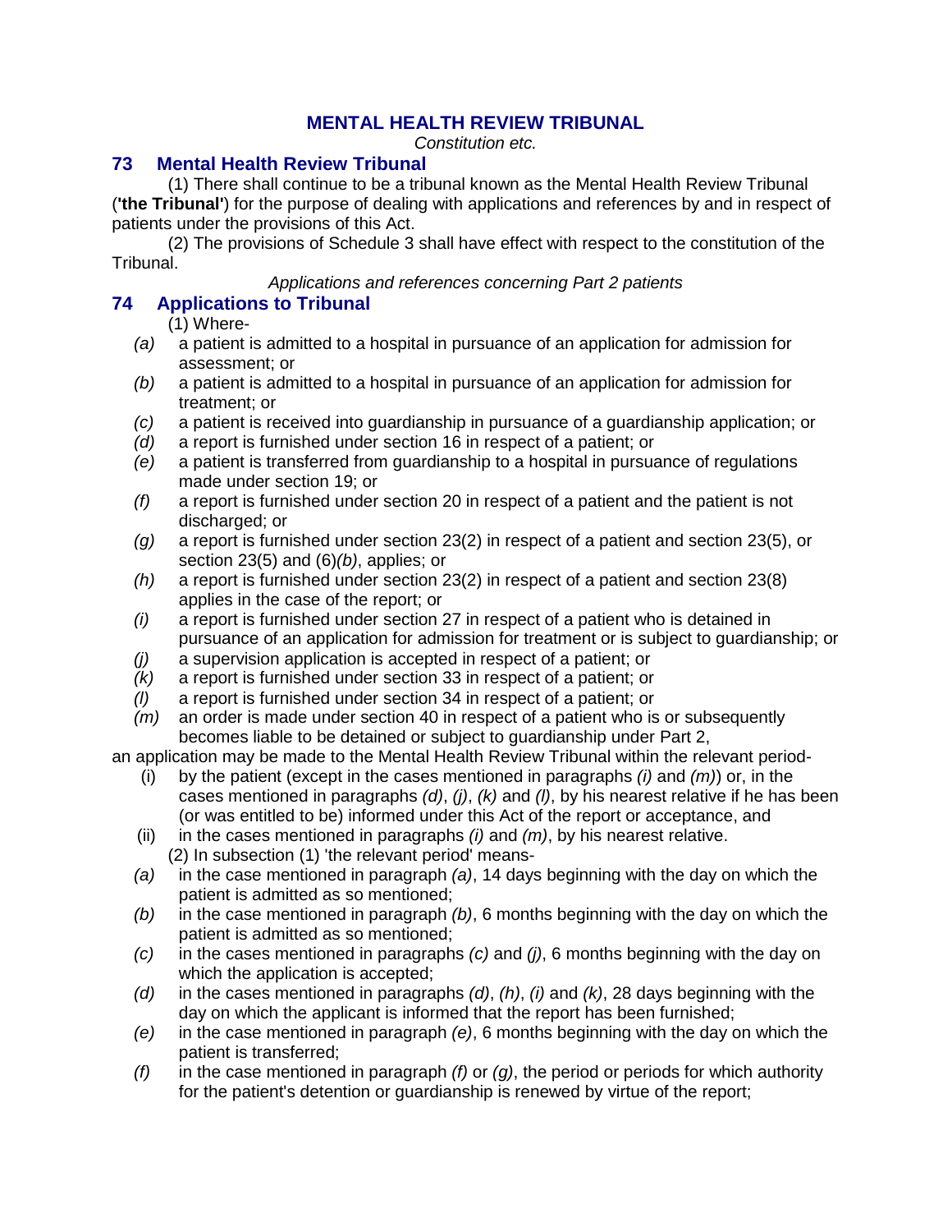## MENTAL HEALTH REVIEW TRIBUNAL

*Constitution etc.*

### 73 Mental Health Review Tribunal

(1) There shall continue to be a tribunal known as the Mental Health Review Tribunal (**'the Tribunal'**) for the purpose of dealing with applications and references by and in respect of patients under the provisions of this Act.

(2) The provisions of Schedule 3 shall have effect with respect to the constitution of the Tribunal.

*Applications and references concerning Part 2 patients*

### 74 Applications to Tribunal

(1) Where-

*(a)* a patient is admitted to a hospital in pursuance of an application for admission for assessment; or

*(b)* a patient is admitted to a hospital in pursuance of an application for admission for treatment; or

*(c)* a patient is received into guardianship in pursuance of a guardianship application; or

*(d)* a report is furnished under section 16 in respect of a patient; or

*(e)* a patient is transferred from guardianship to a hospital in pursuance of regulations made under section 19; or

*(f)* a report is furnished under section 20 in respect of a patient and the patient is not discharged; or

*(g)* a report is furnished under section 23(2) in respect of a patient and section 23(5), or section 23(5) and (6)*(b)*, applies; or

*(h)* a report is furnished under section 23(2) in respect of a patient and section 23(8) applies in the case of the report; or

*(i)* a report is furnished under section 27 in respect of a patient who is detained in pursuance of an application for admission for treatment or is subject to guardianship; or

*(j)* a supervision application is accepted in respect of a patient; or

*(k)* a report is furnished under section 33 in respect of a patient; or

*(l)* a report is furnished under section 34 in respect of a patient; or

*(m)* an order is made under section 40 in respect of a patient who is or subsequently becomes liable to be detained or subject to guardianship under Part 2,

an application may be made to the Mental Health Review Tribunal within the relevant period-

(i) by the patient (except in the cases mentioned in paragraphs *(i)* and *(m)*) or, in the cases mentioned in paragraphs *(d)*, *(j)*, *(k)* and *(l)*, by his nearest relative if he has been (or was entitled to be) informed under this Act of the report or acceptance, and

(ii) in the cases mentioned in paragraphs *(i)* and *(m)*, by his nearest relative.

(2) In subsection (1) 'the relevant period' means-

*(a)* in the case mentioned in paragraph *(a)*, 14 days beginning with the day on which the patient is admitted as so mentioned;

*(b)* in the case mentioned in paragraph *(b)*, 6 months beginning with the day on which the patient is admitted as so mentioned;

*(c)* in the cases mentioned in paragraphs *(c)* and *(j)*, 6 months beginning with the day on which the application is accepted;

*(d)* in the cases mentioned in paragraphs *(d)*, *(h)*, *(i)* and *(k)*, 28 days beginning with the day on which the applicant is informed that the report has been furnished;

*(e)* in the case mentioned in paragraph *(e)*, 6 months beginning with the day on which the patient is transferred;

*(f)* in the case mentioned in paragraph *(f)* or *(g)*, the period or periods for which authority for the patient's detention or guardianship is renewed by virtue of the report;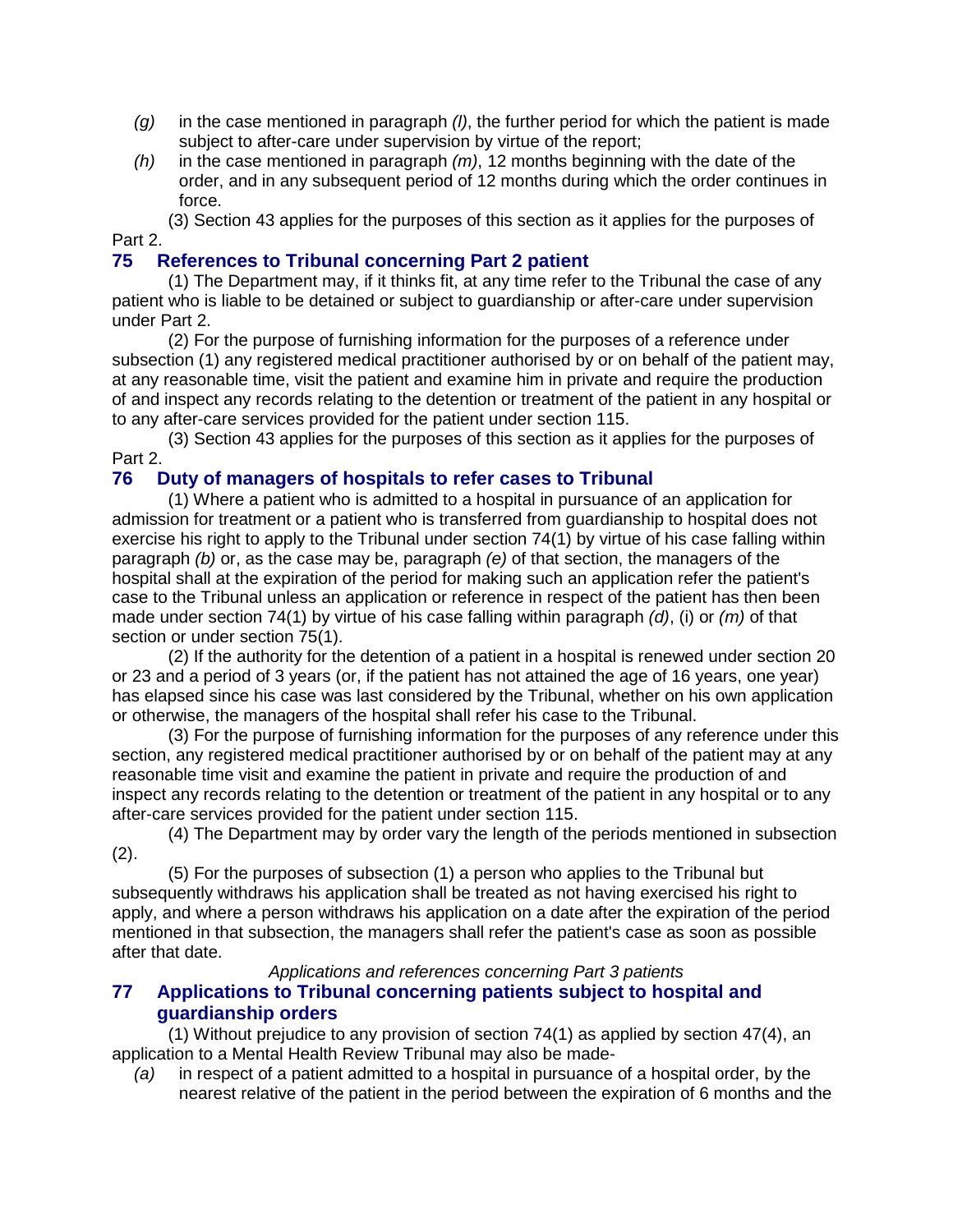- *(g)* in the case mentioned in paragraph *(l)*, the further period for which the patient is made subject to after-care under supervision by virtue of the report;
- *(h)* in the case mentioned in paragraph *(m)*, 12 months beginning with the date of the order, and in any subsequent period of 12 months during which the order continues in force.

(3) Section 43 applies for the purposes of this section as it applies for the purposes of Part 2.

### 75 References to Tribunal concerning Part 2 patient

(1) The Department may, if it thinks fit, at any time refer to the Tribunal the case of any patient who is liable to be detained or subject to guardianship or after-care under supervision under Part 2.

(2) For the purpose of furnishing information for the purposes of a reference under subsection (1) any registered medical practitioner authorised by or on behalf of the patient may, at any reasonable time, visit the patient and examine him in private and require the production of and inspect any records relating to the detention or treatment of the patient in any hospital or to any after-care services provided for the patient under section 115.

(3) Section 43 applies for the purposes of this section as it applies for the purposes of Part 2.

### 76 Duty of managers of hospitals to refer cases to Tribunal

(1) Where a patient who is admitted to a hospital in pursuance of an application for admission for treatment or a patient who is transferred from guardianship to hospital does not exercise his right to apply to the Tribunal under section 74(1) by virtue of his case falling within paragraph *(b)* or, as the case may be, paragraph *(e)* of that section, the managers of the hospital shall at the expiration of the period for making such an application refer the patient's case to the Tribunal unless an application or reference in respect of the patient has then been made under section 74(1) by virtue of his case falling within paragraph *(d)*, (i) or *(m)* of that section or under section 75(1).

(2) If the authority for the detention of a patient in a hospital is renewed under section 20 or 23 and a period of 3 years (or, if the patient has not attained the age of 16 years, one year) has elapsed since his case was last considered by the Tribunal, whether on his own application or otherwise, the managers of the hospital shall refer his case to the Tribunal.

(3) For the purpose of furnishing information for the purposes of any reference under this section, any registered medical practitioner authorised by or on behalf of the patient may at any reasonable time visit and examine the patient in private and require the production of and inspect any records relating to the detention or treatment of the patient in any hospital or to any after-care services provided for the patient under section 115.

(4) The Department may by order vary the length of the periods mentioned in subsection (2).

(5) For the purposes of subsection (1) a person who applies to the Tribunal but subsequently withdraws his application shall be treated as not having exercised his right to apply, and where a person withdraws his application on a date after the expiration of the period mentioned in that subsection, the managers shall refer the patient's case as soon as possible after that date.

*Applications and references concerning Part 3 patients*

### 77 Applications to Tribunal concerning patients subject to hospital and guardianship orders

(1) Without prejudice to any provision of section 74(1) as applied by section 47(4), an application to a Mental Health Review Tribunal may also be made-

- *(a)* in respect of a patient admitted to a hospital in pursuance of a hospital order, by the nearest relative of the patient in the period between the expiration of 6 months and the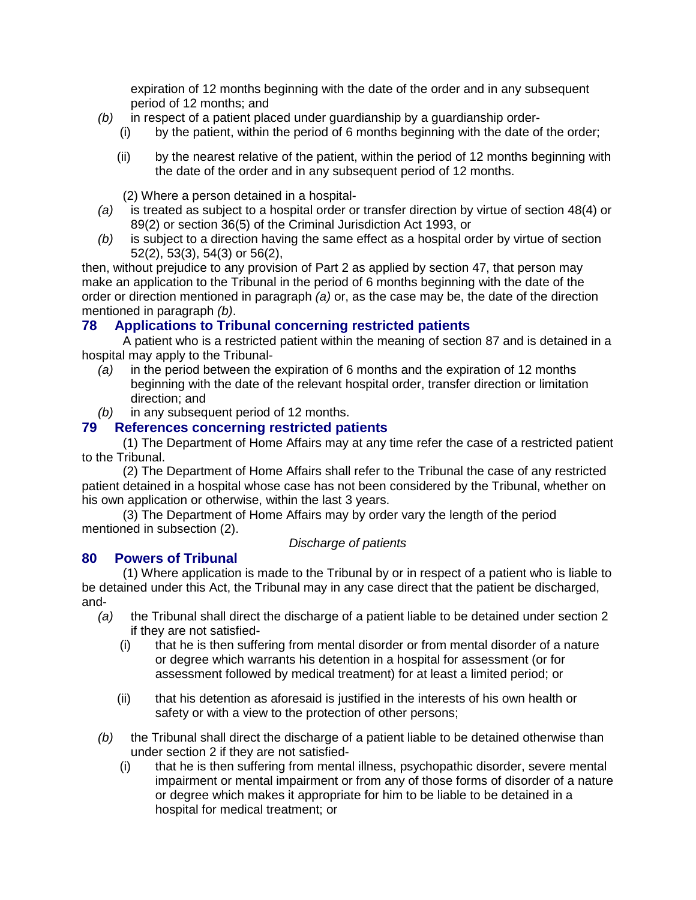expiration of 12 months beginning with the date of the order and in any subsequent period of 12 months; and

*(b)* in respect of a patient placed under guardianship by a guardianship order-

(i) by the patient, within the period of 6 months beginning with the date of the order;

(ii) by the nearest relative of the patient, within the period of 12 months beginning with the date of the order and in any subsequent period of 12 months.

(2) Where a person detained in a hospital-

*(a)* is treated as subject to a hospital order or transfer direction by virtue of section 48(4) or 89(2) or section 36(5) of the Criminal Jurisdiction Act 1993, or

*(b)* is subject to a direction having the same effect as a hospital order by virtue of section 52(2), 53(3), 54(3) or 56(2),

then, without prejudice to any provision of Part 2 as applied by section 47, that person may make an application to the Tribunal in the period of 6 months beginning with the date of the order or direction mentioned in paragraph *(a)* or, as the case may be, the date of the direction mentioned in paragraph *(b)*.

## 78 Applications to Tribunal concerning restricted patients

A patient who is a restricted patient within the meaning of section 87 and is detained in a hospital may apply to the Tribunal-

*(a)* in the period between the expiration of 6 months and the expiration of 12 months beginning with the date of the relevant hospital order, transfer direction or limitation direction; and

*(b)* in any subsequent period of 12 months.

## 79 References concerning restricted patients

(1) The Department of Home Affairs may at any time refer the case of a restricted patient to the Tribunal.

(2) The Department of Home Affairs shall refer to the Tribunal the case of any restricted patient detained in a hospital whose case has not been considered by the Tribunal, whether on his own application or otherwise, within the last 3 years.

(3) The Department of Home Affairs may by order vary the length of the period mentioned in subsection (2).

*Discharge of patients*

## 80 Powers of Tribunal

(1) Where application is made to the Tribunal by or in respect of a patient who is liable to be detained under this Act, the Tribunal may in any case direct that the patient be discharged, and-

*(a)* the Tribunal shall direct the discharge of a patient liable to be detained under section 2 if they are not satisfied-

(i) that he is then suffering from mental disorder or from mental disorder of a nature or degree which warrants his detention in a hospital for assessment (or for assessment followed by medical treatment) for at least a limited period; or

(ii) that his detention as aforesaid is justified in the interests of his own health or safety or with a view to the protection of other persons;

*(b)* the Tribunal shall direct the discharge of a patient liable to be detained otherwise than under section 2 if they are not satisfied-

(i) that he is then suffering from mental illness, psychopathic disorder, severe mental impairment or mental impairment or from any of those forms of disorder of a nature or degree which makes it appropriate for him to be liable to be detained in a hospital for medical treatment; or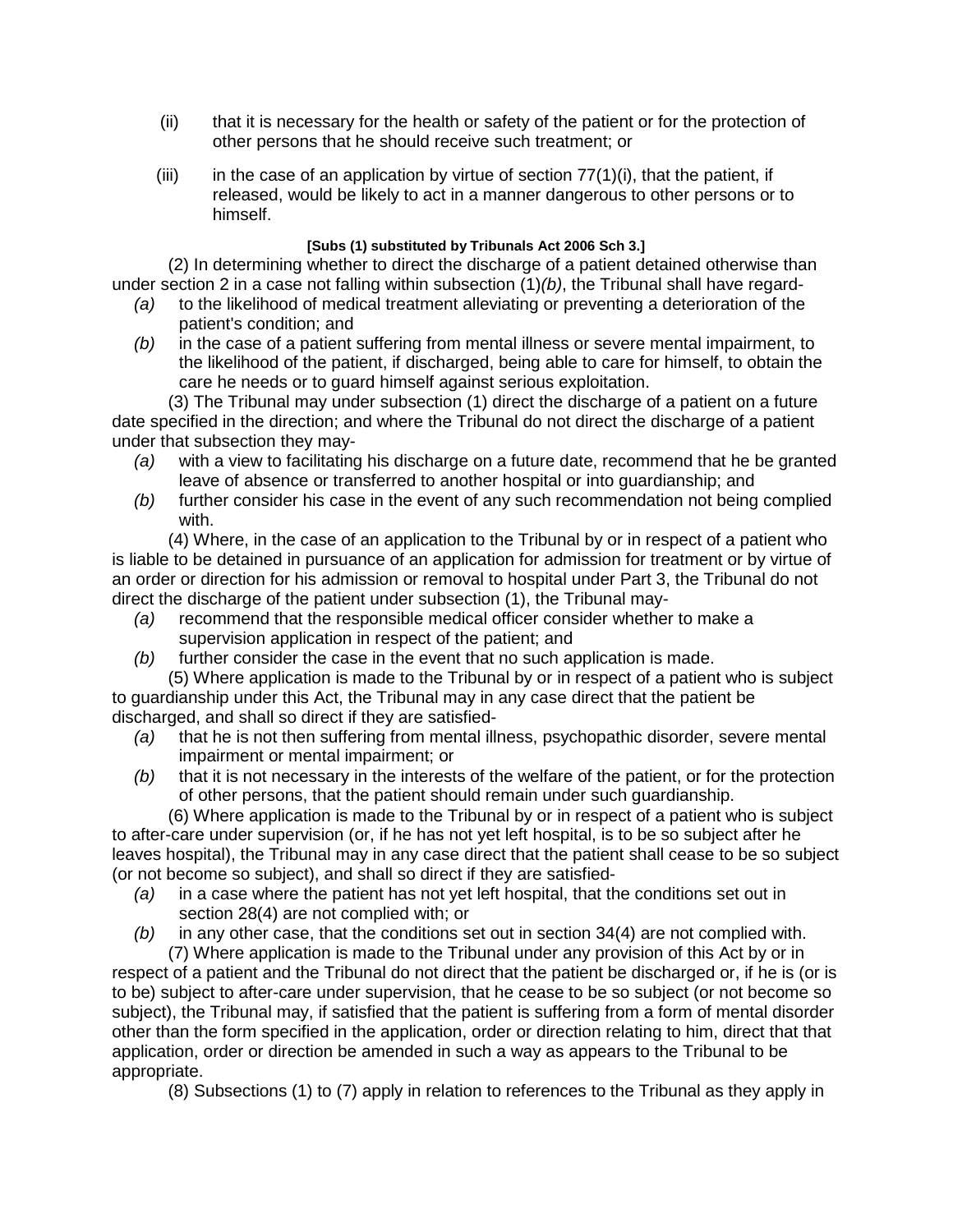(ii) that it is necessary for the health or safety of the patient or for the protection of other persons that he should receive such treatment; or

(iii) in the case of an application by virtue of section 77(1)(i), that the patient, if released, would be likely to act in a manner dangerous to other persons or to himself.

**[Subs (1) substituted by Tribunals Act 2006 Sch 3.]**

(2) In determining whether to direct the discharge of a patient detained otherwise than under section 2 in a case not falling within subsection (1)*(b)*, the Tribunal shall have regard-

*(a)* to the likelihood of medical treatment alleviating or preventing a deterioration of the patient's condition; and

*(b)* in the case of a patient suffering from mental illness or severe mental impairment, to the likelihood of the patient, if discharged, being able to care for himself, to obtain the care he needs or to guard himself against serious exploitation.

(3) The Tribunal may under subsection (1) direct the discharge of a patient on a future date specified in the direction; and where the Tribunal do not direct the discharge of a patient under that subsection they may-

*(a)* with a view to facilitating his discharge on a future date, recommend that he be granted leave of absence or transferred to another hospital or into guardianship; and

*(b)* further consider his case in the event of any such recommendation not being complied with.

(4) Where, in the case of an application to the Tribunal by or in respect of a patient who is liable to be detained in pursuance of an application for admission for treatment or by virtue of an order or direction for his admission or removal to hospital under Part 3, the Tribunal do not direct the discharge of the patient under subsection (1), the Tribunal may-

*(a)* recommend that the responsible medical officer consider whether to make a supervision application in respect of the patient; and

*(b)* further consider the case in the event that no such application is made.

(5) Where application is made to the Tribunal by or in respect of a patient who is subject to guardianship under this Act, the Tribunal may in any case direct that the patient be discharged, and shall so direct if they are satisfied-

*(a)* that he is not then suffering from mental illness, psychopathic disorder, severe mental impairment or mental impairment; or

*(b)* that it is not necessary in the interests of the welfare of the patient, or for the protection of other persons, that the patient should remain under such guardianship.

(6) Where application is made to the Tribunal by or in respect of a patient who is subject to after-care under supervision (or, if he has not yet left hospital, is to be so subject after he leaves hospital), the Tribunal may in any case direct that the patient shall cease to be so subject (or not become so subject), and shall so direct if they are satisfied-

*(a)* in a case where the patient has not yet left hospital, that the conditions set out in section 28(4) are not complied with; or

*(b)* in any other case, that the conditions set out in section 34(4) are not complied with.

(7) Where application is made to the Tribunal under any provision of this Act by or in respect of a patient and the Tribunal do not direct that the patient be discharged or, if he is (or is to be) subject to after-care under supervision, that he cease to be so subject (or not become so subject), the Tribunal may, if satisfied that the patient is suffering from a form of mental disorder other than the form specified in the application, order or direction relating to him, direct that that application, order or direction be amended in such a way as appears to the Tribunal to be appropriate.

(8) Subsections (1) to (7) apply in relation to references to the Tribunal as they apply in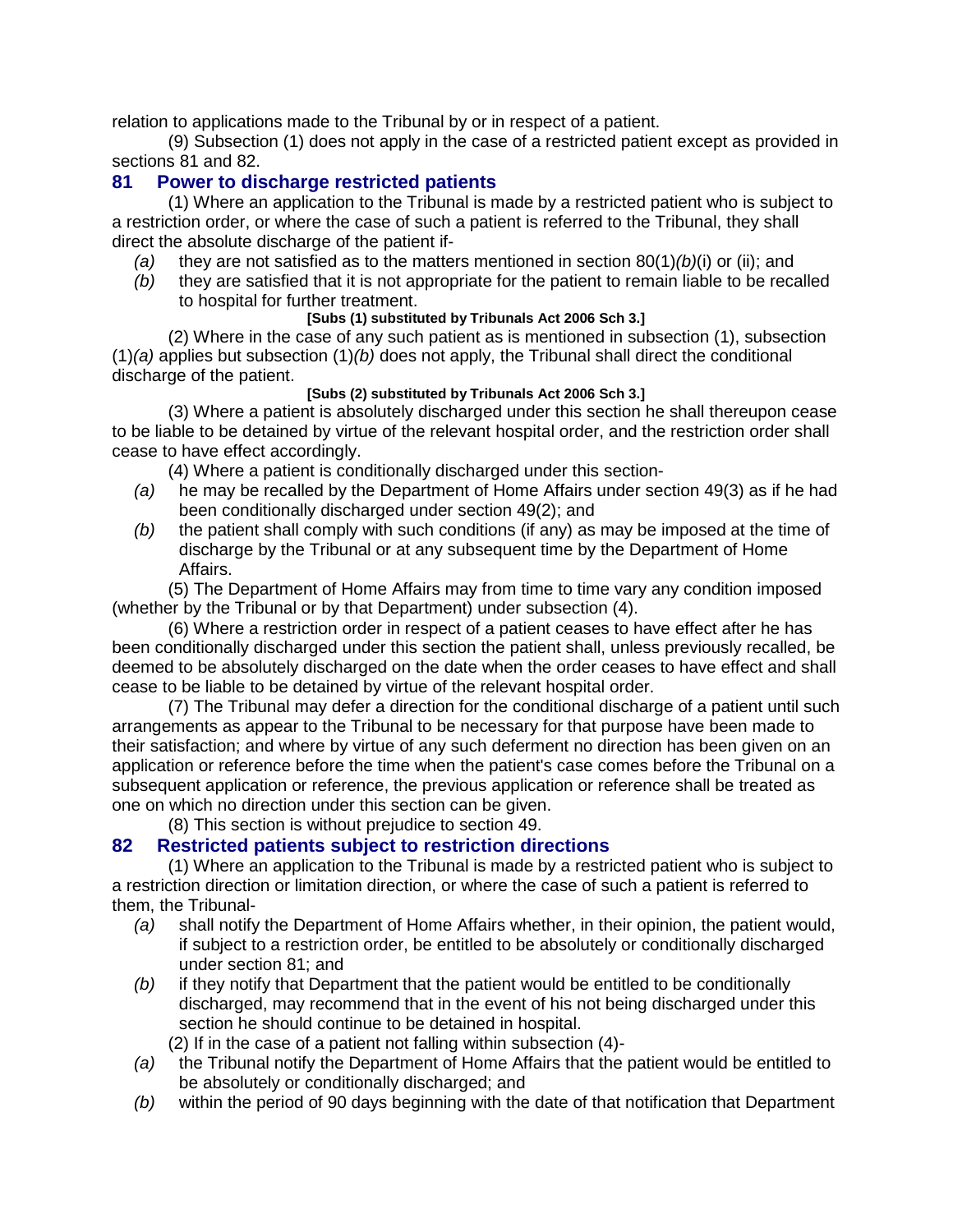relation to applications made to the Tribunal by or in respect of a patient.

(9) Subsection (1) does not apply in the case of a restricted patient except as provided in sections 81 and 82.

## 81 Power to discharge restricted patients

(1) Where an application to the Tribunal is made by a restricted patient who is subject to a restriction order, or where the case of such a patient is referred to the Tribunal, they shall direct the absolute discharge of the patient if-

*(a)* they are not satisfied as to the matters mentioned in section 80(1)*(b)*(i) or (ii); and

*(b)* they are satisfied that it is not appropriate for the patient to remain liable to be recalled to hospital for further treatment.

**[Subs (1) substituted by Tribunals Act 2006 Sch 3.]**

(2) Where in the case of any such patient as is mentioned in subsection (1), subsection (1)*(a)* applies but subsection (1)*(b)* does not apply, the Tribunal shall direct the conditional discharge of the patient.

**[Subs (2) substituted by Tribunals Act 2006 Sch 3.]**

(3) Where a patient is absolutely discharged under this section he shall thereupon cease to be liable to be detained by virtue of the relevant hospital order, and the restriction order shall cease to have effect accordingly.

(4) Where a patient is conditionally discharged under this section-

*(a)* he may be recalled by the Department of Home Affairs under section 49(3) as if he had been conditionally discharged under section 49(2); and

*(b)* the patient shall comply with such conditions (if any) as may be imposed at the time of discharge by the Tribunal or at any subsequent time by the Department of Home Affairs.

(5) The Department of Home Affairs may from time to time vary any condition imposed (whether by the Tribunal or by that Department) under subsection (4).

(6) Where a restriction order in respect of a patient ceases to have effect after he has been conditionally discharged under this section the patient shall, unless previously recalled, be deemed to be absolutely discharged on the date when the order ceases to have effect and shall cease to be liable to be detained by virtue of the relevant hospital order.

(7) The Tribunal may defer a direction for the conditional discharge of a patient until such arrangements as appear to the Tribunal to be necessary for that purpose have been made to their satisfaction; and where by virtue of any such deferment no direction has been given on an application or reference before the time when the patient's case comes before the Tribunal on a subsequent application or reference, the previous application or reference shall be treated as one on which no direction under this section can be given.

(8) This section is without prejudice to section 49.

## 82 Restricted patients subject to restriction directions

(1) Where an application to the Tribunal is made by a restricted patient who is subject to a restriction direction or limitation direction, or where the case of such a patient is referred to them, the Tribunal-

*(a)* shall notify the Department of Home Affairs whether, in their opinion, the patient would, if subject to a restriction order, be entitled to be absolutely or conditionally discharged under section 81; and

*(b)* if they notify that Department that the patient would be entitled to be conditionally discharged, may recommend that in the event of his not being discharged under this section he should continue to be detained in hospital.

(2) If in the case of a patient not falling within subsection (4)-

*(a)* the Tribunal notify the Department of Home Affairs that the patient would be entitled to be absolutely or conditionally discharged; and

*(b)* within the period of 90 days beginning with the date of that notification that Department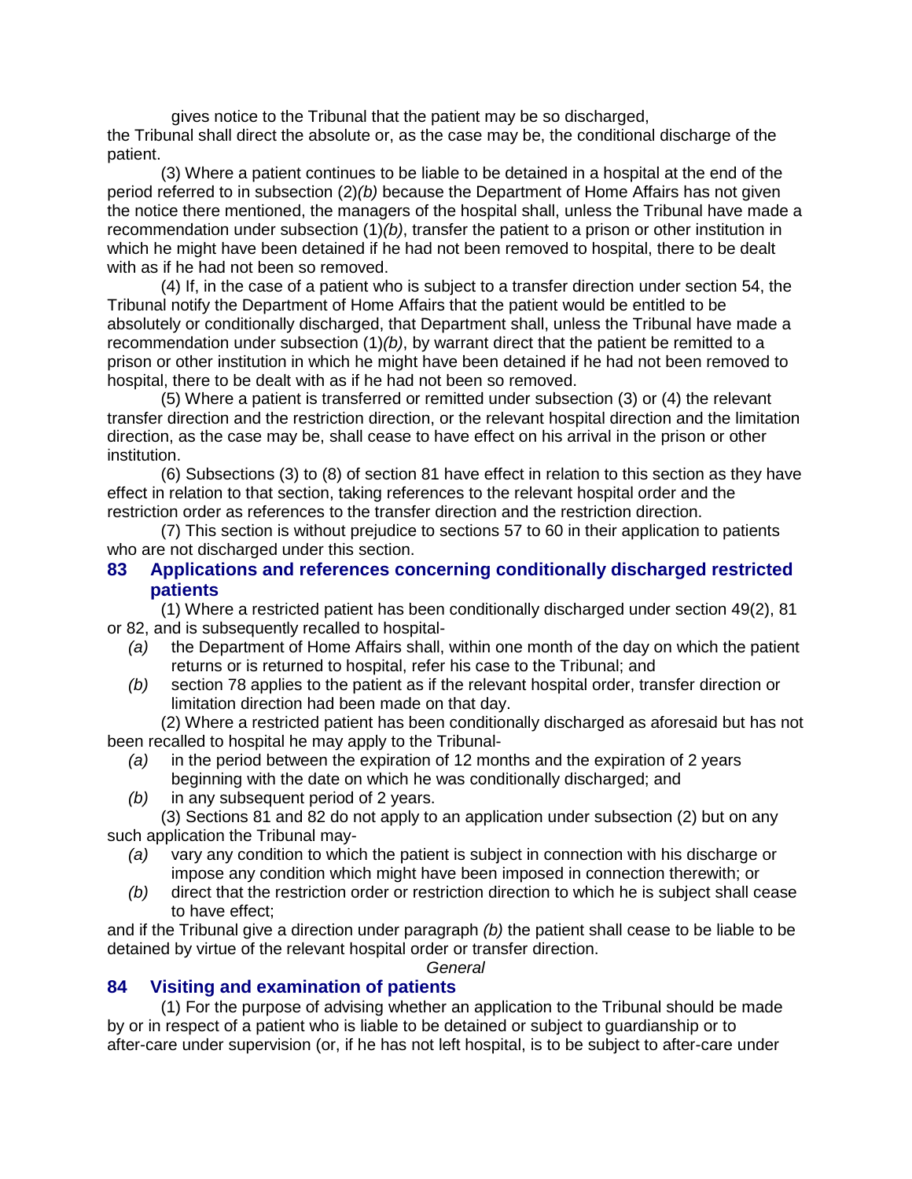gives notice to the Tribunal that the patient may be so discharged,

the Tribunal shall direct the absolute or, as the case may be, the conditional discharge of the patient.

(3) Where a patient continues to be liable to be detained in a hospital at the end of the period referred to in subsection (2)*(b)* because the Department of Home Affairs has not given the notice there mentioned, the managers of the hospital shall, unless the Tribunal have made a recommendation under subsection (1)*(b)*, transfer the patient to a prison or other institution in which he might have been detained if he had not been removed to hospital, there to be dealt with as if he had not been so removed.

(4) If, in the case of a patient who is subject to a transfer direction under section 54, the Tribunal notify the Department of Home Affairs that the patient would be entitled to be absolutely or conditionally discharged, that Department shall, unless the Tribunal have made a recommendation under subsection (1)*(b)*, by warrant direct that the patient be remitted to a prison or other institution in which he might have been detained if he had not been removed to hospital, there to be dealt with as if he had not been so removed.

(5) Where a patient is transferred or remitted under subsection (3) or (4) the relevant transfer direction and the restriction direction, or the relevant hospital direction and the limitation direction, as the case may be, shall cease to have effect on his arrival in the prison or other institution.

(6) Subsections (3) to (8) of section 81 have effect in relation to this section as they have effect in relation to that section, taking references to the relevant hospital order and the restriction order as references to the transfer direction and the restriction direction.

(7) This section is without prejudice to sections 57 to 60 in their application to patients who are not discharged under this section.

## 83 Applications and references concerning conditionally discharged restricted patients

(1) Where a restricted patient has been conditionally discharged under section 49(2), 81 or 82, and is subsequently recalled to hospital-

- *(a)* the Department of Home Affairs shall, within one month of the day on which the patient returns or is returned to hospital, refer his case to the Tribunal; and
- *(b)* section 78 applies to the patient as if the relevant hospital order, transfer direction or limitation direction had been made on that day.

(2) Where a restricted patient has been conditionally discharged as aforesaid but has not been recalled to hospital he may apply to the Tribunal-

- *(a)* in the period between the expiration of 12 months and the expiration of 2 years beginning with the date on which he was conditionally discharged; and
- *(b)* in any subsequent period of 2 years.

(3) Sections 81 and 82 do not apply to an application under subsection (2) but on any such application the Tribunal may-

- *(a)* vary any condition to which the patient is subject in connection with his discharge or impose any condition which might have been imposed in connection therewith; or
- *(b)* direct that the restriction order or restriction direction to which he is subject shall cease to have effect;

and if the Tribunal give a direction under paragraph *(b)* the patient shall cease to be liable to be detained by virtue of the relevant hospital order or transfer direction.

*General*

## 84 Visiting and examination of patients

(1) For the purpose of advising whether an application to the Tribunal should be made by or in respect of a patient who is liable to be detained or subject to guardianship or to after-care under supervision (or, if he has not left hospital, is to be subject to after-care under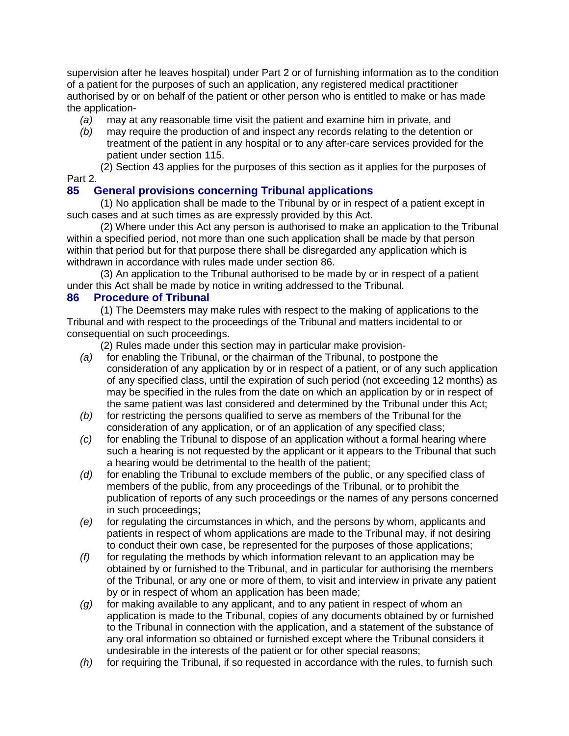supervision after he leaves hospital) under Part 2 or of furnishing information as to the condition of a patient for the purposes of such an application, any registered medical practitioner authorised by or on behalf of the patient or other person who is entitled to make or has made the application-

*(a)* may at any reasonable time visit the patient and examine him in private, and

*(b)* may require the production of and inspect any records relating to the detention or treatment of the patient in any hospital or to any after-care services provided for the patient under section 115.

(2) Section 43 applies for the purposes of this section as it applies for the purposes of Part 2.

### 85 General provisions concerning Tribunal applications

(1) No application shall be made to the Tribunal by or in respect of a patient except in such cases and at such times as are expressly provided by this Act.

(2) Where under this Act any person is authorised to make an application to the Tribunal within a specified period, not more than one such application shall be made by that person within that period but for that purpose there shall be disregarded any application which is withdrawn in accordance with rules made under section 86.

(3) An application to the Tribunal authorised to be made by or in respect of a patient under this Act shall be made by notice in writing addressed to the Tribunal.

### 86 Procedure of Tribunal

(1) The Deemsters may make rules with respect to the making of applications to the Tribunal and with respect to the proceedings of the Tribunal and matters incidental to or consequential on such proceedings.

(2) Rules made under this section may in particular make provision-

*(a)* for enabling the Tribunal, or the chairman of the Tribunal, to postpone the consideration of any application by or in respect of a patient, or of any such application of any specified class, until the expiration of such period (not exceeding 12 months) as may be specified in the rules from the date on which an application by or in respect of the same patient was last considered and determined by the Tribunal under this Act;

*(b)* for restricting the persons qualified to serve as members of the Tribunal for the consideration of any application, or of an application of any specified class;

*(c)* for enabling the Tribunal to dispose of an application without a formal hearing where such a hearing is not requested by the applicant or it appears to the Tribunal that such a hearing would be detrimental to the health of the patient;

*(d)* for enabling the Tribunal to exclude members of the public, or any specified class of members of the public, from any proceedings of the Tribunal, or to prohibit the publication of reports of any such proceedings or the names of any persons concerned in such proceedings;

*(e)* for regulating the circumstances in which, and the persons by whom, applicants and patients in respect of whom applications are made to the Tribunal may, if not desiring to conduct their own case, be represented for the purposes of those applications;

*(f)* for regulating the methods by which information relevant to an application may be obtained by or furnished to the Tribunal, and in particular for authorising the members of the Tribunal, or any one or more of them, to visit and interview in private any patient by or in respect of whom an application has been made;

*(g)* for making available to any applicant, and to any patient in respect of whom an application is made to the Tribunal, copies of any documents obtained by or furnished to the Tribunal in connection with the application, and a statement of the substance of any oral information so obtained or furnished except where the Tribunal considers it undesirable in the interests of the patient or for other special reasons;

*(h)* for requiring the Tribunal, if so requested in accordance with the rules, to furnish such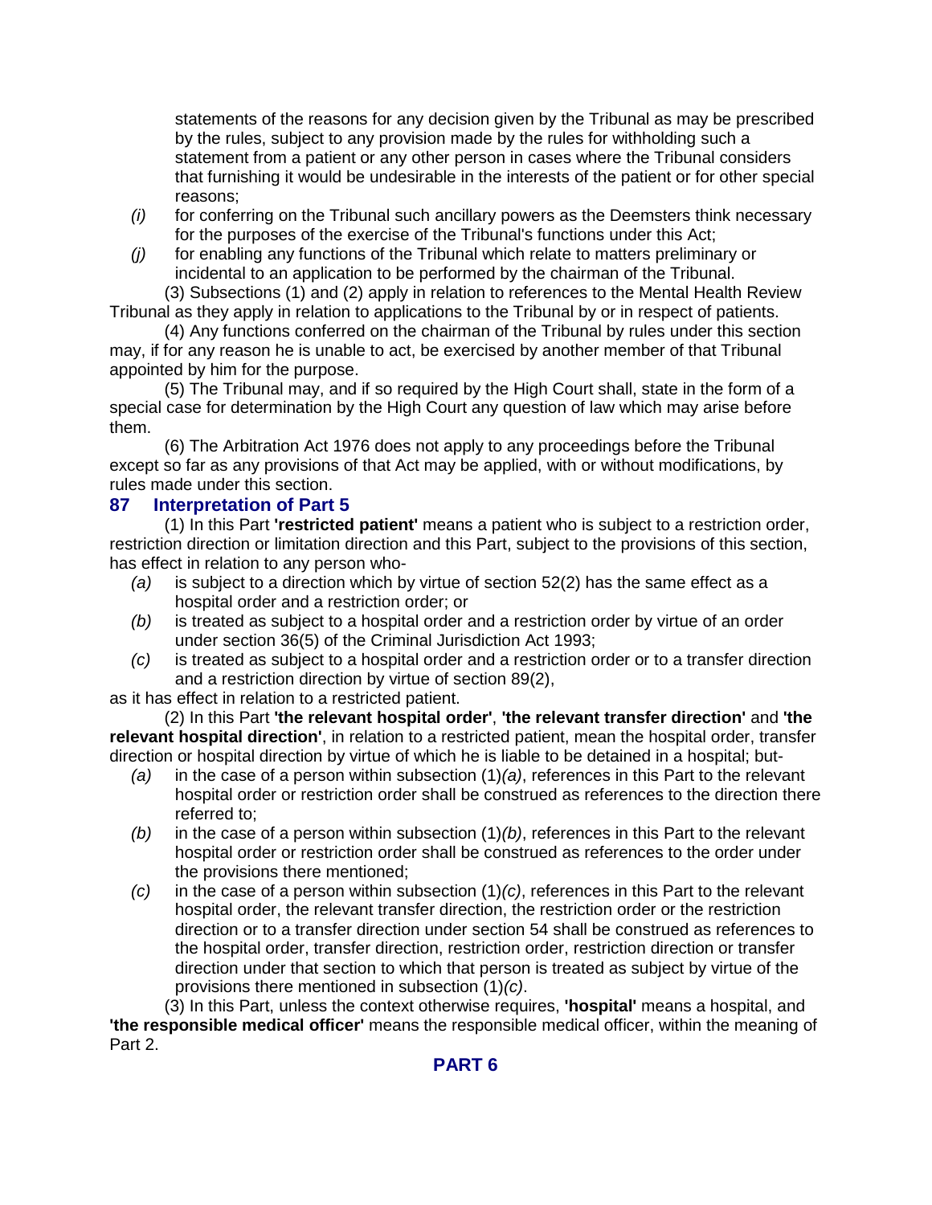statements of the reasons for any decision given by the Tribunal as may be prescribed by the rules, subject to any provision made by the rules for withholding such a statement from a patient or any other person in cases where the Tribunal considers that furnishing it would be undesirable in the interests of the patient or for other special reasons;

*(i)* for conferring on the Tribunal such ancillary powers as the Deemsters think necessary for the purposes of the exercise of the Tribunal's functions under this Act;

*(j)* for enabling any functions of the Tribunal which relate to matters preliminary or incidental to an application to be performed by the chairman of the Tribunal.

(3) Subsections (1) and (2) apply in relation to references to the Mental Health Review Tribunal as they apply in relation to applications to the Tribunal by or in respect of patients.

(4) Any functions conferred on the chairman of the Tribunal by rules under this section may, if for any reason he is unable to act, be exercised by another member of that Tribunal appointed by him for the purpose.

(5) The Tribunal may, and if so required by the High Court shall, state in the form of a special case for determination by the High Court any question of law which may arise before them.

(6) The Arbitration Act 1976 does not apply to any proceedings before the Tribunal except so far as any provisions of that Act may be applied, with or without modifications, by rules made under this section.

### 87 Interpretation of Part 5

(1) In this Part **'restricted patient'** means a patient who is subject to a restriction order, restriction direction or limitation direction and this Part, subject to the provisions of this section, has effect in relation to any person who-

*(a)* is subject to a direction which by virtue of section 52(2) has the same effect as a hospital order and a restriction order; or

*(b)* is treated as subject to a hospital order and a restriction order by virtue of an order under section 36(5) of the Criminal Jurisdiction Act 1993;

*(c)* is treated as subject to a hospital order and a restriction order or to a transfer direction and a restriction direction by virtue of section 89(2),

as it has effect in relation to a restricted patient.

(2) In this Part **'the relevant hospital order'**, **'the relevant transfer direction'** and **'the relevant hospital direction'**, in relation to a restricted patient, mean the hospital order, transfer direction or hospital direction by virtue of which he is liable to be detained in a hospital; but-

*(a)* in the case of a person within subsection (1)*(a)*, references in this Part to the relevant hospital order or restriction order shall be construed as references to the direction there referred to;

*(b)* in the case of a person within subsection (1)*(b)*, references in this Part to the relevant hospital order or restriction order shall be construed as references to the order under the provisions there mentioned;

*(c)* in the case of a person within subsection (1)*(c)*, references in this Part to the relevant hospital order, the relevant transfer direction, the restriction order or the restriction direction or to a transfer direction under section 54 shall be construed as references to the hospital order, transfer direction, restriction order, restriction direction or transfer direction under that section to which that person is treated as subject by virtue of the provisions there mentioned in subsection (1)*(c)*.

(3) In this Part, unless the context otherwise requires, **'hospital'** means a hospital, and **'the responsible medical officer'** means the responsible medical officer, within the meaning of Part 2.

## PART 6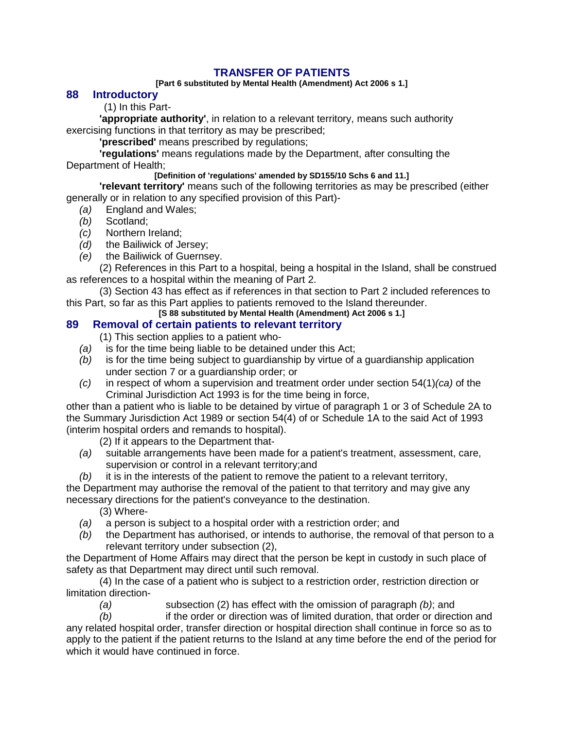# TRANSFER OF PATIENTS

**[Part 6 substituted by Mental Health (Amendment) Act 2006 s 1.]**

## 88 Introductory

(1) In this Part-

**'appropriate authority'**, in relation to a relevant territory, means such authority exercising functions in that territory as may be prescribed;

**'prescribed'** means prescribed by regulations;

**'regulations'** means regulations made by the Department, after consulting the Department of Health;

**[Definition of 'regulations' amended by SD155/10 Schs 6 and 11.]**

**'relevant territory'** means such of the following territories as may be prescribed (either generally or in relation to any specified provision of this Part)-

- *(a)* England and Wales;
- *(b)* Scotland;
- *(c)* Northern Ireland;
- *(d)* the Bailiwick of Jersey;
- *(e)* the Bailiwick of Guernsey.

(2) References in this Part to a hospital, being a hospital in the Island, shall be construed as references to a hospital within the meaning of Part 2.

(3) Section 43 has effect as if references in that section to Part 2 included references to this Part, so far as this Part applies to patients removed to the Island thereunder.

**[S 88 substituted by Mental Health (Amendment) Act 2006 s 1.]**

## 89 Removal of certain patients to relevant territory

(1) This section applies to a patient who-

- *(a)* is for the time being liable to be detained under this Act;
- *(b)* is for the time being subject to guardianship by virtue of a guardianship application under section 7 or a guardianship order; or
- *(c)* in respect of whom a supervision and treatment order under section 54(1)*(ca)* of the Criminal Jurisdiction Act 1993 is for the time being in force,

other than a patient who is liable to be detained by virtue of paragraph 1 or 3 of Schedule 2A to the Summary Jurisdiction Act 1989 or section 54(4) of or Schedule 1A to the said Act of 1993 (interim hospital orders and remands to hospital).

(2) If it appears to the Department that-

- *(a)* suitable arrangements have been made for a patient's treatment, assessment, care, supervision or control in a relevant territory;and
- *(b)* it is in the interests of the patient to remove the patient to a relevant territory,

the Department may authorise the removal of the patient to that territory and may give any necessary directions for the patient's conveyance to the destination.

(3) Where-

- *(a)* a person is subject to a hospital order with a restriction order; and
- *(b)* the Department has authorised, or intends to authorise, the removal of that person to a relevant territory under subsection (2),

the Department of Home Affairs may direct that the person be kept in custody in such place of safety as that Department may direct until such removal.

(4) In the case of a patient who is subject to a restriction order, restriction direction or limitation direction-

*(a)* subsection (2) has effect with the omission of paragraph *(b)*; and

*(b)* if the order or direction was of limited duration, that order or direction and any related hospital order, transfer direction or hospital direction shall continue in force so as to apply to the patient if the patient returns to the Island at any time before the end of the period for which it would have continued in force.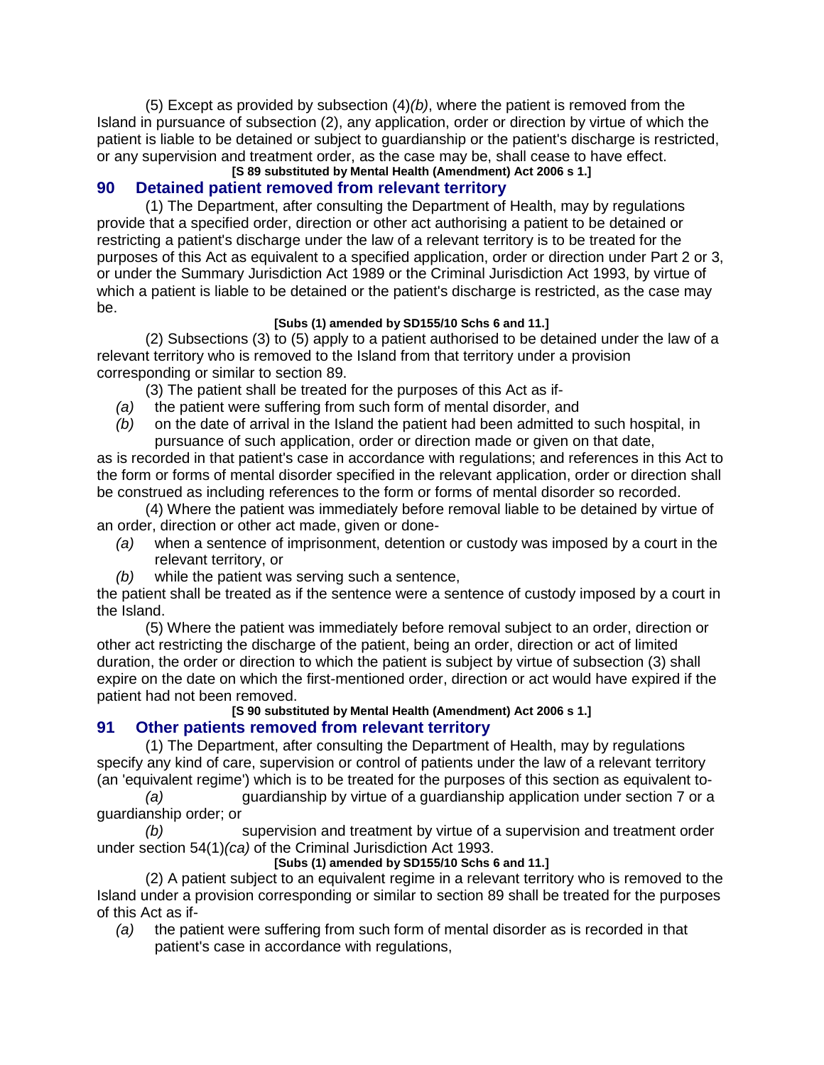(5) Except as provided by subsection (4)*(b)*, where the patient is removed from the Island in pursuance of subsection (2), any application, order or direction by virtue of which the patient is liable to be detained or subject to guardianship or the patient's discharge is restricted, or any supervision and treatment order, as the case may be, shall cease to have effect.

**[S 89 substituted by Mental Health (Amendment) Act 2006 s 1.]**

## 90 Detained patient removed from relevant territory

(1) The Department, after consulting the Department of Health, may by regulations provide that a specified order, direction or other act authorising a patient to be detained or restricting a patient's discharge under the law of a relevant territory is to be treated for the purposes of this Act as equivalent to a specified application, order or direction under Part 2 or 3, or under the Summary Jurisdiction Act 1989 or the Criminal Jurisdiction Act 1993, by virtue of which a patient is liable to be detained or the patient's discharge is restricted, as the case may be.

**[Subs (1) amended by SD155/10 Schs 6 and 11.]**

(2) Subsections (3) to (5) apply to a patient authorised to be detained under the law of a relevant territory who is removed to the Island from that territory under a provision corresponding or similar to section 89.

(3) The patient shall be treated for the purposes of this Act as if-

*(a)* the patient were suffering from such form of mental disorder, and

*(b)* on the date of arrival in the Island the patient had been admitted to such hospital, in pursuance of such application, order or direction made or given on that date,

as is recorded in that patient's case in accordance with regulations; and references in this Act to the form or forms of mental disorder specified in the relevant application, order or direction shall be construed as including references to the form or forms of mental disorder so recorded.

(4) Where the patient was immediately before removal liable to be detained by virtue of an order, direction or other act made, given or done-

*(a)* when a sentence of imprisonment, detention or custody was imposed by a court in the relevant territory, or

*(b)* while the patient was serving such a sentence,

the patient shall be treated as if the sentence were a sentence of custody imposed by a court in the Island.

(5) Where the patient was immediately before removal subject to an order, direction or other act restricting the discharge of the patient, being an order, direction or act of limited duration, the order or direction to which the patient is subject by virtue of subsection (3) shall expire on the date on which the first-mentioned order, direction or act would have expired if the patient had not been removed.

**[S 90 substituted by Mental Health (Amendment) Act 2006 s 1.]**

## 91 Other patients removed from relevant territory

(1) The Department, after consulting the Department of Health, may by regulations specify any kind of care, supervision or control of patients under the law of a relevant territory (an 'equivalent regime') which is to be treated for the purposes of this section as equivalent to-

*(a)* guardianship by virtue of a guardianship application under section 7 or a guardianship order; or

*(b)* supervision and treatment by virtue of a supervision and treatment order under section 54(1)*(ca)* of the Criminal Jurisdiction Act 1993.

**[Subs (1) amended by SD155/10 Schs 6 and 11.]**

(2) A patient subject to an equivalent regime in a relevant territory who is removed to the Island under a provision corresponding or similar to section 89 shall be treated for the purposes of this Act as if-

*(a)* the patient were suffering from such form of mental disorder as is recorded in that patient's case in accordance with regulations,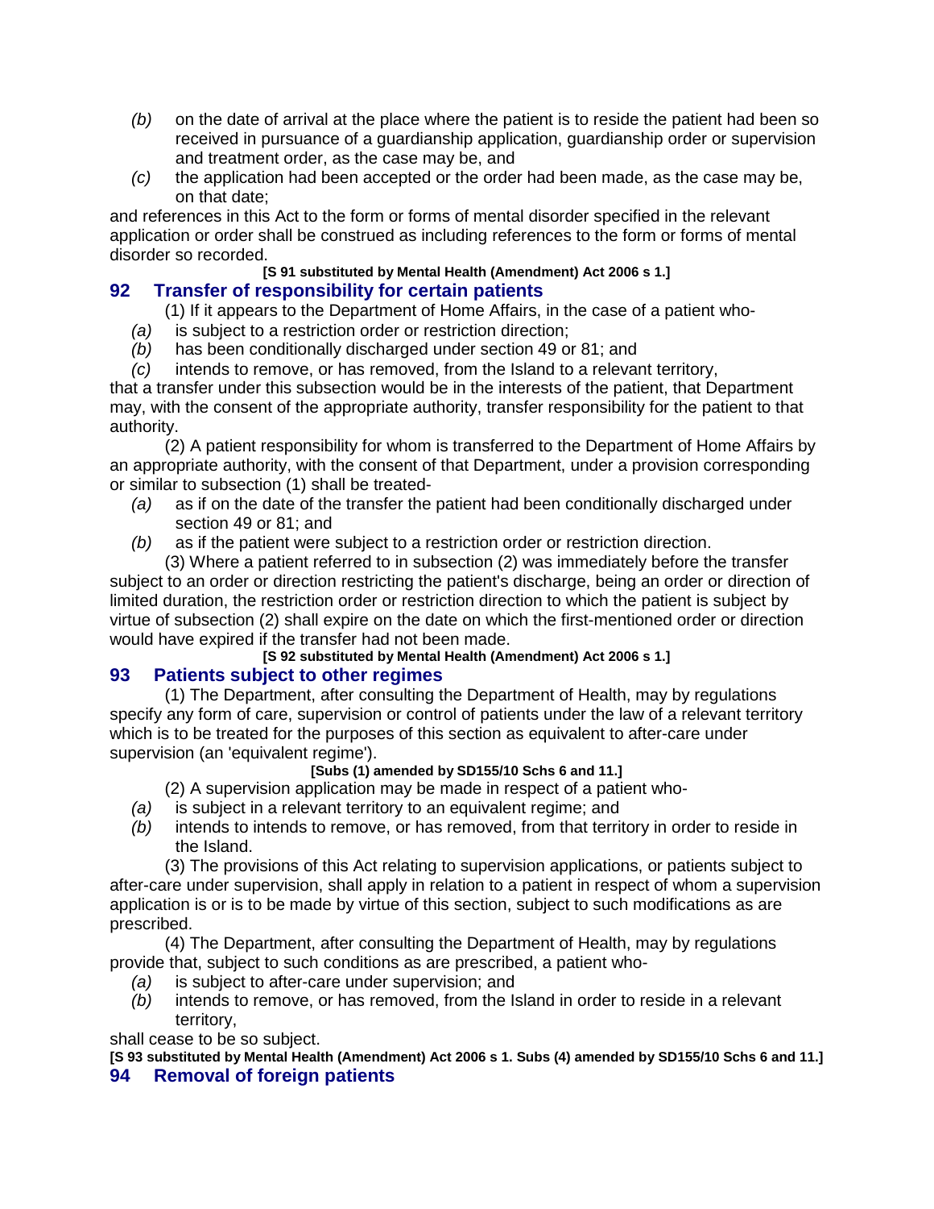- *(b)* on the date of arrival at the place where the patient is to reside the patient had been so received in pursuance of a guardianship application, guardianship order or supervision and treatment order, as the case may be, and
- *(c)* the application had been accepted or the order had been made, as the case may be, on that date;

and references in this Act to the form or forms of mental disorder specified in the relevant application or order shall be construed as including references to the form or forms of mental disorder so recorded.

**[S 91 substituted by Mental Health (Amendment) Act 2006 s 1.]**

## 92 Transfer of responsibility for certain patients

(1) If it appears to the Department of Home Affairs, in the case of a patient who-

- *(a)* is subject to a restriction order or restriction direction;
- *(b)* has been conditionally discharged under section 49 or 81; and
- *(c)* intends to remove, or has removed, from the Island to a relevant territory,

that a transfer under this subsection would be in the interests of the patient, that Department may, with the consent of the appropriate authority, transfer responsibility for the patient to that authority.

(2) A patient responsibility for whom is transferred to the Department of Home Affairs by an appropriate authority, with the consent of that Department, under a provision corresponding or similar to subsection (1) shall be treated-

- *(a)* as if on the date of the transfer the patient had been conditionally discharged under section 49 or 81; and
- *(b)* as if the patient were subject to a restriction order or restriction direction.

(3) Where a patient referred to in subsection (2) was immediately before the transfer subject to an order or direction restricting the patient's discharge, being an order or direction of limited duration, the restriction order or restriction direction to which the patient is subject by virtue of subsection (2) shall expire on the date on which the first-mentioned order or direction would have expired if the transfer had not been made.

**[S 92 substituted by Mental Health (Amendment) Act 2006 s 1.]**

## 93 Patients subject to other regimes

(1) The Department, after consulting the Department of Health, may by regulations specify any form of care, supervision or control of patients under the law of a relevant territory which is to be treated for the purposes of this section as equivalent to after-care under supervision (an 'equivalent regime').

**[Subs (1) amended by SD155/10 Schs 6 and 11.]**

(2) A supervision application may be made in respect of a patient who-

- *(a)* is subject in a relevant territory to an equivalent regime; and
- *(b)* intends to intends to remove, or has removed, from that territory in order to reside in the Island.

(3) The provisions of this Act relating to supervision applications, or patients subject to after-care under supervision, shall apply in relation to a patient in respect of whom a supervision application is or is to be made by virtue of this section, subject to such modifications as are prescribed.

(4) The Department, after consulting the Department of Health, may by regulations provide that, subject to such conditions as are prescribed, a patient who-

- *(a)* is subject to after-care under supervision; and
- *(b)* intends to remove, or has removed, from the Island in order to reside in a relevant territory,

shall cease to be so subject.

**[S 93 substituted by Mental Health (Amendment) Act 2006 s 1. Subs (4) amended by SD155/10 Schs 6 and 11.]**

## 94 Removal of foreign patients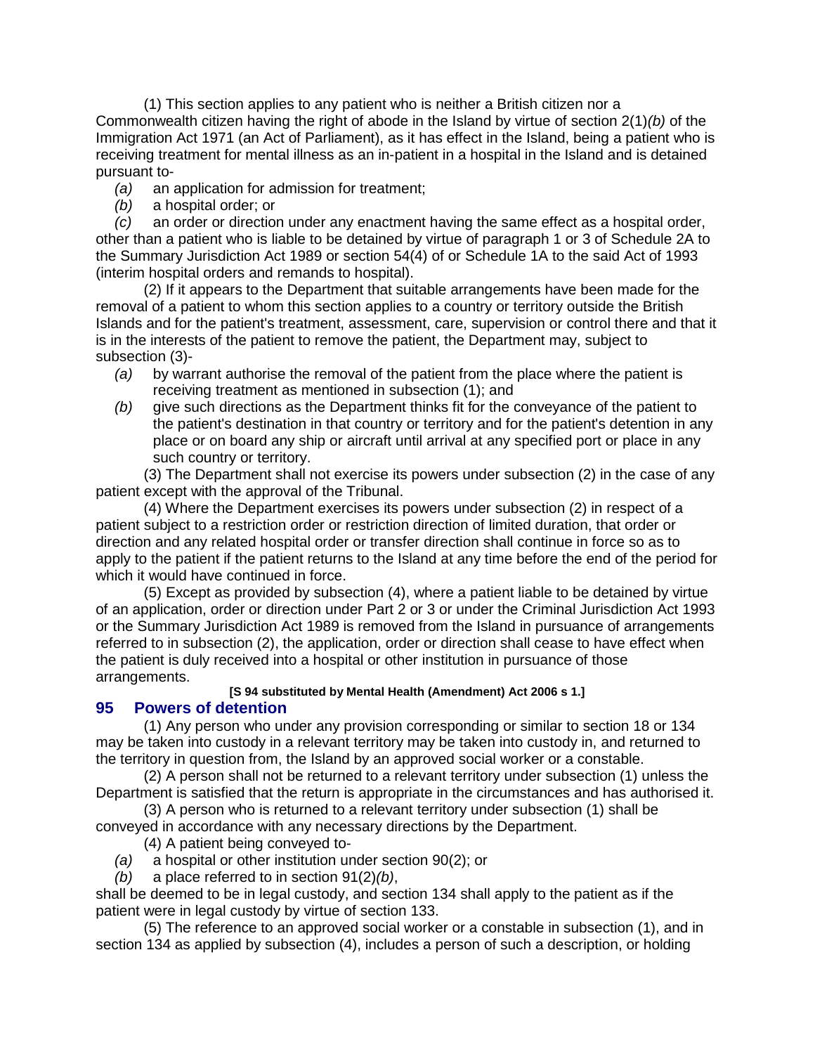(1) This section applies to any patient who is neither a British citizen nor a Commonwealth citizen having the right of abode in the Island by virtue of section 2(1)*(b)* of the Immigration Act 1971 (an Act of Parliament), as it has effect in the Island, being a patient who is receiving treatment for mental illness as an in-patient in a hospital in the Island and is detained pursuant to-

*(a)* an application for admission for treatment;

*(b)* a hospital order; or

*(c)* an order or direction under any enactment having the same effect as a hospital order,

other than a patient who is liable to be detained by virtue of paragraph 1 or 3 of Schedule 2A to the Summary Jurisdiction Act 1989 or section 54(4) of or Schedule 1A to the said Act of 1993 (interim hospital orders and remands to hospital).

(2) If it appears to the Department that suitable arrangements have been made for the removal of a patient to whom this section applies to a country or territory outside the British Islands and for the patient's treatment, assessment, care, supervision or control there and that it is in the interests of the patient to remove the patient, the Department may, subject to subsection (3)-

*(a)* by warrant authorise the removal of the patient from the place where the patient is receiving treatment as mentioned in subsection (1); and

*(b)* give such directions as the Department thinks fit for the conveyance of the patient to the patient's destination in that country or territory and for the patient's detention in any place or on board any ship or aircraft until arrival at any specified port or place in any such country or territory.

(3) The Department shall not exercise its powers under subsection (2) in the case of any patient except with the approval of the Tribunal.

(4) Where the Department exercises its powers under subsection (2) in respect of a patient subject to a restriction order or restriction direction of limited duration, that order or direction and any related hospital order or transfer direction shall continue in force so as to apply to the patient if the patient returns to the Island at any time before the end of the period for which it would have continued in force.

(5) Except as provided by subsection (4), where a patient liable to be detained by virtue of an application, order or direction under Part 2 or 3 or under the Criminal Jurisdiction Act 1993 or the Summary Jurisdiction Act 1989 is removed from the Island in pursuance of arrangements referred to in subsection (2), the application, order or direction shall cease to have effect when the patient is duly received into a hospital or other institution in pursuance of those arrangements.

**[S 94 substituted by Mental Health (Amendment) Act 2006 s 1.]**

## 95 Powers of detention

(1) Any person who under any provision corresponding or similar to section 18 or 134 may be taken into custody in a relevant territory may be taken into custody in, and returned to the territory in question from, the Island by an approved social worker or a constable.

(2) A person shall not be returned to a relevant territory under subsection (1) unless the Department is satisfied that the return is appropriate in the circumstances and has authorised it.

(3) A person who is returned to a relevant territory under subsection (1) shall be conveyed in accordance with any necessary directions by the Department.

(4) A patient being conveyed to-

*(a)* a hospital or other institution under section 90(2); or

*(b)* a place referred to in section 91(2)*(b)*,

shall be deemed to be in legal custody, and section 134 shall apply to the patient as if the patient were in legal custody by virtue of section 133.

(5) The reference to an approved social worker or a constable in subsection (1), and in section 134 as applied by subsection (4), includes a person of such a description, or holding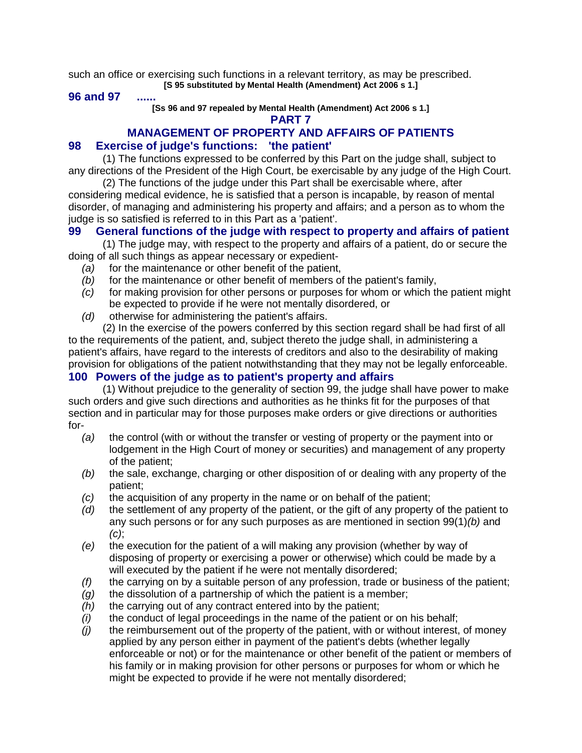such an office or exercising such functions in a relevant territory, as may be prescribed.

**[S 95 substituted by Mental Health (Amendment) Act 2006 s 1.]**

### 96 and 97 ......

**[Ss 96 and 97 repealed by Mental Health (Amendment) Act 2006 s 1.]**

## PART 7

## MANAGEMENT OF PROPERTY AND AFFAIRS OF PATIENTS

### 98 Exercise of judge's functions: 'the patient'

(1) The functions expressed to be conferred by this Part on the judge shall, subject to any directions of the President of the High Court, be exercisable by any judge of the High Court.

(2) The functions of the judge under this Part shall be exercisable where, after considering medical evidence, he is satisfied that a person is incapable, by reason of mental disorder, of managing and administering his property and affairs; and a person as to whom the judge is so satisfied is referred to in this Part as a 'patient'.

### 99 General functions of the judge with respect to property and affairs of patient

(1) The judge may, with respect to the property and affairs of a patient, do or secure the doing of all such things as appear necessary or expedient-

- *(a)* for the maintenance or other benefit of the patient,
- *(b)* for the maintenance or other benefit of members of the patient's family,
- *(c)* for making provision for other persons or purposes for whom or which the patient might be expected to provide if he were not mentally disordered, or
- *(d)* otherwise for administering the patient's affairs.

(2) In the exercise of the powers conferred by this section regard shall be had first of all to the requirements of the patient, and, subject thereto the judge shall, in administering a patient's affairs, have regard to the interests of creditors and also to the desirability of making provision for obligations of the patient notwithstanding that they may not be legally enforceable.

### 100 Powers of the judge as to patient's property and affairs

(1) Without prejudice to the generality of section 99, the judge shall have power to make such orders and give such directions and authorities as he thinks fit for the purposes of that section and in particular may for those purposes make orders or give directions or authorities for-

- *(a)* the control (with or without the transfer or vesting of property or the payment into or lodgement in the High Court of money or securities) and management of any property of the patient;
- *(b)* the sale, exchange, charging or other disposition of or dealing with any property of the patient;
- *(c)* the acquisition of any property in the name or on behalf of the patient;
- *(d)* the settlement of any property of the patient, or the gift of any property of the patient to any such persons or for any such purposes as are mentioned in section 99(1)*(b)* and *(c)*;
- *(e)* the execution for the patient of a will making any provision (whether by way of disposing of property or exercising a power or otherwise) which could be made by a will executed by the patient if he were not mentally disordered;
- *(f)* the carrying on by a suitable person of any profession, trade or business of the patient;
- *(g)* the dissolution of a partnership of which the patient is a member;
- *(h)* the carrying out of any contract entered into by the patient;
- *(i)* the conduct of legal proceedings in the name of the patient or on his behalf;
- *(j)* the reimbursement out of the property of the patient, with or without interest, of money applied by any person either in payment of the patient's debts (whether legally enforceable or not) or for the maintenance or other benefit of the patient or members of his family or in making provision for other persons or purposes for whom or which he might be expected to provide if he were not mentally disordered;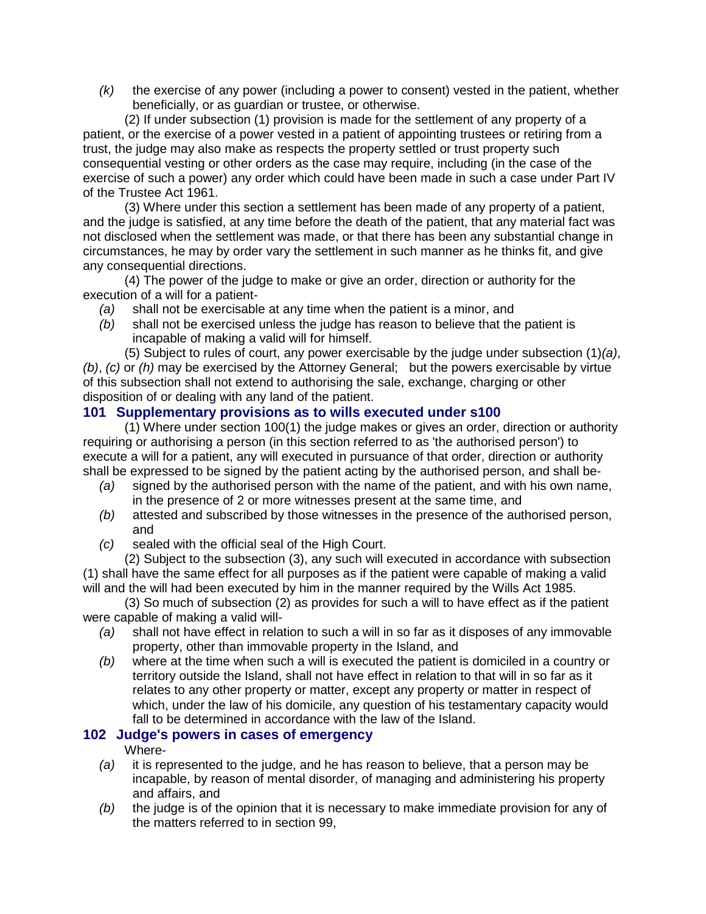*(k)* the exercise of any power (including a power to consent) vested in the patient, whether beneficially, or as guardian or trustee, or otherwise.

(2) If under subsection (1) provision is made for the settlement of any property of a patient, or the exercise of a power vested in a patient of appointing trustees or retiring from a trust, the judge may also make as respects the property settled or trust property such consequential vesting or other orders as the case may require, including (in the case of the exercise of such a power) any order which could have been made in such a case under Part IV of the Trustee Act 1961.

(3) Where under this section a settlement has been made of any property of a patient, and the judge is satisfied, at any time before the death of the patient, that any material fact was not disclosed when the settlement was made, or that there has been any substantial change in circumstances, he may by order vary the settlement in such manner as he thinks fit, and give any consequential directions.

(4) The power of the judge to make or give an order, direction or authority for the execution of a will for a patient-

*(a)* shall not be exercisable at any time when the patient is a minor, and

*(b)* shall not be exercised unless the judge has reason to believe that the patient is incapable of making a valid will for himself.

(5) Subject to rules of court, any power exercisable by the judge under subsection (1)*(a)*, *(b)*, *(c)* or *(h)* may be exercised by the Attorney General; but the powers exercisable by virtue of this subsection shall not extend to authorising the sale, exchange, charging or other disposition of or dealing with any land of the patient.

### 101 Supplementary provisions as to wills executed under s100

(1) Where under section 100(1) the judge makes or gives an order, direction or authority requiring or authorising a person (in this section referred to as 'the authorised person') to execute a will for a patient, any will executed in pursuance of that order, direction or authority shall be expressed to be signed by the patient acting by the authorised person, and shall be-

*(a)* signed by the authorised person with the name of the patient, and with his own name, in the presence of 2 or more witnesses present at the same time, and

*(b)* attested and subscribed by those witnesses in the presence of the authorised person, and

*(c)* sealed with the official seal of the High Court.

(2) Subject to the subsection (3), any such will executed in accordance with subsection (1) shall have the same effect for all purposes as if the patient were capable of making a valid will and the will had been executed by him in the manner required by the Wills Act 1985.

(3) So much of subsection (2) as provides for such a will to have effect as if the patient were capable of making a valid will-

*(a)* shall not have effect in relation to such a will in so far as it disposes of any immovable property, other than immovable property in the Island, and

*(b)* where at the time when such a will is executed the patient is domiciled in a country or territory outside the Island, shall not have effect in relation to that will in so far as it relates to any other property or matter, except any property or matter in respect of which, under the law of his domicile, any question of his testamentary capacity would fall to be determined in accordance with the law of the Island.

### 102 Judge's powers in cases of emergency

Where-

*(a)* it is represented to the judge, and he has reason to believe, that a person may be incapable, by reason of mental disorder, of managing and administering his property and affairs, and

*(b)* the judge is of the opinion that it is necessary to make immediate provision for any of the matters referred to in section 99,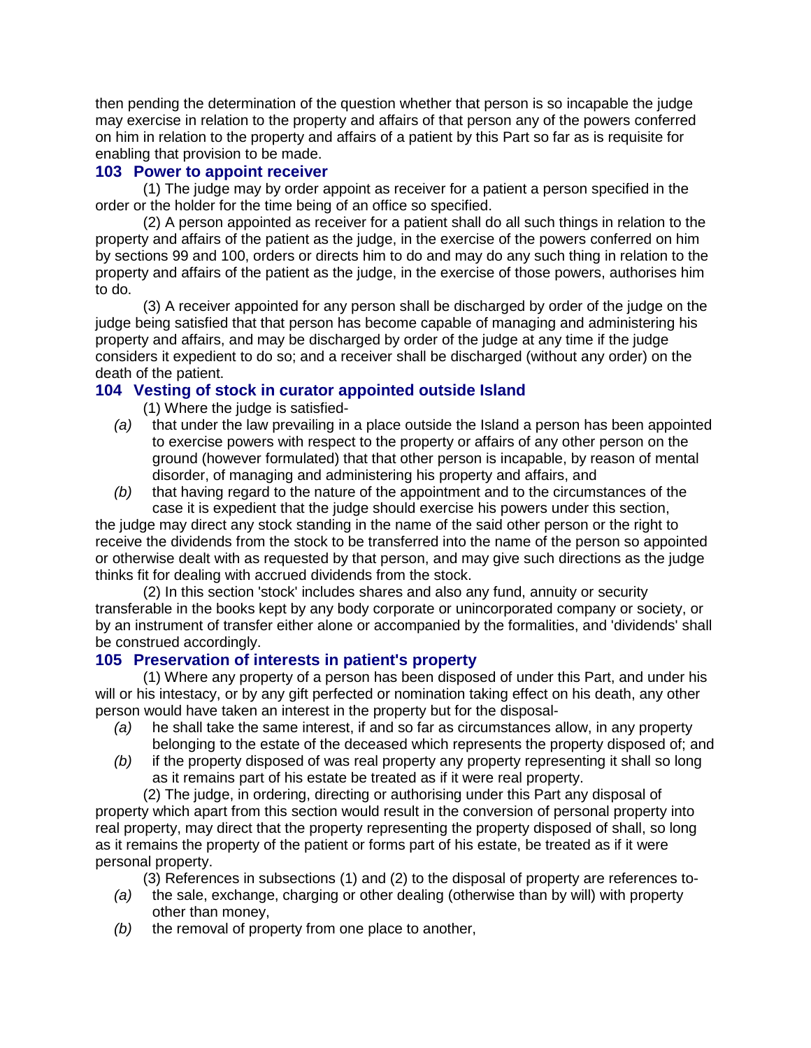then pending the determination of the question whether that person is so incapable the judge may exercise in relation to the property and affairs of that person any of the powers conferred on him in relation to the property and affairs of a patient by this Part so far as is requisite for enabling that provision to be made.

### 103 Power to appoint receiver

(1) The judge may by order appoint as receiver for a patient a person specified in the order or the holder for the time being of an office so specified.

(2) A person appointed as receiver for a patient shall do all such things in relation to the property and affairs of the patient as the judge, in the exercise of the powers conferred on him by sections 99 and 100, orders or directs him to do and may do any such thing in relation to the property and affairs of the patient as the judge, in the exercise of those powers, authorises him to do.

(3) A receiver appointed for any person shall be discharged by order of the judge on the judge being satisfied that that person has become capable of managing and administering his property and affairs, and may be discharged by order of the judge at any time if the judge considers it expedient to do so; and a receiver shall be discharged (without any order) on the death of the patient.

### 104 Vesting of stock in curator appointed outside Island

(1) Where the judge is satisfied-

- *(a)* that under the law prevailing in a place outside the Island a person has been appointed to exercise powers with respect to the property or affairs of any other person on the ground (however formulated) that that other person is incapable, by reason of mental disorder, of managing and administering his property and affairs, and
- *(b)* that having regard to the nature of the appointment and to the circumstances of the case it is expedient that the judge should exercise his powers under this section,

the judge may direct any stock standing in the name of the said other person or the right to receive the dividends from the stock to be transferred into the name of the person so appointed or otherwise dealt with as requested by that person, and may give such directions as the judge thinks fit for dealing with accrued dividends from the stock.

(2) In this section 'stock' includes shares and also any fund, annuity or security transferable in the books kept by any body corporate or unincorporated company or society, or by an instrument of transfer either alone or accompanied by the formalities, and 'dividends' shall be construed accordingly.

### 105 Preservation of interests in patient's property

(1) Where any property of a person has been disposed of under this Part, and under his will or his intestacy, or by any gift perfected or nomination taking effect on his death, any other person would have taken an interest in the property but for the disposal-

- *(a)* he shall take the same interest, if and so far as circumstances allow, in any property belonging to the estate of the deceased which represents the property disposed of; and
- *(b)* if the property disposed of was real property any property representing it shall so long as it remains part of his estate be treated as if it were real property.

(2) The judge, in ordering, directing or authorising under this Part any disposal of property which apart from this section would result in the conversion of personal property into real property, may direct that the property representing the property disposed of shall, so long as it remains the property of the patient or forms part of his estate, be treated as if it were personal property.

(3) References in subsections (1) and (2) to the disposal of property are references to-

- *(a)* the sale, exchange, charging or other dealing (otherwise than by will) with property other than money,
- *(b)* the removal of property from one place to another,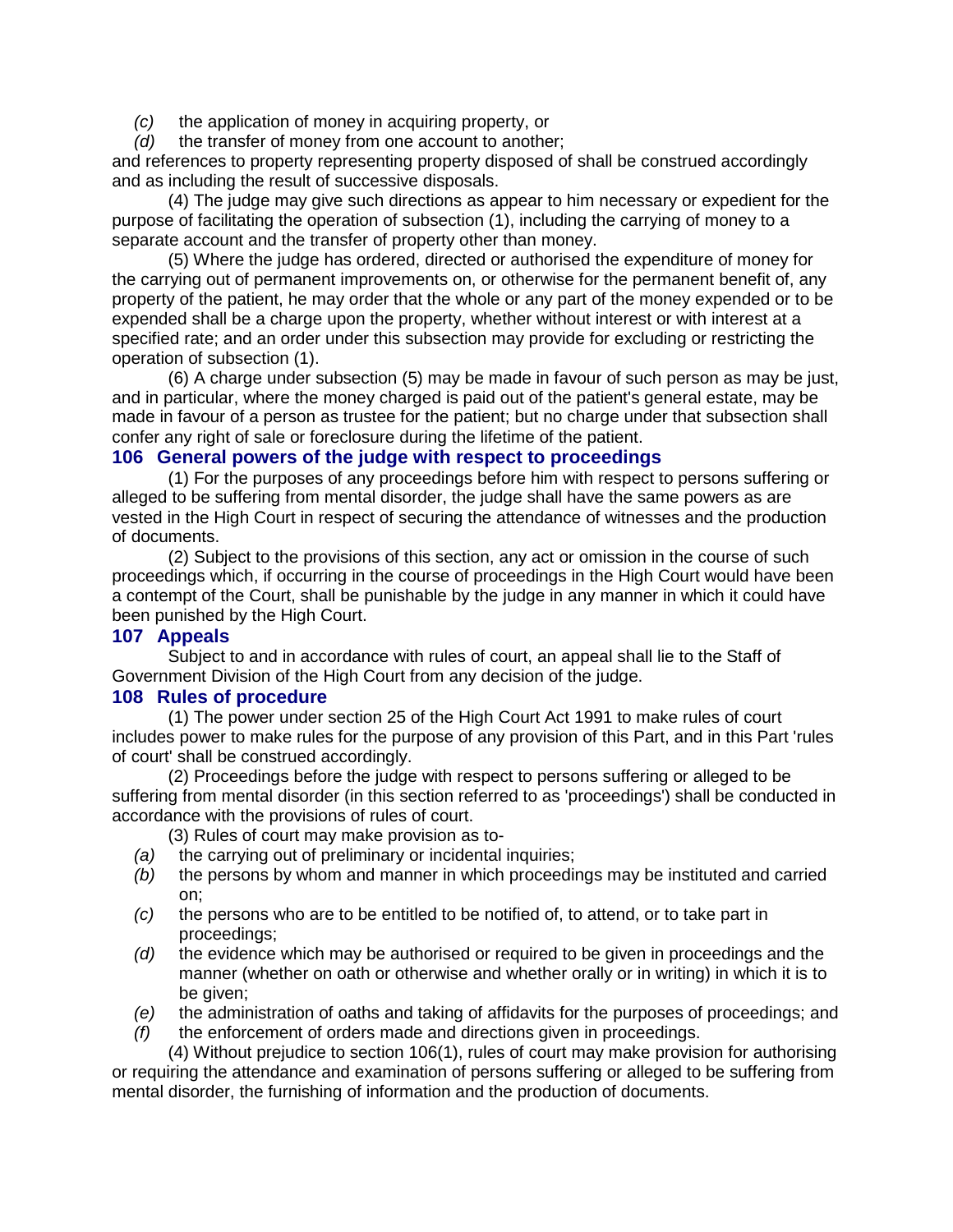*(c)* the application of money in acquiring property, or

*(d)* the transfer of money from one account to another;

and references to property representing property disposed of shall be construed accordingly and as including the result of successive disposals.

(4) The judge may give such directions as appear to him necessary or expedient for the purpose of facilitating the operation of subsection (1), including the carrying of money to a separate account and the transfer of property other than money.

(5) Where the judge has ordered, directed or authorised the expenditure of money for the carrying out of permanent improvements on, or otherwise for the permanent benefit of, any property of the patient, he may order that the whole or any part of the money expended or to be expended shall be a charge upon the property, whether without interest or with interest at a specified rate; and an order under this subsection may provide for excluding or restricting the operation of subsection (1).

(6) A charge under subsection (5) may be made in favour of such person as may be just, and in particular, where the money charged is paid out of the patient's general estate, may be made in favour of a person as trustee for the patient; but no charge under that subsection shall confer any right of sale or foreclosure during the lifetime of the patient.

### 106 General powers of the judge with respect to proceedings

(1) For the purposes of any proceedings before him with respect to persons suffering or alleged to be suffering from mental disorder, the judge shall have the same powers as are vested in the High Court in respect of securing the attendance of witnesses and the production of documents.

(2) Subject to the provisions of this section, any act or omission in the course of such proceedings which, if occurring in the course of proceedings in the High Court would have been a contempt of the Court, shall be punishable by the judge in any manner in which it could have been punished by the High Court.

### 107 Appeals

Subject to and in accordance with rules of court, an appeal shall lie to the Staff of Government Division of the High Court from any decision of the judge.

### 108 Rules of procedure

(1) The power under section 25 of the High Court Act 1991 to make rules of court includes power to make rules for the purpose of any provision of this Part, and in this Part 'rules of court' shall be construed accordingly.

(2) Proceedings before the judge with respect to persons suffering or alleged to be suffering from mental disorder (in this section referred to as 'proceedings') shall be conducted in accordance with the provisions of rules of court.

(3) Rules of court may make provision as to-

*(a)* the carrying out of preliminary or incidental inquiries;

*(b)* the persons by whom and manner in which proceedings may be instituted and carried on;

*(c)* the persons who are to be entitled to be notified of, to attend, or to take part in proceedings;

*(d)* the evidence which may be authorised or required to be given in proceedings and the manner (whether on oath or otherwise and whether orally or in writing) in which it is to be given;

*(e)* the administration of oaths and taking of affidavits for the purposes of proceedings; and

*(f)* the enforcement of orders made and directions given in proceedings.

(4) Without prejudice to section 106(1), rules of court may make provision for authorising or requiring the attendance and examination of persons suffering or alleged to be suffering from mental disorder, the furnishing of information and the production of documents.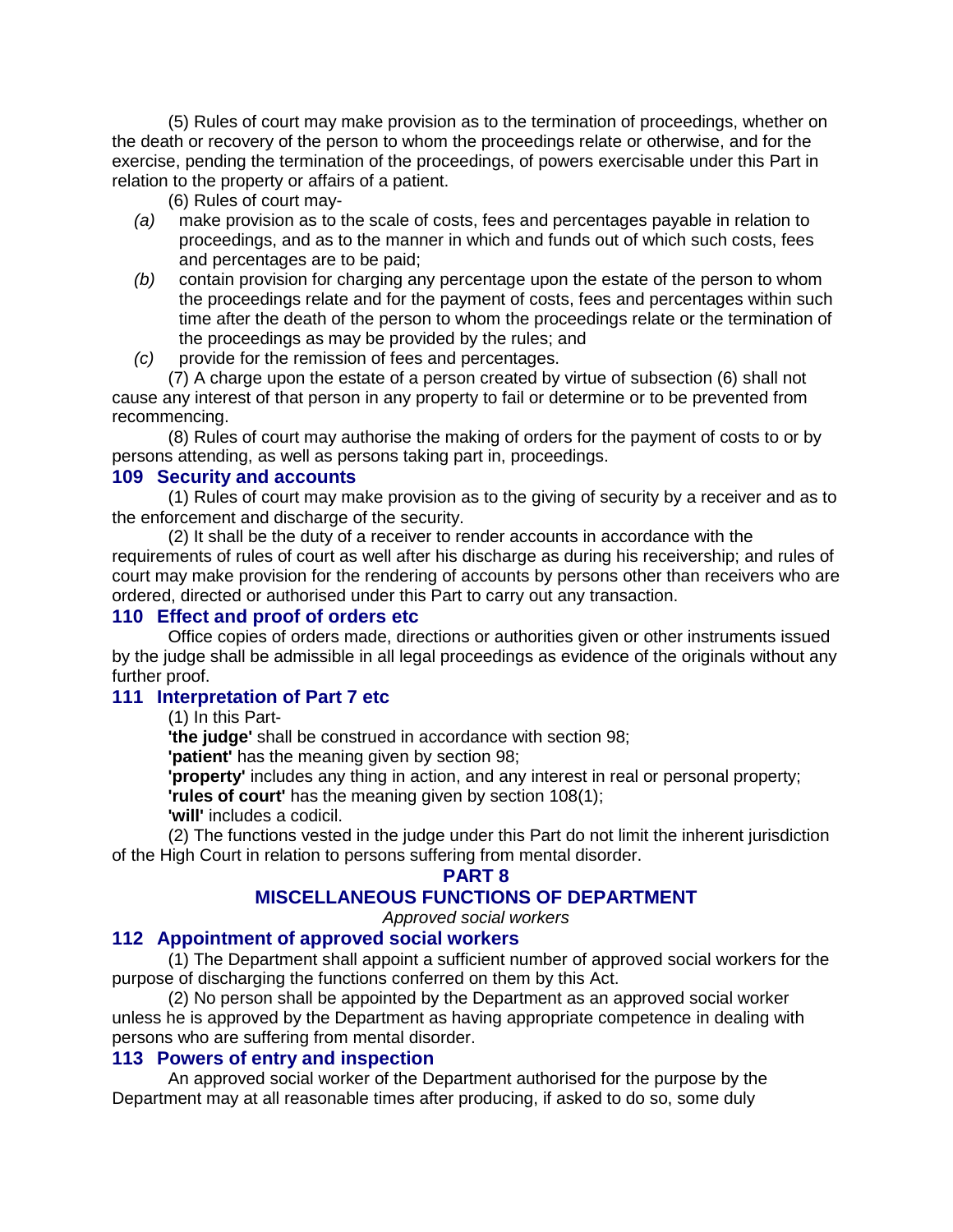(5) Rules of court may make provision as to the termination of proceedings, whether on the death or recovery of the person to whom the proceedings relate or otherwise, and for the exercise, pending the termination of the proceedings, of powers exercisable under this Part in relation to the property or affairs of a patient.

(6) Rules of court may-

- *(a)* make provision as to the scale of costs, fees and percentages payable in relation to proceedings, and as to the manner in which and funds out of which such costs, fees and percentages are to be paid;
- *(b)* contain provision for charging any percentage upon the estate of the person to whom the proceedings relate and for the payment of costs, fees and percentages within such time after the death of the person to whom the proceedings relate or the termination of the proceedings as may be provided by the rules; and
- *(c)* provide for the remission of fees and percentages.

(7) A charge upon the estate of a person created by virtue of subsection (6) shall not cause any interest of that person in any property to fail or determine or to be prevented from recommencing.

(8) Rules of court may authorise the making of orders for the payment of costs to or by persons attending, as well as persons taking part in, proceedings.

### 109 Security and accounts

(1) Rules of court may make provision as to the giving of security by a receiver and as to the enforcement and discharge of the security.

(2) It shall be the duty of a receiver to render accounts in accordance with the requirements of rules of court as well after his discharge as during his receivership; and rules of court may make provision for the rendering of accounts by persons other than receivers who are ordered, directed or authorised under this Part to carry out any transaction.

### 110 Effect and proof of orders etc

Office copies of orders made, directions or authorities given or other instruments issued by the judge shall be admissible in all legal proceedings as evidence of the originals without any further proof.

### 111 Interpretation of Part 7 etc

(1) In this Part-

**'the judge'** shall be construed in accordance with section 98;

**'patient'** has the meaning given by section 98;

**'property'** includes any thing in action, and any interest in real or personal property;

**'rules of court'** has the meaning given by section 108(1);

**'will'** includes a codicil.

(2) The functions vested in the judge under this Part do not limit the inherent jurisdiction of the High Court in relation to persons suffering from mental disorder.

## PART 8

## MISCELLANEOUS FUNCTIONS OF DEPARTMENT

*Approved social workers*

### 112 Appointment of approved social workers

(1) The Department shall appoint a sufficient number of approved social workers for the purpose of discharging the functions conferred on them by this Act.

(2) No person shall be appointed by the Department as an approved social worker unless he is approved by the Department as having appropriate competence in dealing with persons who are suffering from mental disorder.

### 113 Powers of entry and inspection

An approved social worker of the Department authorised for the purpose by the Department may at all reasonable times after producing, if asked to do so, some duly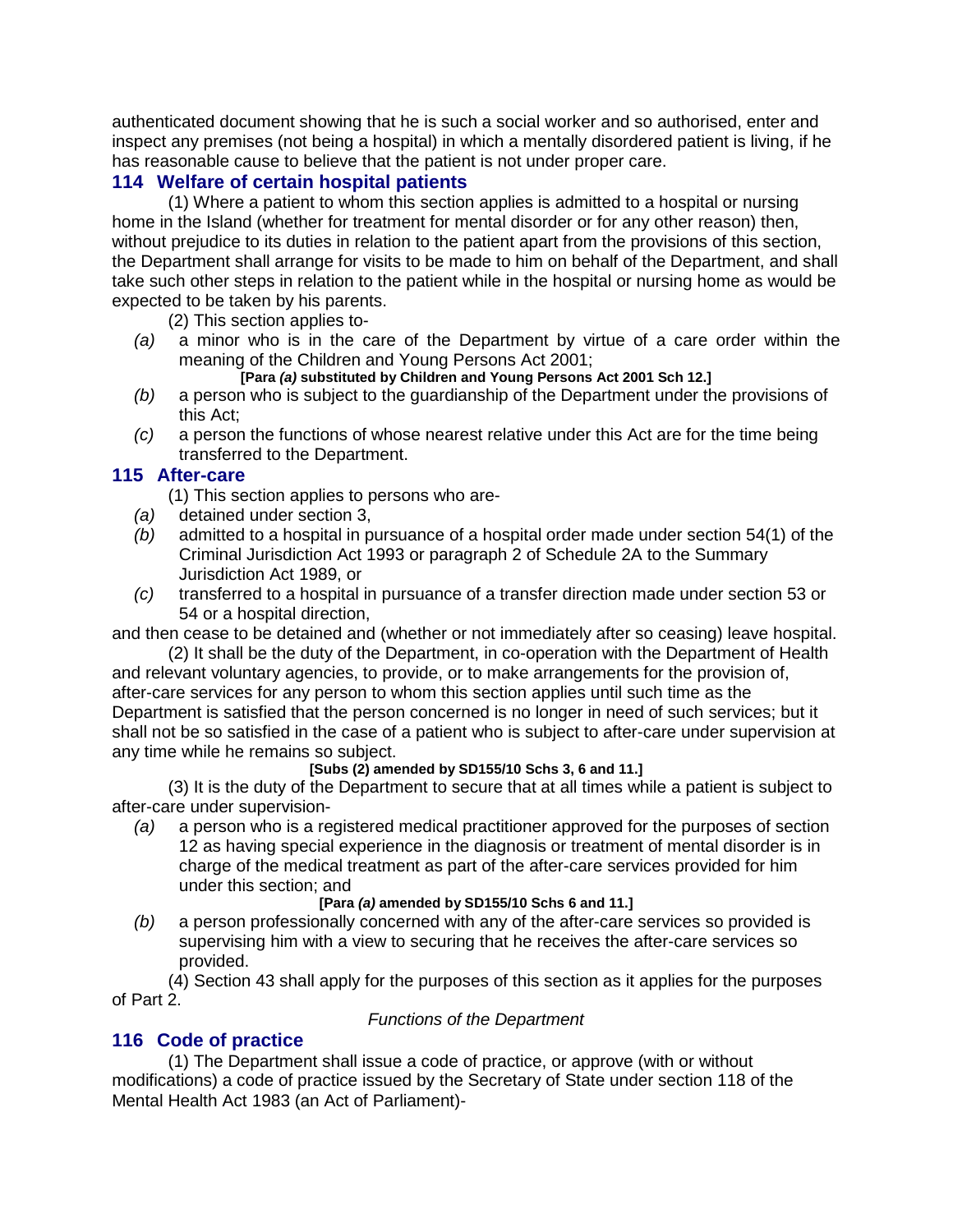authenticated document showing that he is such a social worker and so authorised, enter and inspect any premises (not being a hospital) in which a mentally disordered patient is living, if he has reasonable cause to believe that the patient is not under proper care.

## 114 Welfare of certain hospital patients

(1) Where a patient to whom this section applies is admitted to a hospital or nursing home in the Island (whether for treatment for mental disorder or for any other reason) then, without prejudice to its duties in relation to the patient apart from the provisions of this section, the Department shall arrange for visits to be made to him on behalf of the Department, and shall take such other steps in relation to the patient while in the hospital or nursing home as would be expected to be taken by his parents.

(2) This section applies to-

*(a)* a minor who is in the care of the Department by virtue of a care order within the meaning of the Children and Young Persons Act 2001;

**[Para *(a)* substituted by Children and Young Persons Act 2001 Sch 12.]**

*(b)* a person who is subject to the guardianship of the Department under the provisions of this Act;

*(c)* a person the functions of whose nearest relative under this Act are for the time being transferred to the Department.

## 115 After-care

(1) This section applies to persons who are-

*(a)* detained under section 3,

*(b)* admitted to a hospital in pursuance of a hospital order made under section 54(1) of the Criminal Jurisdiction Act 1993 or paragraph 2 of Schedule 2A to the Summary Jurisdiction Act 1989, or

*(c)* transferred to a hospital in pursuance of a transfer direction made under section 53 or 54 or a hospital direction,

and then cease to be detained and (whether or not immediately after so ceasing) leave hospital.

(2) It shall be the duty of the Department, in co-operation with the Department of Health and relevant voluntary agencies, to provide, or to make arrangements for the provision of, after-care services for any person to whom this section applies until such time as the Department is satisfied that the person concerned is no longer in need of such services; but it shall not be so satisfied in the case of a patient who is subject to after-care under supervision at any time while he remains so subject.

**[Subs (2) amended by SD155/10 Schs 3, 6 and 11.]**

(3) It is the duty of the Department to secure that at all times while a patient is subject to after-care under supervision-

*(a)* a person who is a registered medical practitioner approved for the purposes of section 12 as having special experience in the diagnosis or treatment of mental disorder is in charge of the medical treatment as part of the after-care services provided for him under this section; and

**[Para *(a)* amended by SD155/10 Schs 6 and 11.]**

*(b)* a person professionally concerned with any of the after-care services so provided is supervising him with a view to securing that he receives the after-care services so provided.

(4) Section 43 shall apply for the purposes of this section as it applies for the purposes of Part 2.

*Functions of the Department*

## 116 Code of practice

(1) The Department shall issue a code of practice, or approve (with or without modifications) a code of practice issued by the Secretary of State under section 118 of the Mental Health Act 1983 (an Act of Parliament)-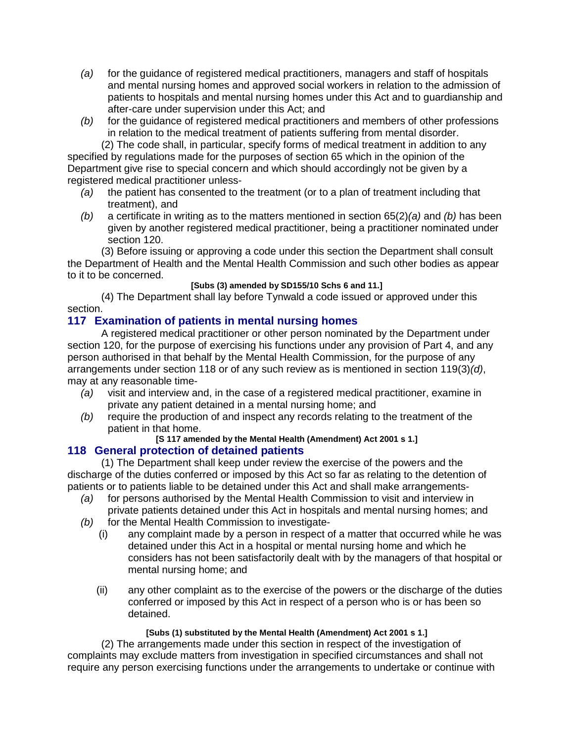- *(a)* for the guidance of registered medical practitioners, managers and staff of hospitals and mental nursing homes and approved social workers in relation to the admission of patients to hospitals and mental nursing homes under this Act and to guardianship and after-care under supervision under this Act; and
- *(b)* for the guidance of registered medical practitioners and members of other professions in relation to the medical treatment of patients suffering from mental disorder.

(2) The code shall, in particular, specify forms of medical treatment in addition to any specified by regulations made for the purposes of section 65 which in the opinion of the Department give rise to special concern and which should accordingly not be given by a registered medical practitioner unless-

- *(a)* the patient has consented to the treatment (or to a plan of treatment including that treatment), and
- *(b)* a certificate in writing as to the matters mentioned in section 65(2)*(a)* and *(b)* has been given by another registered medical practitioner, being a practitioner nominated under section 120.

(3) Before issuing or approving a code under this section the Department shall consult the Department of Health and the Mental Health Commission and such other bodies as appear to it to be concerned.

**[Subs (3) amended by SD155/10 Schs 6 and 11.]**

(4) The Department shall lay before Tynwald a code issued or approved under this section.

## 117 Examination of patients in mental nursing homes

A registered medical practitioner or other person nominated by the Department under section 120, for the purpose of exercising his functions under any provision of Part 4, and any person authorised in that behalf by the Mental Health Commission, for the purpose of any arrangements under section 118 or of any such review as is mentioned in section 119(3)*(d)*, may at any reasonable time-

- *(a)* visit and interview and, in the case of a registered medical practitioner, examine in private any patient detained in a mental nursing home; and
- *(b)* require the production of and inspect any records relating to the treatment of the patient in that home.

**[S 117 amended by the Mental Health (Amendment) Act 2001 s 1.]**

## 118 General protection of detained patients

(1) The Department shall keep under review the exercise of the powers and the discharge of the duties conferred or imposed by this Act so far as relating to the detention of patients or to patients liable to be detained under this Act and shall make arrangements-

- *(a)* for persons authorised by the Mental Health Commission to visit and interview in private patients detained under this Act in hospitals and mental nursing homes; and
- *(b)* for the Mental Health Commission to investigate-
  - (i) any complaint made by a person in respect of a matter that occurred while he was detained under this Act in a hospital or mental nursing home and which he considers has not been satisfactorily dealt with by the managers of that hospital or mental nursing home; and
  - (ii) any other complaint as to the exercise of the powers or the discharge of the duties conferred or imposed by this Act in respect of a person who is or has been so detained.

**[Subs (1) substituted by the Mental Health (Amendment) Act 2001 s 1.]**

(2) The arrangements made under this section in respect of the investigation of complaints may exclude matters from investigation in specified circumstances and shall not require any person exercising functions under the arrangements to undertake or continue with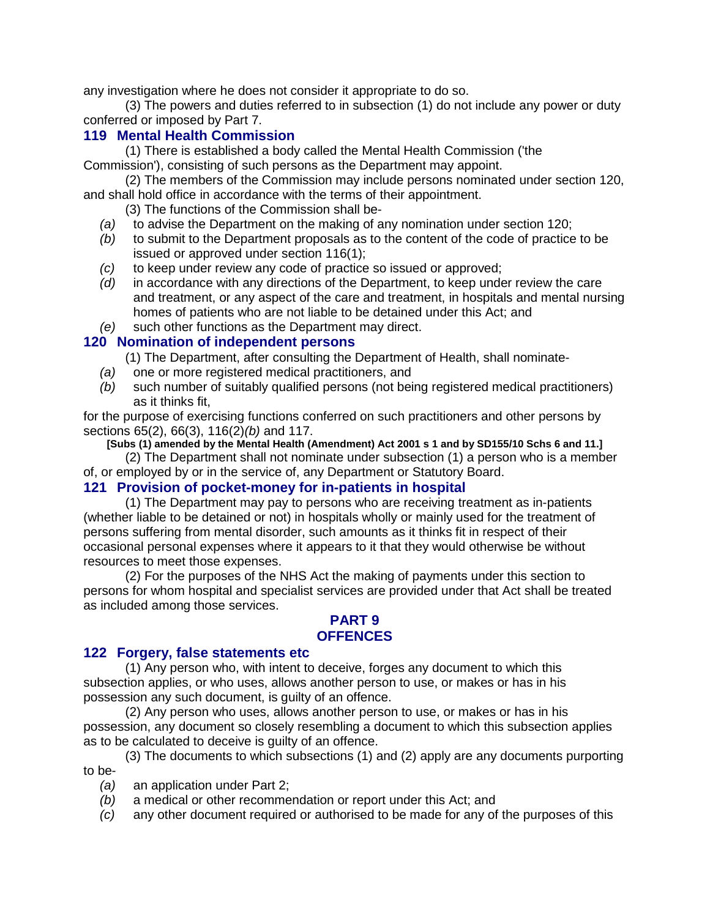any investigation where he does not consider it appropriate to do so.

(3) The powers and duties referred to in subsection (1) do not include any power or duty conferred or imposed by Part 7.

### 119 Mental Health Commission

(1) There is established a body called the Mental Health Commission ('the Commission'), consisting of such persons as the Department may appoint.

(2) The members of the Commission may include persons nominated under section 120, and shall hold office in accordance with the terms of their appointment.

(3) The functions of the Commission shall be-

*(a)* to advise the Department on the making of any nomination under section 120;

*(b)* to submit to the Department proposals as to the content of the code of practice to be issued or approved under section 116(1);

*(c)* to keep under review any code of practice so issued or approved;

*(d)* in accordance with any directions of the Department, to keep under review the care and treatment, or any aspect of the care and treatment, in hospitals and mental nursing homes of patients who are not liable to be detained under this Act; and

*(e)* such other functions as the Department may direct.

### 120 Nomination of independent persons

(1) The Department, after consulting the Department of Health, shall nominate-

*(a)* one or more registered medical practitioners, and

*(b)* such number of suitably qualified persons (not being registered medical practitioners) as it thinks fit,

for the purpose of exercising functions conferred on such practitioners and other persons by sections 65(2), 66(3), 116(2)*(b)* and 117.

**[Subs (1) amended by the Mental Health (Amendment) Act 2001 s 1 and by SD155/10 Schs 6 and 11.]**

(2) The Department shall not nominate under subsection (1) a person who is a member of, or employed by or in the service of, any Department or Statutory Board.

### 121 Provision of pocket-money for in-patients in hospital

(1) The Department may pay to persons who are receiving treatment as in-patients (whether liable to be detained or not) in hospitals wholly or mainly used for the treatment of persons suffering from mental disorder, such amounts as it thinks fit in respect of their occasional personal expenses where it appears to it that they would otherwise be without resources to meet those expenses.

(2) For the purposes of the NHS Act the making of payments under this section to persons for whom hospital and specialist services are provided under that Act shall be treated as included among those services.

## PART 9
## OFFENCES

### 122 Forgery, false statements etc

(1) Any person who, with intent to deceive, forges any document to which this subsection applies, or who uses, allows another person to use, or makes or has in his possession any such document, is guilty of an offence.

(2) Any person who uses, allows another person to use, or makes or has in his possession, any document so closely resembling a document to which this subsection applies as to be calculated to deceive is guilty of an offence.

(3) The documents to which subsections (1) and (2) apply are any documents purporting to be-

*(a)* an application under Part 2;

*(b)* a medical or other recommendation or report under this Act; and

*(c)* any other document required or authorised to be made for any of the purposes of this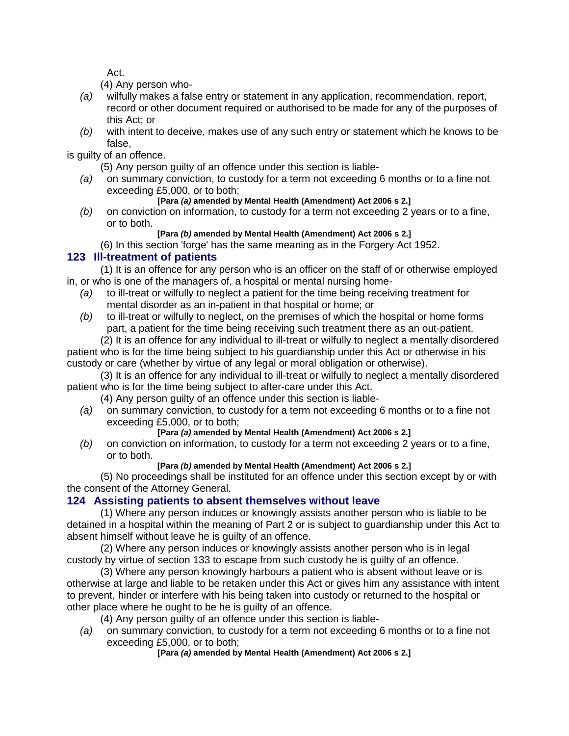Act.

(4) Any person who-

*(a)* wilfully makes a false entry or statement in any application, recommendation, report, record or other document required or authorised to be made for any of the purposes of this Act; or

*(b)* with intent to deceive, makes use of any such entry or statement which he knows to be false,

is guilty of an offence.

(5) Any person guilty of an offence under this section is liable-

*(a)* on summary conviction, to custody for a term not exceeding 6 months or to a fine not exceeding £5,000, or to both;

**[Para *(a)* amended by Mental Health (Amendment) Act 2006 s 2.]**

*(b)* on conviction on information, to custody for a term not exceeding 2 years or to a fine, or to both.

**[Para *(b)* amended by Mental Health (Amendment) Act 2006 s 2.]**

(6) In this section 'forge' has the same meaning as in the Forgery Act 1952.

### 123 Ill-treatment of patients

(1) It is an offence for any person who is an officer on the staff of or otherwise employed in, or who is one of the managers of, a hospital or mental nursing home-

*(a)* to ill-treat or wilfully to neglect a patient for the time being receiving treatment for mental disorder as an in-patient in that hospital or home; or

*(b)* to ill-treat or wilfully to neglect, on the premises of which the hospital or home forms part, a patient for the time being receiving such treatment there as an out-patient.

(2) It is an offence for any individual to ill-treat or wilfully to neglect a mentally disordered patient who is for the time being subject to his guardianship under this Act or otherwise in his custody or care (whether by virtue of any legal or moral obligation or otherwise).

(3) It is an offence for any individual to ill-treat or wilfully to neglect a mentally disordered patient who is for the time being subject to after-care under this Act.

(4) Any person guilty of an offence under this section is liable-

*(a)* on summary conviction, to custody for a term not exceeding 6 months or to a fine not exceeding £5,000, or to both;

**[Para *(a)* amended by Mental Health (Amendment) Act 2006 s 2.]**

*(b)* on conviction on information, to custody for a term not exceeding 2 years or to a fine, or to both.

**[Para *(b)* amended by Mental Health (Amendment) Act 2006 s 2.]**

(5) No proceedings shall be instituted for an offence under this section except by or with the consent of the Attorney General.

### 124 Assisting patients to absent themselves without leave

(1) Where any person induces or knowingly assists another person who is liable to be detained in a hospital within the meaning of Part 2 or is subject to guardianship under this Act to absent himself without leave he is guilty of an offence.

(2) Where any person induces or knowingly assists another person who is in legal custody by virtue of section 133 to escape from such custody he is guilty of an offence.

(3) Where any person knowingly harbours a patient who is absent without leave or is otherwise at large and liable to be retaken under this Act or gives him any assistance with intent to prevent, hinder or interfere with his being taken into custody or returned to the hospital or other place where he ought to be he is guilty of an offence.

(4) Any person guilty of an offence under this section is liable-

*(a)* on summary conviction, to custody for a term not exceeding 6 months or to a fine not exceeding £5,000, or to both;

**[Para *(a)* amended by Mental Health (Amendment) Act 2006 s 2.]**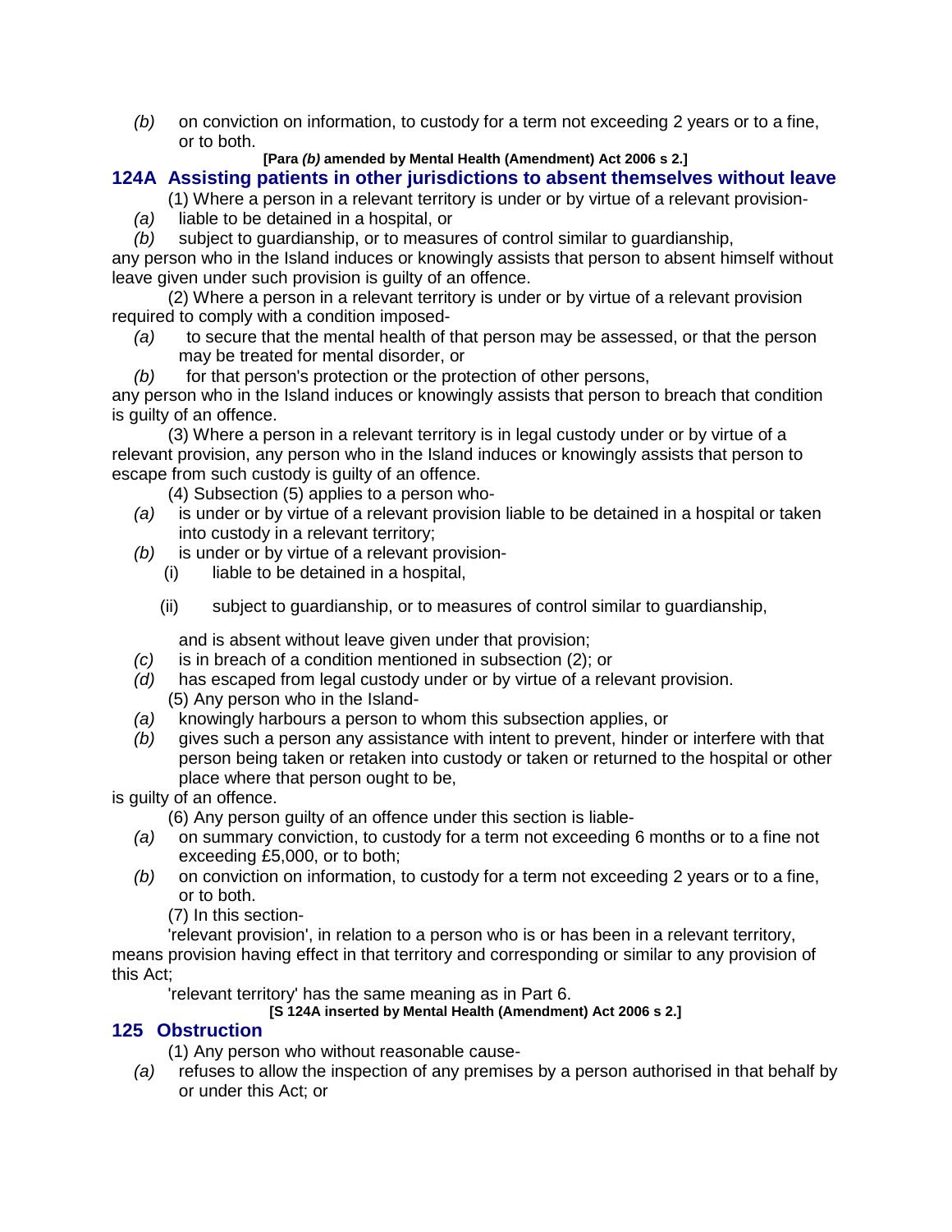*(b)* on conviction on information, to custody for a term not exceeding 2 years or to a fine, or to both.

**[Para *(b)* amended by Mental Health (Amendment) Act 2006 s 2.]**

## 124A Assisting patients in other jurisdictions to absent themselves without leave

(1) Where a person in a relevant territory is under or by virtue of a relevant provision-

*(a)* liable to be detained in a hospital, or

*(b)* subject to guardianship, or to measures of control similar to guardianship,

any person who in the Island induces or knowingly assists that person to absent himself without leave given under such provision is guilty of an offence.

(2) Where a person in a relevant territory is under or by virtue of a relevant provision required to comply with a condition imposed-

*(a)* to secure that the mental health of that person may be assessed, or that the person may be treated for mental disorder, or

*(b)* for that person's protection or the protection of other persons,

any person who in the Island induces or knowingly assists that person to breach that condition is guilty of an offence.

(3) Where a person in a relevant territory is in legal custody under or by virtue of a relevant provision, any person who in the Island induces or knowingly assists that person to escape from such custody is guilty of an offence.

(4) Subsection (5) applies to a person who-

*(a)* is under or by virtue of a relevant provision liable to be detained in a hospital or taken into custody in a relevant territory;

*(b)* is under or by virtue of a relevant provision-

(i) liable to be detained in a hospital,

(ii) subject to guardianship, or to measures of control similar to guardianship,

and is absent without leave given under that provision;

*(c)* is in breach of a condition mentioned in subsection (2); or

*(d)* has escaped from legal custody under or by virtue of a relevant provision.

(5) Any person who in the Island-

*(a)* knowingly harbours a person to whom this subsection applies, or

*(b)* gives such a person any assistance with intent to prevent, hinder or interfere with that person being taken or retaken into custody or taken or returned to the hospital or other place where that person ought to be,

is guilty of an offence.

(6) Any person guilty of an offence under this section is liable-

*(a)* on summary conviction, to custody for a term not exceeding 6 months or to a fine not exceeding £5,000, or to both;

*(b)* on conviction on information, to custody for a term not exceeding 2 years or to a fine, or to both.

(7) In this section-

'relevant provision', in relation to a person who is or has been in a relevant territory, means provision having effect in that territory and corresponding or similar to any provision of this Act;

'relevant territory' has the same meaning as in Part 6.

**[S 124A inserted by Mental Health (Amendment) Act 2006 s 2.]**

## 125 Obstruction

(1) Any person who without reasonable cause-

*(a)* refuses to allow the inspection of any premises by a person authorised in that behalf by or under this Act; or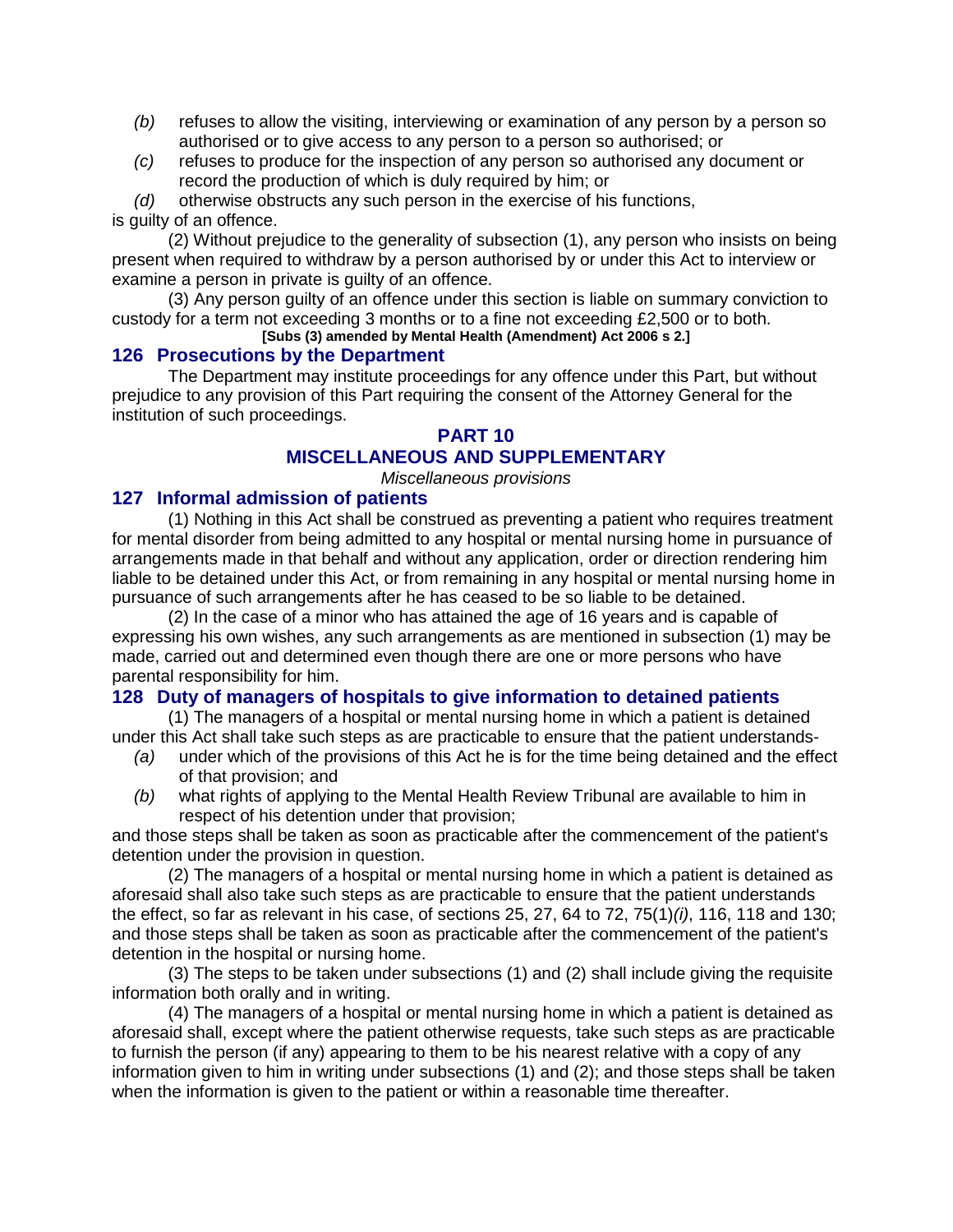*(b)* refuses to allow the visiting, interviewing or examination of any person by a person so authorised or to give access to any person to a person so authorised; or

*(c)* refuses to produce for the inspection of any person so authorised any document or record the production of which is duly required by him; or

*(d)* otherwise obstructs any such person in the exercise of his functions,

is guilty of an offence.

(2) Without prejudice to the generality of subsection (1), any person who insists on being present when required to withdraw by a person authorised by or under this Act to interview or examine a person in private is guilty of an offence.

(3) Any person guilty of an offence under this section is liable on summary conviction to custody for a term not exceeding 3 months or to a fine not exceeding £2,500 or to both.

**[Subs (3) amended by Mental Health (Amendment) Act 2006 s 2.]**

### 126 Prosecutions by the Department

The Department may institute proceedings for any offence under this Part, but without prejudice to any provision of this Part requiring the consent of the Attorney General for the institution of such proceedings.

## PART 10
## MISCELLANEOUS AND SUPPLEMENTARY

*Miscellaneous provisions*

### 127 Informal admission of patients

(1) Nothing in this Act shall be construed as preventing a patient who requires treatment for mental disorder from being admitted to any hospital or mental nursing home in pursuance of arrangements made in that behalf and without any application, order or direction rendering him liable to be detained under this Act, or from remaining in any hospital or mental nursing home in pursuance of such arrangements after he has ceased to be so liable to be detained.

(2) In the case of a minor who has attained the age of 16 years and is capable of expressing his own wishes, any such arrangements as are mentioned in subsection (1) may be made, carried out and determined even though there are one or more persons who have parental responsibility for him.

### 128 Duty of managers of hospitals to give information to detained patients

(1) The managers of a hospital or mental nursing home in which a patient is detained under this Act shall take such steps as are practicable to ensure that the patient understands-

*(a)* under which of the provisions of this Act he is for the time being detained and the effect of that provision; and

*(b)* what rights of applying to the Mental Health Review Tribunal are available to him in respect of his detention under that provision;

and those steps shall be taken as soon as practicable after the commencement of the patient's detention under the provision in question.

(2) The managers of a hospital or mental nursing home in which a patient is detained as aforesaid shall also take such steps as are practicable to ensure that the patient understands the effect, so far as relevant in his case, of sections 25, 27, 64 to 72, 75(1)*(i)*, 116, 118 and 130; and those steps shall be taken as soon as practicable after the commencement of the patient's detention in the hospital or nursing home.

(3) The steps to be taken under subsections (1) and (2) shall include giving the requisite information both orally and in writing.

(4) The managers of a hospital or mental nursing home in which a patient is detained as aforesaid shall, except where the patient otherwise requests, take such steps as are practicable to furnish the person (if any) appearing to them to be his nearest relative with a copy of any information given to him in writing under subsections (1) and (2); and those steps shall be taken when the information is given to the patient or within a reasonable time thereafter.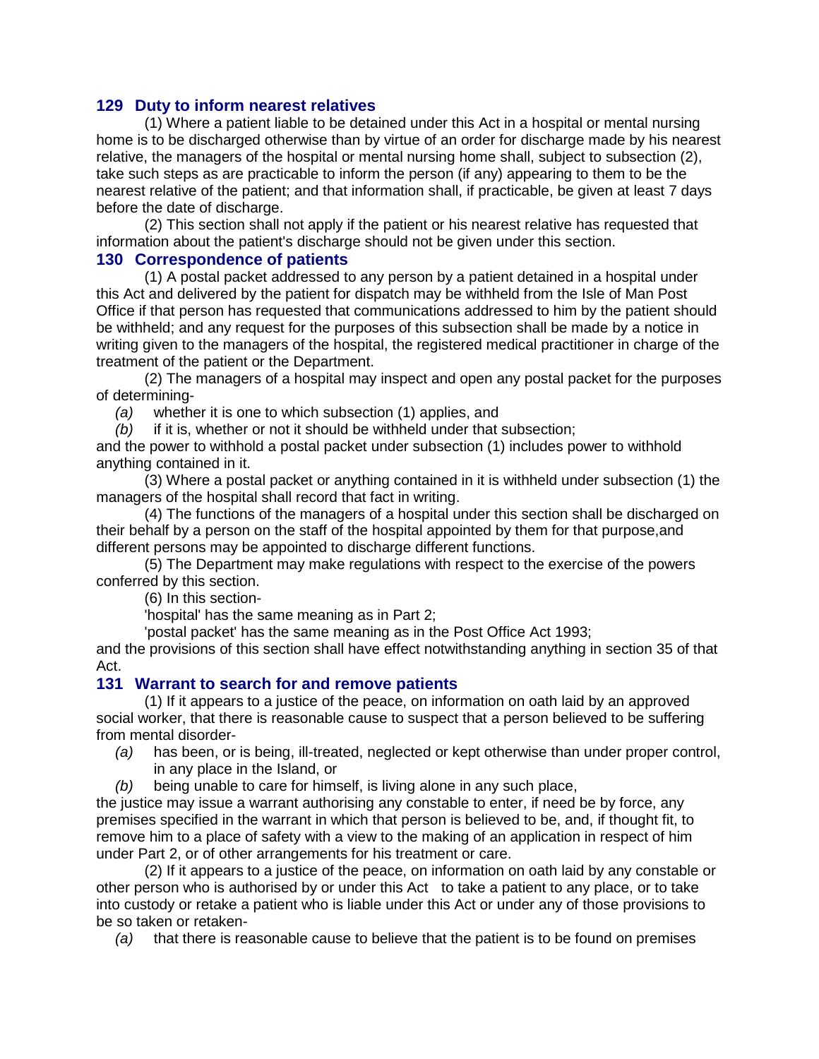### 129 Duty to inform nearest relatives

(1) Where a patient liable to be detained under this Act in a hospital or mental nursing home is to be discharged otherwise than by virtue of an order for discharge made by his nearest relative, the managers of the hospital or mental nursing home shall, subject to subsection (2), take such steps as are practicable to inform the person (if any) appearing to them to be the nearest relative of the patient; and that information shall, if practicable, be given at least 7 days before the date of discharge.

(2) This section shall not apply if the patient or his nearest relative has requested that information about the patient's discharge should not be given under this section.

### 130 Correspondence of patients

(1) A postal packet addressed to any person by a patient detained in a hospital under this Act and delivered by the patient for dispatch may be withheld from the Isle of Man Post Office if that person has requested that communications addressed to him by the patient should be withheld; and any request for the purposes of this subsection shall be made by a notice in writing given to the managers of the hospital, the registered medical practitioner in charge of the treatment of the patient or the Department.

(2) The managers of a hospital may inspect and open any postal packet for the purposes of determining-

*(a)* whether it is one to which subsection (1) applies, and

*(b)* if it is, whether or not it should be withheld under that subsection;

and the power to withhold a postal packet under subsection (1) includes power to withhold anything contained in it.

(3) Where a postal packet or anything contained in it is withheld under subsection (1) the managers of the hospital shall record that fact in writing.

(4) The functions of the managers of a hospital under this section shall be discharged on their behalf by a person on the staff of the hospital appointed by them for that purpose,and different persons may be appointed to discharge different functions.

(5) The Department may make regulations with respect to the exercise of the powers conferred by this section.

(6) In this section-

'hospital' has the same meaning as in Part 2;

'postal packet' has the same meaning as in the Post Office Act 1993;

and the provisions of this section shall have effect notwithstanding anything in section 35 of that Act.

### 131 Warrant to search for and remove patients

(1) If it appears to a justice of the peace, on information on oath laid by an approved social worker, that there is reasonable cause to suspect that a person believed to be suffering from mental disorder-

*(a)* has been, or is being, ill-treated, neglected or kept otherwise than under proper control, in any place in the Island, or

*(b)* being unable to care for himself, is living alone in any such place,

the justice may issue a warrant authorising any constable to enter, if need be by force, any premises specified in the warrant in which that person is believed to be, and, if thought fit, to remove him to a place of safety with a view to the making of an application in respect of him under Part 2, or of other arrangements for his treatment or care.

(2) If it appears to a justice of the peace, on information on oath laid by any constable or other person who is authorised by or under this Act to take a patient to any place, or to take into custody or retake a patient who is liable under this Act or under any of those provisions to be so taken or retaken-

*(a)* that there is reasonable cause to believe that the patient is to be found on premises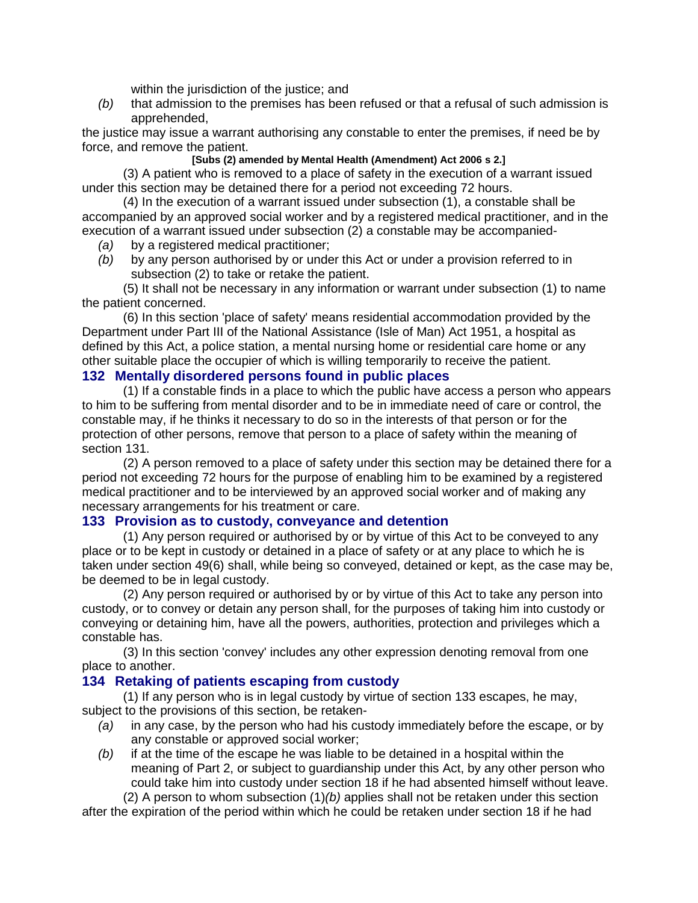within the jurisdiction of the justice; and

*(b)* that admission to the premises has been refused or that a refusal of such admission is apprehended,

the justice may issue a warrant authorising any constable to enter the premises, if need be by force, and remove the patient.

**[Subs (2) amended by Mental Health (Amendment) Act 2006 s 2.]**

(3) A patient who is removed to a place of safety in the execution of a warrant issued under this section may be detained there for a period not exceeding 72 hours.

(4) In the execution of a warrant issued under subsection (1), a constable shall be accompanied by an approved social worker and by a registered medical practitioner, and in the execution of a warrant issued under subsection (2) a constable may be accompanied-

*(a)* by a registered medical practitioner;

*(b)* by any person authorised by or under this Act or under a provision referred to in subsection (2) to take or retake the patient.

(5) It shall not be necessary in any information or warrant under subsection (1) to name the patient concerned.

(6) In this section 'place of safety' means residential accommodation provided by the Department under Part III of the National Assistance (Isle of Man) Act 1951, a hospital as defined by this Act, a police station, a mental nursing home or residential care home or any other suitable place the occupier of which is willing temporarily to receive the patient.

### 132 Mentally disordered persons found in public places

(1) If a constable finds in a place to which the public have access a person who appears to him to be suffering from mental disorder and to be in immediate need of care or control, the constable may, if he thinks it necessary to do so in the interests of that person or for the protection of other persons, remove that person to a place of safety within the meaning of section 131.

(2) A person removed to a place of safety under this section may be detained there for a period not exceeding 72 hours for the purpose of enabling him to be examined by a registered medical practitioner and to be interviewed by an approved social worker and of making any necessary arrangements for his treatment or care.

### 133 Provision as to custody, conveyance and detention

(1) Any person required or authorised by or by virtue of this Act to be conveyed to any place or to be kept in custody or detained in a place of safety or at any place to which he is taken under section 49(6) shall, while being so conveyed, detained or kept, as the case may be, be deemed to be in legal custody.

(2) Any person required or authorised by or by virtue of this Act to take any person into custody, or to convey or detain any person shall, for the purposes of taking him into custody or conveying or detaining him, have all the powers, authorities, protection and privileges which a constable has.

(3) In this section 'convey' includes any other expression denoting removal from one place to another.

### 134 Retaking of patients escaping from custody

(1) If any person who is in legal custody by virtue of section 133 escapes, he may, subject to the provisions of this section, be retaken-

*(a)* in any case, by the person who had his custody immediately before the escape, or by any constable or approved social worker;

*(b)* if at the time of the escape he was liable to be detained in a hospital within the meaning of Part 2, or subject to guardianship under this Act, by any other person who could take him into custody under section 18 if he had absented himself without leave.

(2) A person to whom subsection (1)*(b)* applies shall not be retaken under this section after the expiration of the period within which he could be retaken under section 18 if he had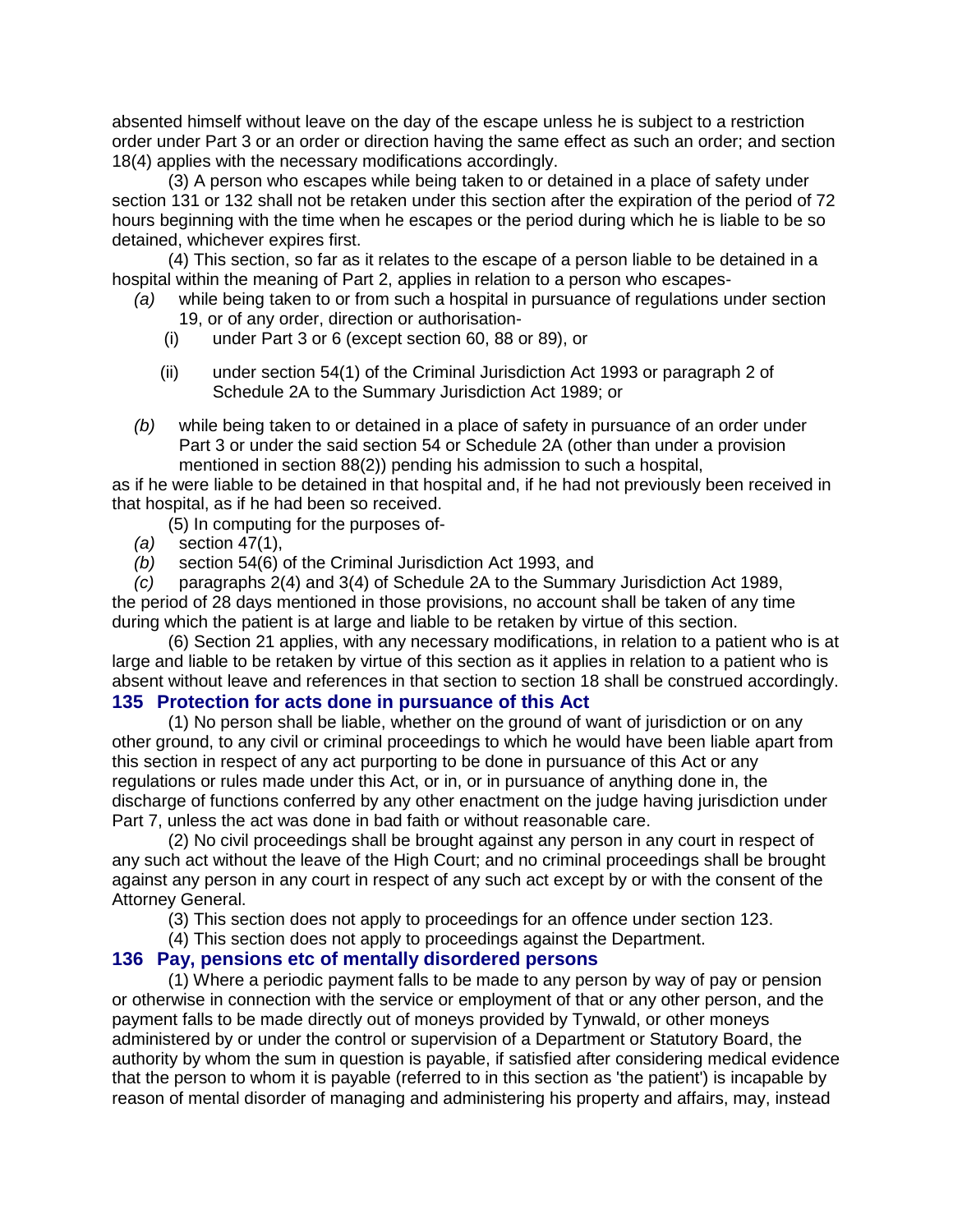absented himself without leave on the day of the escape unless he is subject to a restriction order under Part 3 or an order or direction having the same effect as such an order; and section 18(4) applies with the necessary modifications accordingly.

(3) A person who escapes while being taken to or detained in a place of safety under section 131 or 132 shall not be retaken under this section after the expiration of the period of 72 hours beginning with the time when he escapes or the period during which he is liable to be so detained, whichever expires first.

(4) This section, so far as it relates to the escape of a person liable to be detained in a hospital within the meaning of Part 2, applies in relation to a person who escapes-

*(a)* while being taken to or from such a hospital in pursuance of regulations under section 19, or of any order, direction or authorisation-

 (i) under Part 3 or 6 (except section 60, 88 or 89), or

 (ii) under section 54(1) of the Criminal Jurisdiction Act 1993 or paragraph 2 of Schedule 2A to the Summary Jurisdiction Act 1989; or

*(b)* while being taken to or detained in a place of safety in pursuance of an order under Part 3 or under the said section 54 or Schedule 2A (other than under a provision mentioned in section 88(2)) pending his admission to such a hospital,

as if he were liable to be detained in that hospital and, if he had not previously been received in that hospital, as if he had been so received.

(5) In computing for the purposes of-

*(a)* section 47(1),

*(b)* section 54(6) of the Criminal Jurisdiction Act 1993, and

*(c)* paragraphs 2(4) and 3(4) of Schedule 2A to the Summary Jurisdiction Act 1989,

the period of 28 days mentioned in those provisions, no account shall be taken of any time during which the patient is at large and liable to be retaken by virtue of this section.

(6) Section 21 applies, with any necessary modifications, in relation to a patient who is at large and liable to be retaken by virtue of this section as it applies in relation to a patient who is absent without leave and references in that section to section 18 shall be construed accordingly.

### 135 Protection for acts done in pursuance of this Act

(1) No person shall be liable, whether on the ground of want of jurisdiction or on any other ground, to any civil or criminal proceedings to which he would have been liable apart from this section in respect of any act purporting to be done in pursuance of this Act or any regulations or rules made under this Act, or in, or in pursuance of anything done in, the discharge of functions conferred by any other enactment on the judge having jurisdiction under Part 7, unless the act was done in bad faith or without reasonable care.

(2) No civil proceedings shall be brought against any person in any court in respect of any such act without the leave of the High Court; and no criminal proceedings shall be brought against any person in any court in respect of any such act except by or with the consent of the Attorney General.

(3) This section does not apply to proceedings for an offence under section 123.

(4) This section does not apply to proceedings against the Department.

### 136 Pay, pensions etc of mentally disordered persons

(1) Where a periodic payment falls to be made to any person by way of pay or pension or otherwise in connection with the service or employment of that or any other person, and the payment falls to be made directly out of moneys provided by Tynwald, or other moneys administered by or under the control or supervision of a Department or Statutory Board, the authority by whom the sum in question is payable, if satisfied after considering medical evidence that the person to whom it is payable (referred to in this section as 'the patient') is incapable by reason of mental disorder of managing and administering his property and affairs, may, instead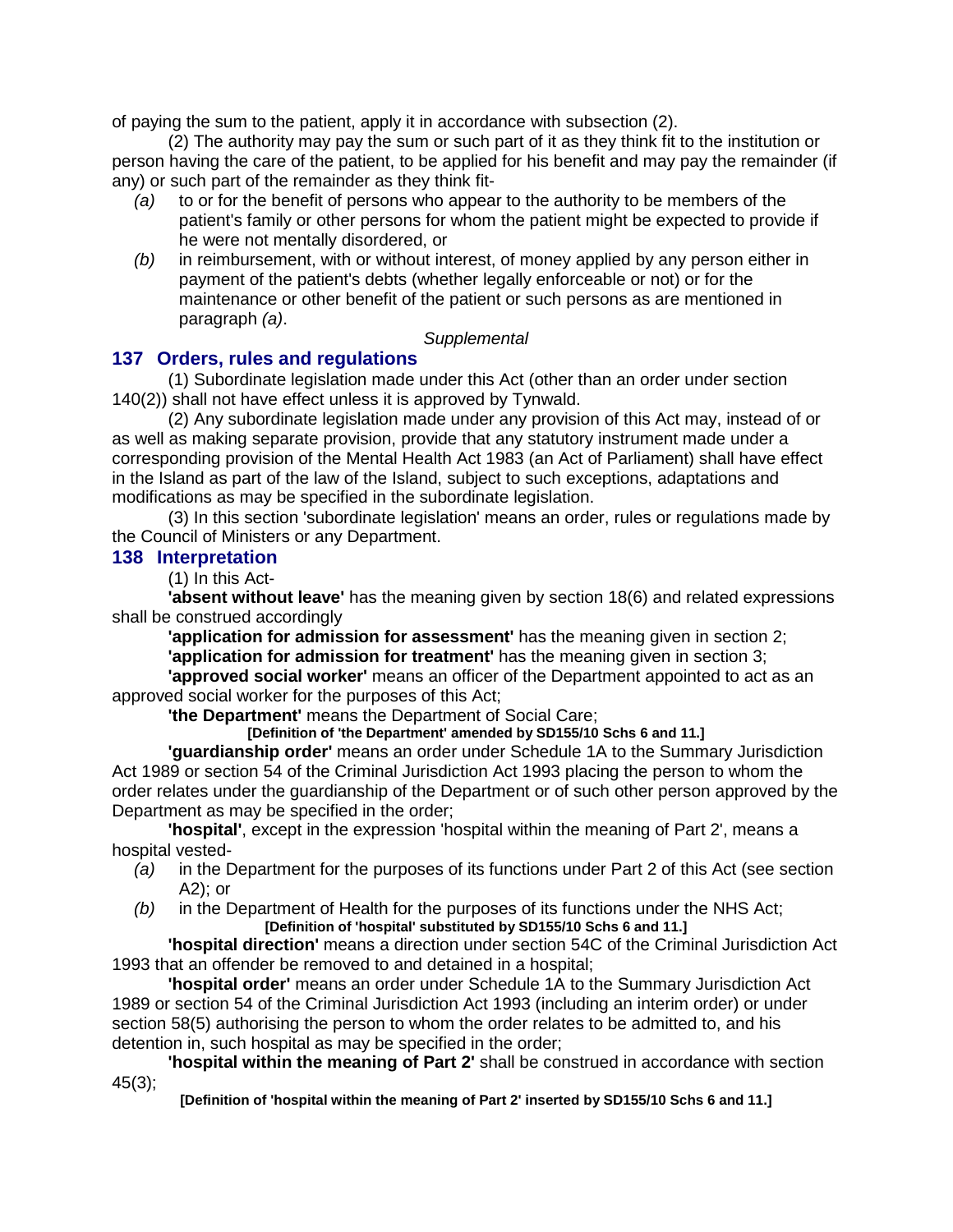of paying the sum to the patient, apply it in accordance with subsection (2).

(2) The authority may pay the sum or such part of it as they think fit to the institution or person having the care of the patient, to be applied for his benefit and may pay the remainder (if any) or such part of the remainder as they think fit-

*(a)* to or for the benefit of persons who appear to the authority to be members of the patient's family or other persons for whom the patient might be expected to provide if he were not mentally disordered, or

*(b)* in reimbursement, with or without interest, of money applied by any person either in payment of the patient's debts (whether legally enforceable or not) or for the maintenance or other benefit of the patient or such persons as are mentioned in paragraph *(a)*.

*Supplemental*

## 137 Orders, rules and regulations

(1) Subordinate legislation made under this Act (other than an order under section 140(2)) shall not have effect unless it is approved by Tynwald.

(2) Any subordinate legislation made under any provision of this Act may, instead of or as well as making separate provision, provide that any statutory instrument made under a corresponding provision of the Mental Health Act 1983 (an Act of Parliament) shall have effect in the Island as part of the law of the Island, subject to such exceptions, adaptations and modifications as may be specified in the subordinate legislation.

(3) In this section 'subordinate legislation' means an order, rules or regulations made by the Council of Ministers or any Department.

## 138 Interpretation

(1) In this Act-

**'absent without leave'** has the meaning given by section 18(6) and related expressions shall be construed accordingly

**'application for admission for assessment'** has the meaning given in section 2;

**'application for admission for treatment'** has the meaning given in section 3;

**'approved social worker'** means an officer of the Department appointed to act as an approved social worker for the purposes of this Act;

**'the Department'** means the Department of Social Care;

**[Definition of 'the Department' amended by SD155/10 Schs 6 and 11.]**

**'guardianship order'** means an order under Schedule 1A to the Summary Jurisdiction Act 1989 or section 54 of the Criminal Jurisdiction Act 1993 placing the person to whom the order relates under the guardianship of the Department or of such other person approved by the Department as may be specified in the order;

**'hospital'**, except in the expression 'hospital within the meaning of Part 2', means a hospital vested-

*(a)* in the Department for the purposes of its functions under Part 2 of this Act (see section A2); or

*(b)* in the Department of Health for the purposes of its functions under the NHS Act;

**[Definition of 'hospital' substituted by SD155/10 Schs 6 and 11.]**

**'hospital direction'** means a direction under section 54C of the Criminal Jurisdiction Act 1993 that an offender be removed to and detained in a hospital;

**'hospital order'** means an order under Schedule 1A to the Summary Jurisdiction Act 1989 or section 54 of the Criminal Jurisdiction Act 1993 (including an interim order) or under section 58(5) authorising the person to whom the order relates to be admitted to, and his detention in, such hospital as may be specified in the order;

**'hospital within the meaning of Part 2'** shall be construed in accordance with section 45(3);

**[Definition of 'hospital within the meaning of Part 2' inserted by SD155/10 Schs 6 and 11.]**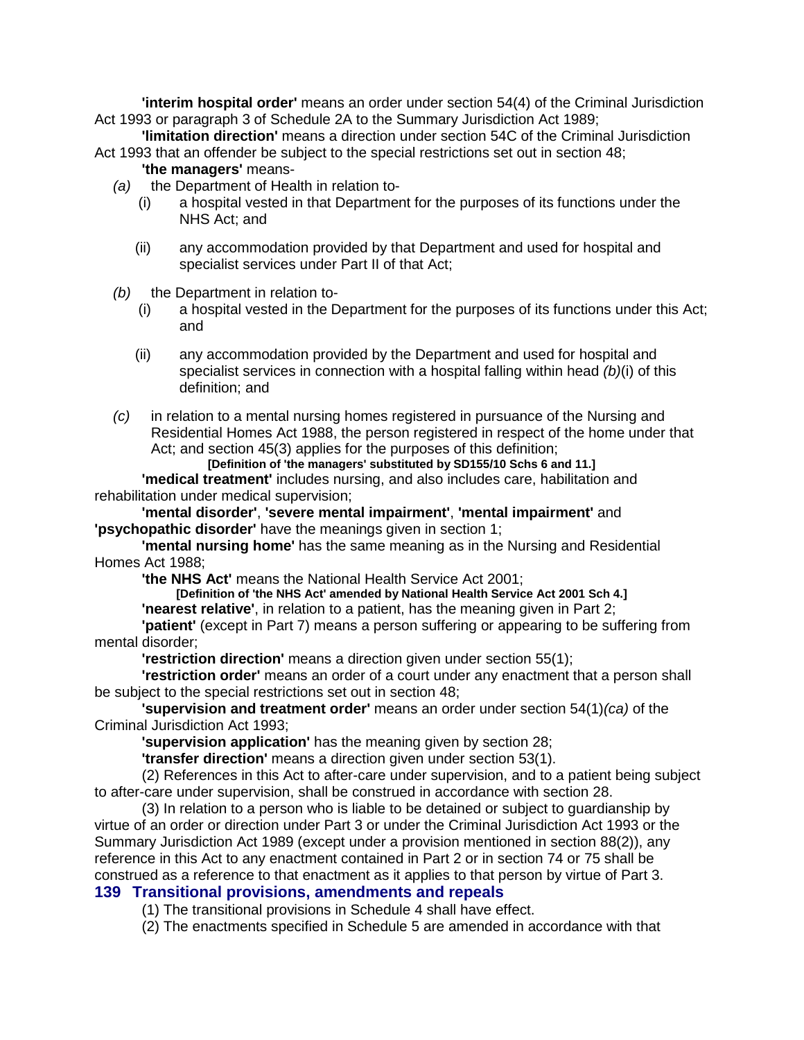**'interim hospital order'** means an order under section 54(4) of the Criminal Jurisdiction Act 1993 or paragraph 3 of Schedule 2A to the Summary Jurisdiction Act 1989;

**'limitation direction'** means a direction under section 54C of the Criminal Jurisdiction Act 1993 that an offender be subject to the special restrictions set out in section 48;

**'the managers'** means-

*(a)* the Department of Health in relation to-

(i) a hospital vested in that Department for the purposes of its functions under the NHS Act; and

(ii) any accommodation provided by that Department and used for hospital and specialist services under Part II of that Act;

*(b)* the Department in relation to-

(i) a hospital vested in the Department for the purposes of its functions under this Act; and

(ii) any accommodation provided by the Department and used for hospital and specialist services in connection with a hospital falling within head *(b)*(i) of this definition; and

*(c)* in relation to a mental nursing homes registered in pursuance of the Nursing and Residential Homes Act 1988, the person registered in respect of the home under that Act; and section 45(3) applies for the purposes of this definition;

**[Definition of 'the managers' substituted by SD155/10 Schs 6 and 11.]**

**'medical treatment'** includes nursing, and also includes care, habilitation and rehabilitation under medical supervision;

**'mental disorder'**, **'severe mental impairment'**, **'mental impairment'** and **'psychopathic disorder'** have the meanings given in section 1;

**'mental nursing home'** has the same meaning as in the Nursing and Residential Homes Act 1988;

**'the NHS Act'** means the National Health Service Act 2001;

**[Definition of 'the NHS Act' amended by National Health Service Act 2001 Sch 4.]**

**'nearest relative'**, in relation to a patient, has the meaning given in Part 2;

**'patient'** (except in Part 7) means a person suffering or appearing to be suffering from mental disorder;

**'restriction direction'** means a direction given under section 55(1);

**'restriction order'** means an order of a court under any enactment that a person shall be subject to the special restrictions set out in section 48;

**'supervision and treatment order'** means an order under section 54(1)*(ca)* of the Criminal Jurisdiction Act 1993;

**'supervision application'** has the meaning given by section 28;

**'transfer direction'** means a direction given under section 53(1).

(2) References in this Act to after-care under supervision, and to a patient being subject to after-care under supervision, shall be construed in accordance with section 28.

(3) In relation to a person who is liable to be detained or subject to guardianship by virtue of an order or direction under Part 3 or under the Criminal Jurisdiction Act 1993 or the Summary Jurisdiction Act 1989 (except under a provision mentioned in section 88(2)), any reference in this Act to any enactment contained in Part 2 or in section 74 or 75 shall be construed as a reference to that enactment as it applies to that person by virtue of Part 3.

## 139 Transitional provisions, amendments and repeals

(1) The transitional provisions in Schedule 4 shall have effect.

(2) The enactments specified in Schedule 5 are amended in accordance with that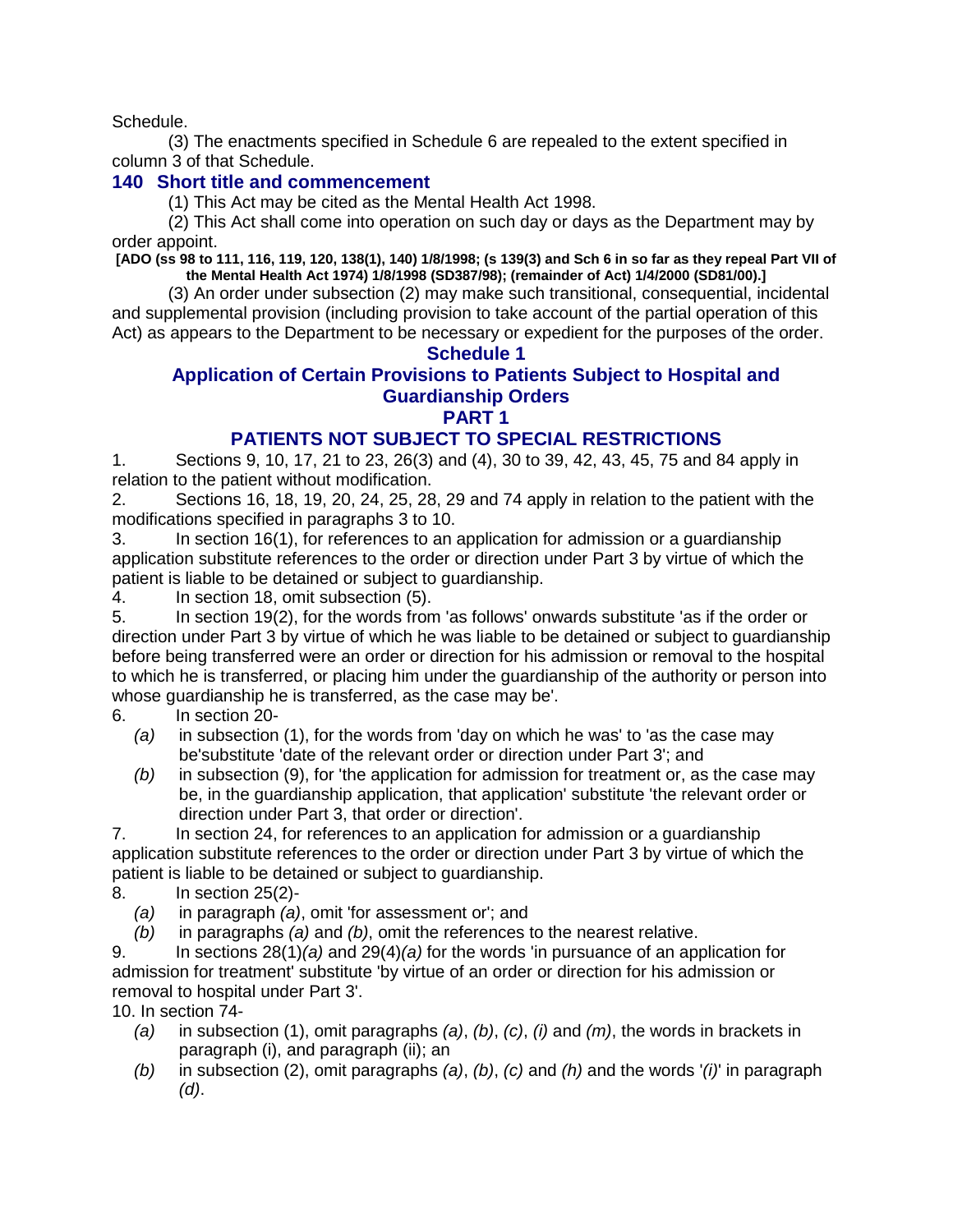Schedule.

(3) The enactments specified in Schedule 6 are repealed to the extent specified in column 3 of that Schedule.

### 140 Short title and commencement

(1) This Act may be cited as the Mental Health Act 1998.

(2) This Act shall come into operation on such day or days as the Department may by order appoint.

**[ADO (ss 98 to 111, 116, 119, 120, 138(1), 140) 1/8/1998; (s 139(3) and Sch 6 in so far as they repeal Part VII of the Mental Health Act 1974) 1/8/1998 (SD387/98); (remainder of Act) 1/4/2000 (SD81/00).]**

(3) An order under subsection (2) may make such transitional, consequential, incidental and supplemental provision (including provision to take account of the partial operation of this Act) as appears to the Department to be necessary or expedient for the purposes of the order.

## Schedule 1

## Application of Certain Provisions to Patients Subject to Hospital and Guardianship Orders

## PART 1

## PATIENTS NOT SUBJECT TO SPECIAL RESTRICTIONS

1. Sections 9, 10, 17, 21 to 23, 26(3) and (4), 30 to 39, 42, 43, 45, 75 and 84 apply in relation to the patient without modification.

2. Sections 16, 18, 19, 20, 24, 25, 28, 29 and 74 apply in relation to the patient with the modifications specified in paragraphs 3 to 10.

3. In section 16(1), for references to an application for admission or a guardianship application substitute references to the order or direction under Part 3 by virtue of which the patient is liable to be detained or subject to guardianship.

4. In section 18, omit subsection (5).

5. In section 19(2), for the words from 'as follows' onwards substitute 'as if the order or direction under Part 3 by virtue of which he was liable to be detained or subject to guardianship before being transferred were an order or direction for his admission or removal to the hospital to which he is transferred, or placing him under the guardianship of the authority or person into whose guardianship he is transferred, as the case may be'.

6. In section 20-
   *(a)* in subsection (1), for the words from 'day on which he was' to 'as the case may be'substitute 'date of the relevant order or direction under Part 3'; and
   *(b)* in subsection (9), for 'the application for admission for treatment or, as the case may be, in the guardianship application, that application' substitute 'the relevant order or direction under Part 3, that order or direction'.

7. In section 24, for references to an application for admission or a guardianship application substitute references to the order or direction under Part 3 by virtue of which the patient is liable to be detained or subject to guardianship.

8. In section 25(2)-
   *(a)* in paragraph *(a)*, omit 'for assessment or'; and
   *(b)* in paragraphs *(a)* and *(b)*, omit the references to the nearest relative.

9. In sections 28(1)*(a)* and 29(4)*(a)* for the words 'in pursuance of an application for admission for treatment' substitute 'by virtue of an order or direction for his admission or removal to hospital under Part 3'.

10. In section 74-
   *(a)* in subsection (1), omit paragraphs *(a)*, *(b)*, *(c)*, *(i)* and *(m)*, the words in brackets in paragraph (i), and paragraph (ii); an
   *(b)* in subsection (2), omit paragraphs *(a)*, *(b)*, *(c)* and *(h)* and the words '*(i)*' in paragraph *(d)*.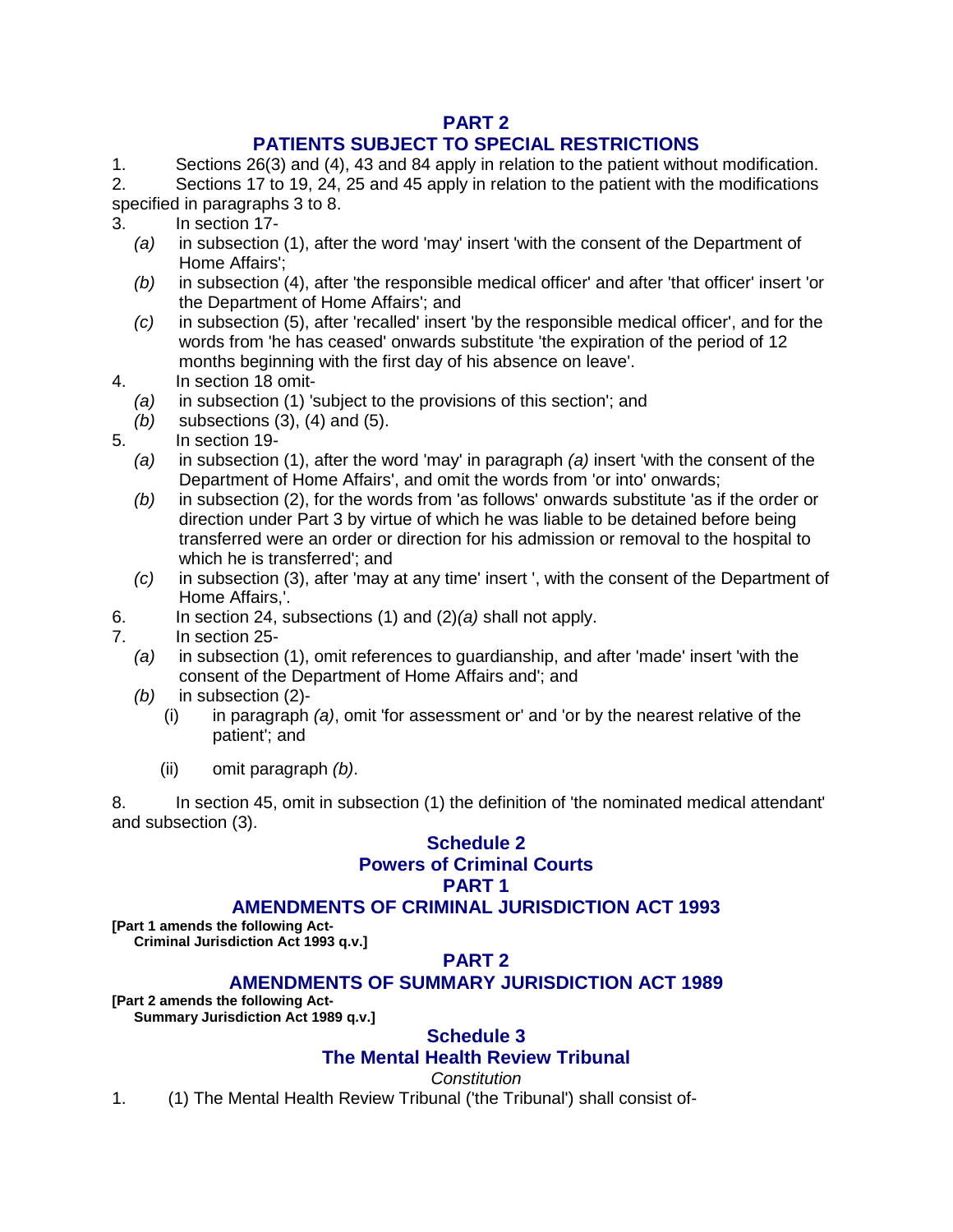## PART 2

## PATIENTS SUBJECT TO SPECIAL RESTRICTIONS

1. Sections 26(3) and (4), 43 and 84 apply in relation to the patient without modification.

2. Sections 17 to 19, 24, 25 and 45 apply in relation to the patient with the modifications specified in paragraphs 3 to 8.

3. In section 17-
   - *(a)* in subsection (1), after the word 'may' insert 'with the consent of the Department of Home Affairs';
   - *(b)* in subsection (4), after 'the responsible medical officer' and after 'that officer' insert 'or the Department of Home Affairs'; and
   - *(c)* in subsection (5), after 'recalled' insert 'by the responsible medical officer', and for the words from 'he has ceased' onwards substitute 'the expiration of the period of 12 months beginning with the first day of his absence on leave'.

4. In section 18 omit-
   - *(a)* in subsection (1) 'subject to the provisions of this section'; and
   - *(b)* subsections (3), (4) and (5).

5. In section 19-
   - *(a)* in subsection (1), after the word 'may' in paragraph *(a)* insert 'with the consent of the Department of Home Affairs', and omit the words from 'or into' onwards;
   - *(b)* in subsection (2), for the words from 'as follows' onwards substitute 'as if the order or direction under Part 3 by virtue of which he was liable to be detained before being transferred were an order or direction for his admission or removal to the hospital to which he is transferred'; and
   - *(c)* in subsection (3), after 'may at any time' insert ', with the consent of the Department of Home Affairs,'.

6. In section 24, subsections (1) and (2)*(a)* shall not apply.

7. In section 25-
   - *(a)* in subsection (1), omit references to guardianship, and after 'made' insert 'with the consent of the Department of Home Affairs and'; and
   - *(b)* in subsection (2)-
     - (i) in paragraph *(a)*, omit 'for assessment or' and 'or by the nearest relative of the patient'; and
     - (ii) omit paragraph *(b)*.

8. In section 45, omit in subsection (1) the definition of 'the nominated medical attendant' and subsection (3).

# Schedule 2

# Powers of Criminal Courts

## PART 1

## AMENDMENTS OF CRIMINAL JURISDICTION ACT 1993

**[Part 1 amends the following Act-**
**Criminal Jurisdiction Act 1993 q.v.]**

## PART 2

## AMENDMENTS OF SUMMARY JURISDICTION ACT 1989

**[Part 2 amends the following Act-**
**Summary Jurisdiction Act 1989 q.v.]**

# Schedule 3

# The Mental Health Review Tribunal

*Constitution*

1. (1) The Mental Health Review Tribunal ('the Tribunal') shall consist of-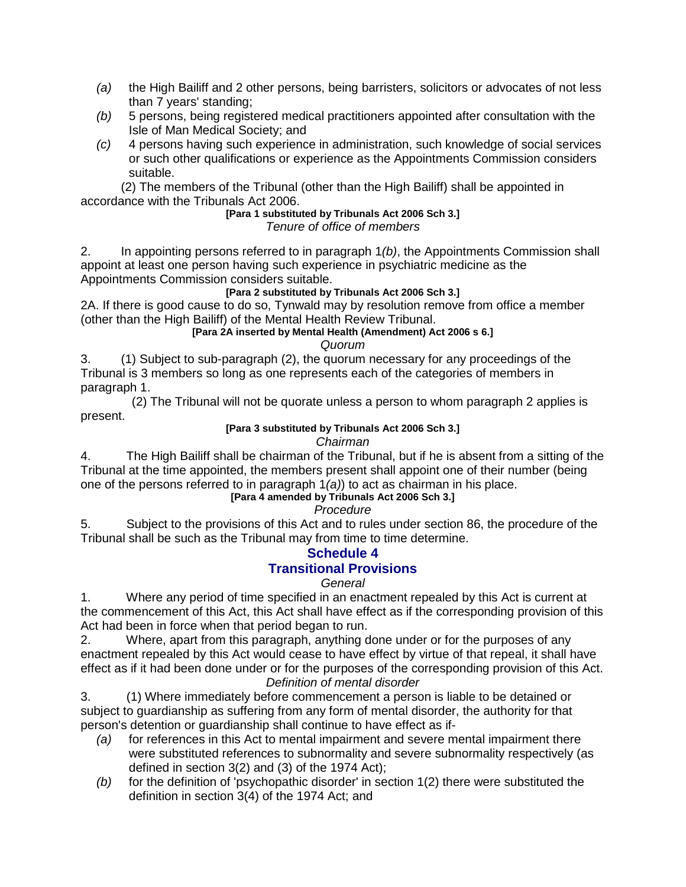- *(a)* the High Bailiff and 2 other persons, being barristers, solicitors or advocates of not less than 7 years' standing;
- *(b)* 5 persons, being registered medical practitioners appointed after consultation with the Isle of Man Medical Society; and
- *(c)* 4 persons having such experience in administration, such knowledge of social services or such other qualifications or experience as the Appointments Commission considers suitable.

(2) The members of the Tribunal (other than the High Bailiff) shall be appointed in accordance with the Tribunals Act 2006.

**[Para 1 substituted by Tribunals Act 2006 Sch 3.]**

*Tenure of office of members*

2. In appointing persons referred to in paragraph 1*(b)*, the Appointments Commission shall appoint at least one person having such experience in psychiatric medicine as the Appointments Commission considers suitable.

**[Para 2 substituted by Tribunals Act 2006 Sch 3.]**

2A. If there is good cause to do so, Tynwald may by resolution remove from office a member (other than the High Bailiff) of the Mental Health Review Tribunal.

**[Para 2A inserted by Mental Health (Amendment) Act 2006 s 6.]**

*Quorum*

3. (1) Subject to sub-paragraph (2), the quorum necessary for any proceedings of the Tribunal is 3 members so long as one represents each of the categories of members in paragraph 1.

(2) The Tribunal will not be quorate unless a person to whom paragraph 2 applies is present.

**[Para 3 substituted by Tribunals Act 2006 Sch 3.]**

*Chairman*

4. The High Bailiff shall be chairman of the Tribunal, but if he is absent from a sitting of the Tribunal at the time appointed, the members present shall appoint one of their number (being one of the persons referred to in paragraph 1*(a)*) to act as chairman in his place.

**[Para 4 amended by Tribunals Act 2006 Sch 3.]**

*Procedure*

5. Subject to the provisions of this Act and to rules under section 86, the procedure of the Tribunal shall be such as the Tribunal may from time to time determine.

## Schedule 4

## Transitional Provisions

*General*

1. Where any period of time specified in an enactment repealed by this Act is current at the commencement of this Act, this Act shall have effect as if the corresponding provision of this Act had been in force when that period began to run.

2. Where, apart from this paragraph, anything done under or for the purposes of any enactment repealed by this Act would cease to have effect by virtue of that repeal, it shall have effect as if it had been done under or for the purposes of the corresponding provision of this Act.

*Definition of mental disorder*

3. (1) Where immediately before commencement a person is liable to be detained or subject to guardianship as suffering from any form of mental disorder, the authority for that person's detention or guardianship shall continue to have effect as if-

- *(a)* for references in this Act to mental impairment and severe mental impairment there were substituted references to subnormality and severe subnormality respectively (as defined in section 3(2) and (3) of the 1974 Act);
- *(b)* for the definition of 'psychopathic disorder' in section 1(2) there were substituted the definition in section 3(4) of the 1974 Act; and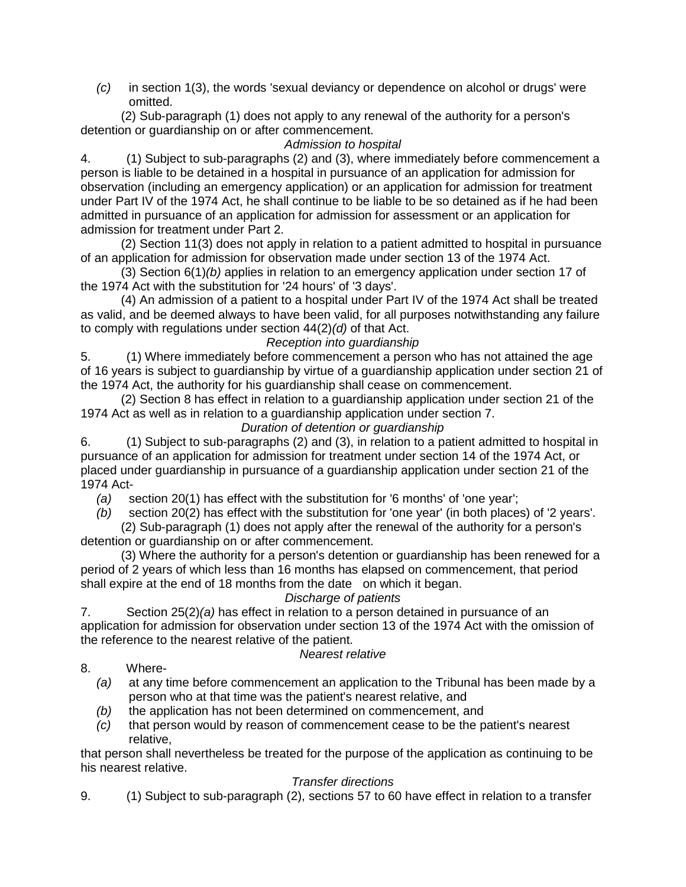*(c)* in section 1(3), the words 'sexual deviancy or dependence on alcohol or drugs' were omitted.

(2) Sub-paragraph (1) does not apply to any renewal of the authority for a person's detention or guardianship on or after commencement.

*Admission to hospital*

4. (1) Subject to sub-paragraphs (2) and (3), where immediately before commencement a person is liable to be detained in a hospital in pursuance of an application for admission for observation (including an emergency application) or an application for admission for treatment under Part IV of the 1974 Act, he shall continue to be liable to be so detained as if he had been admitted in pursuance of an application for admission for assessment or an application for admission for treatment under Part 2.

(2) Section 11(3) does not apply in relation to a patient admitted to hospital in pursuance of an application for admission for observation made under section 13 of the 1974 Act.

(3) Section 6(1)*(b)* applies in relation to an emergency application under section 17 of the 1974 Act with the substitution for '24 hours' of '3 days'.

(4) An admission of a patient to a hospital under Part IV of the 1974 Act shall be treated as valid, and be deemed always to have been valid, for all purposes notwithstanding any failure to comply with regulations under section 44(2)*(d)* of that Act.

*Reception into guardianship*

5. (1) Where immediately before commencement a person who has not attained the age of 16 years is subject to guardianship by virtue of a guardianship application under section 21 of the 1974 Act, the authority for his guardianship shall cease on commencement.

(2) Section 8 has effect in relation to a guardianship application under section 21 of the 1974 Act as well as in relation to a guardianship application under section 7.

*Duration of detention or guardianship*

6. (1) Subject to sub-paragraphs (2) and (3), in relation to a patient admitted to hospital in pursuance of an application for admission for treatment under section 14 of the 1974 Act, or placed under guardianship in pursuance of a guardianship application under section 21 of the 1974 Act-

*(a)* section 20(1) has effect with the substitution for '6 months' of 'one year';

*(b)* section 20(2) has effect with the substitution for 'one year' (in both places) of '2 years'.

(2) Sub-paragraph (1) does not apply after the renewal of the authority for a person's detention or guardianship on or after commencement.

(3) Where the authority for a person's detention or guardianship has been renewed for a period of 2 years of which less than 16 months has elapsed on commencement, that period shall expire at the end of 18 months from the date on which it began.

*Discharge of patients*

7. Section 25(2)*(a)* has effect in relation to a person detained in pursuance of an application for admission for observation under section 13 of the 1974 Act with the omission of the reference to the nearest relative of the patient.

*Nearest relative*

8. Where-

*(a)* at any time before commencement an application to the Tribunal has been made by a person who at that time was the patient's nearest relative, and

*(b)* the application has not been determined on commencement, and

*(c)* that person would by reason of commencement cease to be the patient's nearest relative,

that person shall nevertheless be treated for the purpose of the application as continuing to be his nearest relative.

*Transfer directions*

9. (1) Subject to sub-paragraph (2), sections 57 to 60 have effect in relation to a transfer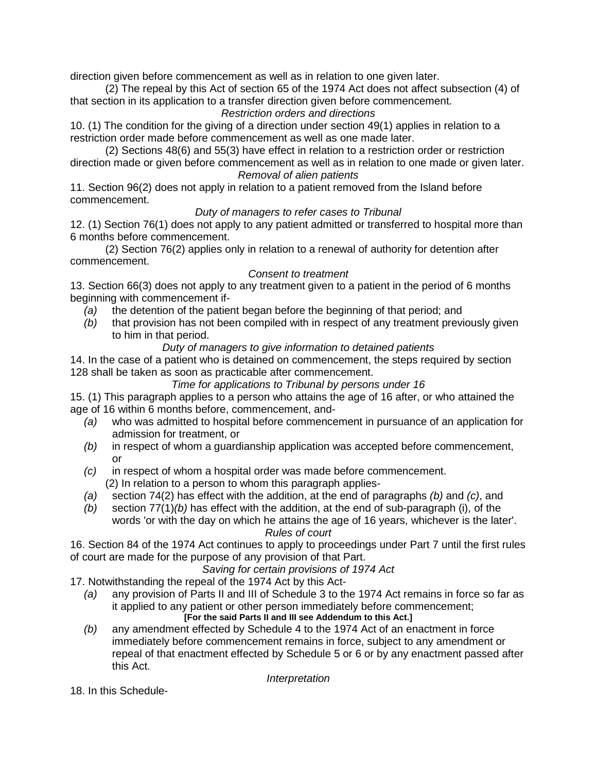direction given before commencement as well as in relation to one given later.

(2) The repeal by this Act of section 65 of the 1974 Act does not affect subsection (4) of that section in its application to a transfer direction given before commencement.

*Restriction orders and directions*

10. (1) The condition for the giving of a direction under section 49(1) applies in relation to a restriction order made before commencement as well as one made later.

(2) Sections 48(6) and 55(3) have effect in relation to a restriction order or restriction direction made or given before commencement as well as in relation to one made or given later.

*Removal of alien patients*

11. Section 96(2) does not apply in relation to a patient removed from the Island before commencement.

*Duty of managers to refer cases to Tribunal*

12. (1) Section 76(1) does not apply to any patient admitted or transferred to hospital more than 6 months before commencement.

(2) Section 76(2) applies only in relation to a renewal of authority for detention after commencement.

*Consent to treatment*

13. Section 66(3) does not apply to any treatment given to a patient in the period of 6 months beginning with commencement if-

- *(a)* the detention of the patient began before the beginning of that period; and
- *(b)* that provision has not been compiled with in respect of any treatment previously given to him in that period.

*Duty of managers to give information to detained patients*

14. In the case of a patient who is detained on commencement, the steps required by section 128 shall be taken as soon as practicable after commencement.

*Time for applications to Tribunal by persons under 16*

15. (1) This paragraph applies to a person who attains the age of 16 after, or who attained the age of 16 within 6 months before, commencement, and-

- *(a)* who was admitted to hospital before commencement in pursuance of an application for admission for treatment, or
- *(b)* in respect of whom a guardianship application was accepted before commencement, or
- *(c)* in respect of whom a hospital order was made before commencement.

(2) In relation to a person to whom this paragraph applies-

- *(a)* section 74(2) has effect with the addition, at the end of paragraphs *(b)* and *(c)*, and
- *(b)* section 77(1)*(b)* has effect with the addition, at the end of sub-paragraph (i), of the words 'or with the day on which he attains the age of 16 years, whichever is the later'.

*Rules of court*

16. Section 84 of the 1974 Act continues to apply to proceedings under Part 7 until the first rules of court are made for the purpose of any provision of that Part.

*Saving for certain provisions of 1974 Act*

17. Notwithstanding the repeal of the 1974 Act by this Act-

- *(a)* any provision of Parts II and III of Schedule 3 to the 1974 Act remains in force so far as it applied to any patient or other person immediately before commencement;

  **[For the said Parts II and III see Addendum to this Act.]**
- *(b)* any amendment effected by Schedule 4 to the 1974 Act of an enactment in force immediately before commencement remains in force, subject to any amendment or repeal of that enactment effected by Schedule 5 or 6 or by any enactment passed after this Act.

*Interpretation*

18. In this Schedule-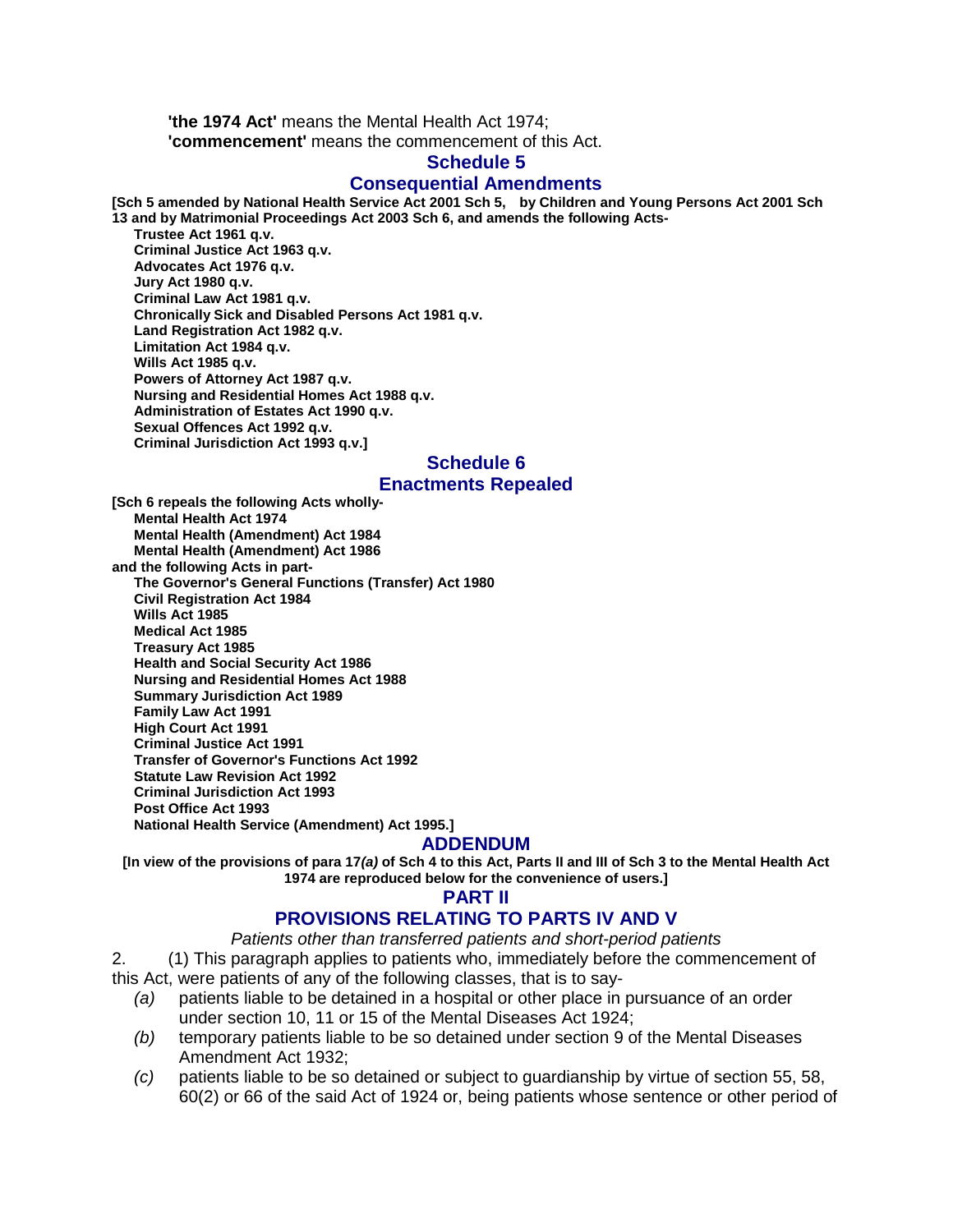**'the 1974 Act'** means the Mental Health Act 1974;

**'commencement'** means the commencement of this Act.

## Schedule 5

## Consequential Amendments

**[Sch 5 amended by National Health Service Act 2001 Sch 5, by Children and Young Persons Act 2001 Sch 13 and by Matrimonial Proceedings Act 2003 Sch 6, and amends the following Acts-**

**Trustee Act 1961 q.v.**
**Criminal Justice Act 1963 q.v.**
**Advocates Act 1976 q.v.**
**Jury Act 1980 q.v.**
**Criminal Law Act 1981 q.v.**
**Chronically Sick and Disabled Persons Act 1981 q.v.**
**Land Registration Act 1982 q.v.**
**Limitation Act 1984 q.v.**
**Wills Act 1985 q.v.**
**Powers of Attorney Act 1987 q.v.**
**Nursing and Residential Homes Act 1988 q.v.**
**Administration of Estates Act 1990 q.v.**
**Sexual Offences Act 1992 q.v.**
**Criminal Jurisdiction Act 1993 q.v.]**

## Schedule 6

## Enactments Repealed

**[Sch 6 repeals the following Acts wholly-**

**Mental Health Act 1974**
**Mental Health (Amendment) Act 1984**
**Mental Health (Amendment) Act 1986**

**and the following Acts in part-**

**The Governor's General Functions (Transfer) Act 1980**
**Civil Registration Act 1984**
**Wills Act 1985**
**Medical Act 1985**
**Treasury Act 1985**
**Health and Social Security Act 1986**
**Nursing and Residential Homes Act 1988**
**Summary Jurisdiction Act 1989**
**Family Law Act 1991**
**High Court Act 1991**
**Criminal Justice Act 1991**
**Transfer of Governor's Functions Act 1992**
**Statute Law Revision Act 1992**
**Criminal Jurisdiction Act 1993**
**Post Office Act 1993**
**National Health Service (Amendment) Act 1995.]**

## ADDENDUM

**[In view of the provisions of para 17*(a)* of Sch 4 to this Act, Parts II and III of Sch 3 to the Mental Health Act 1974 are reproduced below for the convenience of users.]**

## PART II

## PROVISIONS RELATING TO PARTS IV AND V

*Patients other than transferred patients and short-period patients*

2. (1) This paragraph applies to patients who, immediately before the commencement of this Act, were patients of any of the following classes, that is to say-

*(a)* patients liable to be detained in a hospital or other place in pursuance of an order under section 10, 11 or 15 of the Mental Diseases Act 1924;

*(b)* temporary patients liable to be so detained under section 9 of the Mental Diseases Amendment Act 1932;

*(c)* patients liable to be so detained or subject to guardianship by virtue of section 55, 58, 60(2) or 66 of the said Act of 1924 or, being patients whose sentence or other period of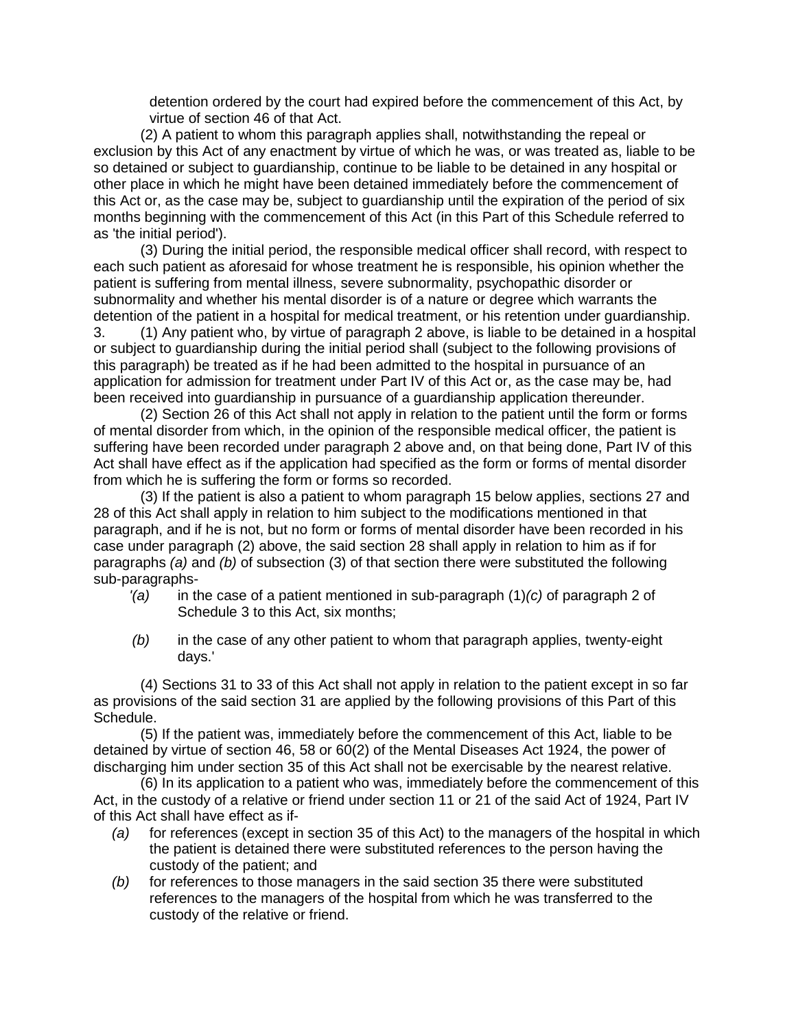detention ordered by the court had expired before the commencement of this Act, by virtue of section 46 of that Act.

(2) A patient to whom this paragraph applies shall, notwithstanding the repeal or exclusion by this Act of any enactment by virtue of which he was, or was treated as, liable to be so detained or subject to guardianship, continue to be liable to be detained in any hospital or other place in which he might have been detained immediately before the commencement of this Act or, as the case may be, subject to guardianship until the expiration of the period of six months beginning with the commencement of this Act (in this Part of this Schedule referred to as 'the initial period').

(3) During the initial period, the responsible medical officer shall record, with respect to each such patient as aforesaid for whose treatment he is responsible, his opinion whether the patient is suffering from mental illness, severe subnormality, psychopathic disorder or subnormality and whether his mental disorder is of a nature or degree which warrants the detention of the patient in a hospital for medical treatment, or his retention under guardianship.

3. (1) Any patient who, by virtue of paragraph 2 above, is liable to be detained in a hospital or subject to guardianship during the initial period shall (subject to the following provisions of this paragraph) be treated as if he had been admitted to the hospital in pursuance of an application for admission for treatment under Part IV of this Act or, as the case may be, had been received into guardianship in pursuance of a guardianship application thereunder.

(2) Section 26 of this Act shall not apply in relation to the patient until the form or forms of mental disorder from which, in the opinion of the responsible medical officer, the patient is suffering have been recorded under paragraph 2 above and, on that being done, Part IV of this Act shall have effect as if the application had specified as the form or forms of mental disorder from which he is suffering the form or forms so recorded.

(3) If the patient is also a patient to whom paragraph 15 below applies, sections 27 and 28 of this Act shall apply in relation to him subject to the modifications mentioned in that paragraph, and if he is not, but no form or forms of mental disorder have been recorded in his case under paragraph (2) above, the said section 28 shall apply in relation to him as if for paragraphs *(a)* and *(b)* of subsection (3) of that section there were substituted the following sub-paragraphs-

- '*(a)* in the case of a patient mentioned in sub-paragraph (1)*(c)* of paragraph 2 of Schedule 3 to this Act, six months;
- *(b)* in the case of any other patient to whom that paragraph applies, twenty-eight days.'

(4) Sections 31 to 33 of this Act shall not apply in relation to the patient except in so far as provisions of the said section 31 are applied by the following provisions of this Part of this Schedule.

(5) If the patient was, immediately before the commencement of this Act, liable to be detained by virtue of section 46, 58 or 60(2) of the Mental Diseases Act 1924, the power of discharging him under section 35 of this Act shall not be exercisable by the nearest relative.

(6) In its application to a patient who was, immediately before the commencement of this Act, in the custody of a relative or friend under section 11 or 21 of the said Act of 1924, Part IV of this Act shall have effect as if-

- *(a)* for references (except in section 35 of this Act) to the managers of the hospital in which the patient is detained there were substituted references to the person having the custody of the patient; and
- *(b)* for references to those managers in the said section 35 there were substituted references to the managers of the hospital from which he was transferred to the custody of the relative or friend.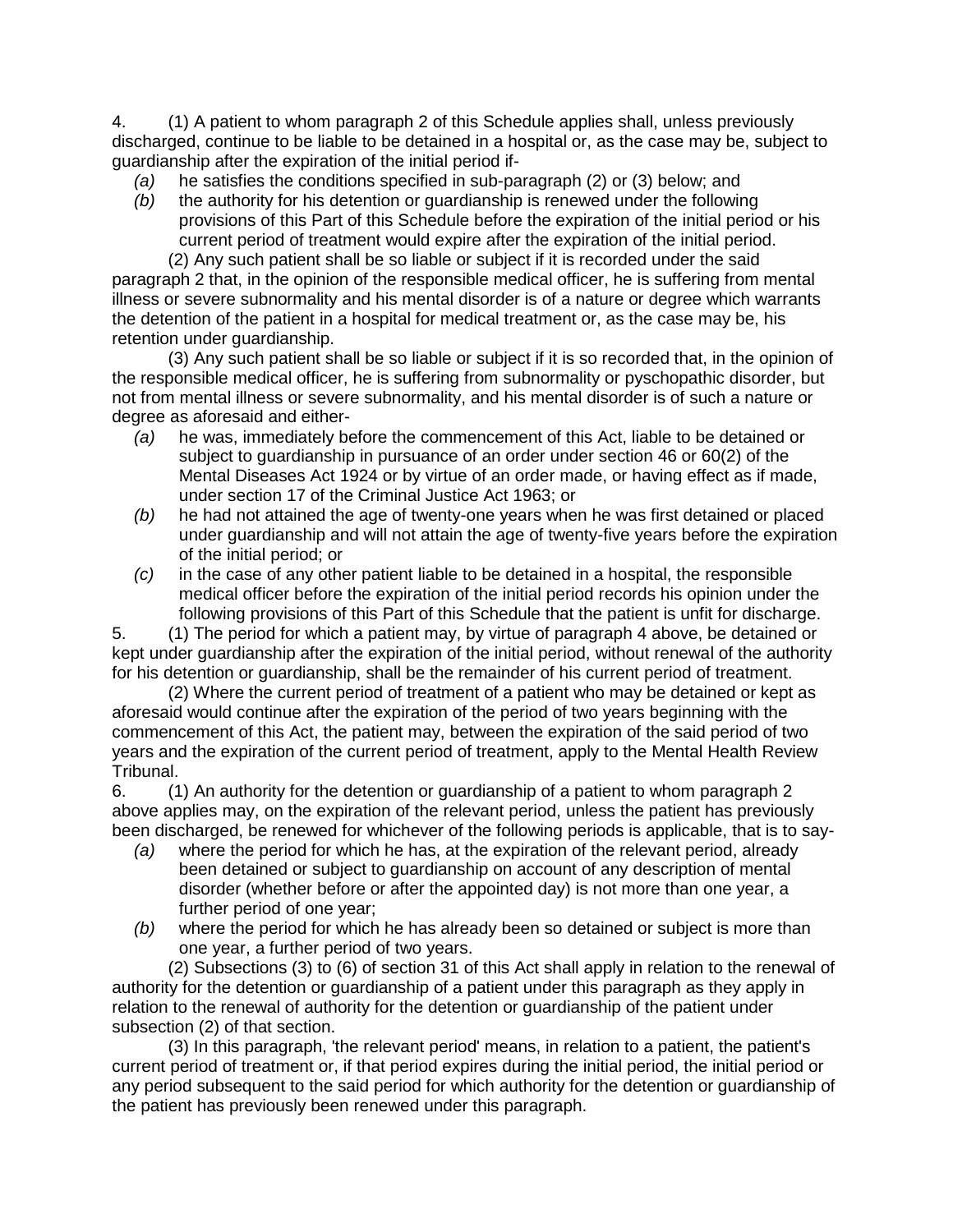4. (1) A patient to whom paragraph 2 of this Schedule applies shall, unless previously discharged, continue to be liable to be detained in a hospital or, as the case may be, subject to guardianship after the expiration of the initial period if-

- *(a)* he satisfies the conditions specified in sub-paragraph (2) or (3) below; and
- *(b)* the authority for his detention or guardianship is renewed under the following provisions of this Part of this Schedule before the expiration of the initial period or his current period of treatment would expire after the expiration of the initial period.

(2) Any such patient shall be so liable or subject if it is recorded under the said paragraph 2 that, in the opinion of the responsible medical officer, he is suffering from mental illness or severe subnormality and his mental disorder is of a nature or degree which warrants the detention of the patient in a hospital for medical treatment or, as the case may be, his retention under guardianship.

(3) Any such patient shall be so liable or subject if it is so recorded that, in the opinion of the responsible medical officer, he is suffering from subnormality or pyschopathic disorder, but not from mental illness or severe subnormality, and his mental disorder is of such a nature or degree as aforesaid and either-

- *(a)* he was, immediately before the commencement of this Act, liable to be detained or subject to guardianship in pursuance of an order under section 46 or 60(2) of the Mental Diseases Act 1924 or by virtue of an order made, or having effect as if made, under section 17 of the Criminal Justice Act 1963; or
- *(b)* he had not attained the age of twenty-one years when he was first detained or placed under guardianship and will not attain the age of twenty-five years before the expiration of the initial period; or
- *(c)* in the case of any other patient liable to be detained in a hospital, the responsible medical officer before the expiration of the initial period records his opinion under the following provisions of this Part of this Schedule that the patient is unfit for discharge.

5. (1) The period for which a patient may, by virtue of paragraph 4 above, be detained or kept under guardianship after the expiration of the initial period, without renewal of the authority for his detention or guardianship, shall be the remainder of his current period of treatment.

(2) Where the current period of treatment of a patient who may be detained or kept as aforesaid would continue after the expiration of the period of two years beginning with the commencement of this Act, the patient may, between the expiration of the said period of two years and the expiration of the current period of treatment, apply to the Mental Health Review Tribunal.

6. (1) An authority for the detention or guardianship of a patient to whom paragraph 2 above applies may, on the expiration of the relevant period, unless the patient has previously been discharged, be renewed for whichever of the following periods is applicable, that is to say-

- *(a)* where the period for which he has, at the expiration of the relevant period, already been detained or subject to guardianship on account of any description of mental disorder (whether before or after the appointed day) is not more than one year, a further period of one year;
- *(b)* where the period for which he has already been so detained or subject is more than one year, a further period of two years.

(2) Subsections (3) to (6) of section 31 of this Act shall apply in relation to the renewal of authority for the detention or guardianship of a patient under this paragraph as they apply in relation to the renewal of authority for the detention or guardianship of the patient under subsection (2) of that section.

(3) In this paragraph, 'the relevant period' means, in relation to a patient, the patient's current period of treatment or, if that period expires during the initial period, the initial period or any period subsequent to the said period for which authority for the detention or guardianship of the patient has previously been renewed under this paragraph.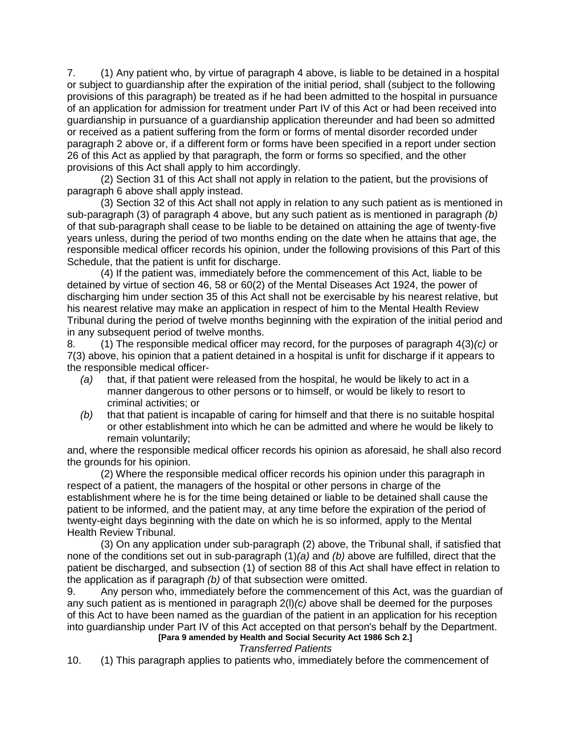7. (1) Any patient who, by virtue of paragraph 4 above, is liable to be detained in a hospital or subject to guardianship after the expiration of the initial period, shall (subject to the following provisions of this paragraph) be treated as if he had been admitted to the hospital in pursuance of an application for admission for treatment under Part IV of this Act or had been received into guardianship in pursuance of a guardianship application thereunder and had been so admitted or received as a patient suffering from the form or forms of mental disorder recorded under paragraph 2 above or, if a different form or forms have been specified in a report under section 26 of this Act as applied by that paragraph, the form or forms so specified, and the other provisions of this Act shall apply to him accordingly.

(2) Section 31 of this Act shall not apply in relation to the patient, but the provisions of paragraph 6 above shall apply instead.

(3) Section 32 of this Act shall not apply in relation to any such patient as is mentioned in sub-paragraph (3) of paragraph 4 above, but any such patient as is mentioned in paragraph *(b)* of that sub-paragraph shall cease to be liable to be detained on attaining the age of twenty-five years unless, during the period of two months ending on the date when he attains that age, the responsible medical officer records his opinion, under the following provisions of this Part of this Schedule, that the patient is unfit for discharge.

(4) If the patient was, immediately before the commencement of this Act, liable to be detained by virtue of section 46, 58 or 60(2) of the Mental Diseases Act 1924, the power of discharging him under section 35 of this Act shall not be exercisable by his nearest relative, but his nearest relative may make an application in respect of him to the Mental Health Review Tribunal during the period of twelve months beginning with the expiration of the initial period and in any subsequent period of twelve months.

8. (1) The responsible medical officer may record, for the purposes of paragraph 4(3)*(c)* or 7(3) above, his opinion that a patient detained in a hospital is unfit for discharge if it appears to the responsible medical officer-

*(a)* that, if that patient were released from the hospital, he would be likely to act in a manner dangerous to other persons or to himself, or would be likely to resort to criminal activities; or

*(b)* that that patient is incapable of caring for himself and that there is no suitable hospital or other establishment into which he can be admitted and where he would be likely to remain voluntarily;

and, where the responsible medical officer records his opinion as aforesaid, he shall also record the grounds for his opinion.

(2) Where the responsible medical officer records his opinion under this paragraph in respect of a patient, the managers of the hospital or other persons in charge of the establishment where he is for the time being detained or liable to be detained shall cause the patient to be informed, and the patient may, at any time before the expiration of the period of twenty-eight days beginning with the date on which he is so informed, apply to the Mental Health Review Tribunal.

(3) On any application under sub-paragraph (2) above, the Tribunal shall, if satisfied that none of the conditions set out in sub-paragraph (1)*(a)* and *(b)* above are fulfilled, direct that the patient be discharged, and subsection (1) of section 88 of this Act shall have effect in relation to the application as if paragraph *(b)* of that subsection were omitted.

9. Any person who, immediately before the commencement of this Act, was the guardian of any such patient as is mentioned in paragraph 2(l)*(c)* above shall be deemed for the purposes of this Act to have been named as the guardian of the patient in an application for his reception into guardianship under Part IV of this Act accepted on that person's behalf by the Department.

**[Para 9 amended by Health and Social Security Act 1986 Sch 2.]**

*Transferred Patients*

10. (1) This paragraph applies to patients who, immediately before the commencement of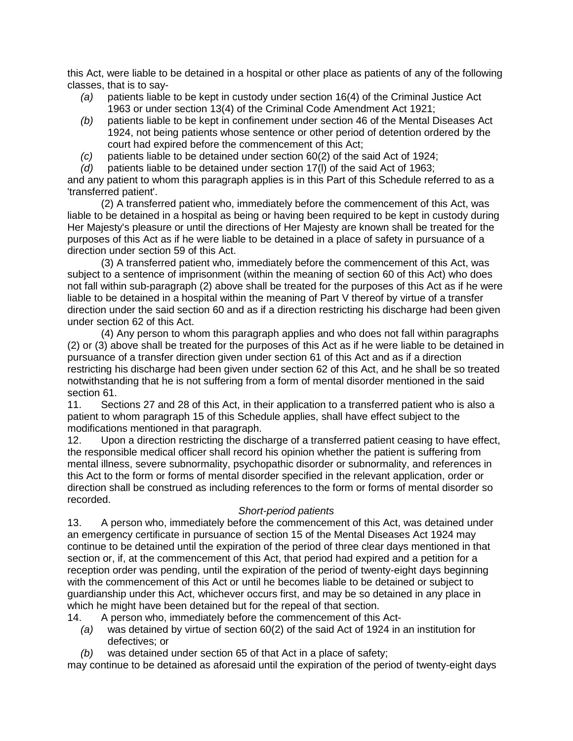this Act, were liable to be detained in a hospital or other place as patients of any of the following classes, that is to say-

- *(a)* patients liable to be kept in custody under section 16(4) of the Criminal Justice Act 1963 or under section 13(4) of the Criminal Code Amendment Act 1921;
- *(b)* patients liable to be kept in confinement under section 46 of the Mental Diseases Act 1924, not being patients whose sentence or other period of detention ordered by the court had expired before the commencement of this Act;
- *(c)* patients liable to be detained under section 60(2) of the said Act of 1924;
- *(d)* patients liable to be detained under section 17(l) of the said Act of 1963;

and any patient to whom this paragraph applies is in this Part of this Schedule referred to as a 'transferred patient'.

(2) A transferred patient who, immediately before the commencement of this Act, was liable to be detained in a hospital as being or having been required to be kept in custody during Her Majesty's pleasure or until the directions of Her Majesty are known shall be treated for the purposes of this Act as if he were liable to be detained in a place of safety in pursuance of a direction under section 59 of this Act.

(3) A transferred patient who, immediately before the commencement of this Act, was subject to a sentence of imprisonment (within the meaning of section 60 of this Act) who does not fall within sub-paragraph (2) above shall be treated for the purposes of this Act as if he were liable to be detained in a hospital within the meaning of Part V thereof by virtue of a transfer direction under the said section 60 and as if a direction restricting his discharge had been given under section 62 of this Act.

(4) Any person to whom this paragraph applies and who does not fall within paragraphs (2) or (3) above shall be treated for the purposes of this Act as if he were liable to be detained in pursuance of a transfer direction given under section 61 of this Act and as if a direction restricting his discharge had been given under section 62 of this Act, and he shall be so treated notwithstanding that he is not suffering from a form of mental disorder mentioned in the said section 61.

11. Sections 27 and 28 of this Act, in their application to a transferred patient who is also a patient to whom paragraph 15 of this Schedule applies, shall have effect subject to the modifications mentioned in that paragraph.

12. Upon a direction restricting the discharge of a transferred patient ceasing to have effect, the responsible medical officer shall record his opinion whether the patient is suffering from mental illness, severe subnormality, psychopathic disorder or subnormality, and references in this Act to the form or forms of mental disorder specified in the relevant application, order or direction shall be construed as including references to the form or forms of mental disorder so recorded.

*Short-period patients*

13. A person who, immediately before the commencement of this Act, was detained under an emergency certificate in pursuance of section 15 of the Mental Diseases Act 1924 may continue to be detained until the expiration of the period of three clear days mentioned in that section or, if, at the commencement of this Act, that period had expired and a petition for a reception order was pending, until the expiration of the period of twenty-eight days beginning with the commencement of this Act or until he becomes liable to be detained or subject to guardianship under this Act, whichever occurs first, and may be so detained in any place in which he might have been detained but for the repeal of that section.

14. A person who, immediately before the commencement of this Act-

- *(a)* was detained by virtue of section 60(2) of the said Act of 1924 in an institution for defectives; or
- *(b)* was detained under section 65 of that Act in a place of safety;

may continue to be detained as aforesaid until the expiration of the period of twenty-eight days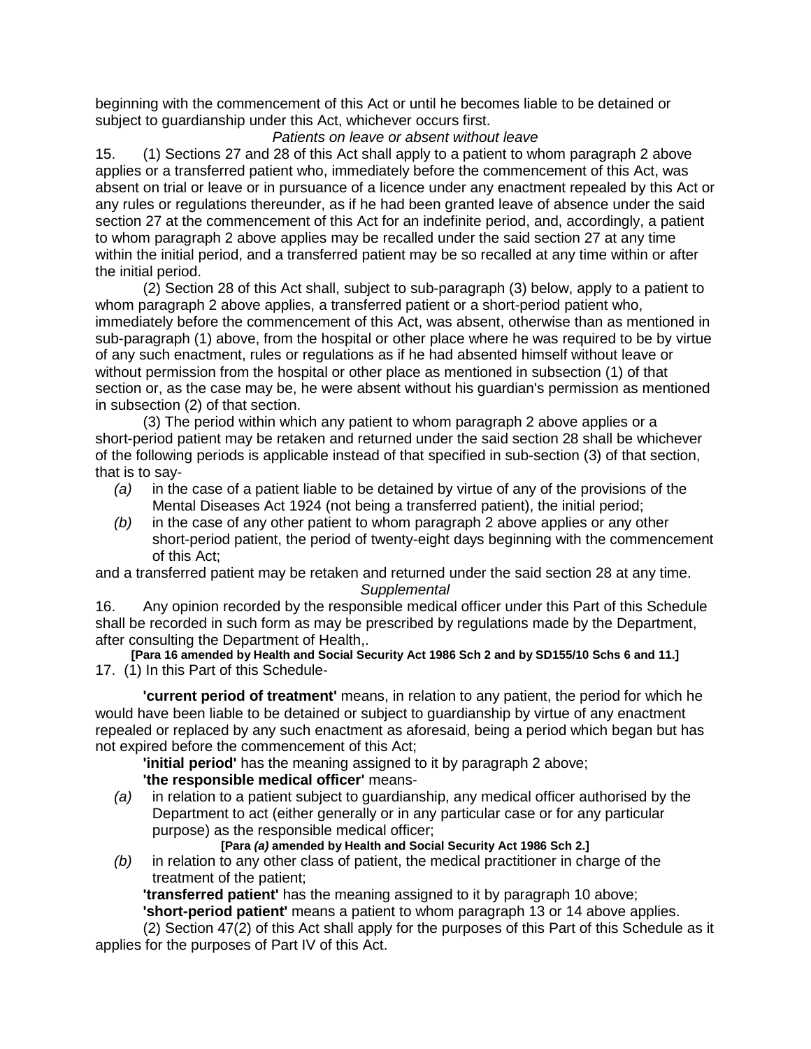beginning with the commencement of this Act or until he becomes liable to be detained or subject to guardianship under this Act, whichever occurs first.

*Patients on leave or absent without leave*

15. (1) Sections 27 and 28 of this Act shall apply to a patient to whom paragraph 2 above applies or a transferred patient who, immediately before the commencement of this Act, was absent on trial or leave or in pursuance of a licence under any enactment repealed by this Act or any rules or regulations thereunder, as if he had been granted leave of absence under the said section 27 at the commencement of this Act for an indefinite period, and, accordingly, a patient to whom paragraph 2 above applies may be recalled under the said section 27 at any time within the initial period, and a transferred patient may be so recalled at any time within or after the initial period.

(2) Section 28 of this Act shall, subject to sub-paragraph (3) below, apply to a patient to whom paragraph 2 above applies, a transferred patient or a short-period patient who, immediately before the commencement of this Act, was absent, otherwise than as mentioned in sub-paragraph (1) above, from the hospital or other place where he was required to be by virtue of any such enactment, rules or regulations as if he had absented himself without leave or without permission from the hospital or other place as mentioned in subsection (1) of that section or, as the case may be, he were absent without his guardian's permission as mentioned in subsection (2) of that section.

(3) The period within which any patient to whom paragraph 2 above applies or a short-period patient may be retaken and returned under the said section 28 shall be whichever of the following periods is applicable instead of that specified in sub-section (3) of that section, that is to say-

*(a)* in the case of a patient liable to be detained by virtue of any of the provisions of the Mental Diseases Act 1924 (not being a transferred patient), the initial period;

*(b)* in the case of any other patient to whom paragraph 2 above applies or any other short-period patient, the period of twenty-eight days beginning with the commencement of this Act;

and a transferred patient may be retaken and returned under the said section 28 at any time.

*Supplemental*

16. Any opinion recorded by the responsible medical officer under this Part of this Schedule shall be recorded in such form as may be prescribed by regulations made by the Department, after consulting the Department of Health,.

**[Para 16 amended by Health and Social Security Act 1986 Sch 2 and by SD155/10 Schs 6 and 11.]**

17. (1) In this Part of this Schedule-

**'current period of treatment'** means, in relation to any patient, the period for which he would have been liable to be detained or subject to guardianship by virtue of any enactment repealed or replaced by any such enactment as aforesaid, being a period which began but has not expired before the commencement of this Act;

**'initial period'** has the meaning assigned to it by paragraph 2 above;

**'the responsible medical officer'** means-

*(a)* in relation to a patient subject to guardianship, any medical officer authorised by the Department to act (either generally or in any particular case or for any particular purpose) as the responsible medical officer;

**[Para *(a)* amended by Health and Social Security Act 1986 Sch 2.]**

*(b)* in relation to any other class of patient, the medical practitioner in charge of the treatment of the patient;

**'transferred patient'** has the meaning assigned to it by paragraph 10 above;

**'short-period patient'** means a patient to whom paragraph 13 or 14 above applies.

(2) Section 47(2) of this Act shall apply for the purposes of this Part of this Schedule as it applies for the purposes of Part IV of this Act.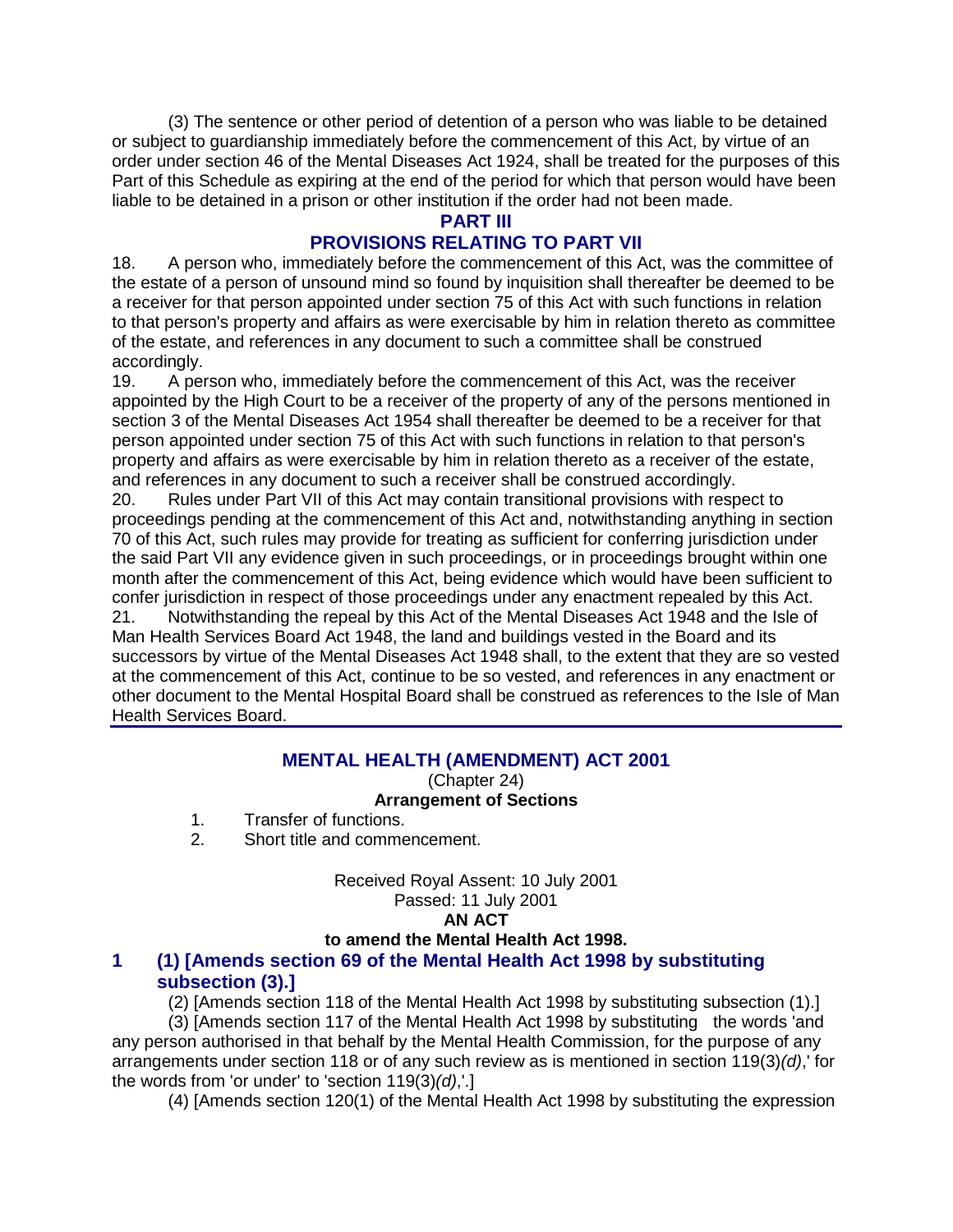(3) The sentence or other period of detention of a person who was liable to be detained or subject to guardianship immediately before the commencement of this Act, by virtue of an order under section 46 of the Mental Diseases Act 1924, shall be treated for the purposes of this Part of this Schedule as expiring at the end of the period for which that person would have been liable to be detained in a prison or other institution if the order had not been made.

## PART III

## PROVISIONS RELATING TO PART VII

18. A person who, immediately before the commencement of this Act, was the committee of the estate of a person of unsound mind so found by inquisition shall thereafter be deemed to be a receiver for that person appointed under section 75 of this Act with such functions in relation to that person's property and affairs as were exercisable by him in relation thereto as committee of the estate, and references in any document to such a committee shall be construed accordingly.

19. A person who, immediately before the commencement of this Act, was the receiver appointed by the High Court to be a receiver of the property of any of the persons mentioned in section 3 of the Mental Diseases Act 1954 shall thereafter be deemed to be a receiver for that person appointed under section 75 of this Act with such functions in relation to that person's property and affairs as were exercisable by him in relation thereto as a receiver of the estate, and references in any document to such a receiver shall be construed accordingly.

20. Rules under Part VII of this Act may contain transitional provisions with respect to proceedings pending at the commencement of this Act and, notwithstanding anything in section 70 of this Act, such rules may provide for treating as sufficient for conferring jurisdiction under the said Part VII any evidence given in such proceedings, or in proceedings brought within one month after the commencement of this Act, being evidence which would have been sufficient to confer jurisdiction in respect of those proceedings under any enactment repealed by this Act.

21. Notwithstanding the repeal by this Act of the Mental Diseases Act 1948 and the Isle of Man Health Services Board Act 1948, the land and buildings vested in the Board and its successors by virtue of the Mental Diseases Act 1948 shall, to the extent that they are so vested at the commencement of this Act, continue to be so vested, and references in any enactment or other document to the Mental Hospital Board shall be construed as references to the Isle of Man Health Services Board.

---

# MENTAL HEALTH (AMENDMENT) ACT 2001

(Chapter 24)

**Arrangement of Sections**

1. Transfer of functions.
2. Short title and commencement.

Received Royal Assent: 10 July 2001

Passed: 11 July 2001

**AN ACT**

**to amend the Mental Health Act 1998.**

## 1 (1) [Amends section 69 of the Mental Health Act 1998 by substituting subsection (3).]

(2) [Amends section 118 of the Mental Health Act 1998 by substituting subsection (1).]

(3) [Amends section 117 of the Mental Health Act 1998 by substituting the words 'and any person authorised in that behalf by the Mental Health Commission, for the purpose of any arrangements under section 118 or of any such review as is mentioned in section 119(3)*(d)*,' for the words from 'or under' to 'section 119(3)*(d)*,'.]

(4) [Amends section 120(1) of the Mental Health Act 1998 by substituting the expression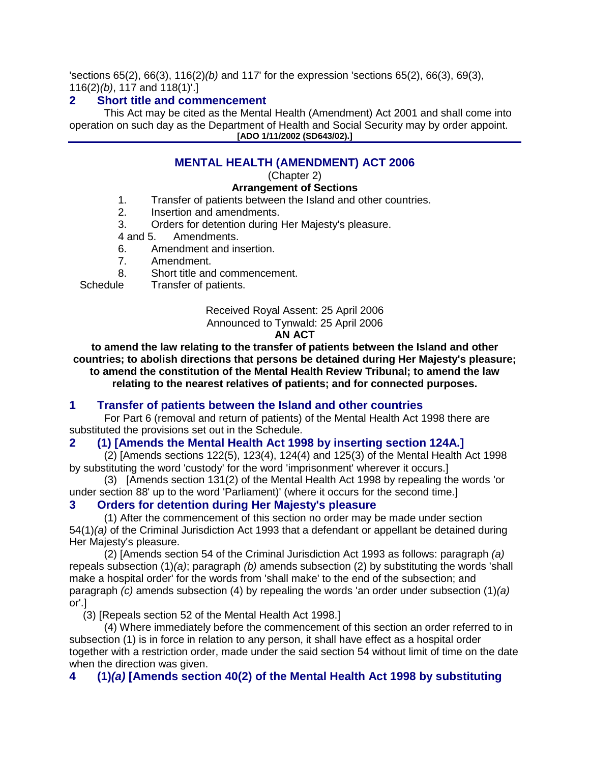'sections 65(2), 66(3), 116(2)*(b)* and 117' for the expression 'sections 65(2), 66(3), 69(3), 116(2)*(b)*, 117 and 118(1)'.]

### 2 Short title and commencement

This Act may be cited as the Mental Health (Amendment) Act 2001 and shall come into operation on such day as the Department of Health and Social Security may by order appoint.

**[ADO 1/11/2002 (SD643/02).]**

---

## MENTAL HEALTH (AMENDMENT) ACT 2006

(Chapter 2)

**Arrangement of Sections**

1. Transfer of patients between the Island and other countries.
2. Insertion and amendments.
3. Orders for detention during Her Majesty's pleasure.

4 and 5. Amendments.

6. Amendment and insertion.
7. Amendment.
8. Short title and commencement.

Schedule Transfer of patients.

Received Royal Assent: 25 April 2006
Announced to Tynwald: 25 April 2006

**AN ACT**

**to amend the law relating to the transfer of patients between the Island and other countries; to abolish directions that persons be detained during Her Majesty's pleasure; to amend the constitution of the Mental Health Review Tribunal; to amend the law relating to the nearest relatives of patients; and for connected purposes.**

### 1 Transfer of patients between the Island and other countries

For Part 6 (removal and return of patients) of the Mental Health Act 1998 there are substituted the provisions set out in the Schedule.

### 2 (1) [Amends the Mental Health Act 1998 by inserting section 124A.]

(2) [Amends sections 122(5), 123(4), 124(4) and 125(3) of the Mental Health Act 1998 by substituting the word 'custody' for the word 'imprisonment' wherever it occurs.]

(3) [Amends section 131(2) of the Mental Health Act 1998 by repealing the words 'or under section 88' up to the word 'Parliament)' (where it occurs for the second time.]

### 3 Orders for detention during Her Majesty's pleasure

(1) After the commencement of this section no order may be made under section 54(1)*(a)* of the Criminal Jurisdiction Act 1993 that a defendant or appellant be detained during Her Majesty's pleasure.

(2) [Amends section 54 of the Criminal Jurisdiction Act 1993 as follows: paragraph *(a)* repeals subsection (1)*(a)*; paragraph *(b)* amends subsection (2) by substituting the words 'shall make a hospital order' for the words from 'shall make' to the end of the subsection; and paragraph *(c)* amends subsection (4) by repealing the words 'an order under subsection (1)*(a)* or'.]

(3) [Repeals section 52 of the Mental Health Act 1998.]

(4) Where immediately before the commencement of this section an order referred to in subsection (1) is in force in relation to any person, it shall have effect as a hospital order together with a restriction order, made under the said section 54 without limit of time on the date when the direction was given.

### 4 (1)*(a)* [Amends section 40(2) of the Mental Health Act 1998 by substituting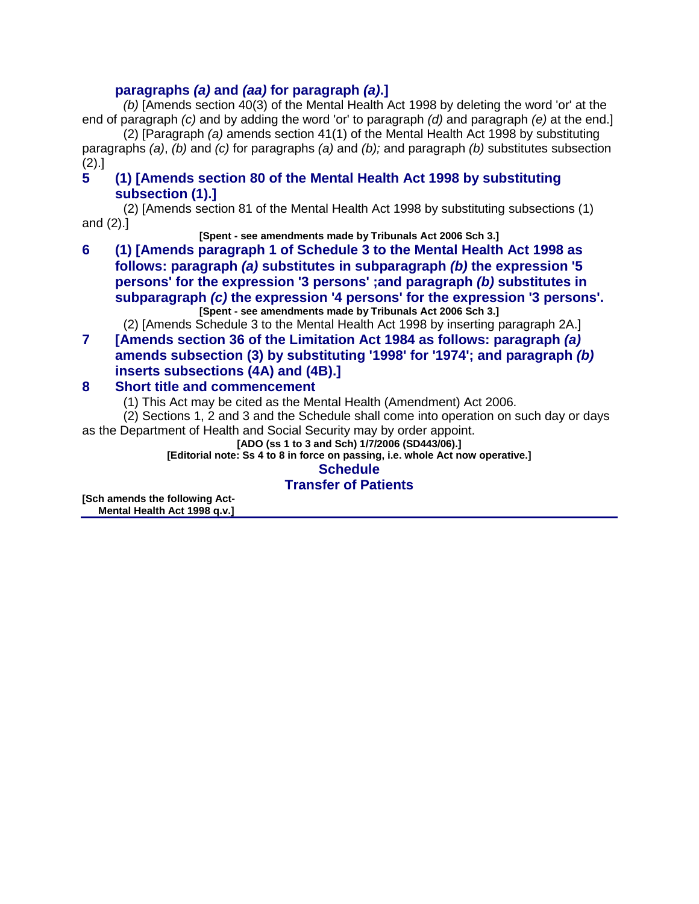**paragraphs *(a)* and *(aa)* for paragraph *(a)*.]**

*(b)* [Amends section 40(3) of the Mental Health Act 1998 by deleting the word 'or' at the end of paragraph *(c)* and by adding the word 'or' to paragraph *(d)* and paragraph *(e)* at the end.]

(2) [Paragraph *(a)* amends section 41(1) of the Mental Health Act 1998 by substituting paragraphs *(a)*, *(b)* and *(c)* for paragraphs *(a)* and *(b);* and paragraph *(b)* substitutes subsection (2).]

### 5 (1) [Amends section 80 of the Mental Health Act 1998 by substituting subsection (1).]

(2) [Amends section 81 of the Mental Health Act 1998 by substituting subsections (1) and (2).]

**[Spent - see amendments made by Tribunals Act 2006 Sch 3.]**

### 6 (1) [Amends paragraph 1 of Schedule 3 to the Mental Health Act 1998 as follows: paragraph *(a)* substitutes in subparagraph *(b)* the expression '5 persons' for the expression '3 persons' ;and paragraph *(b)* substitutes in subparagraph *(c)* the expression '4 persons' for the expression '3 persons'.

**[Spent - see amendments made by Tribunals Act 2006 Sch 3.]**

(2) [Amends Schedule 3 to the Mental Health Act 1998 by inserting paragraph 2A.]

### 7 [Amends section 36 of the Limitation Act 1984 as follows: paragraph *(a)* amends subsection (3) by substituting '1998' for '1974'; and paragraph *(b)* inserts subsections (4A) and (4B).]

### 8 Short title and commencement

(1) This Act may be cited as the Mental Health (Amendment) Act 2006.

(2) Sections 1, 2 and 3 and the Schedule shall come into operation on such day or days as the Department of Health and Social Security may by order appoint.

**[ADO (ss 1 to 3 and Sch) 1/7/2006 (SD443/06).]**

**[Editorial note: Ss 4 to 8 in force on passing, i.e. whole Act now operative.]**

## Schedule

## Transfer of Patients

**[Sch amends the following Act-**
**Mental Health Act 1998 q.v.]**